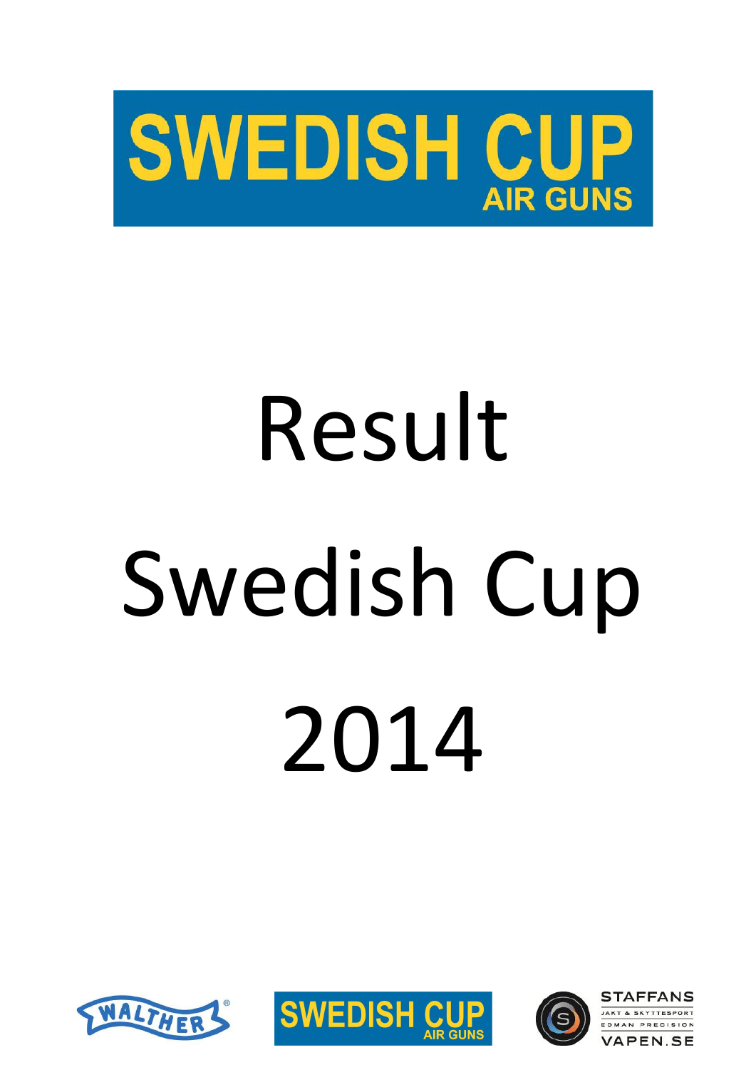SWEDISH CUP
AIR GUNS

# Result

# Swedish Cup

# 2014

WALTHER

SWEDISH CUP
AIR GUNS

STAFFANS
JAKT & SKYTTESPORT
EDMAN PRECISION
VAPEN.SE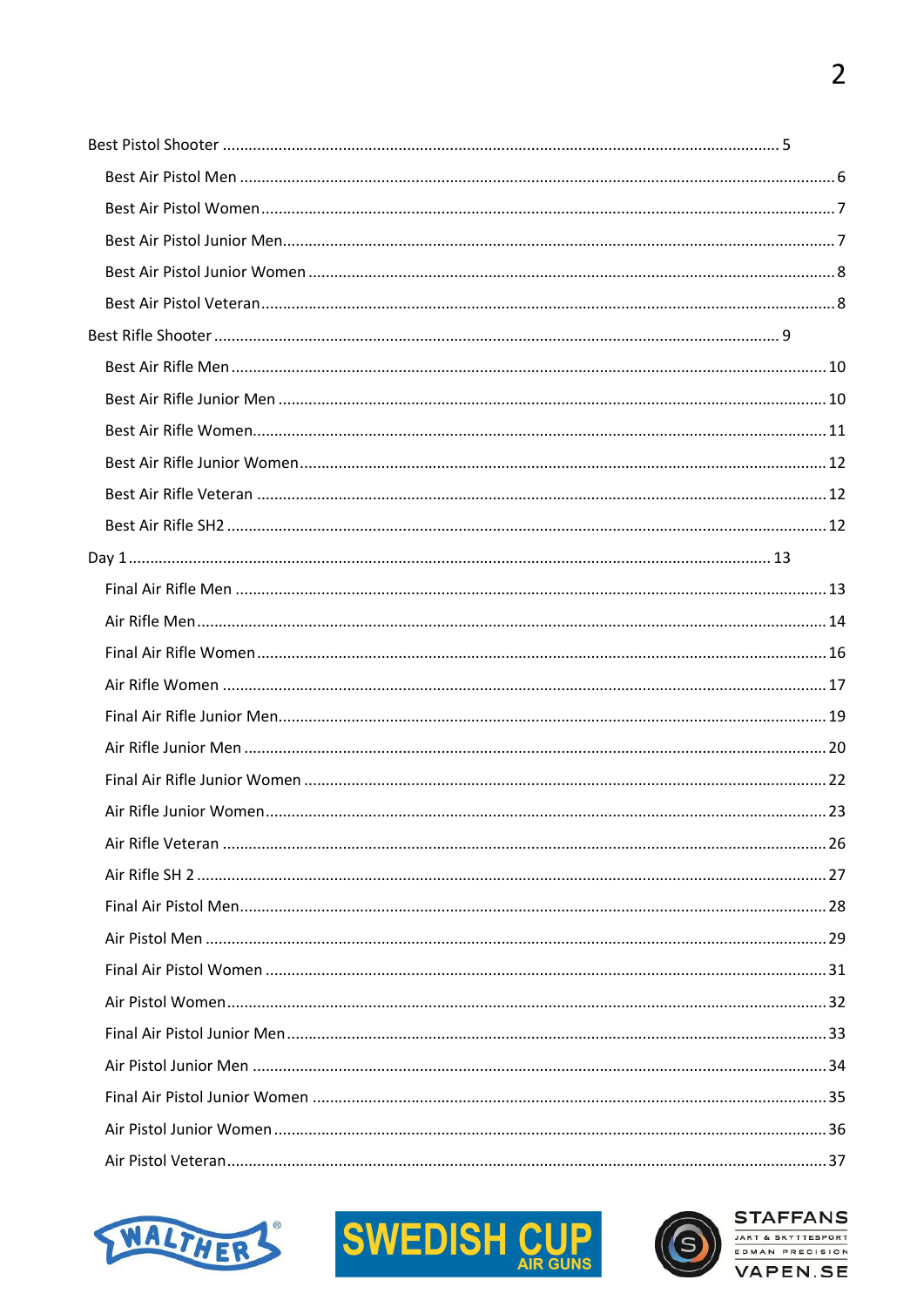Best Pistol Shooter ........................................................................................................................ 5

- Best Air Pistol Men ........................................................................................................................ 6
- Best Air Pistol Women ..................................................................................................................... 7
- Best Air Pistol Junior Men ................................................................................................................ 7
- Best Air Pistol Junior Women ........................................................................................................... 8
- Best Air Pistol Veteran ..................................................................................................................... 8

Best Rifle Shooter ........................................................................................................................ 9

- Best Air Rifle Men ........................................................................................................................ 10
- Best Air Rifle Junior Men ............................................................................................................... 10
- Best Air Rifle Women ..................................................................................................................... 11
- Best Air Rifle Junior Women ........................................................................................................... 12
- Best Air Rifle Veteran .................................................................................................................... 12
- Best Air Rifle SH2 ......................................................................................................................... 12

Day 1 ........................................................................................................................................ 13

- Final Air Rifle Men ....................................................................................................................... 13
- Air Rifle Men ................................................................................................................................ 14
- Final Air Rifle Women .................................................................................................................... 16
- Air Rifle Women ........................................................................................................................... 17
- Final Air Rifle Junior Men ............................................................................................................... 19
- Air Rifle Junior Men ...................................................................................................................... 20
- Final Air Rifle Junior Women .......................................................................................................... 22
- Air Rifle Junior Women .................................................................................................................. 23
- Air Rifle Veteran .......................................................................................................................... 26
- Air Rifle SH 2 ............................................................................................................................... 27
- Final Air Pistol Men ...................................................................................................................... 28
- Air Pistol Men .............................................................................................................................. 29
- Final Air Pistol Women .................................................................................................................. 31
- Air Pistol Women ......................................................................................................................... 32
- Final Air Pistol Junior Men ............................................................................................................. 33
- Air Pistol Junior Men .................................................................................................................... 34
- Final Air Pistol Junior Women ......................................................................................................... 35
- Air Pistol Junior Women ................................................................................................................ 36
- Air Pistol Veteran ......................................................................................................................... 37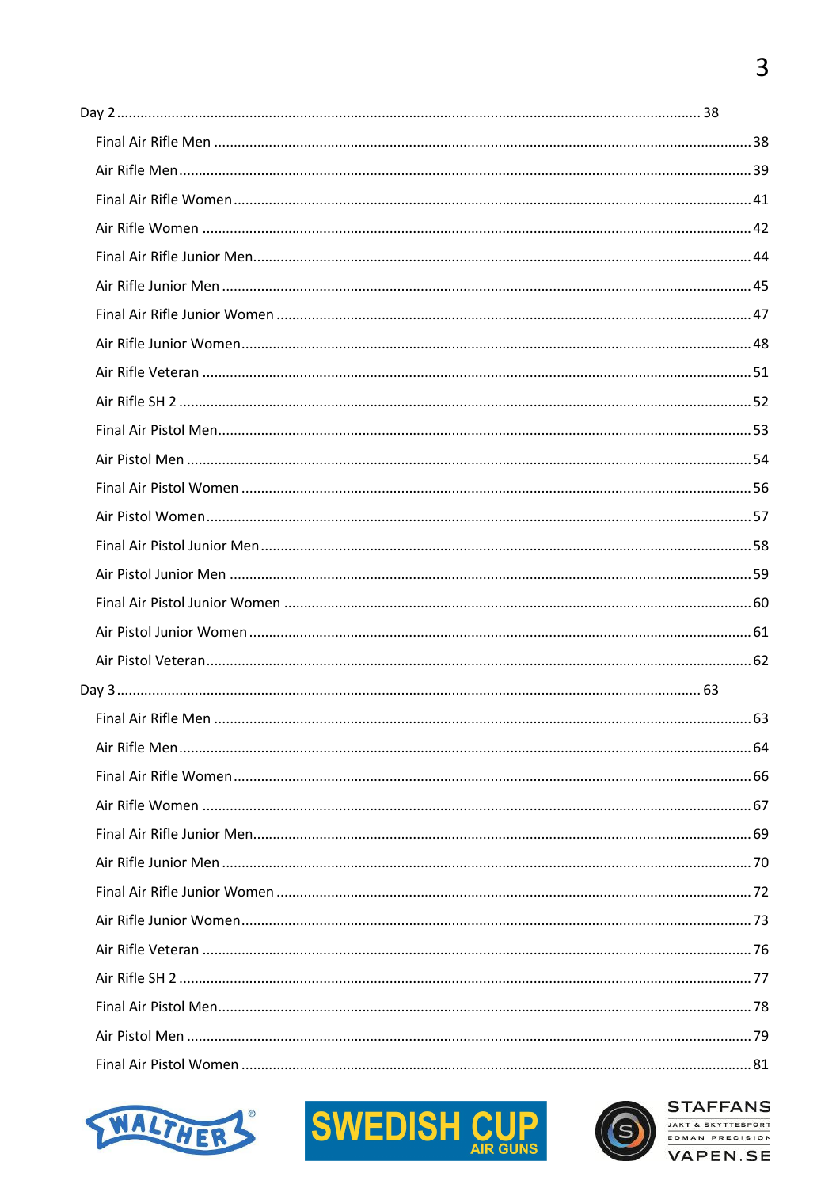Day 2 .......... 38

- Final Air Rifle Men .......... 38
- Air Rifle Men .......... 39
- Final Air Rifle Women .......... 41
- Air Rifle Women .......... 42
- Final Air Rifle Junior Men .......... 44
- Air Rifle Junior Men .......... 45
- Final Air Rifle Junior Women .......... 47
- Air Rifle Junior Women .......... 48
- Air Rifle Veteran .......... 51
- Air Rifle SH 2 .......... 52
- Final Air Pistol Men .......... 53
- Air Pistol Men .......... 54
- Final Air Pistol Women .......... 56
- Air Pistol Women .......... 57
- Final Air Pistol Junior Men .......... 58
- Air Pistol Junior Men .......... 59
- Final Air Pistol Junior Women .......... 60
- Air Pistol Junior Women .......... 61
- Air Pistol Veteran .......... 62

Day 3 .......... 63

- Final Air Rifle Men .......... 63
- Air Rifle Men .......... 64
- Final Air Rifle Women .......... 66
- Air Rifle Women .......... 67
- Final Air Rifle Junior Men .......... 69
- Air Rifle Junior Men .......... 70
- Final Air Rifle Junior Women .......... 72
- Air Rifle Junior Women .......... 73
- Air Rifle Veteran .......... 76
- Air Rifle SH 2 .......... 77
- Final Air Pistol Men .......... 78
- Air Pistol Men .......... 79
- Final Air Pistol Women .......... 81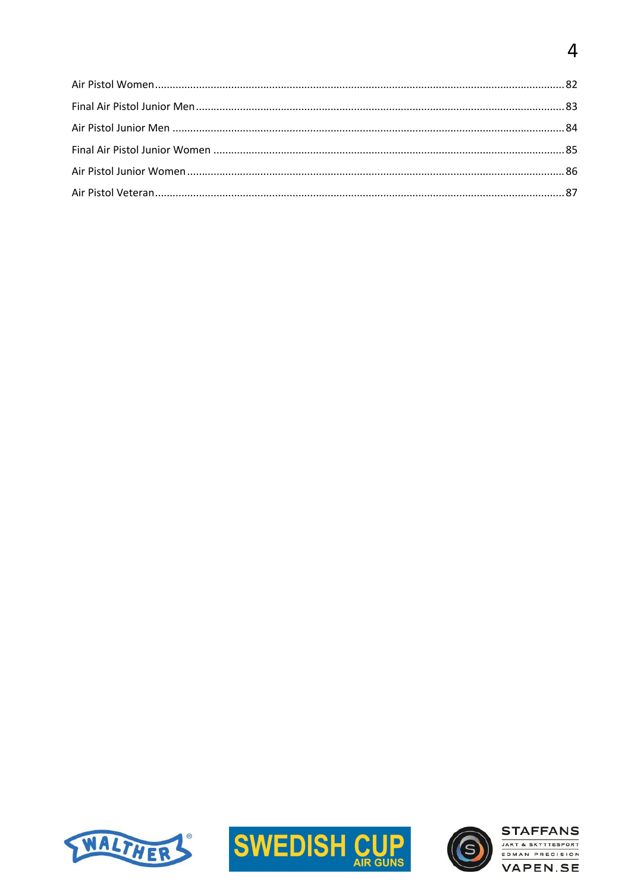Air Pistol Women ........................................................................................................................................ 82

Final Air Pistol Junior Men .......................................................................................................................... 83

Air Pistol Junior Men ................................................................................................................................... 84

Final Air Pistol Junior Women ..................................................................................................................... 85

Air Pistol Junior Women .............................................................................................................................. 86

Air Pistol Veteran ........................................................................................................................................ 87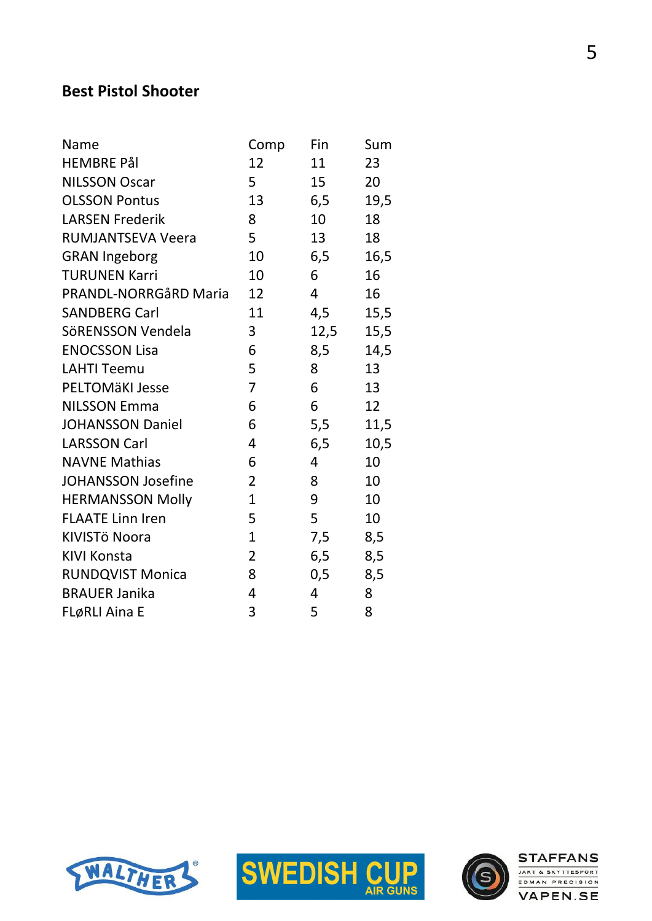## Best Pistol Shooter

| Name | Comp | Fin | Sum |
|---|---|---|---|
| HEMBRE Pål | 12 | 11 | 23 |
| NILSSON Oscar | 5 | 15 | 20 |
| OLSSON Pontus | 13 | 6,5 | 19,5 |
| LARSEN Frederik | 8 | 10 | 18 |
| RUMJANTSEVA Veera | 5 | 13 | 18 |
| GRAN Ingeborg | 10 | 6,5 | 16,5 |
| TURUNEN Karri | 10 | 6 | 16 |
| PRANDL-NORRGåRD Maria | 12 | 4 | 16 |
| SANDBERG Carl | 11 | 4,5 | 15,5 |
| SöRENSSON Vendela | 3 | 12,5 | 15,5 |
| ENOCSSON Lisa | 6 | 8,5 | 14,5 |
| LAHTI Teemu | 5 | 8 | 13 |
| PELTOMäKI Jesse | 7 | 6 | 13 |
| NILSSON Emma | 6 | 6 | 12 |
| JOHANSSON Daniel | 6 | 5,5 | 11,5 |
| LARSSON Carl | 4 | 6,5 | 10,5 |
| NAVNE Mathias | 6 | 4 | 10 |
| JOHANSSON Josefine | 2 | 8 | 10 |
| HERMANSSON Molly | 1 | 9 | 10 |
| FLAATE Linn Iren | 5 | 5 | 10 |
| KIVISTö Noora | 1 | 7,5 | 8,5 |
| KIVI Konsta | 2 | 6,5 | 8,5 |
| RUNDQVIST Monica | 8 | 0,5 | 8,5 |
| BRAUER Janika | 4 | 4 | 8 |
| FLøRLI Aina E | 3 | 5 | 8 |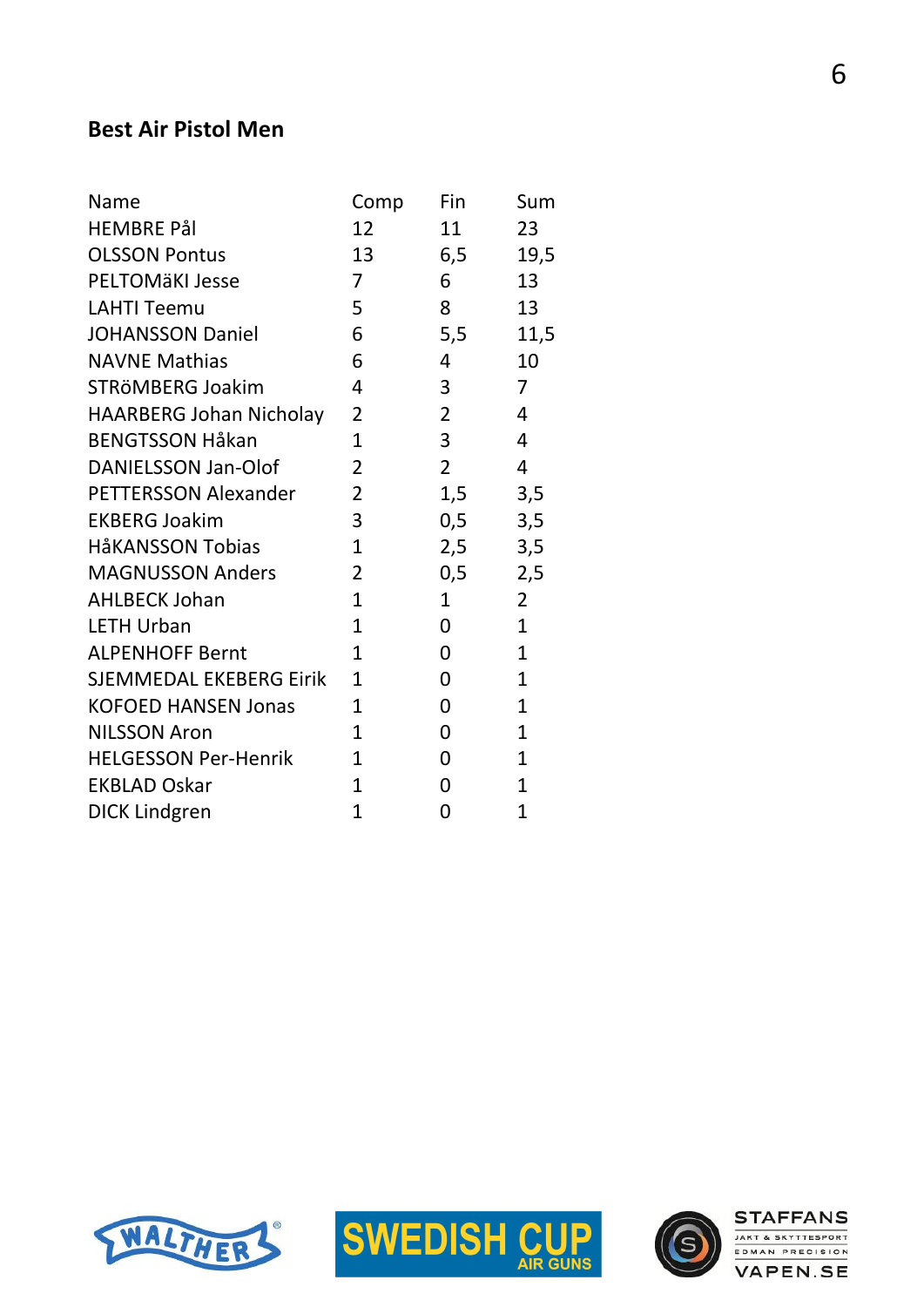### Best Air Pistol Men

| Name | Comp | Fin | Sum |
|---|---|---|---|
| HEMBRE Pål | 12 | 11 | 23 |
| OLSSON Pontus | 13 | 6,5 | 19,5 |
| PELTOMäKI Jesse | 7 | 6 | 13 |
| LAHTI Teemu | 5 | 8 | 13 |
| JOHANSSON Daniel | 6 | 5,5 | 11,5 |
| NAVNE Mathias | 6 | 4 | 10 |
| STRöMBERG Joakim | 4 | 3 | 7 |
| HAARBERG Johan Nicholay | 2 | 2 | 4 |
| BENGTSSON Håkan | 1 | 3 | 4 |
| DANIELSSON Jan-Olof | 2 | 2 | 4 |
| PETTERSSON Alexander | 2 | 1,5 | 3,5 |
| EKBERG Joakim | 3 | 0,5 | 3,5 |
| HåKANSSON Tobias | 1 | 2,5 | 3,5 |
| MAGNUSSON Anders | 2 | 0,5 | 2,5 |
| AHLBECK Johan | 1 | 1 | 2 |
| LETH Urban | 1 | 0 | 1 |
| ALPENHOFF Bernt | 1 | 0 | 1 |
| SJEMMEDAL EKEBERG Eirik | 1 | 0 | 1 |
| KOFOED HANSEN Jonas | 1 | 0 | 1 |
| NILSSON Aron | 1 | 0 | 1 |
| HELGESSON Per-Henrik | 1 | 0 | 1 |
| EKBLAD Oskar | 1 | 0 | 1 |
| DICK Lindgren | 1 | 0 | 1 |

WALTHER® SWEDISH CUP AIR GUNS STAFFANS JAKT & SKYTTESPORT EDMAN PRECISION VAPEN.SE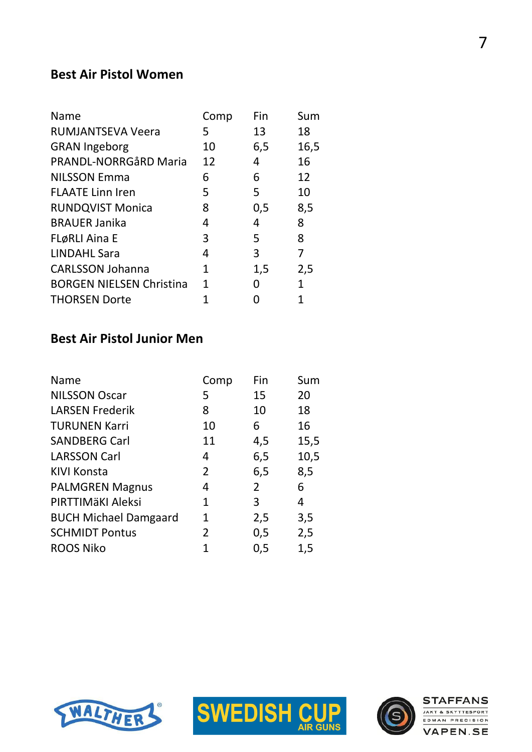## Best Air Pistol Women

| Name | Comp | Fin | Sum |
|---|---|---|---|
| RUMJANTSEVA Veera | 5 | 13 | 18 |
| GRAN Ingeborg | 10 | 6,5 | 16,5 |
| PRANDL-NORRGåRD Maria | 12 | 4 | 16 |
| NILSSON Emma | 6 | 6 | 12 |
| FLAATE Linn Iren | 5 | 5 | 10 |
| RUNDQVIST Monica | 8 | 0,5 | 8,5 |
| BRAUER Janika | 4 | 4 | 8 |
| FLøRLI Aina E | 3 | 5 | 8 |
| LINDAHL Sara | 4 | 3 | 7 |
| CARLSSON Johanna | 1 | 1,5 | 2,5 |
| BORGEN NIELSEN Christina | 1 | 0 | 1 |
| THORSEN Dorte | 1 | 0 | 1 |

## Best Air Pistol Junior Men

| Name | Comp | Fin | Sum |
|---|---|---|---|
| NILSSON Oscar | 5 | 15 | 20 |
| LARSEN Frederik | 8 | 10 | 18 |
| TURUNEN Karri | 10 | 6 | 16 |
| SANDBERG Carl | 11 | 4,5 | 15,5 |
| LARSSON Carl | 4 | 6,5 | 10,5 |
| KIVI Konsta | 2 | 6,5 | 8,5 |
| PALMGREN Magnus | 4 | 2 | 6 |
| PIRTTIMäKI Aleksi | 1 | 3 | 4 |
| BUCH Michael Damgaard | 1 | 2,5 | 3,5 |
| SCHMIDT Pontus | 2 | 0,5 | 2,5 |
| ROOS Niko | 1 | 0,5 | 1,5 |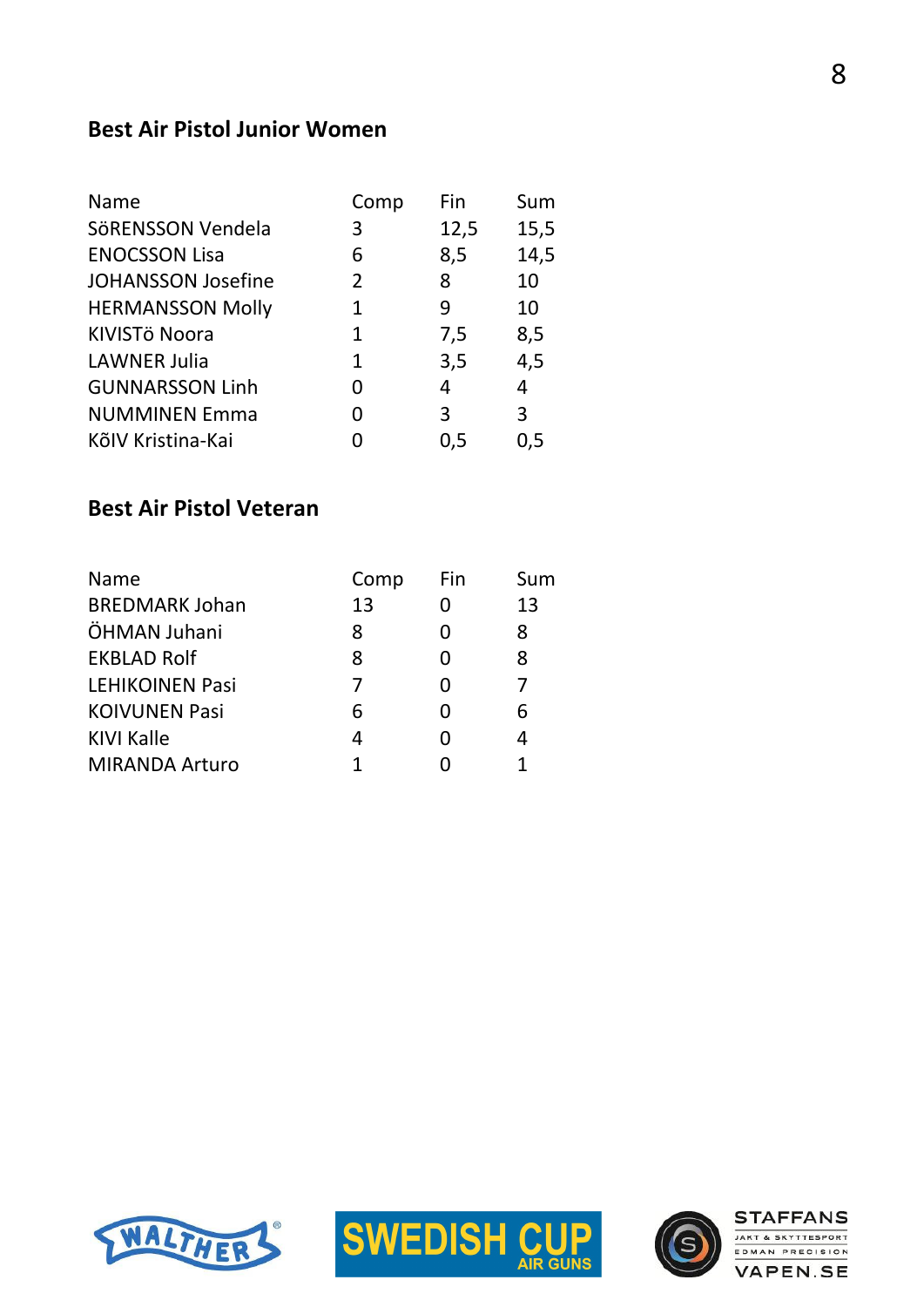## Best Air Pistol Junior Women

| Name | Comp | Fin | Sum |
|---|---|---|---|
| SöRENSSON Vendela | 3 | 12,5 | 15,5 |
| ENOCSSON Lisa | 6 | 8,5 | 14,5 |
| JOHANSSON Josefine | 2 | 8 | 10 |
| HERMANSSON Molly | 1 | 9 | 10 |
| KIVISTö Noora | 1 | 7,5 | 8,5 |
| LAWNER Julia | 1 | 3,5 | 4,5 |
| GUNNARSSON Linh | 0 | 4 | 4 |
| NUMMINEN Emma | 0 | 3 | 3 |
| KõIV Kristina-Kai | 0 | 0,5 | 0,5 |

## Best Air Pistol Veteran

| Name | Comp | Fin | Sum |
|---|---|---|---|
| BREDMARK Johan | 13 | 0 | 13 |
| ÖHMAN Juhani | 8 | 0 | 8 |
| EKBLAD Rolf | 8 | 0 | 8 |
| LEHIKOINEN Pasi | 7 | 0 | 7 |
| KOIVUNEN Pasi | 6 | 0 | 6 |
| KIVI Kalle | 4 | 0 | 4 |
| MIRANDA Arturo | 1 | 0 | 1 |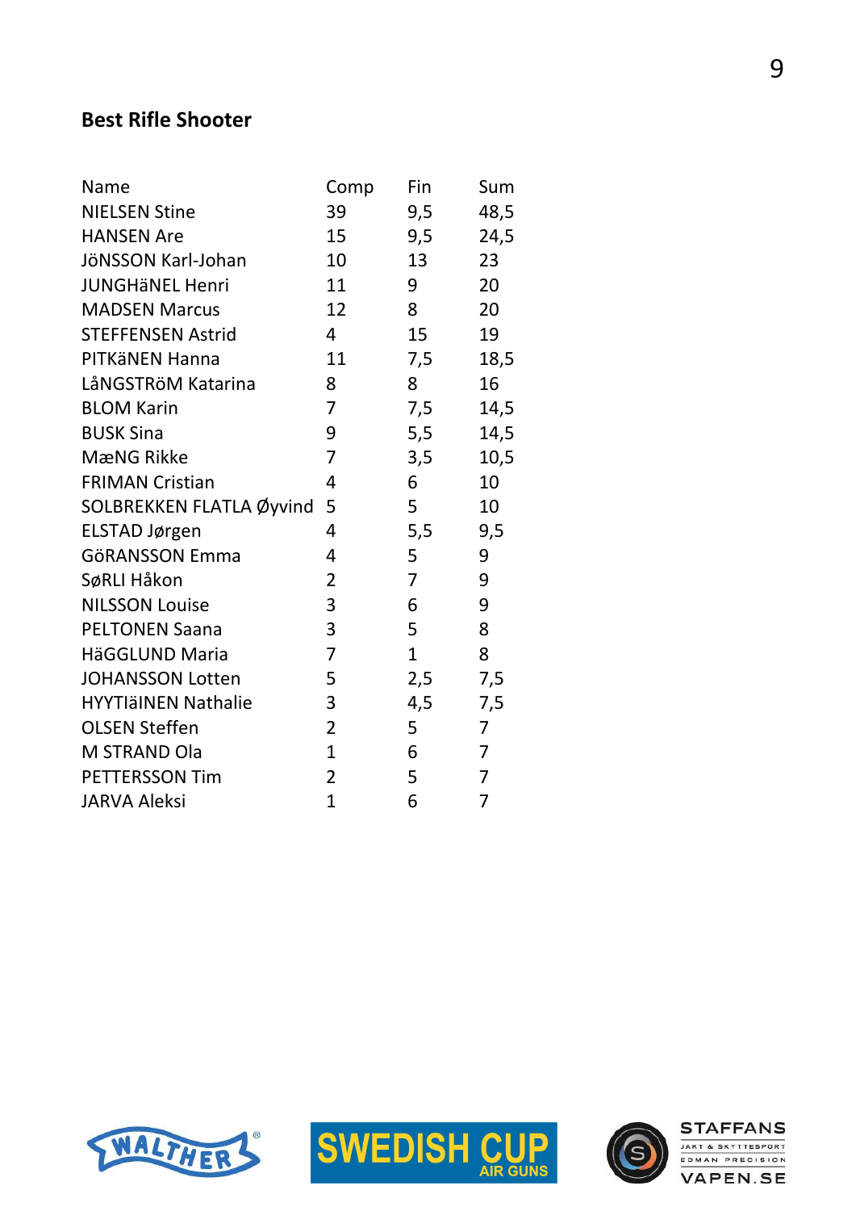## Best Rifle Shooter

| Name | Comp | Fin | Sum |
|---|---|---|---|
| NIELSEN Stine | 39 | 9,5 | 48,5 |
| HANSEN Are | 15 | 9,5 | 24,5 |
| JöNSSON Karl-Johan | 10 | 13 | 23 |
| JUNGHäNEL Henri | 11 | 9 | 20 |
| MADSEN Marcus | 12 | 8 | 20 |
| STEFFENSEN Astrid | 4 | 15 | 19 |
| PITKäNEN Hanna | 11 | 7,5 | 18,5 |
| LåNGSTRöM Katarina | 8 | 8 | 16 |
| BLOM Karin | 7 | 7,5 | 14,5 |
| BUSK Sina | 9 | 5,5 | 14,5 |
| MæNG Rikke | 7 | 3,5 | 10,5 |
| FRIMAN Cristian | 4 | 6 | 10 |
| SOLBREKKEN FLATLA Øyvind | 5 | 5 | 10 |
| ELSTAD Jørgen | 4 | 5,5 | 9,5 |
| GöRANSSON Emma | 4 | 5 | 9 |
| SøRLI Håkon | 2 | 7 | 9 |
| NILSSON Louise | 3 | 6 | 9 |
| PELTONEN Saana | 3 | 5 | 8 |
| HäGGLUND Maria | 7 | 1 | 8 |
| JOHANSSON Lotten | 5 | 2,5 | 7,5 |
| HYYTIäINEN Nathalie | 3 | 4,5 | 7,5 |
| OLSEN Steffen | 2 | 5 | 7 |
| M STRAND Ola | 1 | 6 | 7 |
| PETTERSSON Tim | 2 | 5 | 7 |
| JARVA Aleksi | 1 | 6 | 7 |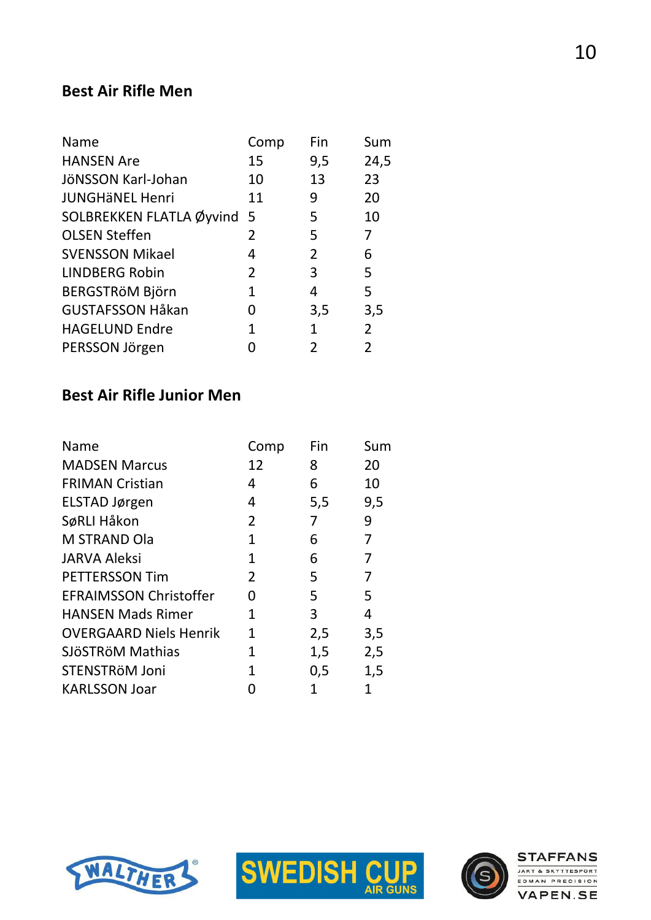## Best Air Rifle Men

| Name | Comp | Fin | Sum |
|---|---|---|---|
| HANSEN Are | 15 | 9,5 | 24,5 |
| JöNSSON Karl-Johan | 10 | 13 | 23 |
| JUNGHäNEL Henri | 11 | 9 | 20 |
| SOLBREKKEN FLATLA Øyvind | 5 | 5 | 10 |
| OLSEN Steffen | 2 | 5 | 7 |
| SVENSSON Mikael | 4 | 2 | 6 |
| LINDBERG Robin | 2 | 3 | 5 |
| BERGSTRöM Björn | 1 | 4 | 5 |
| GUSTAFSSON Håkan | 0 | 3,5 | 3,5 |
| HAGELUND Endre | 1 | 1 | 2 |
| PERSSON Jörgen | 0 | 2 | 2 |

## Best Air Rifle Junior Men

| Name | Comp | Fin | Sum |
|---|---|---|---|
| MADSEN Marcus | 12 | 8 | 20 |
| FRIMAN Cristian | 4 | 6 | 10 |
| ELSTAD Jørgen | 4 | 5,5 | 9,5 |
| SøRLI Håkon | 2 | 7 | 9 |
| M STRAND Ola | 1 | 6 | 7 |
| JARVA Aleksi | 1 | 6 | 7 |
| PETTERSSON Tim | 2 | 5 | 7 |
| EFRAIMSSON Christoffer | 0 | 5 | 5 |
| HANSEN Mads Rimer | 1 | 3 | 4 |
| OVERGAARD Niels Henrik | 1 | 2,5 | 3,5 |
| SJöSTRöM Mathias | 1 | 1,5 | 2,5 |
| STENSTRöM Joni | 1 | 0,5 | 1,5 |
| KARLSSON Joar | 0 | 1 | 1 |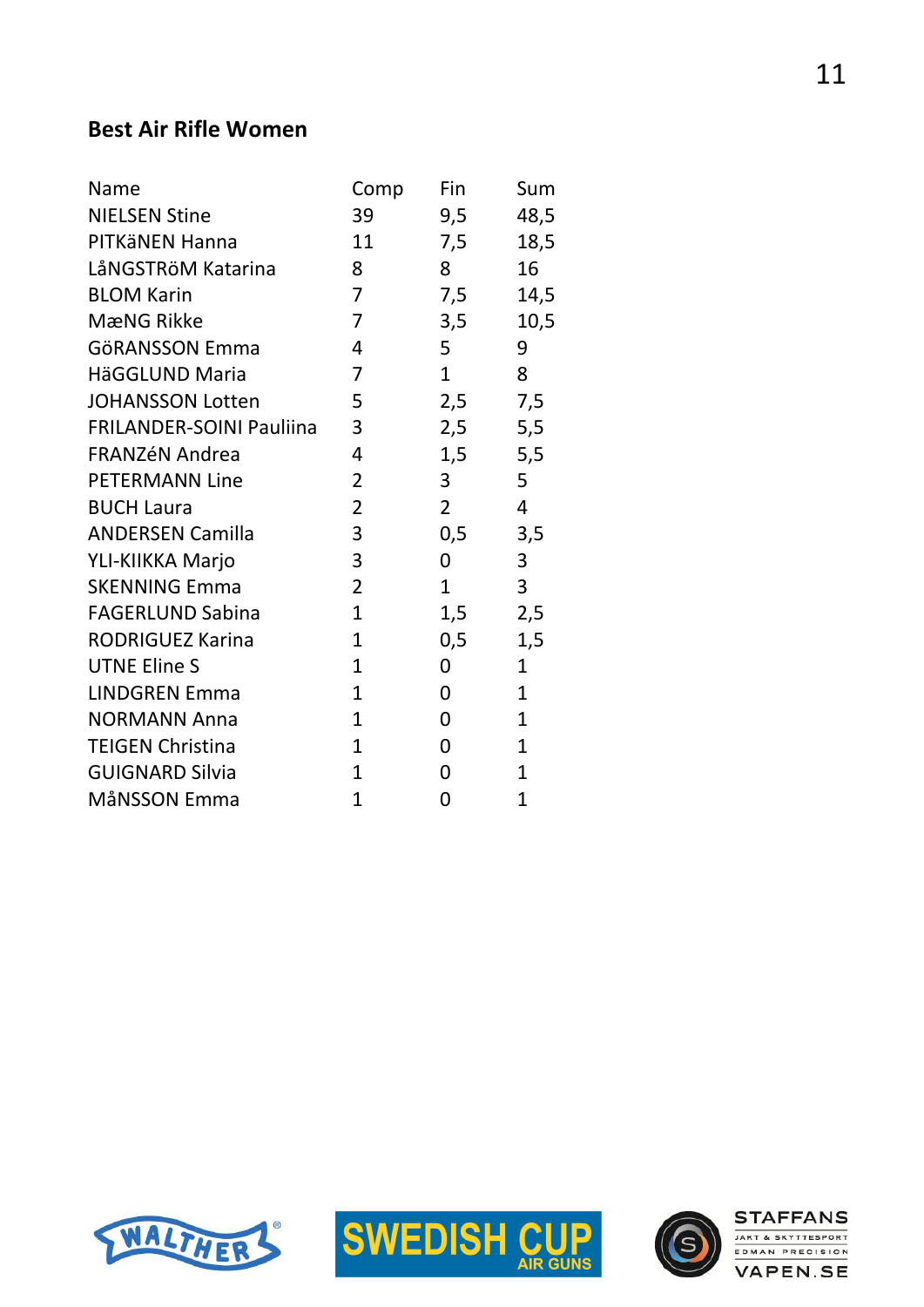## Best Air Rifle Women

| Name | Comp | Fin | Sum |
|---|---|---|---|
| NIELSEN Stine | 39 | 9,5 | 48,5 |
| PITKäNEN Hanna | 11 | 7,5 | 18,5 |
| LåNGSTRöM Katarina | 8 | 8 | 16 |
| BLOM Karin | 7 | 7,5 | 14,5 |
| MæNG Rikke | 7 | 3,5 | 10,5 |
| GöRANSSON Emma | 4 | 5 | 9 |
| HäGGLUND Maria | 7 | 1 | 8 |
| JOHANSSON Lotten | 5 | 2,5 | 7,5 |
| FRILANDER-SOINI Pauliina | 3 | 2,5 | 5,5 |
| FRANZéN Andrea | 4 | 1,5 | 5,5 |
| PETERMANN Line | 2 | 3 | 5 |
| BUCH Laura | 2 | 2 | 4 |
| ANDERSEN Camilla | 3 | 0,5 | 3,5 |
| YLI-KIIKKA Marjo | 3 | 0 | 3 |
| SKENNING Emma | 2 | 1 | 3 |
| FAGERLUND Sabina | 1 | 1,5 | 2,5 |
| RODRIGUEZ Karina | 1 | 0,5 | 1,5 |
| UTNE Eline S | 1 | 0 | 1 |
| LINDGREN Emma | 1 | 0 | 1 |
| NORMANN Anna | 1 | 0 | 1 |
| TEIGEN Christina | 1 | 0 | 1 |
| GUIGNARD Silvia | 1 | 0 | 1 |
| MåNSSON Emma | 1 | 0 | 1 |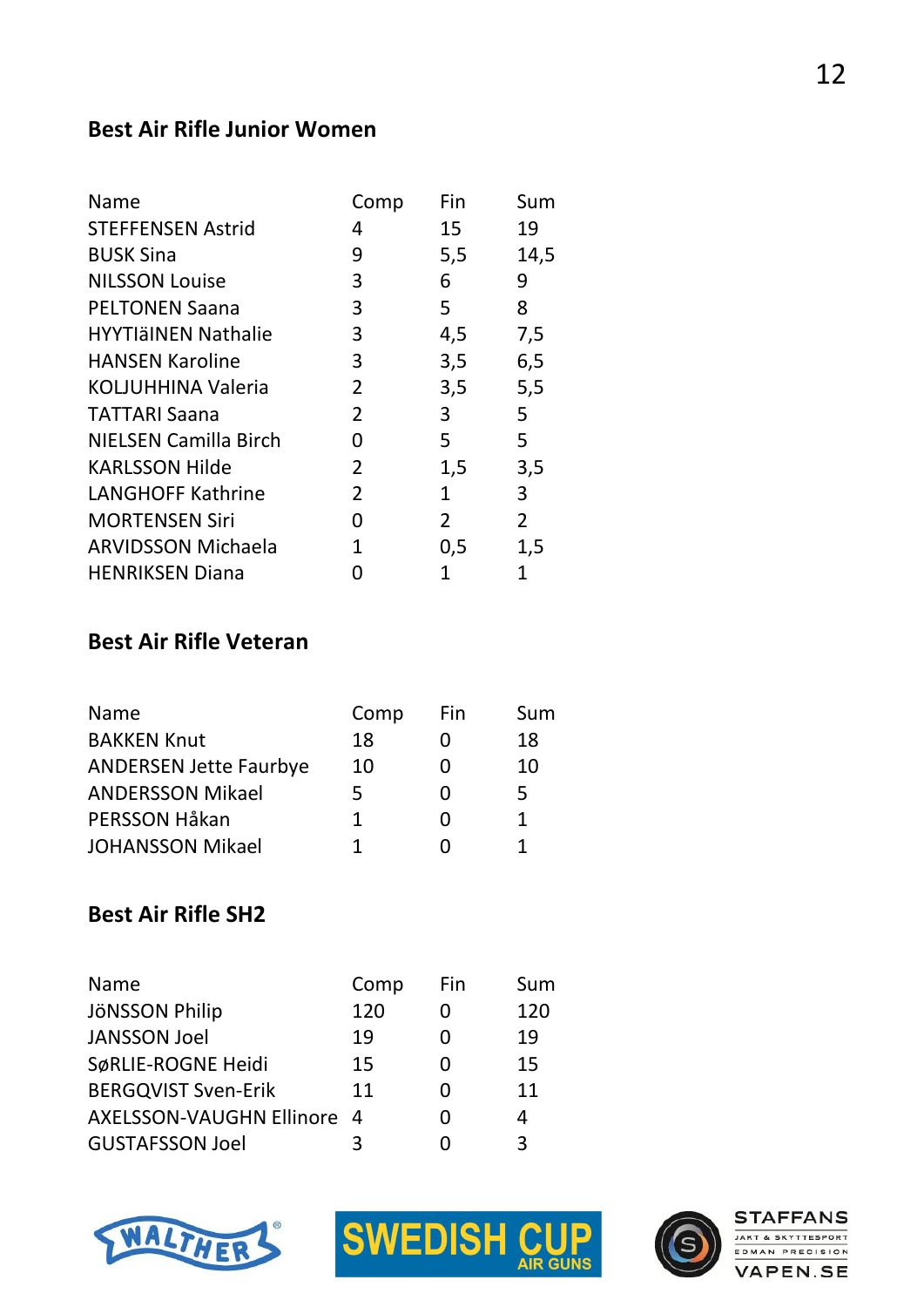## Best Air Rifle Junior Women

| Name | Comp | Fin | Sum |
|---|---|---|---|
| STEFFENSEN Astrid | 4 | 15 | 19 |
| BUSK Sina | 9 | 5,5 | 14,5 |
| NILSSON Louise | 3 | 6 | 9 |
| PELTONEN Saana | 3 | 5 | 8 |
| HYYTIäINEN Nathalie | 3 | 4,5 | 7,5 |
| HANSEN Karoline | 3 | 3,5 | 6,5 |
| KOLJUHHINA Valeria | 2 | 3,5 | 5,5 |
| TATTARI Saana | 2 | 3 | 5 |
| NIELSEN Camilla Birch | 0 | 5 | 5 |
| KARLSSON Hilde | 2 | 1,5 | 3,5 |
| LANGHOFF Kathrine | 2 | 1 | 3 |
| MORTENSEN Siri | 0 | 2 | 2 |
| ARVIDSSON Michaela | 1 | 0,5 | 1,5 |
| HENRIKSEN Diana | 0 | 1 | 1 |

## Best Air Rifle Veteran

| Name | Comp | Fin | Sum |
|---|---|---|---|
| BAKKEN Knut | 18 | 0 | 18 |
| ANDERSEN Jette Faurbye | 10 | 0 | 10 |
| ANDERSSON Mikael | 5 | 0 | 5 |
| PERSSON Håkan | 1 | 0 | 1 |
| JOHANSSON Mikael | 1 | 0 | 1 |

## Best Air Rifle SH2

| Name | Comp | Fin | Sum |
|---|---|---|---|
| JöNSSON Philip | 120 | 0 | 120 |
| JANSSON Joel | 19 | 0 | 19 |
| SøRLIE-ROGNE Heidi | 15 | 0 | 15 |
| BERGQVIST Sven-Erik | 11 | 0 | 11 |
| AXELSSON-VAUGHN Ellinore | 4 | 0 | 4 |
| GUSTAFSSON Joel | 3 | 0 | 3 |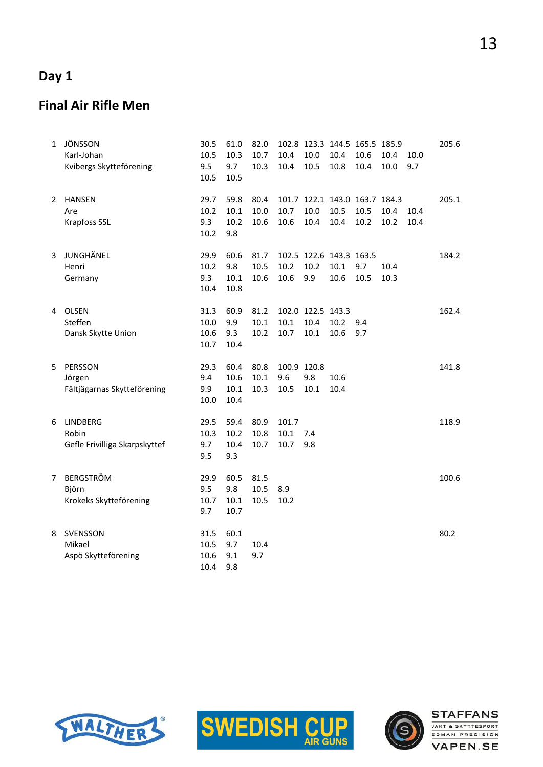# Day 1

## Final Air Rifle Men

| | | | | | | | | | | | |
|---|---|---|---|---|---|---|---|---|---|---|---|
| 1 | JÖNSSON | 30.5 | 61.0 | 82.0 | 102.8 | 123.3 | 144.5 | 165.5 | 185.9 | | 205.6 |
| | Karl-Johan | 10.5 | 10.3 | 10.7 | 10.4 | 10.0 | 10.4 | 10.6 | 10.4 | 10.0 | |
| | Kvibergs Skytteförening | 9.5 | 9.7 | 10.3 | 10.4 | 10.5 | 10.8 | 10.4 | 10.0 | 9.7 | |
| | | 10.5 | 10.5 | | | | | | | | |
| 2 | HANSEN | 29.7 | 59.8 | 80.4 | 101.7 | 122.1 | 143.0 | 163.7 | 184.3 | | 205.1 |
| | Are | 10.2 | 10.1 | 10.0 | 10.7 | 10.0 | 10.5 | 10.5 | 10.4 | 10.4 | |
| | Krapfoss SSL | 9.3 | 10.2 | 10.6 | 10.6 | 10.4 | 10.4 | 10.2 | 10.2 | 10.4 | |
| | | 10.2 | 9.8 | | | | | | | | |
| 3 | JUNGHÄNEL | 29.9 | 60.6 | 81.7 | 102.5 | 122.6 | 143.3 | 163.5 | | | 184.2 |
| | Henri | 10.2 | 9.8 | 10.5 | 10.2 | 10.2 | 10.1 | 9.7 | 10.4 | | |
| | Germany | 9.3 | 10.1 | 10.6 | 10.6 | 9.9 | 10.6 | 10.5 | 10.3 | | |
| | | 10.4 | 10.8 | | | | | | | | |
| 4 | OLSEN | 31.3 | 60.9 | 81.2 | 102.0 | 122.5 | 143.3 | | | | 162.4 |
| | Steffen | 10.0 | 9.9 | 10.1 | 10.1 | 10.4 | 10.2 | 9.4 | | | |
| | Dansk Skytte Union | 10.6 | 9.3 | 10.2 | 10.7 | 10.1 | 10.6 | 9.7 | | | |
| | | 10.7 | 10.4 | | | | | | | | |
| 5 | PERSSON | 29.3 | 60.4 | 80.8 | 100.9 | 120.8 | | | | | 141.8 |
| | Jörgen | 9.4 | 10.6 | 10.1 | 9.6 | 9.8 | 10.6 | | | | |
| | Fältjägarnas Skytteförening | 9.9 | 10.1 | 10.3 | 10.5 | 10.1 | 10.4 | | | | |
| | | 10.0 | 10.4 | | | | | | | | |
| 6 | LINDBERG | 29.5 | 59.4 | 80.9 | 101.7 | | | | | | 118.9 |
| | Robin | 10.3 | 10.2 | 10.8 | 10.1 | 7.4 | | | | | |
| | Gefle Frivilliga Skarpskyttef | 9.7 | 10.4 | 10.7 | 10.7 | 9.8 | | | | | |
| | | 9.5 | 9.3 | | | | | | | | |
| 7 | BERGSTRÖM | 29.9 | 60.5 | 81.5 | | | | | | | 100.6 |
| | Björn | 9.5 | 9.8 | 10.5 | 8.9 | | | | | | |
| | Krokeks Skytteförening | 10.7 | 10.1 | 10.5 | 10.2 | | | | | | |
| | | 9.7 | 10.7 | | | | | | | | |
| 8 | SVENSSON | 31.5 | 60.1 | | | | | | | | 80.2 |
| | Mikael | 10.5 | 9.7 | 10.4 | | | | | | | |
| | Aspö Skytteförening | 10.6 | 9.1 | 9.7 | | | | | | | |
| | | 10.4 | 9.8 | | | | | | | | |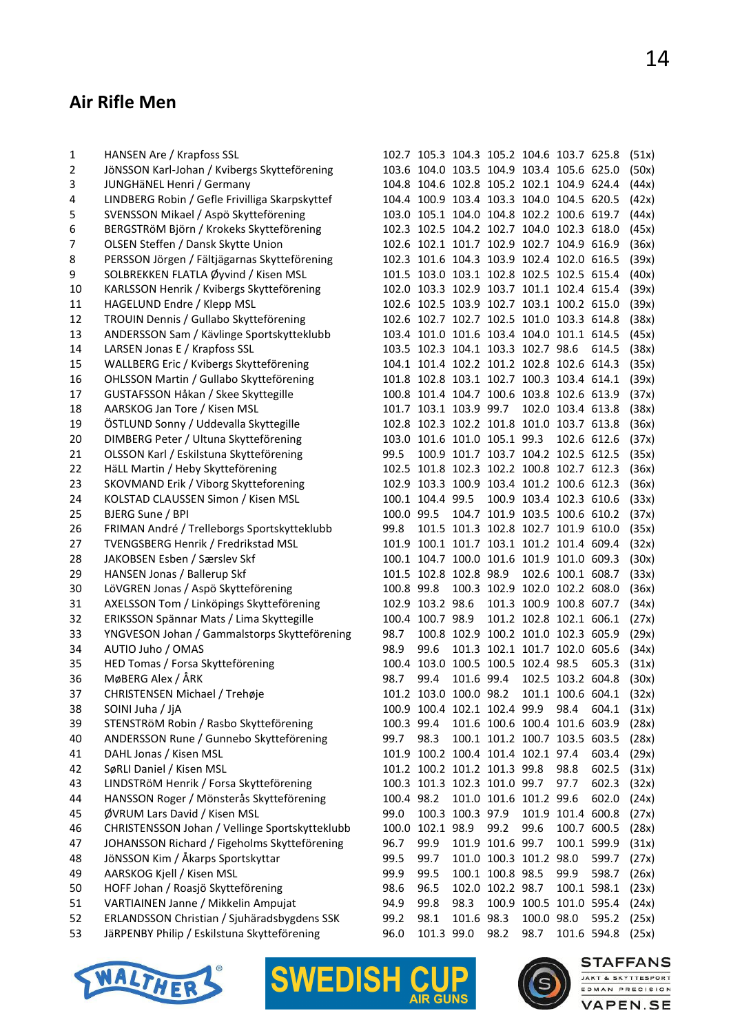## Air Rifle Men

| | | | | | | | | | |
|---|---|---|---|---|---|---|---|---|---|
| 1 | HANSEN Are / Krapfoss SSL | 102.7 | 105.3 | 104.3 | 105.2 | 104.6 | 103.7 | 625.8 | (51x) |
| 2 | JöNSSON Karl-Johan / Kvibergs Skytteförening | 103.6 | 104.0 | 103.5 | 104.9 | 103.4 | 105.6 | 625.0 | (50x) |
| 3 | JUNGHäNEL Henri / Germany | 104.8 | 104.6 | 102.8 | 105.2 | 102.1 | 104.9 | 624.4 | (44x) |
| 4 | LINDBERG Robin / Gefle Frivilliga Skarpskyttef | 104.4 | 100.9 | 103.4 | 103.3 | 104.0 | 104.5 | 620.5 | (42x) |
| 5 | SVENSSON Mikael / Aspö Skytteförening | 103.0 | 105.1 | 104.0 | 104.8 | 102.2 | 100.6 | 619.7 | (44x) |
| 6 | BERGSTRöM Björn / Krokeks Skytteförening | 102.3 | 102.5 | 104.2 | 102.7 | 104.0 | 102.3 | 618.0 | (45x) |
| 7 | OLSEN Steffen / Dansk Skytte Union | 102.6 | 102.1 | 101.7 | 102.9 | 102.7 | 104.9 | 616.9 | (36x) |
| 8 | PERSSON Jörgen / Fältjägarnas Skytteförening | 102.3 | 101.6 | 104.3 | 103.9 | 102.4 | 102.0 | 616.5 | (39x) |
| 9 | SOLBREKKEN FLATLA Øyvind / Kisen MSL | 101.5 | 103.0 | 103.1 | 102.8 | 102.5 | 102.5 | 615.4 | (40x) |
| 10 | KARLSSON Henrik / Kvibergs Skytteförening | 102.0 | 103.3 | 102.9 | 103.7 | 101.1 | 102.4 | 615.4 | (39x) |
| 11 | HAGELUND Endre / Klepp MSL | 102.6 | 102.5 | 103.9 | 102.7 | 103.1 | 100.2 | 615.0 | (39x) |
| 12 | TROUIN Dennis / Gullabo Skytteförening | 102.6 | 102.7 | 102.7 | 102.5 | 101.0 | 103.3 | 614.8 | (38x) |
| 13 | ANDERSSON Sam / Kävlinge Sportskytteklubb | 103.4 | 101.0 | 101.6 | 103.4 | 104.0 | 101.1 | 614.5 | (45x) |
| 14 | LARSEN Jonas E / Krapfoss SSL | 103.5 | 102.3 | 104.1 | 103.3 | 102.7 | 98.6 | 614.5 | (38x) |
| 15 | WALLBERG Eric / Kvibergs Skytteförening | 104.1 | 101.4 | 102.2 | 101.2 | 102.8 | 102.6 | 614.3 | (35x) |
| 16 | OHLSSON Martin / Gullabo Skytteförening | 101.8 | 102.8 | 103.1 | 102.7 | 100.3 | 103.4 | 614.1 | (39x) |
| 17 | GUSTAFSSON Håkan / Skee Skyttegille | 100.8 | 101.4 | 104.7 | 100.6 | 103.8 | 102.6 | 613.9 | (37x) |
| 18 | AARSKOG Jan Tore / Kisen MSL | 101.7 | 103.1 | 103.9 | 99.7 | 102.0 | 103.4 | 613.8 | (38x) |
| 19 | ÖSTLUND Sonny / Uddevalla Skyttegille | 102.8 | 102.3 | 102.2 | 101.8 | 101.0 | 103.7 | 613.8 | (36x) |
| 20 | DIMBERG Peter / Ultuna Skytteförening | 103.0 | 101.6 | 101.0 | 105.1 | 99.3 | 102.6 | 612.6 | (37x) |
| 21 | OLSSON Karl / Eskilstuna Skytteförening | 99.5 | 100.9 | 101.7 | 103.7 | 104.2 | 102.5 | 612.5 | (35x) |
| 22 | HäLL Martin / Heby Skytteförening | 102.5 | 101.8 | 102.3 | 102.2 | 100.8 | 102.7 | 612.3 | (36x) |
| 23 | SKOVMAND Erik / Viborg Skytteforening | 102.9 | 103.3 | 100.9 | 103.4 | 101.2 | 100.6 | 612.3 | (36x) |
| 24 | KOLSTAD CLAUSSEN Simon / Kisen MSL | 100.1 | 104.4 | 99.5 | 100.9 | 103.4 | 102.3 | 610.6 | (33x) |
| 25 | BJERG Sune / BPI | 100.0 | 99.5 | 104.7 | 101.9 | 103.5 | 100.6 | 610.2 | (37x) |
| 26 | FRIMAN André / Trelleborgs Sportskytteklubb | 99.8 | 101.5 | 101.3 | 102.8 | 102.7 | 101.9 | 610.0 | (35x) |
| 27 | TVENGSBERG Henrik / Fredrikstad MSL | 101.9 | 100.1 | 101.7 | 103.1 | 101.2 | 101.4 | 609.4 | (32x) |
| 28 | JAKOBSEN Esben / Særslev Skf | 100.1 | 104.7 | 100.0 | 101.6 | 101.9 | 101.0 | 609.3 | (30x) |
| 29 | HANSEN Jonas / Ballerup Skf | 101.5 | 102.8 | 102.8 | 98.9 | 102.6 | 100.1 | 608.7 | (33x) |
| 30 | LöVGREN Jonas / Aspö Skytteförening | 100.8 | 99.8 | 100.3 | 102.9 | 102.0 | 102.2 | 608.0 | (36x) |
| 31 | AXELSSON Tom / Linköpings Skytteförening | 102.9 | 103.2 | 98.6 | 101.3 | 100.9 | 100.8 | 607.7 | (34x) |
| 32 | ERIKSSON Spännar Mats / Lima Skyttegille | 100.4 | 100.7 | 98.9 | 101.2 | 102.8 | 102.1 | 606.1 | (27x) |
| 33 | YNGVESON Johan / Gammalstorps Skytteförening | 98.7 | 100.8 | 102.9 | 100.2 | 101.0 | 102.3 | 605.9 | (29x) |
| 34 | AUTIO Juho / OMAS | 98.9 | 99.6 | 101.3 | 102.1 | 101.7 | 102.0 | 605.6 | (34x) |
| 35 | HED Tomas / Forsa Skytteförening | 100.4 | 103.0 | 100.5 | 100.5 | 102.4 | 98.5 | 605.3 | (31x) |
| 36 | MøBERG Alex / ÅRK | 98.7 | 99.4 | 101.6 | 99.4 | 102.5 | 103.2 | 604.8 | (30x) |
| 37 | CHRISTENSEN Michael / Trehøje | 101.2 | 103.0 | 100.0 | 98.2 | 101.1 | 100.6 | 604.1 | (32x) |
| 38 | SOINI Juha / JjA | 100.9 | 100.4 | 102.1 | 102.4 | 99.9 | 98.4 | 604.1 | (31x) |
| 39 | STENSTRöM Robin / Rasbo Skytteförening | 100.3 | 99.4 | 101.6 | 100.6 | 100.4 | 101.6 | 603.9 | (28x) |
| 40 | ANDERSSON Rune / Gunnebo Skytteförening | 99.7 | 98.3 | 100.1 | 101.2 | 100.7 | 103.5 | 603.5 | (28x) |
| 41 | DAHL Jonas / Kisen MSL | 101.9 | 100.2 | 100.4 | 101.4 | 102.1 | 97.4 | 603.4 | (29x) |
| 42 | SøRLI Daniel / Kisen MSL | 101.2 | 100.2 | 101.2 | 101.3 | 99.8 | 98.8 | 602.5 | (31x) |
| 43 | LINDSTRöM Henrik / Forsa Skytteförening | 100.3 | 101.3 | 102.3 | 101.0 | 99.7 | 97.7 | 602.3 | (32x) |
| 44 | HANSSON Roger / Mönsterås Skytteförening | 100.4 | 98.2 | 101.0 | 101.6 | 101.2 | 99.6 | 602.0 | (24x) |
| 45 | ØVRUM Lars David / Kisen MSL | 99.0 | 100.3 | 100.3 | 97.9 | 101.9 | 101.4 | 600.8 | (27x) |
| 46 | CHRISTENSSON Johan / Vellinge Sportskytteklubb | 100.0 | 102.1 | 98.9 | 99.2 | 99.6 | 100.7 | 600.5 | (28x) |
| 47 | JOHANSSON Richard / Figeholms Skytteförening | 96.7 | 99.9 | 101.9 | 101.6 | 99.7 | 100.1 | 599.9 | (31x) |
| 48 | JöNSSON Kim / Åkarps Sportskyttar | 99.5 | 99.7 | 101.0 | 100.3 | 101.2 | 98.0 | 599.7 | (27x) |
| 49 | AARSKOG Kjell / Kisen MSL | 99.9 | 99.5 | 100.1 | 100.8 | 98.5 | 99.9 | 598.7 | (26x) |
| 50 | HOFF Johan / Roasjö Skytteförening | 98.6 | 96.5 | 102.0 | 102.2 | 98.7 | 100.1 | 598.1 | (23x) |
| 51 | VARTIAINEN Janne / Mikkelin Ampujat | 94.9 | 99.8 | 98.3 | 100.9 | 100.5 | 101.0 | 595.4 | (24x) |
| 52 | ERLANDSSON Christian / Sjuhäradsbygdens SSK | 99.2 | 98.1 | 101.6 | 98.3 | 100.0 | 98.0 | 595.2 | (25x) |
| 53 | JäRPENBY Philip / Eskilstuna Skytteförening | 96.0 | 101.3 | 99.0 | 98.2 | 98.7 | 101.6 | 594.8 | (25x) |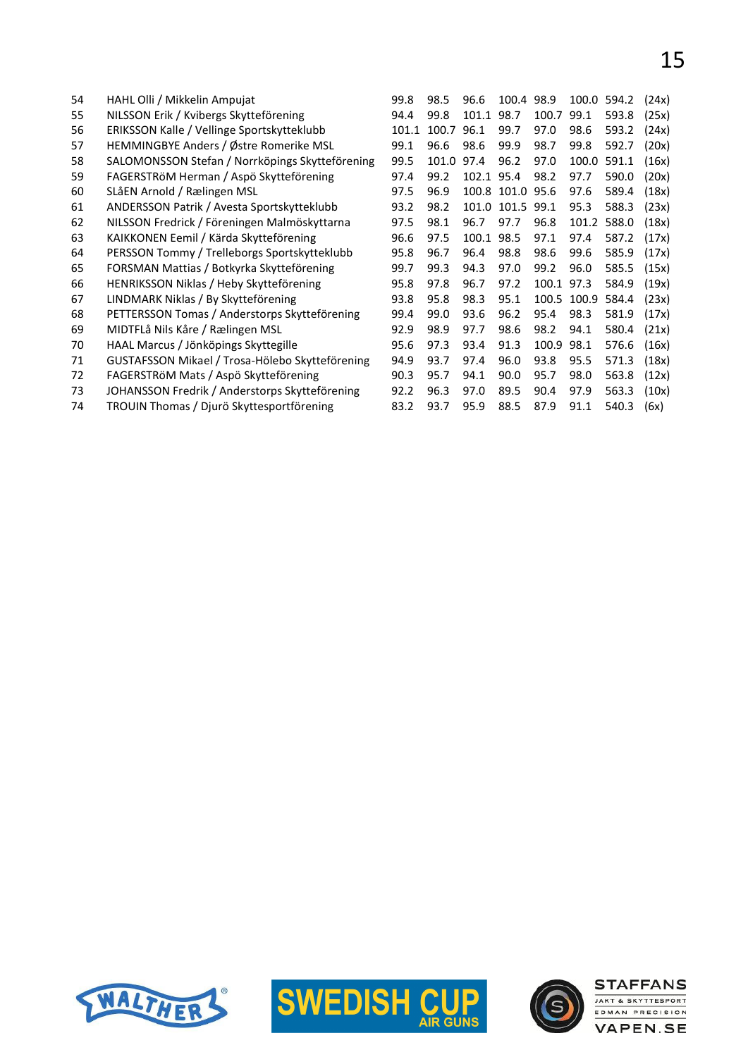| | | | | | | | | | |
|---|---|---|---|---|---|---|---|---|---|
| 54 | HAHL Olli / Mikkelin Ampujat | 99.8 | 98.5 | 96.6 | 100.4 | 98.9 | 100.0 | 594.2 | (24x) |
| 55 | NILSSON Erik / Kvibergs Skytteförening | 94.4 | 99.8 | 101.1 | 98.7 | 100.7 | 99.1 | 593.8 | (25x) |
| 56 | ERIKSSON Kalle / Vellinge Sportskytteklubb | 101.1 | 100.7 | 96.1 | 99.7 | 97.0 | 98.6 | 593.2 | (24x) |
| 57 | HEMMINGBYE Anders / Østre Romerike MSL | 99.1 | 96.6 | 98.6 | 99.9 | 98.7 | 99.8 | 592.7 | (20x) |
| 58 | SALOMONSSON Stefan / Norrköpings Skytteförening | 99.5 | 101.0 | 97.4 | 96.2 | 97.0 | 100.0 | 591.1 | (16x) |
| 59 | FAGERSTRöM Herman / Aspö Skytteförening | 97.4 | 99.2 | 102.1 | 95.4 | 98.2 | 97.7 | 590.0 | (20x) |
| 60 | SLåEN Arnold / Rælingen MSL | 97.5 | 96.9 | 100.8 | 101.0 | 95.6 | 97.6 | 589.4 | (18x) |
| 61 | ANDERSSON Patrik / Avesta Sportskytteklubb | 93.2 | 98.2 | 101.0 | 101.5 | 99.1 | 95.3 | 588.3 | (23x) |
| 62 | NILSSON Fredrick / Föreningen Malmöskyttarna | 97.5 | 98.1 | 96.7 | 97.7 | 96.8 | 101.2 | 588.0 | (18x) |
| 63 | KAIKKONEN Eemil / Kärda Skytteförening | 96.6 | 97.5 | 100.1 | 98.5 | 97.1 | 97.4 | 587.2 | (17x) |
| 64 | PERSSON Tommy / Trelleborgs Sportskytteklubb | 95.8 | 96.7 | 96.4 | 98.8 | 98.6 | 99.6 | 585.9 | (17x) |
| 65 | FORSMAN Mattias / Botkyrka Skytteförening | 99.7 | 99.3 | 94.3 | 97.0 | 99.2 | 96.0 | 585.5 | (15x) |
| 66 | HENRIKSSON Niklas / Heby Skytteförening | 95.8 | 97.8 | 96.7 | 97.2 | 100.1 | 97.3 | 584.9 | (19x) |
| 67 | LINDMARK Niklas / By Skytteförening | 93.8 | 95.8 | 98.3 | 95.1 | 100.5 | 100.9 | 584.4 | (23x) |
| 68 | PETTERSSON Tomas / Anderstorps Skytteförening | 99.4 | 99.0 | 93.6 | 96.2 | 95.4 | 98.3 | 581.9 | (17x) |
| 69 | MIDTFLå Nils Kåre / Rælingen MSL | 92.9 | 98.9 | 97.7 | 98.6 | 98.2 | 94.1 | 580.4 | (21x) |
| 70 | HAAL Marcus / Jönköpings Skyttegille | 95.6 | 97.3 | 93.4 | 91.3 | 100.9 | 98.1 | 576.6 | (16x) |
| 71 | GUSTAFSSON Mikael / Trosa-Hölebo Skytteförening | 94.9 | 93.7 | 97.4 | 96.0 | 93.8 | 95.5 | 571.3 | (18x) |
| 72 | FAGERSTRöM Mats / Aspö Skytteförening | 90.3 | 95.7 | 94.1 | 90.0 | 95.7 | 98.0 | 563.8 | (12x) |
| 73 | JOHANSSON Fredrik / Anderstorps Skytteförening | 92.2 | 96.3 | 97.0 | 89.5 | 90.4 | 97.9 | 563.3 | (10x) |
| 74 | TROUIN Thomas / Djurö Skyttesportförening | 83.2 | 93.7 | 95.9 | 88.5 | 87.9 | 91.1 | 540.3 | (6x) |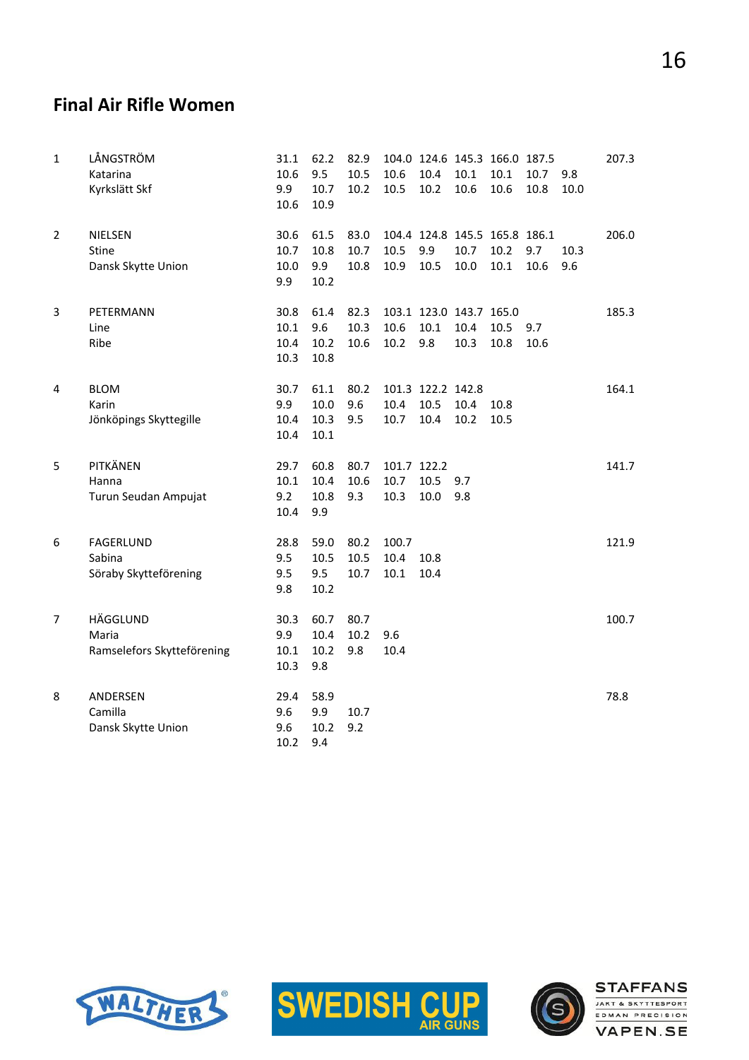## Final Air Rifle Women

| Rank | Name / Club | | | | | | | | | | Total |
|---|---|---|---|---|---|---|---|---|---|---|---|
| 1 | LÅNGSTRÖM | 31.1 | 62.2 | 82.9 | 104.0 | 124.6 | 145.3 | 166.0 | 187.5 | | 207.3 |
| | Katarina | 10.6 | 9.5 | 10.5 | 10.6 | 10.4 | 10.1 | 10.1 | 10.7 | 9.8 | |
| | Kyrkslätt Skf | 9.9 | 10.7 | 10.2 | 10.5 | 10.2 | 10.6 | 10.6 | 10.8 | 10.0 | |
| | | 10.6 | 10.9 | | | | | | | | |
| 2 | NIELSEN | 30.6 | 61.5 | 83.0 | 104.4 | 124.8 | 145.5 | 165.8 | 186.1 | | 206.0 |
| | Stine | 10.7 | 10.8 | 10.7 | 10.5 | 9.9 | 10.7 | 10.2 | 9.7 | 10.3 | |
| | Dansk Skytte Union | 10.0 | 9.9 | 10.8 | 10.9 | 10.5 | 10.0 | 10.1 | 10.6 | 9.6 | |
| | | 9.9 | 10.2 | | | | | | | | |
| 3 | PETERMANN | 30.8 | 61.4 | 82.3 | 103.1 | 123.0 | 143.7 | 165.0 | | | 185.3 |
| | Line | 10.1 | 9.6 | 10.3 | 10.6 | 10.1 | 10.4 | 10.5 | 9.7 | | |
| | Ribe | 10.4 | 10.2 | 10.6 | 10.2 | 9.8 | 10.3 | 10.8 | 10.6 | | |
| | | 10.3 | 10.8 | | | | | | | | |
| 4 | BLOM | 30.7 | 61.1 | 80.2 | 101.3 | 122.2 | 142.8 | | | | 164.1 |
| | Karin | 9.9 | 10.0 | 9.6 | 10.4 | 10.5 | 10.4 | 10.8 | | | |
| | Jönköpings Skyttegille | 10.4 | 10.3 | 9.5 | 10.7 | 10.4 | 10.2 | 10.5 | | | |
| | | 10.4 | 10.1 | | | | | | | | |
| 5 | PITKÄNEN | 29.7 | 60.8 | 80.7 | 101.7 | 122.2 | | | | | 141.7 |
| | Hanna | 10.1 | 10.4 | 10.6 | 10.7 | 10.5 | 9.7 | | | | |
| | Turun Seudan Ampujat | 9.2 | 10.8 | 9.3 | 10.3 | 10.0 | 9.8 | | | | |
| | | 10.4 | 9.9 | | | | | | | | |
| 6 | FAGERLUND | 28.8 | 59.0 | 80.2 | 100.7 | | | | | | 121.9 |
| | Sabina | 9.5 | 10.5 | 10.5 | 10.4 | 10.8 | | | | | |
| | Söraby Skytteförening | 9.5 | 9.5 | 10.7 | 10.1 | 10.4 | | | | | |
| | | 9.8 | 10.2 | | | | | | | | |
| 7 | HÄGGLUND | 30.3 | 60.7 | 80.7 | | | | | | | 100.7 |
| | Maria | 9.9 | 10.4 | 10.2 | 9.6 | | | | | | |
| | Ramselefors Skytteförening | 10.1 | 10.2 | 9.8 | 10.4 | | | | | | |
| | | 10.3 | 9.8 | | | | | | | | |
| 8 | ANDERSEN | 29.4 | 58.9 | | | | | | | | 78.8 |
| | Camilla | 9.6 | 9.9 | 10.7 | | | | | | | |
| | Dansk Skytte Union | 9.6 | 10.2 | 9.2 | | | | | | | |
| | | 10.2 | 9.4 | | | | | | | | |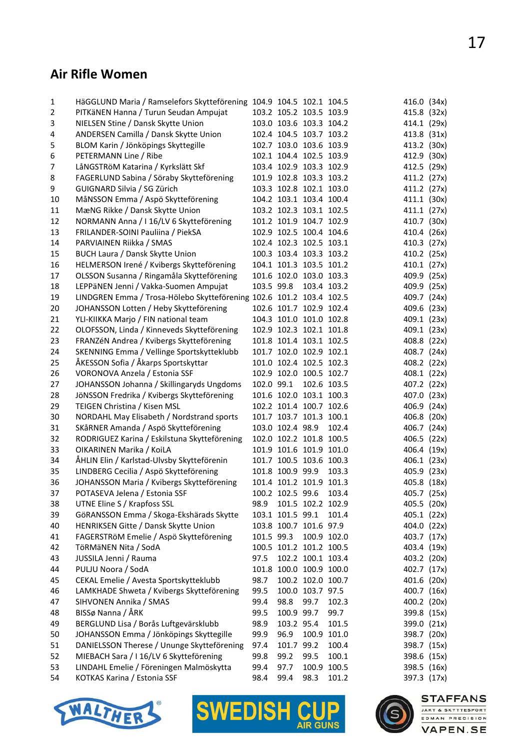## Air Rifle Women

| | | | | | | |
|---|---|---|---|---|---|---|
| 1 | HäGGLUND Maria / Ramselefors Skytteförening | 104.9 | 104.5 | 102.1 | 104.5 | 416.0 (34x) |
| 2 | PITKäNEN Hanna / Turun Seudan Ampujat | 103.2 | 105.2 | 103.5 | 103.9 | 415.8 (32x) |
| 3 | NIELSEN Stine / Dansk Skytte Union | 103.0 | 103.6 | 103.3 | 104.2 | 414.1 (29x) |
| 4 | ANDERSEN Camilla / Dansk Skytte Union | 102.4 | 104.5 | 103.7 | 103.2 | 413.8 (31x) |
| 5 | BLOM Karin / Jönköpings Skyttegille | 102.7 | 103.0 | 103.6 | 103.9 | 413.2 (30x) |
| 6 | PETERMANN Line / Ribe | 102.1 | 104.4 | 102.5 | 103.9 | 412.9 (30x) |
| 7 | LåNGSTRöM Katarina / Kyrkslätt Skf | 103.4 | 102.9 | 103.3 | 102.9 | 412.5 (29x) |
| 8 | FAGERLUND Sabina / Söraby Skytteförening | 101.9 | 102.8 | 103.3 | 103.2 | 411.2 (27x) |
| 9 | GUIGNARD Silvia / SG Zürich | 103.3 | 102.8 | 102.1 | 103.0 | 411.2 (27x) |
| 10 | MåNSSON Emma / Aspö Skytteförening | 104.2 | 103.1 | 103.4 | 100.4 | 411.1 (30x) |
| 11 | MæNG Rikke / Dansk Skytte Union | 103.2 | 102.3 | 103.1 | 102.5 | 411.1 (27x) |
| 12 | NORMANN Anna / I 16/LV 6 Skytteförening | 101.2 | 101.9 | 104.7 | 102.9 | 410.7 (30x) |
| 13 | FRILANDER-SOINI Pauliina / PiekSA | 102.9 | 102.5 | 100.4 | 104.6 | 410.4 (26x) |
| 14 | PARVIAINEN Riikka / SMAS | 102.4 | 102.3 | 102.5 | 103.1 | 410.3 (27x) |
| 15 | BUCH Laura / Dansk Skytte Union | 100.3 | 103.4 | 103.3 | 103.2 | 410.2 (25x) |
| 16 | HELMERSON Irené / Kvibergs Skytteförening | 104.1 | 101.3 | 103.5 | 101.2 | 410.1 (27x) |
| 17 | OLSSON Susanna / Ringamåla Skytteförening | 101.6 | 102.0 | 103.0 | 103.3 | 409.9 (25x) |
| 18 | LEPPäNEN Jenni / Vakka-Suomen Ampujat | 103.5 | 99.8 | 103.4 | 103.2 | 409.9 (25x) |
| 19 | LINDGREN Emma / Trosa-Hölebo Skytteförening | 102.6 | 101.2 | 103.4 | 102.5 | 409.7 (24x) |
| 20 | JOHANSSON Lotten / Heby Skytteförening | 102.6 | 101.7 | 102.9 | 102.4 | 409.6 (23x) |
| 21 | YLI-KIIKKA Marjo / FIN national team | 104.3 | 101.0 | 101.0 | 102.8 | 409.1 (23x) |
| 22 | OLOFSSON, Linda / Kinneveds Skytteförening | 102.9 | 102.3 | 102.1 | 101.8 | 409.1 (23x) |
| 23 | FRANZéN Andrea / Kvibergs Skytteförening | 101.8 | 101.4 | 103.1 | 102.5 | 408.8 (22x) |
| 24 | SKENNING Emma / Vellinge Sportskytteklubb | 101.7 | 102.0 | 102.9 | 102.1 | 408.7 (24x) |
| 25 | ÅKESSON Sofia / Åkarps Sportskyttar | 101.0 | 102.4 | 102.5 | 102.3 | 408.2 (22x) |
| 26 | VORONOVA Anzela / Estonia SSF | 102.9 | 102.0 | 100.5 | 102.7 | 408.1 (22x) |
| 27 | JOHANSSON Johanna / Skillingaryds Ungdoms | 102.0 | 99.1 | 102.6 | 103.5 | 407.2 (22x) |
| 28 | JöNSSON Fredrika / Kvibergs Skytteförening | 101.6 | 102.0 | 103.1 | 100.3 | 407.0 (23x) |
| 29 | TEIGEN Christina / Kisen MSL | 102.2 | 101.4 | 100.7 | 102.6 | 406.9 (24x) |
| 30 | NORDAHL May Elisabeth / Nordstrand sports | 101.7 | 103.7 | 101.3 | 100.1 | 406.8 (20x) |
| 31 | SKåRNER Amanda / Aspö Skytteförening | 103.0 | 102.4 | 98.9 | 102.4 | 406.7 (24x) |
| 32 | RODRIGUEZ Karina / Eskilstuna Skytteförening | 102.0 | 102.2 | 101.8 | 100.5 | 406.5 (22x) |
| 33 | OIKARINEN Marika / KoiLA | 101.9 | 101.6 | 101.9 | 101.0 | 406.4 (19x) |
| 34 | ÅHLIN Elin / Karlstad-Ulvsby Skytteförenin | 101.7 | 100.5 | 103.6 | 100.3 | 406.1 (23x) |
| 35 | LINDBERG Cecilia / Aspö Skytteförening | 101.8 | 100.9 | 99.9 | 103.3 | 405.9 (23x) |
| 36 | JOHANSSON Maria / Kvibergs Skytteförening | 101.4 | 101.2 | 101.9 | 101.3 | 405.8 (18x) |
| 37 | POTASEVA Jelena / Estonia SSF | 100.2 | 102.5 | 99.6 | 103.4 | 405.7 (25x) |
| 38 | UTNE Eline S / Krapfoss SSL | 98.9 | 101.5 | 102.2 | 102.9 | 405.5 (20x) |
| 39 | GöRANSSON Emma / Skoga-Ekshärads Skytte | 103.1 | 101.5 | 99.1 | 101.4 | 405.1 (22x) |
| 40 | HENRIKSEN Gitte / Dansk Skytte Union | 103.8 | 100.7 | 101.6 | 97.9 | 404.0 (22x) |
| 41 | FAGERSTRöM Emelie / Aspö Skytteförening | 101.5 | 99.3 | 100.9 | 102.0 | 403.7 (17x) |
| 42 | TöRMäNEN Nita / SodA | 100.5 | 101.2 | 101.2 | 100.5 | 403.4 (19x) |
| 43 | JUSSILA Jenni / Rauma | 97.5 | 102.2 | 100.1 | 103.4 | 403.2 (20x) |
| 44 | PULJU Noora / SodA | 101.8 | 100.0 | 100.9 | 100.0 | 402.7 (17x) |
| 45 | CEKAL Emelie / Avesta Sportskytteklubb | 98.7 | 100.2 | 102.0 | 100.7 | 401.6 (20x) |
| 46 | LAMKHADE Shweta / Kvibergs Skytteförening | 99.5 | 100.0 | 103.7 | 97.5 | 400.7 (16x) |
| 47 | SIHVONEN Annika / SMAS | 99.4 | 98.8 | 99.7 | 102.3 | 400.2 (20x) |
| 48 | BISSø Nanna / ÅRK | 99.5 | 100.9 | 99.7 | 99.7 | 399.8 (15x) |
| 49 | BERGLUND Lisa / Borås Luftgevärsklubb | 98.9 | 103.2 | 95.4 | 101.5 | 399.0 (21x) |
| 50 | JOHANSSON Emma / Jönköpings Skyttegille | 99.9 | 96.9 | 100.9 | 101.0 | 398.7 (20x) |
| 51 | DANIELSSON Therese / Ununge Skytteförening | 97.4 | 101.7 | 99.2 | 100.4 | 398.7 (15x) |
| 52 | MIEBACH Sara / I 16/LV 6 Skytteförening | 99.8 | 99.2 | 99.5 | 100.1 | 398.6 (15x) |
| 53 | LINDAHL Emelie / Föreningen Malmöskytta | 99.4 | 97.7 | 100.9 | 100.5 | 398.5 (16x) |
| 54 | KOTKAS Karina / Estonia SSF | 98.4 | 99.4 | 98.3 | 101.2 | 397.3 (17x) |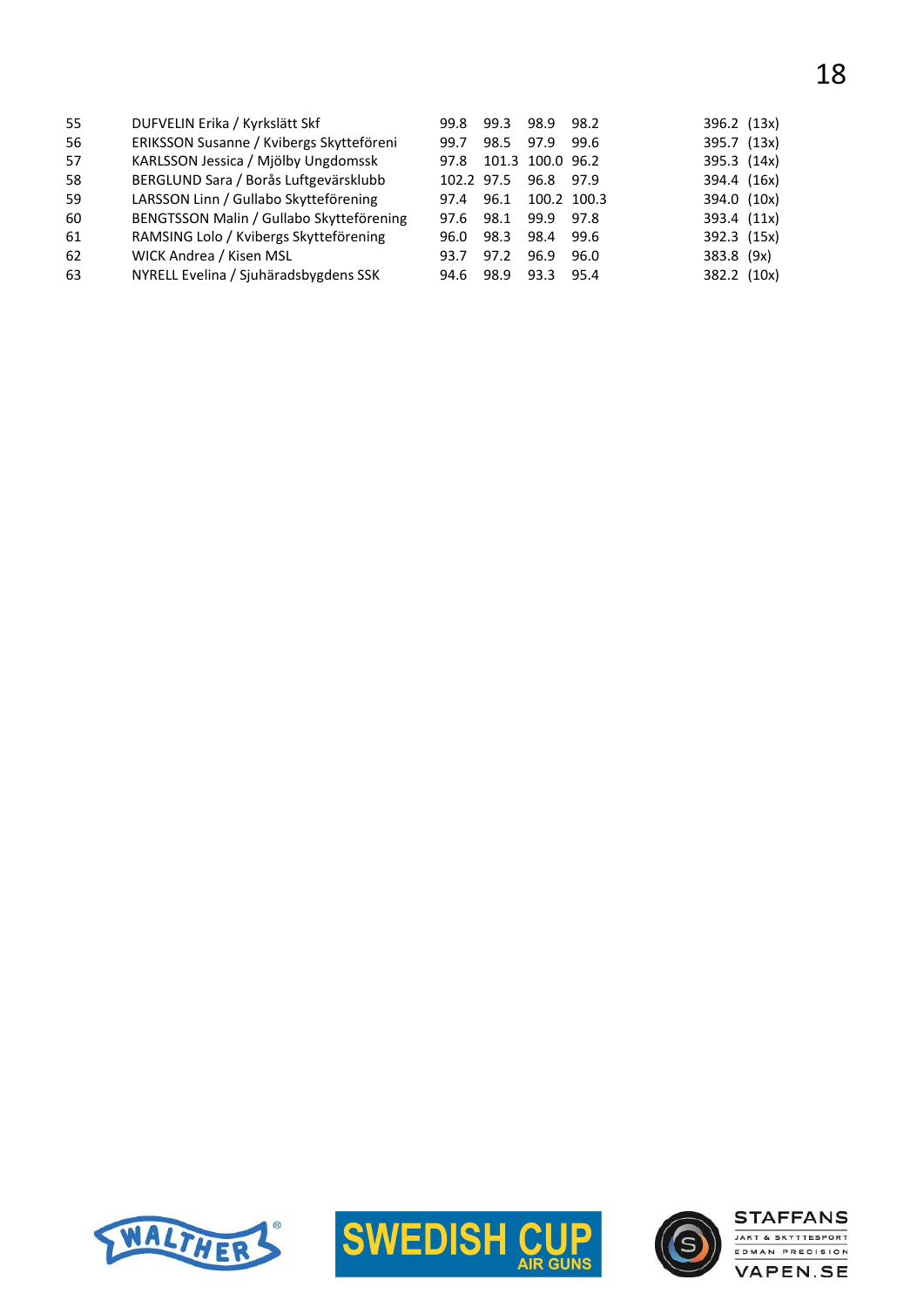| | | | | | | |
|---|---|---|---|---|---|---|
| 55 | DUFVELIN Erika / Kyrkslätt Skf | 99.8 | 99.3 | 98.9 | 98.2 | 396.2 (13x) |
| 56 | ERIKSSON Susanne / Kvibergs Skytteföreni | 99.7 | 98.5 | 97.9 | 99.6 | 395.7 (13x) |
| 57 | KARLSSON Jessica / Mjölby Ungdomssk | 97.8 | 101.3 | 100.0 | 96.2 | 395.3 (14x) |
| 58 | BERGLUND Sara / Borås Luftgevärsklubb | 102.2 | 97.5 | 96.8 | 97.9 | 394.4 (16x) |
| 59 | LARSSON Linn / Gullabo Skytteförening | 97.4 | 96.1 | 100.2 | 100.3 | 394.0 (10x) |
| 60 | BENGTSSON Malin / Gullabo Skytteförening | 97.6 | 98.1 | 99.9 | 97.8 | 393.4 (11x) |
| 61 | RAMSING Lolo / Kvibergs Skytteförening | 96.0 | 98.3 | 98.4 | 99.6 | 392.3 (15x) |
| 62 | WICK Andrea / Kisen MSL | 93.7 | 97.2 | 96.9 | 96.0 | 383.8 (9x) |
| 63 | NYRELL Evelina / Sjuhäradsbygdens SSK | 94.6 | 98.9 | 93.3 | 95.4 | 382.2 (10x) |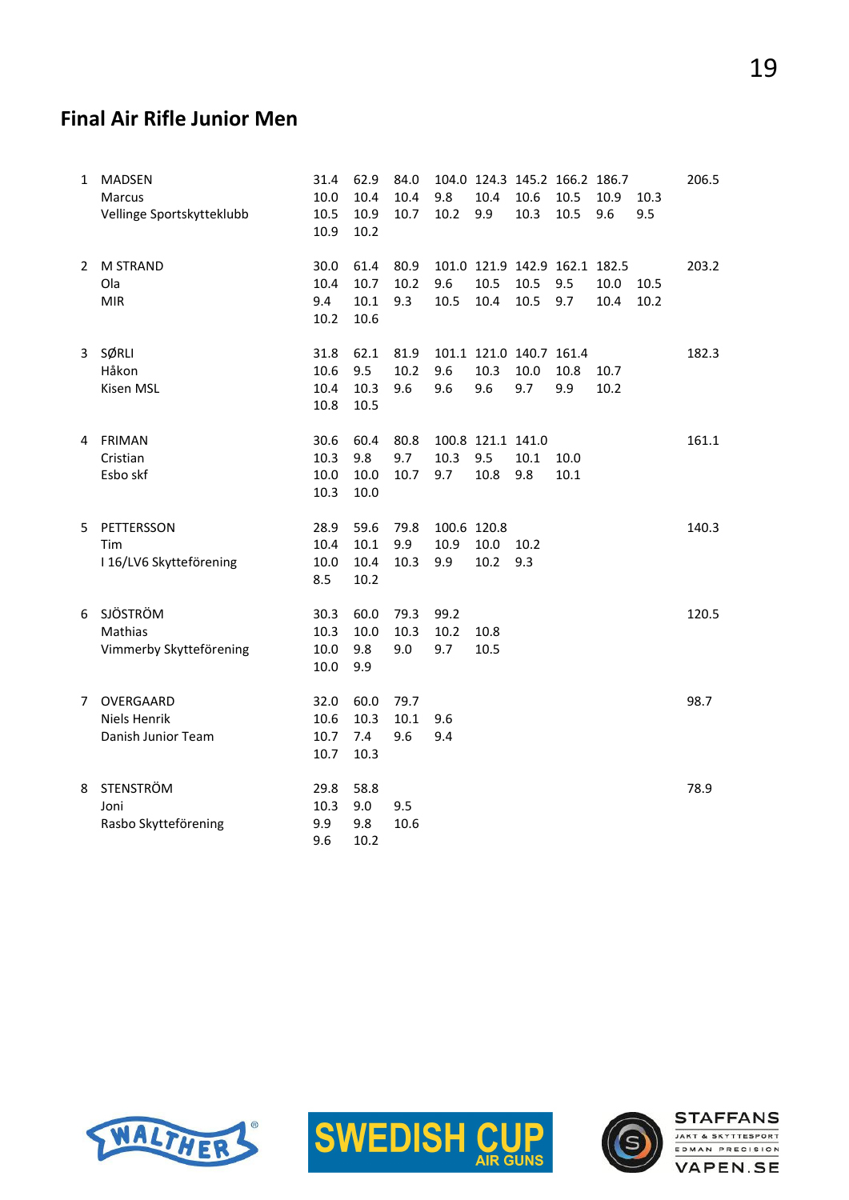## Final Air Rifle Junior Men

| | | | | | | | | | | | |
|---|---|---|---|---|---|---|---|---|---|---|---|
| 1 | MADSEN | 31.4 | 62.9 | 84.0 | 104.0 | 124.3 | 145.2 | 166.2 | 186.7 | | 206.5 |
| | Marcus | 10.0 | 10.4 | 10.4 | 9.8 | 10.4 | 10.6 | 10.5 | 10.9 | 10.3 | |
| | Vellinge Sportskytteklubb | 10.5 | 10.9 | 10.7 | 10.2 | 9.9 | 10.3 | 10.5 | 9.6 | 9.5 | |
| | | 10.9 | 10.2 | | | | | | | | |
| 2 | M STRAND | 30.0 | 61.4 | 80.9 | 101.0 | 121.9 | 142.9 | 162.1 | 182.5 | | 203.2 |
| | Ola | 10.4 | 10.7 | 10.2 | 9.6 | 10.5 | 10.5 | 9.5 | 10.0 | 10.5 | |
| | MIR | 9.4 | 10.1 | 9.3 | 10.5 | 10.4 | 10.5 | 9.7 | 10.4 | 10.2 | |
| | | 10.2 | 10.6 | | | | | | | | |
| 3 | SØRLI | 31.8 | 62.1 | 81.9 | 101.1 | 121.0 | 140.7 | 161.4 | | | 182.3 |
| | Håkon | 10.6 | 9.5 | 10.2 | 9.6 | 10.3 | 10.0 | 10.8 | 10.7 | | |
| | Kisen MSL | 10.4 | 10.3 | 9.6 | 9.6 | 9.6 | 9.7 | 9.9 | 10.2 | | |
| | | 10.8 | 10.5 | | | | | | | | |
| 4 | FRIMAN | 30.6 | 60.4 | 80.8 | 100.8 | 121.1 | 141.0 | | | | 161.1 |
| | Cristian | 10.3 | 9.8 | 9.7 | 10.3 | 9.5 | 10.1 | 10.0 | | | |
| | Esbo skf | 10.0 | 10.0 | 10.7 | 9.7 | 10.8 | 9.8 | 10.1 | | | |
| | | 10.3 | 10.0 | | | | | | | | |
| 5 | PETTERSSON | 28.9 | 59.6 | 79.8 | 100.6 | 120.8 | | | | | 140.3 |
| | Tim | 10.4 | 10.1 | 9.9 | 10.9 | 10.0 | 10.2 | | | | |
| | I 16/LV6 Skytteförening | 10.0 | 10.4 | 10.3 | 9.9 | 10.2 | 9.3 | | | | |
| | | 8.5 | 10.2 | | | | | | | | |
| 6 | SJÖSTRÖM | 30.3 | 60.0 | 79.3 | 99.2 | | | | | | 120.5 |
| | Mathias | 10.3 | 10.0 | 10.3 | 10.2 | 10.8 | | | | | |
| | Vimmerby Skytteförening | 10.0 | 9.8 | 9.0 | 9.7 | 10.5 | | | | | |
| | | 10.0 | 9.9 | | | | | | | | |
| 7 | OVERGAARD | 32.0 | 60.0 | 79.7 | | | | | | | 98.7 |
| | Niels Henrik | 10.6 | 10.3 | 10.1 | 9.6 | | | | | | |
| | Danish Junior Team | 10.7 | 7.4 | 9.6 | 9.4 | | | | | | |
| | | 10.7 | 10.3 | | | | | | | | |
| 8 | STENSTRÖM | 29.8 | 58.8 | | | | | | | | 78.9 |
| | Joni | 10.3 | 9.0 | 9.5 | | | | | | | |
| | Rasbo Skytteförening | 9.9 | 9.8 | 10.6 | | | | | | | |
| | | 9.6 | 10.2 | | | | | | | | |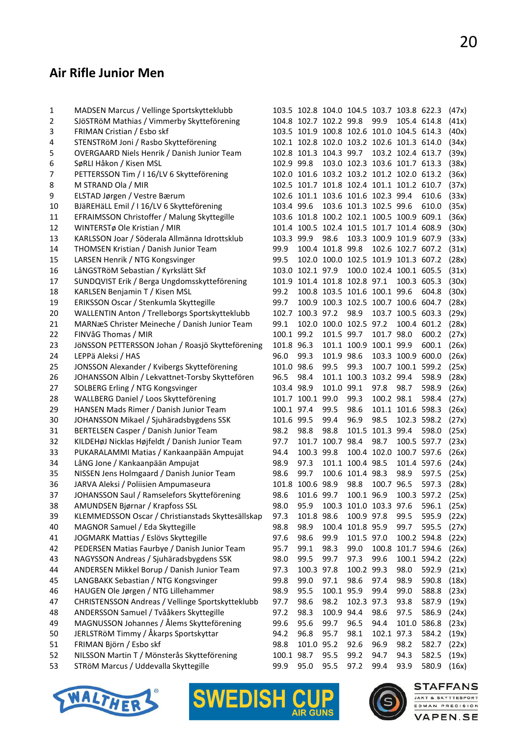## Air Rifle Junior Men

| | | | | | | | | | |
|---|---|---|---|---|---|---|---|---|---|
| 1 | MADSEN Marcus / Vellinge Sportskytteklubb | 103.5 | 102.8 | 104.0 | 104.5 | 103.7 | 103.8 | 622.3 | (47x) |
| 2 | SJöSTRöM Mathias / Vimmerby Skytteförening | 104.8 | 102.7 | 102.2 | 99.8 | 99.9 | 105.4 | 614.8 | (41x) |
| 3 | FRIMAN Cristian / Esbo skf | 103.5 | 101.9 | 100.8 | 102.6 | 101.0 | 104.5 | 614.3 | (40x) |
| 4 | STENSTRöM Joni / Rasbo Skytteförening | 102.1 | 102.8 | 102.0 | 103.2 | 102.6 | 101.3 | 614.0 | (34x) |
| 5 | OVERGAARD Niels Henrik / Danish Junior Team | 102.8 | 101.3 | 104.3 | 99.7 | 103.2 | 102.4 | 613.7 | (39x) |
| 6 | SøRLI Håkon / Kisen MSL | 102.9 | 99.8 | 103.0 | 102.3 | 103.6 | 101.7 | 613.3 | (38x) |
| 7 | PETTERSSON Tim / I 16/LV 6 Skytteförening | 102.0 | 101.6 | 103.2 | 103.2 | 101.2 | 102.0 | 613.2 | (36x) |
| 8 | M STRAND Ola / MIR | 102.5 | 101.7 | 101.8 | 102.4 | 101.1 | 101.2 | 610.7 | (37x) |
| 9 | ELSTAD Jørgen / Vestre Bærum | 102.6 | 101.1 | 103.6 | 101.6 | 102.3 | 99.4 | 610.6 | (33x) |
| 10 | BJäREHäLL Emil / I 16/LV 6 Skytteförening | 103.4 | 99.6 | 103.6 | 101.3 | 102.5 | 99.6 | 610.0 | (35x) |
| 11 | EFRAIMSSON Christoffer / Malung Skyttegille | 103.6 | 101.8 | 100.2 | 102.1 | 100.5 | 100.9 | 609.1 | (36x) |
| 12 | WINTERSTø Ole Kristian / MIR | 101.4 | 100.5 | 102.4 | 101.5 | 101.7 | 101.4 | 608.9 | (30x) |
| 13 | KARLSSON Joar / Söderala Allmänna Idrottsklub | 103.3 | 99.9 | 98.6 | 103.3 | 100.9 | 101.9 | 607.9 | (33x) |
| 14 | THOMSEN Kristian / Danish Junior Team | 99.9 | 100.4 | 101.8 | 99.8 | 102.6 | 102.7 | 607.2 | (31x) |
| 15 | LARSEN Henrik / NTG Kongsvinger | 99.5 | 102.0 | 100.0 | 102.5 | 101.9 | 101.3 | 607.2 | (28x) |
| 16 | LåNGSTRöM Sebastian / Kyrkslätt Skf | 103.0 | 102.1 | 97.9 | 100.0 | 102.4 | 100.1 | 605.5 | (31x) |
| 17 | SUNDQVIST Erik / Berga Ungdomsskytteförening | 101.9 | 101.4 | 101.8 | 102.8 | 97.1 | 100.3 | 605.3 | (30x) |
| 18 | KARLSEN Benjamin T / Kisen MSL | 99.2 | 100.8 | 103.5 | 101.6 | 100.1 | 99.6 | 604.8 | (30x) |
| 19 | ERIKSSON Oscar / Stenkumla Skyttegille | 99.7 | 100.9 | 100.3 | 102.5 | 100.7 | 100.6 | 604.7 | (28x) |
| 20 | WALLENTIN Anton / Trelleborgs Sportskytteklubb | 102.7 | 100.3 | 97.2 | 98.9 | 103.7 | 100.5 | 603.3 | (29x) |
| 21 | MARNæS Christer Meineche / Danish Junior Team | 99.1 | 102.0 | 100.0 | 102.5 | 97.2 | 100.4 | 601.2 | (28x) |
| 22 | FINVåG Thomas / MIR | 100.1 | 99.2 | 101.5 | 99.7 | 101.7 | 98.0 | 600.2 | (27x) |
| 23 | JöNSSON PETTERSSON Johan / Roasjö Skytteförening | 101.8 | 96.3 | 101.1 | 100.9 | 100.1 | 99.9 | 600.1 | (26x) |
| 24 | LEPPä Aleksi / HAS | 96.0 | 99.3 | 101.9 | 98.6 | 103.3 | 100.9 | 600.0 | (26x) |
| 25 | JONSSON Alexander / Kvibergs Skytteförening | 101.0 | 98.6 | 99.5 | 99.3 | 100.7 | 100.1 | 599.2 | (25x) |
| 26 | JOHANSSON Albin / Lekvattnet-Torsby Skyttefören | 96.5 | 98.4 | 101.1 | 100.3 | 103.2 | 99.4 | 598.9 | (28x) |
| 27 | SOLBERG Erling / NTG Kongsvinger | 103.4 | 98.9 | 101.0 | 99.1 | 97.8 | 98.7 | 598.9 | (26x) |
| 28 | WALLBERG Daniel / Loos Skytteförening | 101.7 | 100.1 | 99.0 | 99.3 | 100.2 | 98.1 | 598.4 | (27x) |
| 29 | HANSEN Mads Rimer / Danish Junior Team | 100.1 | 97.4 | 99.5 | 98.6 | 101.1 | 101.6 | 598.3 | (26x) |
| 30 | JOHANSSON Mikael / Sjuhäradsbygdens SSK | 101.6 | 99.5 | 99.4 | 96.9 | 98.5 | 102.3 | 598.2 | (27x) |
| 31 | BERTELSEN Casper / Danish Junior Team | 98.2 | 98.8 | 98.8 | 101.5 | 101.3 | 99.4 | 598.0 | (25x) |
| 32 | KILDEHøJ Nicklas Højfeldt / Danish Junior Team | 97.7 | 101.7 | 100.7 | 98.4 | 98.7 | 100.5 | 597.7 | (23x) |
| 33 | PUKARALAMMI Matias / Kankaanpään Ampujat | 94.4 | 100.3 | 99.8 | 100.4 | 102.0 | 100.7 | 597.6 | (26x) |
| 34 | LåNG Jone / Kankaanpään Ampujat | 98.9 | 97.3 | 101.1 | 100.4 | 98.5 | 101.4 | 597.6 | (24x) |
| 35 | NISSEN Jens Holmgaard / Danish Junior Team | 98.6 | 99.7 | 100.6 | 101.4 | 98.3 | 98.9 | 597.5 | (25x) |
| 36 | JARVA Aleksi / Poliisien Ampumaseura | 101.8 | 100.6 | 98.9 | 98.8 | 100.7 | 96.5 | 597.3 | (28x) |
| 37 | JOHANSSON Saul / Ramselefors Skytteförening | 98.6 | 101.6 | 99.7 | 100.1 | 96.9 | 100.3 | 597.2 | (25x) |
| 38 | AMUNDSEN Bjørnar / Krapfoss SSL | 98.0 | 95.9 | 100.3 | 101.0 | 103.3 | 97.6 | 596.1 | (25x) |
| 39 | KLEMMEDSSON Oscar / Christianstads Skyttesällskap | 97.3 | 101.8 | 98.6 | 100.9 | 97.8 | 99.5 | 595.9 | (22x) |
| 40 | MAGNOR Samuel / Eda Skyttegille | 98.8 | 98.9 | 100.4 | 101.8 | 95.9 | 99.7 | 595.5 | (27x) |
| 41 | JOGMARK Mattias / Eslövs Skyttegille | 97.6 | 98.6 | 99.9 | 101.5 | 97.0 | 100.2 | 594.8 | (22x) |
| 42 | PEDERSEN Matias Faurbye / Danish Junior Team | 95.7 | 99.1 | 98.3 | 99.0 | 100.8 | 101.7 | 594.6 | (26x) |
| 43 | NAGYSSON Andreas / Sjuhäradsbygdens SSK | 98.0 | 99.5 | 99.7 | 97.3 | 99.6 | 100.1 | 594.2 | (22x) |
| 44 | ANDERSEN Mikkel Borup / Danish Junior Team | 97.3 | 100.3 | 97.8 | 100.2 | 99.3 | 98.0 | 592.9 | (21x) |
| 45 | LANGBAKK Sebastian / NTG Kongsvinger | 99.8 | 99.0 | 97.1 | 98.6 | 97.4 | 98.9 | 590.8 | (18x) |
| 46 | HAUGEN Ole Jørgen / NTG Lillehammer | 98.9 | 95.5 | 100.1 | 95.9 | 99.4 | 99.0 | 588.8 | (23x) |
| 47 | CHRISTENSSON Andreas / Vellinge Sportskytteklubb | 97.7 | 98.6 | 98.2 | 102.3 | 97.3 | 93.8 | 587.9 | (19x) |
| 48 | ANDERSSON Samuel / Tvååkers Skyttegille | 97.2 | 98.3 | 100.9 | 94.4 | 98.6 | 97.5 | 586.9 | (24x) |
| 49 | MAGNUSSON Johannes / Ålems Skytteförening | 99.6 | 95.6 | 99.7 | 96.5 | 94.4 | 101.0 | 586.8 | (23x) |
| 50 | JERLSTRöM Timmy / Åkarps Sportskyttar | 94.2 | 96.8 | 95.7 | 98.1 | 102.1 | 97.3 | 584.2 | (19x) |
| 51 | FRIMAN Björn / Esbo skf | 98.8 | 101.0 | 95.2 | 92.6 | 96.9 | 98.2 | 582.7 | (22x) |
| 52 | NILSSON Martin T / Mönsterås Skytteförening | 100.1 | 98.7 | 95.5 | 99.2 | 94.7 | 94.3 | 582.5 | (19x) |
| 53 | STRöM Marcus / Uddevalla Skyttegille | 99.9 | 95.0 | 95.5 | 97.2 | 99.4 | 93.9 | 580.9 | (16x) |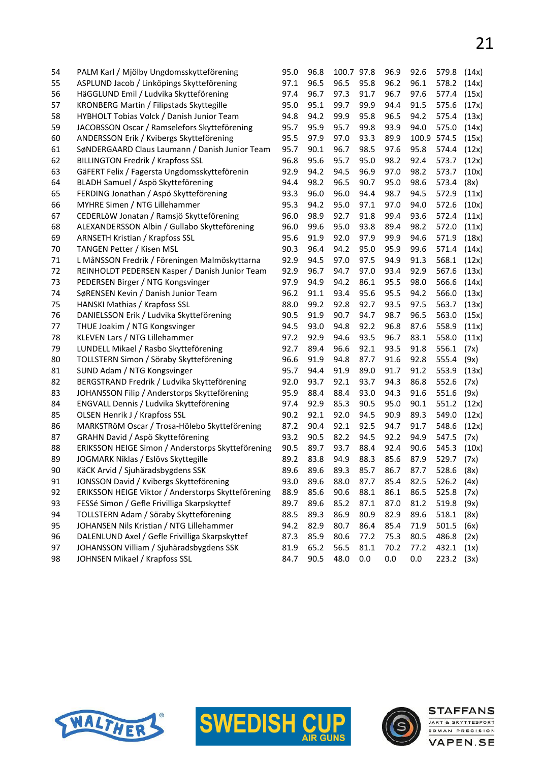| | | | | | | | | | |
|---|---|---|---|---|---|---|---|---|---|
| 54 | PALM Karl / Mjölby Ungdomsskytteförening | 95.0 | 96.8 | 100.7 | 97.8 | 96.9 | 92.6 | 579.8 | (14x) |
| 55 | ASPLUND Jacob / Linköpings Skytteförening | 97.1 | 96.5 | 96.5 | 95.8 | 96.2 | 96.1 | 578.2 | (14x) |
| 56 | HäGGLUND Emil / Ludvika Skytteförening | 97.4 | 96.7 | 97.3 | 91.7 | 96.7 | 97.6 | 577.4 | (15x) |
| 57 | KRONBERG Martin / Filipstads Skyttegille | 95.0 | 95.1 | 99.7 | 99.9 | 94.4 | 91.5 | 575.6 | (17x) |
| 58 | HYBHOLT Tobias Volck / Danish Junior Team | 94.8 | 94.2 | 99.9 | 95.8 | 96.5 | 94.2 | 575.4 | (13x) |
| 59 | JACOBSSON Oscar / Ramselefors Skytteförening | 95.7 | 95.9 | 95.7 | 99.8 | 93.9 | 94.0 | 575.0 | (14x) |
| 60 | ANDERSSON Erik / Kvibergs Skytteförening | 95.5 | 97.9 | 97.0 | 93.3 | 89.9 | 100.9 | 574.5 | (15x) |
| 61 | SøNDERGAARD Claus Laumann / Danish Junior Team | 95.7 | 90.1 | 96.7 | 98.5 | 97.6 | 95.8 | 574.4 | (12x) |
| 62 | BILLINGTON Fredrik / Krapfoss SSL | 96.8 | 95.6 | 95.7 | 95.0 | 98.2 | 92.4 | 573.7 | (12x) |
| 63 | GäFERT Felix / Fagersta Ungdomsskytteförenin | 92.9 | 94.2 | 94.5 | 96.9 | 97.0 | 98.2 | 573.7 | (10x) |
| 64 | BLADH Samuel / Aspö Skytteförening | 94.4 | 98.2 | 96.5 | 90.7 | 95.0 | 98.6 | 573.4 | (8x) |
| 65 | FERDING Jonathan / Aspö Skytteförening | 93.3 | 96.0 | 96.0 | 94.4 | 98.7 | 94.5 | 572.9 | (11x) |
| 66 | MYHRE Simen / NTG Lillehammer | 95.3 | 94.2 | 95.0 | 97.1 | 97.0 | 94.0 | 572.6 | (10x) |
| 67 | CEDERLöW Jonatan / Ramsjö Skytteförening | 96.0 | 98.9 | 92.7 | 91.8 | 99.4 | 93.6 | 572.4 | (11x) |
| 68 | ALEXANDERSSON Albin / Gullabo Skytteförening | 96.0 | 99.6 | 95.0 | 93.8 | 89.4 | 98.2 | 572.0 | (11x) |
| 69 | ARNSETH Kristian / Krapfoss SSL | 95.6 | 91.9 | 92.0 | 97.9 | 99.9 | 94.6 | 571.9 | (18x) |
| 70 | TANGEN Petter / Kisen MSL | 90.3 | 96.4 | 94.2 | 95.0 | 95.9 | 99.6 | 571.4 | (14x) |
| 71 | L MåNSSON Fredrik / Föreningen Malmöskyttarna | 92.9 | 94.5 | 97.0 | 97.5 | 94.9 | 91.3 | 568.1 | (12x) |
| 72 | REINHOLDT PEDERSEN Kasper / Danish Junior Team | 92.9 | 96.7 | 94.7 | 97.0 | 93.4 | 92.9 | 567.6 | (13x) |
| 73 | PEDERSEN Birger / NTG Kongsvinger | 97.9 | 94.9 | 94.2 | 86.1 | 95.5 | 98.0 | 566.6 | (14x) |
| 74 | SøRENSEN Kevin / Danish Junior Team | 96.2 | 91.1 | 93.4 | 95.6 | 95.5 | 94.2 | 566.0 | (13x) |
| 75 | HANSKI Mathias / Krapfoss SSL | 88.0 | 99.2 | 92.8 | 92.7 | 93.5 | 97.5 | 563.7 | (13x) |
| 76 | DANIELSSON Erik / Ludvika Skytteförening | 90.5 | 91.9 | 90.7 | 94.7 | 98.7 | 96.5 | 563.0 | (15x) |
| 77 | THUE Joakim / NTG Kongsvinger | 94.5 | 93.0 | 94.8 | 92.2 | 96.8 | 87.6 | 558.9 | (11x) |
| 78 | KLEVEN Lars / NTG Lillehammer | 97.2 | 92.9 | 94.6 | 93.5 | 96.7 | 83.1 | 558.0 | (11x) |
| 79 | LUNDELL Mikael / Rasbo Skytteförening | 92.7 | 89.4 | 96.6 | 92.1 | 93.5 | 91.8 | 556.1 | (7x) |
| 80 | TOLLSTERN Simon / Söraby Skytteförening | 96.6 | 91.9 | 94.8 | 87.7 | 91.6 | 92.8 | 555.4 | (9x) |
| 81 | SUND Adam / NTG Kongsvinger | 95.7 | 94.4 | 91.9 | 89.0 | 91.7 | 91.2 | 553.9 | (13x) |
| 82 | BERGSTRAND Fredrik / Ludvika Skytteförening | 92.0 | 93.7 | 92.1 | 93.7 | 94.3 | 86.8 | 552.6 | (7x) |
| 83 | JOHANSSON Filip / Anderstorps Skytteförening | 95.9 | 88.4 | 88.4 | 93.0 | 94.3 | 91.6 | 551.6 | (9x) |
| 84 | ENGVALL Dennis / Ludvika Skytteförening | 97.4 | 92.9 | 85.3 | 90.5 | 95.0 | 90.1 | 551.2 | (12x) |
| 85 | OLSEN Henrik J / Krapfoss SSL | 90.2 | 92.1 | 92.0 | 94.5 | 90.9 | 89.3 | 549.0 | (12x) |
| 86 | MARKSTRöM Oscar / Trosa-Hölebo Skytteförening | 87.2 | 90.4 | 92.1 | 92.5 | 94.7 | 91.7 | 548.6 | (12x) |
| 87 | GRAHN David / Aspö Skytteförening | 93.2 | 90.5 | 82.2 | 94.5 | 92.2 | 94.9 | 547.5 | (7x) |
| 88 | ERIKSSON HEIGE Simon / Anderstorps Skytteförening | 90.5 | 89.7 | 93.7 | 88.4 | 92.4 | 90.6 | 545.3 | (10x) |
| 89 | JOGMARK Niklas / Eslövs Skyttegille | 89.2 | 83.8 | 94.9 | 88.3 | 85.6 | 87.9 | 529.7 | (7x) |
| 90 | KäCK Arvid / Sjuhäradsbygdens SSK | 89.6 | 89.6 | 89.3 | 85.7 | 86.7 | 87.7 | 528.6 | (8x) |
| 91 | JONSSON David / Kvibergs Skytteförening | 93.0 | 89.6 | 88.0 | 87.7 | 85.4 | 82.5 | 526.2 | (4x) |
| 92 | ERIKSSON HEIGE Viktor / Anderstorps Skytteförening | 88.9 | 85.6 | 90.6 | 88.1 | 86.1 | 86.5 | 525.8 | (7x) |
| 93 | FESSé Simon / Gefle Frivilliga Skarpskyttef | 89.7 | 89.6 | 85.2 | 87.1 | 87.0 | 81.2 | 519.8 | (9x) |
| 94 | TOLLSTERN Adam / Söraby Skytteförening | 88.5 | 89.3 | 86.9 | 80.9 | 82.9 | 89.6 | 518.1 | (8x) |
| 95 | JOHANSEN Nils Kristian / NTG Lillehammer | 94.2 | 82.9 | 80.7 | 86.4 | 85.4 | 71.9 | 501.5 | (6x) |
| 96 | DALENLUND Axel / Gefle Frivilliga Skarpskyttef | 87.3 | 85.9 | 80.6 | 77.2 | 75.3 | 80.5 | 486.8 | (2x) |
| 97 | JOHANSSON William / Sjuhäradsbygdens SSK | 81.9 | 65.2 | 56.5 | 81.1 | 70.2 | 77.2 | 432.1 | (1x) |
| 98 | JOHNSEN Mikael / Krapfoss SSL | 84.7 | 90.5 | 48.0 | 0.0 | 0.0 | 0.0 | 223.2 | (3x) |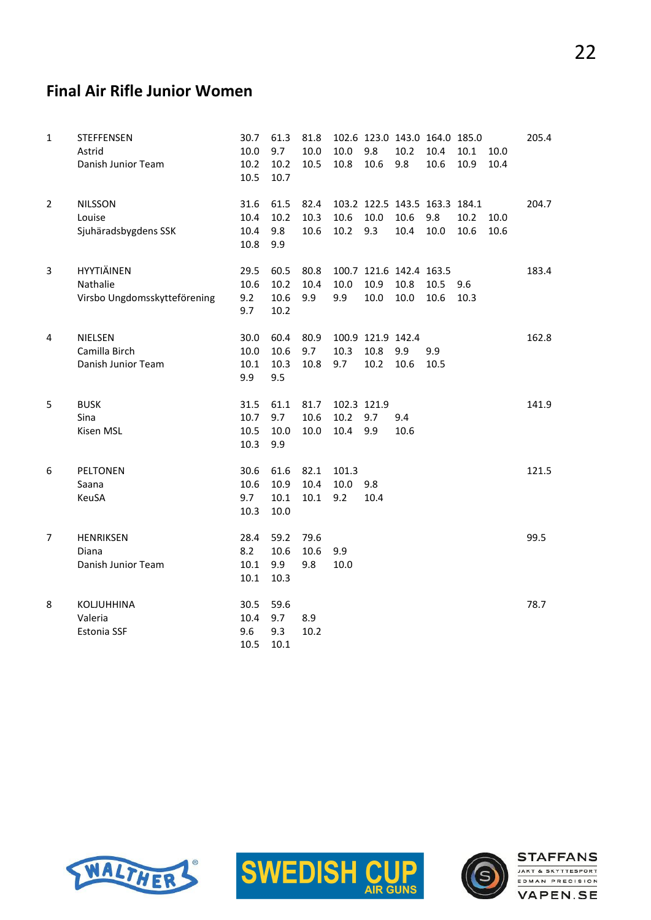## Final Air Rifle Junior Women

| | | | | | | | | | | | |
|---|---|---|---|---|---|---|---|---|---|---|---|
| 1 | STEFFENSEN | 30.7 | 61.3 | 81.8 | 102.6 | 123.0 | 143.0 | 164.0 | 185.0 | | 205.4 |
| | Astrid | 10.0 | 9.7 | 10.0 | 10.0 | 9.8 | 10.2 | 10.4 | 10.1 | 10.0 | |
| | Danish Junior Team | 10.2 | 10.2 | 10.5 | 10.8 | 10.6 | 9.8 | 10.6 | 10.9 | 10.4 | |
| | | 10.5 | 10.7 | | | | | | | | |
| 2 | NILSSON | 31.6 | 61.5 | 82.4 | 103.2 | 122.5 | 143.5 | 163.3 | 184.1 | | 204.7 |
| | Louise | 10.4 | 10.2 | 10.3 | 10.6 | 10.0 | 10.6 | 9.8 | 10.2 | 10.0 | |
| | Sjuhäradsbygdens SSK | 10.4 | 9.8 | 10.6 | 10.2 | 9.3 | 10.4 | 10.0 | 10.6 | 10.6 | |
| | | 10.8 | 9.9 | | | | | | | | |
| 3 | HYYTIÄINEN | 29.5 | 60.5 | 80.8 | 100.7 | 121.6 | 142.4 | 163.5 | | | 183.4 |
| | Nathalie | 10.6 | 10.2 | 10.4 | 10.0 | 10.9 | 10.8 | 10.5 | 9.6 | | |
| | Virsbo Ungdomsskytteförening | 9.2 | 10.6 | 9.9 | 9.9 | 10.0 | 10.0 | 10.6 | 10.3 | | |
| | | 9.7 | 10.2 | | | | | | | | |
| 4 | NIELSEN | 30.0 | 60.4 | 80.9 | 100.9 | 121.9 | 142.4 | | | | 162.8 |
| | Camilla Birch | 10.0 | 10.6 | 9.7 | 10.3 | 10.8 | 9.9 | 9.9 | | | |
| | Danish Junior Team | 10.1 | 10.3 | 10.8 | 9.7 | 10.2 | 10.6 | 10.5 | | | |
| | | 9.9 | 9.5 | | | | | | | | |
| 5 | BUSK | 31.5 | 61.1 | 81.7 | 102.3 | 121.9 | | | | | 141.9 |
| | Sina | 10.7 | 9.7 | 10.6 | 10.2 | 9.7 | 9.4 | | | | |
| | Kisen MSL | 10.5 | 10.0 | 10.0 | 10.4 | 9.9 | 10.6 | | | | |
| | | 10.3 | 9.9 | | | | | | | | |
| 6 | PELTONEN | 30.6 | 61.6 | 82.1 | 101.3 | | | | | | 121.5 |
| | Saana | 10.6 | 10.9 | 10.4 | 10.0 | 9.8 | | | | | |
| | KeuSA | 9.7 | 10.1 | 10.1 | 9.2 | 10.4 | | | | | |
| | | 10.3 | 10.0 | | | | | | | | |
| 7 | HENRIKSEN | 28.4 | 59.2 | 79.6 | | | | | | | 99.5 |
| | Diana | 8.2 | 10.6 | 10.6 | 9.9 | | | | | | |
| | Danish Junior Team | 10.1 | 9.9 | 9.8 | 10.0 | | | | | | |
| | | 10.1 | 10.3 | | | | | | | | |
| 8 | KOLJUHHINA | 30.5 | 59.6 | | | | | | | | 78.7 |
| | Valeria | 10.4 | 9.7 | 8.9 | | | | | | | |
| | Estonia SSF | 9.6 | 9.3 | 10.2 | | | | | | | |
| | | 10.5 | 10.1 | | | | | | | | |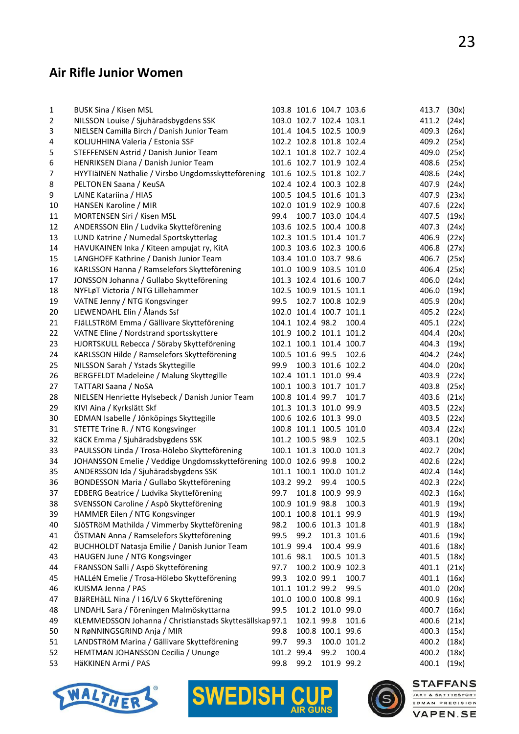## Air Rifle Junior Women

| | | | | | | | |
|---|---|---|---|---|---|---|---|
| 1 | BUSK Sina / Kisen MSL | 103.8 | 101.6 | 104.7 | 103.6 | 413.7 | (30x) |
| 2 | NILSSON Louise / Sjuhäradsbygdens SSK | 103.0 | 102.7 | 102.4 | 103.1 | 411.2 | (24x) |
| 3 | NIELSEN Camilla Birch / Danish Junior Team | 101.4 | 104.5 | 102.5 | 100.9 | 409.3 | (26x) |
| 4 | KOLJUHHINA Valeria / Estonia SSF | 102.2 | 102.8 | 101.8 | 102.4 | 409.2 | (25x) |
| 5 | STEFFENSEN Astrid / Danish Junior Team | 102.1 | 101.8 | 102.7 | 102.4 | 409.0 | (25x) |
| 6 | HENRIKSEN Diana / Danish Junior Team | 101.6 | 102.7 | 101.9 | 102.4 | 408.6 | (25x) |
| 7 | HYYTIäINEN Nathalie / Virsbo Ungdomsskytteförening | 101.6 | 102.5 | 101.8 | 102.7 | 408.6 | (24x) |
| 8 | PELTONEN Saana / KeuSA | 102.4 | 102.4 | 100.3 | 102.8 | 407.9 | (24x) |
| 9 | LAINE Katariina / HIAS | 100.5 | 104.5 | 101.6 | 101.3 | 407.9 | (23x) |
| 10 | HANSEN Karoline / MIR | 102.0 | 101.9 | 102.9 | 100.8 | 407.6 | (22x) |
| 11 | MORTENSEN Siri / Kisen MSL | 99.4 | 100.7 | 103.0 | 104.4 | 407.5 | (19x) |
| 12 | ANDERSSON Elin / Ludvika Skytteförening | 103.6 | 102.5 | 100.4 | 100.8 | 407.3 | (24x) |
| 13 | LUND Katrine / Numedal Sportsskytterlag | 102.3 | 101.5 | 101.4 | 101.7 | 406.9 | (22x) |
| 14 | HAVUKAINEN Inka / Kiteen ampujat ry, KitA | 100.3 | 103.6 | 102.3 | 100.6 | 406.8 | (27x) |
| 15 | LANGHOFF Kathrine / Danish Junior Team | 103.4 | 101.0 | 103.7 | 98.6 | 406.7 | (25x) |
| 16 | KARLSSON Hanna / Ramselefors Skytteförening | 101.0 | 100.9 | 103.5 | 101.0 | 406.4 | (25x) |
| 17 | JONSSON Johanna / Gullabo Skytteförening | 101.3 | 102.4 | 101.6 | 100.7 | 406.0 | (24x) |
| 18 | NYFLøT Victoria / NTG Lillehammer | 102.5 | 100.9 | 101.5 | 101.1 | 406.0 | (19x) |
| 19 | VATNE Jenny / NTG Kongsvinger | 99.5 | 102.7 | 100.8 | 102.9 | 405.9 | (20x) |
| 20 | LIEWENDAHL Elin / Ålands Ssf | 102.0 | 101.4 | 100.7 | 101.1 | 405.2 | (22x) |
| 21 | FJäLLSTRöM Emma / Gällivare Skytteförening | 104.1 | 102.4 | 98.2 | 100.4 | 405.1 | (22x) |
| 22 | VATNE Eline / Nordstrand sportsskyttere | 101.9 | 100.2 | 101.1 | 101.2 | 404.4 | (20x) |
| 23 | HJORTSKULL Rebecca / Söraby Skytteförening | 102.1 | 100.1 | 101.4 | 100.7 | 404.3 | (19x) |
| 24 | KARLSSON Hilde / Ramselefors Skytteförening | 100.5 | 101.6 | 99.5 | 102.6 | 404.2 | (24x) |
| 25 | NILSSON Sarah / Ystads Skyttegille | 99.9 | 100.3 | 101.6 | 102.2 | 404.0 | (20x) |
| 26 | BERGFELDT Madeleine / Malung Skyttegille | 102.4 | 101.1 | 101.0 | 99.4 | 403.9 | (22x) |
| 27 | TATTARI Saana / NoSA | 100.1 | 100.3 | 101.7 | 101.7 | 403.8 | (25x) |
| 28 | NIELSEN Henriette Hylsebeck / Danish Junior Team | 100.8 | 101.4 | 99.7 | 101.7 | 403.6 | (21x) |
| 29 | KIVI Aina / Kyrkslätt Skf | 101.3 | 101.3 | 101.0 | 99.9 | 403.5 | (22x) |
| 30 | EDMAN Isabelle / Jönköpings Skyttegille | 100.6 | 102.6 | 101.3 | 99.0 | 403.5 | (22x) |
| 31 | STETTE Trine R. / NTG Kongsvinger | 100.8 | 101.1 | 100.5 | 101.0 | 403.4 | (22x) |
| 32 | KäCK Emma / Sjuhäradsbygdens SSK | 101.2 | 100.5 | 98.9 | 102.5 | 403.1 | (20x) |
| 33 | PAULSSON Linda / Trosa-Hölebo Skytteförening | 100.1 | 101.3 | 100.0 | 101.3 | 402.7 | (20x) |
| 34 | JOHANSSON Emelie / Veddige Ungdomsskytteförening | 100.0 | 102.6 | 99.8 | 100.2 | 402.6 | (22x) |
| 35 | ANDERSSON Ida / Sjuhäradsbygdens SSK | 101.1 | 100.1 | 100.0 | 101.2 | 402.4 | (14x) |
| 36 | BONDESSON Maria / Gullabo Skytteförening | 103.2 | 99.2 | 99.4 | 100.5 | 402.3 | (22x) |
| 37 | EDBERG Beatrice / Ludvika Skytteförening | 99.7 | 101.8 | 100.9 | 99.9 | 402.3 | (16x) |
| 38 | SVENSSON Caroline / Aspö Skytteförening | 100.9 | 101.9 | 98.8 | 100.3 | 401.9 | (19x) |
| 39 | HAMMER Eilen / NTG Kongsvinger | 100.1 | 100.8 | 101.1 | 99.9 | 401.9 | (19x) |
| 40 | SJöSTRöM Mathilda / Vimmerby Skytteförening | 98.2 | 100.6 | 101.3 | 101.8 | 401.9 | (18x) |
| 41 | ÖSTMAN Anna / Ramselefors Skytteförening | 99.5 | 99.2 | 101.3 | 101.6 | 401.6 | (19x) |
| 42 | BUCHHOLDT Natasja Emilie / Danish Junior Team | 101.9 | 99.4 | 100.4 | 99.9 | 401.6 | (18x) |
| 43 | HAUGEN June / NTG Kongsvinger | 101.6 | 98.1 | 100.5 | 101.3 | 401.5 | (18x) |
| 44 | FRANSSON Salli / Aspö Skytteförening | 97.7 | 100.2 | 100.9 | 102.3 | 401.1 | (21x) |
| 45 | HALLéN Emelie / Trosa-Hölebo Skytteförening | 99.3 | 102.0 | 99.1 | 100.7 | 401.1 | (16x) |
| 46 | KUISMA Jenna / PAS | 101.1 | 101.2 | 99.2 | 99.5 | 401.0 | (20x) |
| 47 | BJäREHäLL Nina / I 16/LV 6 Skytteförening | 101.0 | 100.0 | 100.8 | 99.1 | 400.9 | (16x) |
| 48 | LINDAHL Sara / Föreningen Malmöskyttarna | 99.5 | 101.2 | 101.0 | 99.0 | 400.7 | (16x) |
| 49 | KLEMMEDSSON Johanna / Christianstads Skyttesällskap | 97.1 | 102.1 | 99.8 | 101.6 | 400.6 | (21x) |
| 50 | N RøNNINGSGRIND Anja / MIR | 99.8 | 100.8 | 100.1 | 99.6 | 400.3 | (15x) |
| 51 | LANDSTRöM Marina / Gällivare Skytteförening | 99.7 | 99.3 | 100.0 | 101.2 | 400.2 | (18x) |
| 52 | HEMTMAN JOHANSSON Cecilia / Ununge | 101.2 | 99.4 | 99.2 | 100.4 | 400.2 | (18x) |
| 53 | HäKKINEN Armi / PAS | 99.8 | 99.2 | 101.9 | 99.2 | 400.1 | (19x) |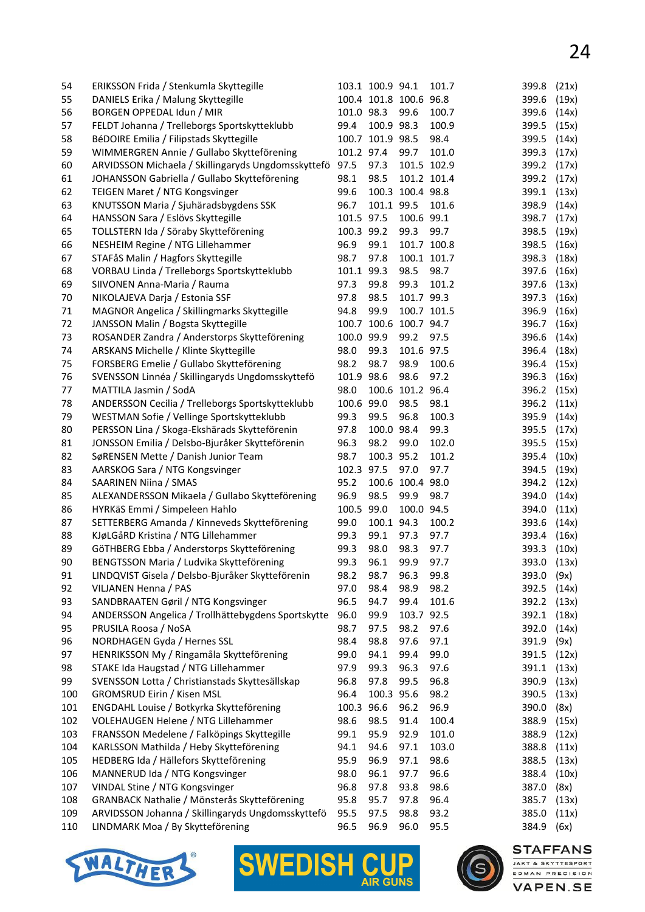| | | | | | | | |
|---|---|---|---|---|---|---|---|
| 54 | ERIKSSON Frida / Stenkumla Skyttegille | 103.1 | 100.9 | 94.1 | 101.7 | 399.8 | (21x) |
| 55 | DANIELS Erika / Malung Skyttegille | 100.4 | 101.8 | 100.6 | 96.8 | 399.6 | (19x) |
| 56 | BORGEN OPPEDAL Idun / MIR | 101.0 | 98.3 | 99.6 | 100.7 | 399.6 | (14x) |
| 57 | FELDT Johanna / Trelleborgs Sportskytteklubb | 99.4 | 100.9 | 98.3 | 100.9 | 399.5 | (15x) |
| 58 | BéDOIRE Emilia / Filipstads Skyttegille | 100.7 | 101.9 | 98.5 | 98.4 | 399.5 | (14x) |
| 59 | WIMMERGREN Annie / Gullabo Skytteförening | 101.2 | 97.4 | 99.7 | 101.0 | 399.3 | (17x) |
| 60 | ARVIDSSON Michaela / Skillingaryds Ungdomsskyttefö | 97.5 | 97.3 | 101.5 | 102.9 | 399.2 | (17x) |
| 61 | JOHANSSON Gabriella / Gullabo Skytteförening | 98.1 | 98.5 | 101.2 | 101.4 | 399.2 | (17x) |
| 62 | TEIGEN Maret / NTG Kongsvinger | 99.6 | 100.3 | 100.4 | 98.8 | 399.1 | (13x) |
| 63 | KNUTSSON Maria / Sjuhäradsbygdens SSK | 96.7 | 101.1 | 99.5 | 101.6 | 398.9 | (14x) |
| 64 | HANSSON Sara / Eslövs Skyttegille | 101.5 | 97.5 | 100.6 | 99.1 | 398.7 | (17x) |
| 65 | TOLLSTERN Ida / Söraby Skytteförening | 100.3 | 99.2 | 99.3 | 99.7 | 398.5 | (19x) |
| 66 | NESHEIM Regine / NTG Lillehammer | 96.9 | 99.1 | 101.7 | 100.8 | 398.5 | (16x) |
| 67 | STAFåS Malin / Hagfors Skyttegille | 98.7 | 97.8 | 100.1 | 101.7 | 398.3 | (18x) |
| 68 | VORBAU Linda / Trelleborgs Sportskytteklubb | 101.1 | 99.3 | 98.5 | 98.7 | 397.6 | (16x) |
| 69 | SIIVONEN Anna-Maria / Rauma | 97.3 | 99.8 | 99.3 | 101.2 | 397.6 | (13x) |
| 70 | NIKOLAJEVA Darja / Estonia SSF | 97.8 | 98.5 | 101.7 | 99.3 | 397.3 | (16x) |
| 71 | MAGNOR Angelica / Skillingmarks Skyttegille | 94.8 | 99.9 | 100.7 | 101.5 | 396.9 | (16x) |
| 72 | JANSSON Malin / Bogsta Skyttegille | 100.7 | 100.6 | 100.7 | 94.7 | 396.7 | (16x) |
| 73 | ROSANDER Zandra / Anderstorps Skytteförening | 100.0 | 99.9 | 99.2 | 97.5 | 396.6 | (14x) |
| 74 | ARSKANS Michelle / Klinte Skyttegille | 98.0 | 99.3 | 101.6 | 97.5 | 396.4 | (18x) |
| 75 | FORSBERG Emelie / Gullabo Skytteförening | 98.2 | 98.7 | 98.9 | 100.6 | 396.4 | (15x) |
| 76 | SVENSSON Linnéa / Skillingaryds Ungdomsskyttefö | 101.9 | 98.6 | 98.6 | 97.2 | 396.3 | (16x) |
| 77 | MATTILA Jasmin / SodA | 98.0 | 100.6 | 101.2 | 96.4 | 396.2 | (15x) |
| 78 | ANDERSSON Cecilia / Trelleborgs Sportskytteklubb | 100.6 | 99.0 | 98.5 | 98.1 | 396.2 | (11x) |
| 79 | WESTMAN Sofie / Vellinge Sportskytteklubb | 99.3 | 99.5 | 96.8 | 100.3 | 395.9 | (14x) |
| 80 | PERSSON Lina / Skoga-Ekshärads Skytteförenin | 97.8 | 100.0 | 98.4 | 99.3 | 395.5 | (17x) |
| 81 | JONSSON Emilia / Delsbo-Bjuråker Skytteförenin | 96.3 | 98.2 | 99.0 | 102.0 | 395.5 | (15x) |
| 82 | SøRENSEN Mette / Danish Junior Team | 98.7 | 100.3 | 95.2 | 101.2 | 395.4 | (10x) |
| 83 | AARSKOG Sara / NTG Kongsvinger | 102.3 | 97.5 | 97.0 | 97.7 | 394.5 | (19x) |
| 84 | SAARINEN Niina / SMAS | 95.2 | 100.6 | 100.4 | 98.0 | 394.2 | (12x) |
| 85 | ALEXANDERSSON Mikaela / Gullabo Skytteförening | 96.9 | 98.5 | 99.9 | 98.7 | 394.0 | (14x) |
| 86 | HYRKäS Emmi / Simpeleen Hahlo | 100.5 | 99.0 | 100.0 | 94.5 | 394.0 | (11x) |
| 87 | SETTERBERG Amanda / Kinneveds Skytteförening | 99.0 | 100.1 | 94.3 | 100.2 | 393.6 | (14x) |
| 88 | KJøLGåRD Kristina / NTG Lillehammer | 99.3 | 99.1 | 97.3 | 97.7 | 393.4 | (16x) |
| 89 | GöTHBERG Ebba / Anderstorps Skytteförening | 99.3 | 98.0 | 98.3 | 97.7 | 393.3 | (10x) |
| 90 | BENGTSSON Maria / Ludvika Skytteförening | 99.3 | 96.1 | 99.9 | 97.7 | 393.0 | (13x) |
| 91 | LINDQVIST Gisela / Delsbo-Bjuråker Skytteförenin | 98.2 | 98.7 | 96.3 | 99.8 | 393.0 | (9x) |
| 92 | VILJANEN Henna / PAS | 97.0 | 98.4 | 98.9 | 98.2 | 392.5 | (14x) |
| 93 | SANDBRAATEN Gøril / NTG Kongsvinger | 96.5 | 94.7 | 99.4 | 101.6 | 392.2 | (13x) |
| 94 | ANDERSSON Angelica / Trollhättebygdens Sportskytte | 96.0 | 99.9 | 103.7 | 92.5 | 392.1 | (18x) |
| 95 | PRUSILA Roosa / NoSA | 98.7 | 97.5 | 98.2 | 97.6 | 392.0 | (14x) |
| 96 | NORDHAGEN Gyda / Hernes SSL | 98.4 | 98.8 | 97.6 | 97.1 | 391.9 | (9x) |
| 97 | HENRIKSSON My / Ringamåla Skytteförening | 99.0 | 94.1 | 99.4 | 99.0 | 391.5 | (12x) |
| 98 | STAKE Ida Haugstad / NTG Lillehammer | 97.9 | 99.3 | 96.3 | 97.6 | 391.1 | (13x) |
| 99 | SVENSSON Lotta / Christianstads Skyttesällskap | 96.8 | 97.8 | 99.5 | 96.8 | 390.9 | (13x) |
| 100 | GROMSRUD Eirin / Kisen MSL | 96.4 | 100.3 | 95.6 | 98.2 | 390.5 | (13x) |
| 101 | ENGDAHL Louise / Botkyrka Skytteförening | 100.3 | 96.6 | 96.2 | 96.9 | 390.0 | (8x) |
| 102 | VOLEHAUGEN Helene / NTG Lillehammer | 98.6 | 98.5 | 91.4 | 100.4 | 388.9 | (15x) |
| 103 | FRANSSON Medelene / Falköpings Skyttegille | 99.1 | 95.9 | 92.9 | 101.0 | 388.9 | (12x) |
| 104 | KARLSSON Mathilda / Heby Skytteförening | 94.1 | 94.6 | 97.1 | 103.0 | 388.8 | (11x) |
| 105 | HEDBERG Ida / Hällefors Skytteförening | 95.9 | 96.9 | 97.1 | 98.6 | 388.5 | (13x) |
| 106 | MANNERUD Ida / NTG Kongsvinger | 98.0 | 96.1 | 97.7 | 96.6 | 388.4 | (10x) |
| 107 | VINDAL Stine / NTG Kongsvinger | 96.8 | 97.8 | 93.8 | 98.6 | 387.0 | (8x) |
| 108 | GRANBACK Nathalie / Mönsterås Skytteförening | 95.8 | 95.7 | 97.8 | 96.4 | 385.7 | (13x) |
| 109 | ARVIDSSON Johanna / Skillingaryds Ungdomsskyttefö | 95.5 | 97.5 | 98.8 | 93.2 | 385.0 | (11x) |
| 110 | LINDMARK Moa / By Skytteförening | 96.5 | 96.9 | 96.0 | 95.5 | 384.9 | (6x) |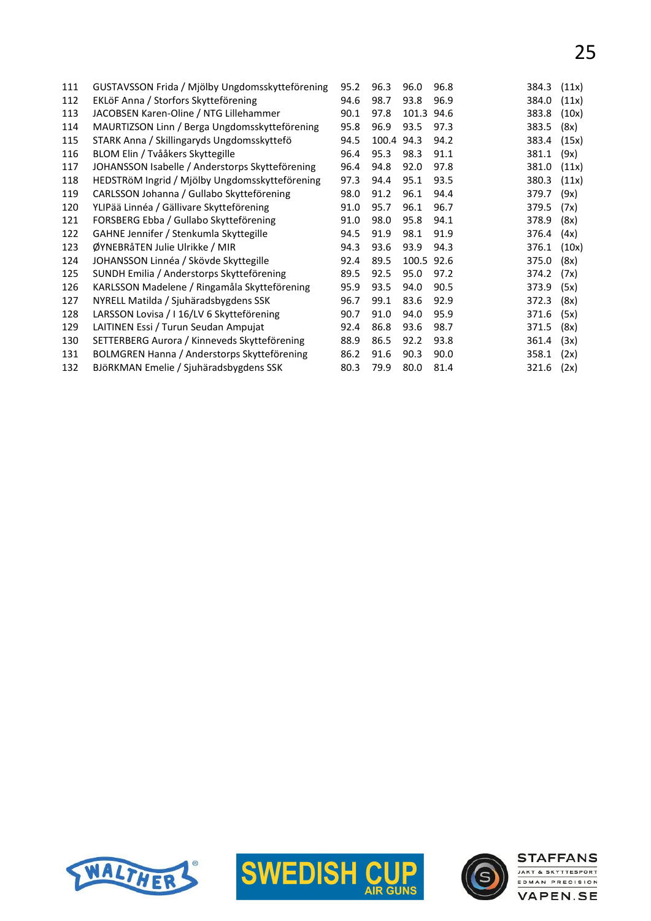| | | | | | | | |
|---|---|---|---|---|---|---|---|
| 111 | GUSTAVSSON Frida / Mjölby Ungdomsskytteförening | 95.2 | 96.3 | 96.0 | 96.8 | 384.3 | (11x) |
| 112 | EKLöF Anna / Storfors Skytteförening | 94.6 | 98.7 | 93.8 | 96.9 | 384.0 | (11x) |
| 113 | JACOBSEN Karen-Oline / NTG Lillehammer | 90.1 | 97.8 | 101.3 | 94.6 | 383.8 | (10x) |
| 114 | MAURTIZSON Linn / Berga Ungdomsskytteförening | 95.8 | 96.9 | 93.5 | 97.3 | 383.5 | (8x) |
| 115 | STARK Anna / Skillingaryds Ungdomsskyttefö | 94.5 | 100.4 | 94.3 | 94.2 | 383.4 | (15x) |
| 116 | BLOM Elin / Tvååkers Skyttegille | 96.4 | 95.3 | 98.3 | 91.1 | 381.1 | (9x) |
| 117 | JOHANSSON Isabelle / Anderstorps Skytteförening | 96.4 | 94.8 | 92.0 | 97.8 | 381.0 | (11x) |
| 118 | HEDSTRöM Ingrid / Mjölby Ungdomsskytteförening | 97.3 | 94.4 | 95.1 | 93.5 | 380.3 | (11x) |
| 119 | CARLSSON Johanna / Gullabo Skytteförening | 98.0 | 91.2 | 96.1 | 94.4 | 379.7 | (9x) |
| 120 | YLIPää Linnéa / Gällivare Skytteförening | 91.0 | 95.7 | 96.1 | 96.7 | 379.5 | (7x) |
| 121 | FORSBERG Ebba / Gullabo Skytteförening | 91.0 | 98.0 | 95.8 | 94.1 | 378.9 | (8x) |
| 122 | GAHNE Jennifer / Stenkumla Skyttegille | 94.5 | 91.9 | 98.1 | 91.9 | 376.4 | (4x) |
| 123 | ØYNEBRåTEN Julie Ulrikke / MIR | 94.3 | 93.6 | 93.9 | 94.3 | 376.1 | (10x) |
| 124 | JOHANSSON Linnéa / Skövde Skyttegille | 92.4 | 89.5 | 100.5 | 92.6 | 375.0 | (8x) |
| 125 | SUNDH Emilia / Anderstorps Skytteförening | 89.5 | 92.5 | 95.0 | 97.2 | 374.2 | (7x) |
| 126 | KARLSSON Madelene / Ringamåla Skytteförening | 95.9 | 93.5 | 94.0 | 90.5 | 373.9 | (5x) |
| 127 | NYRELL Matilda / Sjuhäradsbygdens SSK | 96.7 | 99.1 | 83.6 | 92.9 | 372.3 | (8x) |
| 128 | LARSSON Lovisa / I 16/LV 6 Skytteförening | 90.7 | 91.0 | 94.0 | 95.9 | 371.6 | (5x) |
| 129 | LAITINEN Essi / Turun Seudan Ampujat | 92.4 | 86.8 | 93.6 | 98.7 | 371.5 | (8x) |
| 130 | SETTERBERG Aurora / Kinneveds Skytteförening | 88.9 | 86.5 | 92.2 | 93.8 | 361.4 | (3x) |
| 131 | BOLMGREN Hanna / Anderstorps Skytteförening | 86.2 | 91.6 | 90.3 | 90.0 | 358.1 | (2x) |
| 132 | BJöRKMAN Emelie / Sjuhäradsbygdens SSK | 80.3 | 79.9 | 80.0 | 81.4 | 321.6 | (2x) |

WALTHER

SWEDISH CUP AIR GUNS

STAFFANS JAKT & SKYTTESPORT EDMAN PRECISION VAPEN.SE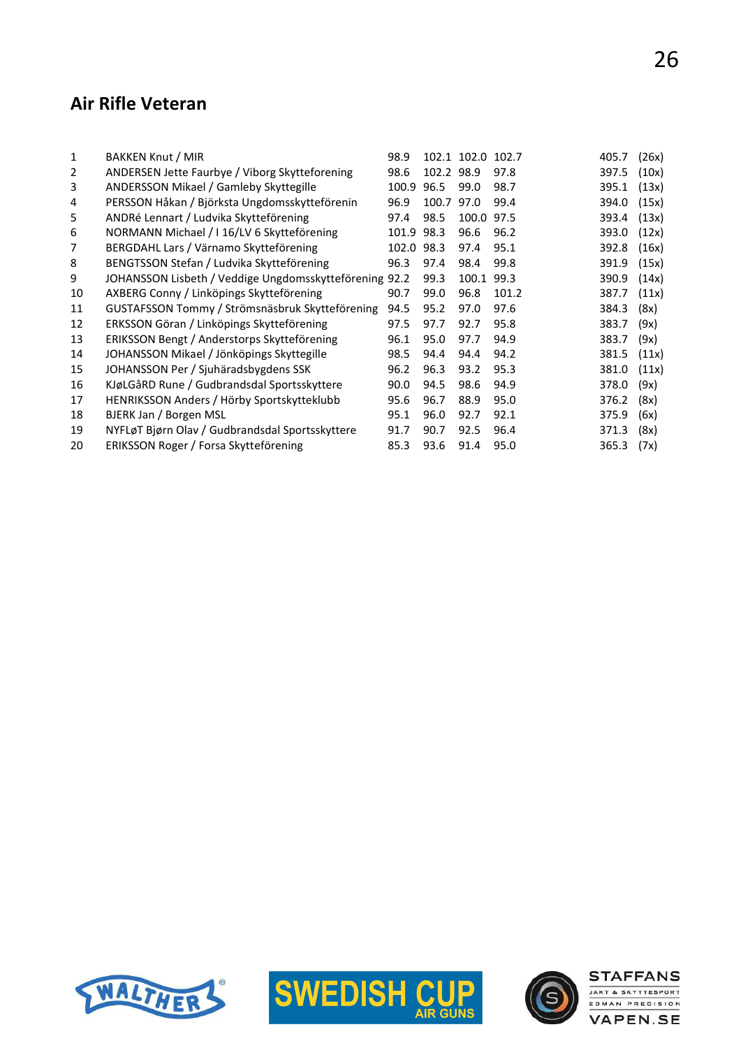## Air Rifle Veteran

| | | | | | | | |
|---|---|---|---|---|---|---|---|
| 1 | BAKKEN Knut / MIR | 98.9 | 102.1 | 102.0 | 102.7 | 405.7 | (26x) |
| 2 | ANDERSEN Jette Faurbye / Viborg Skytteforening | 98.6 | 102.2 | 98.9 | 97.8 | 397.5 | (10x) |
| 3 | ANDERSSON Mikael / Gamleby Skyttegille | 100.9 | 96.5 | 99.0 | 98.7 | 395.1 | (13x) |
| 4 | PERSSON Håkan / Björksta Ungdomsskytteförenin | 96.9 | 100.7 | 97.0 | 99.4 | 394.0 | (15x) |
| 5 | ANDRé Lennart / Ludvika Skytteförening | 97.4 | 98.5 | 100.0 | 97.5 | 393.4 | (13x) |
| 6 | NORMANN Michael / I 16/LV 6 Skytteförening | 101.9 | 98.3 | 96.6 | 96.2 | 393.0 | (12x) |
| 7 | BERGDAHL Lars / Värnamo Skytteförening | 102.0 | 98.3 | 97.4 | 95.1 | 392.8 | (16x) |
| 8 | BENGTSSON Stefan / Ludvika Skytteförening | 96.3 | 97.4 | 98.4 | 99.8 | 391.9 | (15x) |
| 9 | JOHANSSON Lisbeth / Veddige Ungdomsskytteförening | 92.2 | 99.3 | 100.1 | 99.3 | 390.9 | (14x) |
| 10 | AXBERG Conny / Linköpings Skytteförening | 90.7 | 99.0 | 96.8 | 101.2 | 387.7 | (11x) |
| 11 | GUSTAFSSON Tommy / Strömsnäsbruk Skytteförening | 94.5 | 95.2 | 97.0 | 97.6 | 384.3 | (8x) |
| 12 | ERKSSON Göran / Linköpings Skytteförening | 97.5 | 97.7 | 92.7 | 95.8 | 383.7 | (9x) |
| 13 | ERIKSSON Bengt / Anderstorps Skytteförening | 96.1 | 95.0 | 97.7 | 94.9 | 383.7 | (9x) |
| 14 | JOHANSSON Mikael / Jönköpings Skyttegille | 98.5 | 94.4 | 94.4 | 94.2 | 381.5 | (11x) |
| 15 | JOHANSSON Per / Sjuhäradsbygdens SSK | 96.2 | 96.3 | 93.2 | 95.3 | 381.0 | (11x) |
| 16 | KJøLGåRD Rune / Gudbrandsdal Sportsskyttere | 90.0 | 94.5 | 98.6 | 94.9 | 378.0 | (9x) |
| 17 | HENRIKSSON Anders / Hörby Sportskytteklubb | 95.6 | 96.7 | 88.9 | 95.0 | 376.2 | (8x) |
| 18 | BJERK Jan / Borgen MSL | 95.1 | 96.0 | 92.7 | 92.1 | 375.9 | (6x) |
| 19 | NYFLøT Bjørn Olav / Gudbrandsdal Sportsskyttere | 91.7 | 90.7 | 92.5 | 96.4 | 371.3 | (8x) |
| 20 | ERIKSSON Roger / Forsa Skytteförening | 85.3 | 93.6 | 91.4 | 95.0 | 365.3 | (7x) |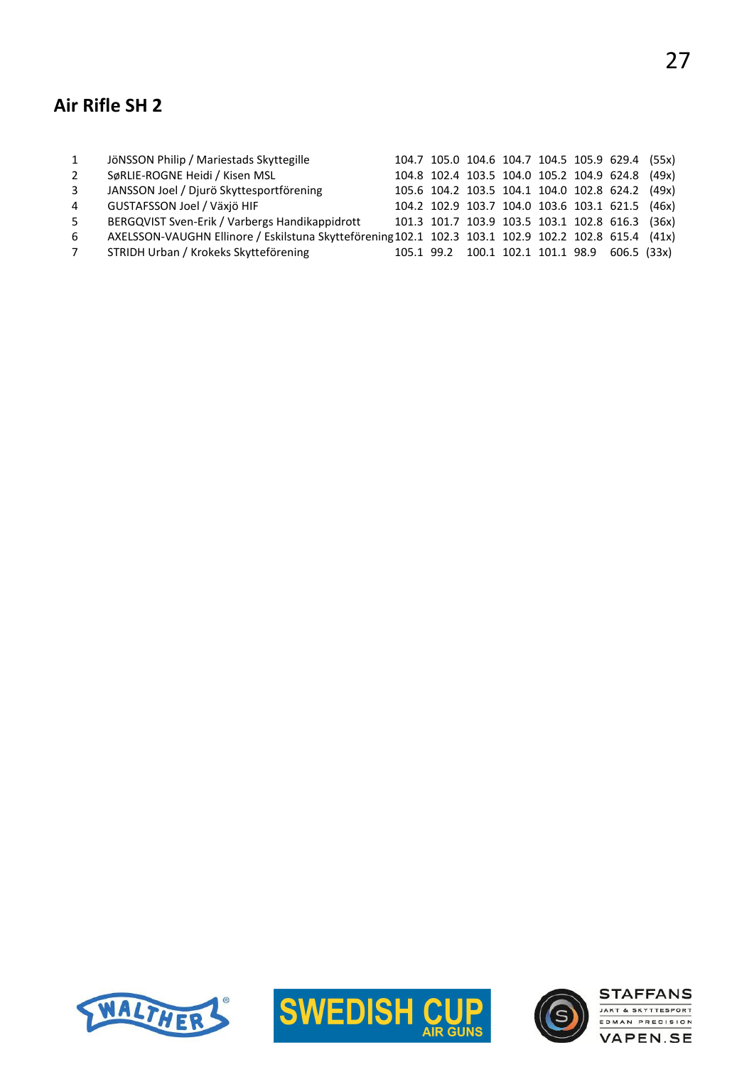## Air Rifle SH 2

| | | | | | | | | | |
|---|---|---|---|---|---|---|---|---|---|
| 1 | JöNSSON Philip / Mariestads Skyttegille | 104.7 | 105.0 | 104.6 | 104.7 | 104.5 | 105.9 | 629.4 | (55x) |
| 2 | SøRLIE-ROGNE Heidi / Kisen MSL | 104.8 | 102.4 | 103.5 | 104.0 | 105.2 | 104.9 | 624.8 | (49x) |
| 3 | JANSSON Joel / Djurö Skyttesportförening | 105.6 | 104.2 | 103.5 | 104.1 | 104.0 | 102.8 | 624.2 | (49x) |
| 4 | GUSTAFSSON Joel / Växjö HIF | 104.2 | 102.9 | 103.7 | 104.0 | 103.6 | 103.1 | 621.5 | (46x) |
| 5 | BERGQVIST Sven-Erik / Varbergs Handikappidrott | 101.3 | 101.7 | 103.9 | 103.5 | 103.1 | 102.8 | 616.3 | (36x) |
| 6 | AXELSSON-VAUGHN Ellinore / Eskilstuna Skytteförening | 102.1 | 102.3 | 103.1 | 102.9 | 102.2 | 102.8 | 615.4 | (41x) |
| 7 | STRIDH Urban / Krokeks Skytteförening | 105.1 | 99.2 | 100.1 | 102.1 | 101.1 | 98.9 | 606.5 | (33x) |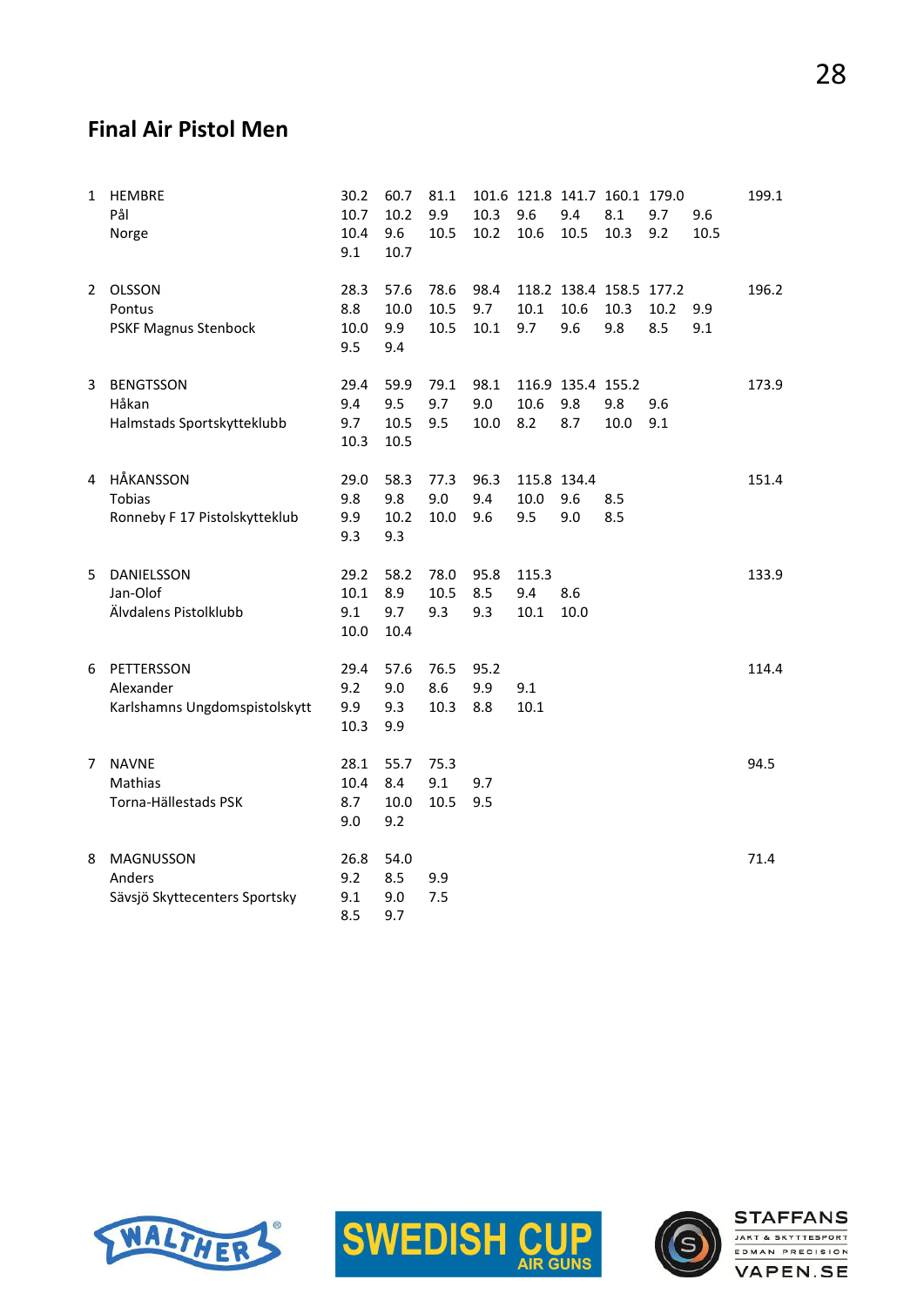## Final Air Pistol Men

| Rank | Name / Club | | | | | | | | | | Total |
|---|---|---|---|---|---|---|---|---|---|---|---|
| 1 | HEMBRE | 30.2 | 60.7 | 81.1 | 101.6 | 121.8 | 141.7 | 160.1 | 179.0 | | 199.1 |
| | Pål | 10.7 | 10.2 | 9.9 | 10.3 | 9.6 | 9.4 | 8.1 | 9.7 | 9.6 | |
| | Norge | 10.4 | 9.6 | 10.5 | 10.2 | 10.6 | 10.5 | 10.3 | 9.2 | 10.5 | |
| | | 9.1 | 10.7 | | | | | | | | |
| 2 | OLSSON | 28.3 | 57.6 | 78.6 | 98.4 | 118.2 | 138.4 | 158.5 | 177.2 | | 196.2 |
| | Pontus | 8.8 | 10.0 | 10.5 | 9.7 | 10.1 | 10.6 | 10.3 | 10.2 | 9.9 | |
| | PSKF Magnus Stenbock | 10.0 | 9.9 | 10.5 | 10.1 | 9.7 | 9.6 | 9.8 | 8.5 | 9.1 | |
| | | 9.5 | 9.4 | | | | | | | | |
| 3 | BENGTSSON | 29.4 | 59.9 | 79.1 | 98.1 | 116.9 | 135.4 | 155.2 | | | 173.9 |
| | Håkan | 9.4 | 9.5 | 9.7 | 9.0 | 10.6 | 9.8 | 9.8 | 9.6 | | |
| | Halmstads Sportskytteklubb | 9.7 | 10.5 | 9.5 | 10.0 | 8.2 | 8.7 | 10.0 | 9.1 | | |
| | | 10.3 | 10.5 | | | | | | | | |
| 4 | HÅKANSSON | 29.0 | 58.3 | 77.3 | 96.3 | 115.8 | 134.4 | | | | 151.4 |
| | Tobias | 9.8 | 9.8 | 9.0 | 9.4 | 10.0 | 9.6 | 8.5 | | | |
| | Ronneby F 17 Pistolskytteklub | 9.9 | 10.2 | 10.0 | 9.6 | 9.5 | 9.0 | 8.5 | | | |
| | | 9.3 | 9.3 | | | | | | | | |
| 5 | DANIELSSON | 29.2 | 58.2 | 78.0 | 95.8 | 115.3 | | | | | 133.9 |
| | Jan-Olof | 10.1 | 8.9 | 10.5 | 8.5 | 9.4 | 8.6 | | | | |
| | Älvdalens Pistolklubb | 9.1 | 9.7 | 9.3 | 9.3 | 10.1 | 10.0 | | | | |
| | | 10.0 | 10.4 | | | | | | | | |
| 6 | PETTERSSON | 29.4 | 57.6 | 76.5 | 95.2 | | | | | | 114.4 |
| | Alexander | 9.2 | 9.0 | 8.6 | 9.9 | 9.1 | | | | | |
| | Karlshamns Ungdomspistolskytt | 9.9 | 9.3 | 10.3 | 8.8 | 10.1 | | | | | |
| | | 10.3 | 9.9 | | | | | | | | |
| 7 | NAVNE | 28.1 | 55.7 | 75.3 | | | | | | | 94.5 |
| | Mathias | 10.4 | 8.4 | 9.1 | 9.7 | | | | | | |
| | Torna-Hällestads PSK | 8.7 | 10.0 | 10.5 | 9.5 | | | | | | |
| | | 9.0 | 9.2 | | | | | | | | |
| 8 | MAGNUSSON | 26.8 | 54.0 | | | | | | | | 71.4 |
| | Anders | 9.2 | 8.5 | 9.9 | | | | | | | |
| | Sävsjö Skyttecenters Sportsky | 9.1 | 9.0 | 7.5 | | | | | | | |
| | | 8.5 | 9.7 | | | | | | | | |

WALTHER

SWEDISH CUP AIR GUNS

STAFFANS JAKT & SKYTTESPORT EDMAN PRECISION VAPEN.SE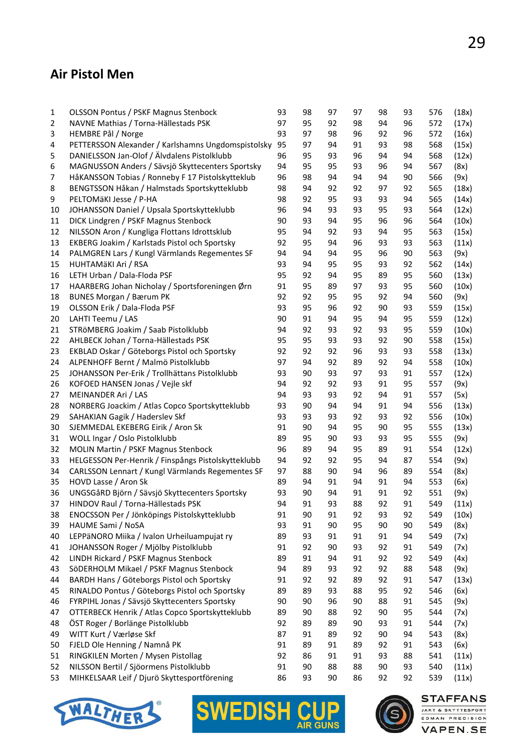## Air Pistol Men

| | | | | | | | | | |
|---|---|---|---|---|---|---|---|---|---|
| 1 | OLSSON Pontus / PSKF Magnus Stenbock | 93 | 98 | 97 | 97 | 98 | 93 | 576 | (18x) |
| 2 | NAVNE Mathias / Torna-Hällestads PSK | 97 | 95 | 92 | 98 | 94 | 96 | 572 | (17x) |
| 3 | HEMBRE Pål / Norge | 93 | 97 | 98 | 96 | 92 | 96 | 572 | (16x) |
| 4 | PETTERSSON Alexander / Karlshamns Ungdomspistolsky | 95 | 97 | 94 | 91 | 93 | 98 | 568 | (15x) |
| 5 | DANIELSSON Jan-Olof / Älvdalens Pistolklubb | 96 | 95 | 93 | 96 | 94 | 94 | 568 | (12x) |
| 6 | MAGNUSSON Anders / Sävsjö Skyttecenters Sportsky | 94 | 95 | 95 | 93 | 96 | 94 | 567 | (8x) |
| 7 | HåKANSSON Tobias / Ronneby F 17 Pistolskytteklub | 96 | 98 | 94 | 94 | 94 | 90 | 566 | (9x) |
| 8 | BENGTSSON Håkan / Halmstads Sportskytteklubb | 98 | 94 | 92 | 92 | 97 | 92 | 565 | (18x) |
| 9 | PELTOMäKI Jesse / P-HA | 98 | 92 | 95 | 93 | 93 | 94 | 565 | (14x) |
| 10 | JOHANSSON Daniel / Upsala Sportskytteklubb | 96 | 94 | 93 | 93 | 95 | 93 | 564 | (12x) |
| 11 | DICK Lindgren / PSKF Magnus Stenbock | 90 | 93 | 94 | 95 | 96 | 96 | 564 | (10x) |
| 12 | NILSSON Aron / Kungliga Flottans Idrottsklub | 95 | 94 | 92 | 93 | 94 | 95 | 563 | (15x) |
| 13 | EKBERG Joakim / Karlstads Pistol och Sportsky | 92 | 95 | 94 | 96 | 93 | 93 | 563 | (11x) |
| 14 | PALMGREN Lars / Kungl Värmlands Regementes SF | 94 | 94 | 94 | 95 | 96 | 90 | 563 | (9x) |
| 15 | HUHTAMäKI Ari / RSA | 93 | 94 | 95 | 95 | 93 | 92 | 562 | (14x) |
| 16 | LETH Urban / Dala-Floda PSF | 95 | 92 | 94 | 95 | 89 | 95 | 560 | (13x) |
| 17 | HAARBERG Johan Nicholay / Sportsforeningen Ørn | 91 | 95 | 89 | 97 | 93 | 95 | 560 | (10x) |
| 18 | BUNES Morgan / Bærum PK | 92 | 92 | 95 | 95 | 92 | 94 | 560 | (9x) |
| 19 | OLSSON Erik / Dala-Floda PSF | 93 | 95 | 96 | 92 | 90 | 93 | 559 | (15x) |
| 20 | LAHTI Teemu / LAS | 90 | 91 | 94 | 95 | 94 | 95 | 559 | (12x) |
| 21 | STRöMBERG Joakim / Saab Pistolklubb | 94 | 92 | 93 | 92 | 93 | 95 | 559 | (10x) |
| 22 | AHLBECK Johan / Torna-Hällestads PSK | 95 | 95 | 93 | 93 | 92 | 90 | 558 | (15x) |
| 23 | EKBLAD Oskar / Göteborgs Pistol och Sportsky | 92 | 92 | 92 | 96 | 93 | 93 | 558 | (13x) |
| 24 | ALPENHOFF Bernt / Malmö Pistolklubb | 97 | 94 | 92 | 89 | 92 | 94 | 558 | (10x) |
| 25 | JOHANSSON Per-Erik / Trollhättans Pistolklubb | 93 | 90 | 93 | 97 | 93 | 91 | 557 | (12x) |
| 26 | KOFOED HANSEN Jonas / Vejle skf | 94 | 92 | 92 | 93 | 91 | 95 | 557 | (9x) |
| 27 | MEINANDER Ari / LAS | 94 | 93 | 93 | 92 | 94 | 91 | 557 | (5x) |
| 28 | NORBERG Joackim / Atlas Copco Sportskytteklubb | 93 | 90 | 94 | 94 | 91 | 94 | 556 | (13x) |
| 29 | SAHAKIAN Gagik / Haderslev Skf | 93 | 93 | 93 | 92 | 93 | 92 | 556 | (10x) |
| 30 | SJEMMEDAL EKEBERG Eirik / Aron Sk | 91 | 90 | 94 | 95 | 90 | 95 | 555 | (13x) |
| 31 | WOLL Ingar / Oslo Pistolklubb | 89 | 95 | 90 | 93 | 93 | 95 | 555 | (9x) |
| 32 | MOLIN Martin / PSKF Magnus Stenbock | 96 | 89 | 94 | 95 | 89 | 91 | 554 | (12x) |
| 33 | HELGESSON Per-Henrik / Finspångs Pistolskytteklubb | 94 | 92 | 92 | 95 | 94 | 87 | 554 | (9x) |
| 34 | CARLSSON Lennart / Kungl Värmlands Regementes SF | 97 | 88 | 90 | 94 | 96 | 89 | 554 | (8x) |
| 35 | HOVD Lasse / Aron Sk | 89 | 94 | 91 | 94 | 91 | 94 | 553 | (6x) |
| 36 | UNGSGåRD Björn / Sävsjö Skyttecenters Sportsky | 93 | 90 | 94 | 91 | 91 | 92 | 551 | (9x) |
| 37 | HINDOV Raul / Torna-Hällestads PSK | 94 | 91 | 93 | 88 | 92 | 91 | 549 | (11x) |
| 38 | ENOCSSON Per / Jönköpings Pistolskytteklubb | 91 | 90 | 91 | 92 | 93 | 92 | 549 | (10x) |
| 39 | HAUME Sami / NoSA | 93 | 91 | 90 | 95 | 90 | 90 | 549 | (8x) |
| 40 | LEPPäNORO Miika / Ivalon Urheiluampujat ry | 89 | 93 | 91 | 91 | 91 | 94 | 549 | (7x) |
| 41 | JOHANSSON Roger / Mjölby Pistolklubb | 91 | 92 | 90 | 93 | 92 | 91 | 549 | (7x) |
| 42 | LINDH Rickard / PSKF Magnus Stenbock | 89 | 91 | 94 | 91 | 92 | 92 | 549 | (4x) |
| 43 | SöDERHOLM Mikael / PSKF Magnus Stenbock | 94 | 89 | 93 | 92 | 92 | 88 | 548 | (9x) |
| 44 | BARDH Hans / Göteborgs Pistol och Sportsky | 91 | 92 | 92 | 89 | 92 | 91 | 547 | (13x) |
| 45 | RINALDO Pontus / Göteborgs Pistol och Sportsky | 89 | 89 | 93 | 88 | 95 | 92 | 546 | (6x) |
| 46 | FYRPIHL Jonas / Sävsjö Skyttecenters Sportsky | 90 | 90 | 96 | 90 | 88 | 91 | 545 | (9x) |
| 47 | OTTERBECK Henrik / Atlas Copco Sportskytteklubb | 89 | 90 | 88 | 92 | 90 | 95 | 544 | (7x) |
| 48 | ÖST Roger / Borlänge Pistolklubb | 92 | 89 | 89 | 90 | 93 | 91 | 544 | (7x) |
| 49 | WITT Kurt / Værløse Skf | 87 | 91 | 89 | 92 | 90 | 94 | 543 | (8x) |
| 50 | FJELD Ole Henning / Namnå PK | 91 | 89 | 91 | 89 | 92 | 91 | 543 | (6x) |
| 51 | RINGKILEN Morten / Mysen Pistollag | 92 | 86 | 91 | 91 | 93 | 88 | 541 | (11x) |
| 52 | NILSSON Bertil / Sjöormens Pistolklubb | 91 | 90 | 88 | 88 | 90 | 93 | 540 | (11x) |
| 53 | MIHKELSAAR Leif / Djurö Skyttesportförening | 86 | 93 | 90 | 86 | 92 | 92 | 539 | (11x) |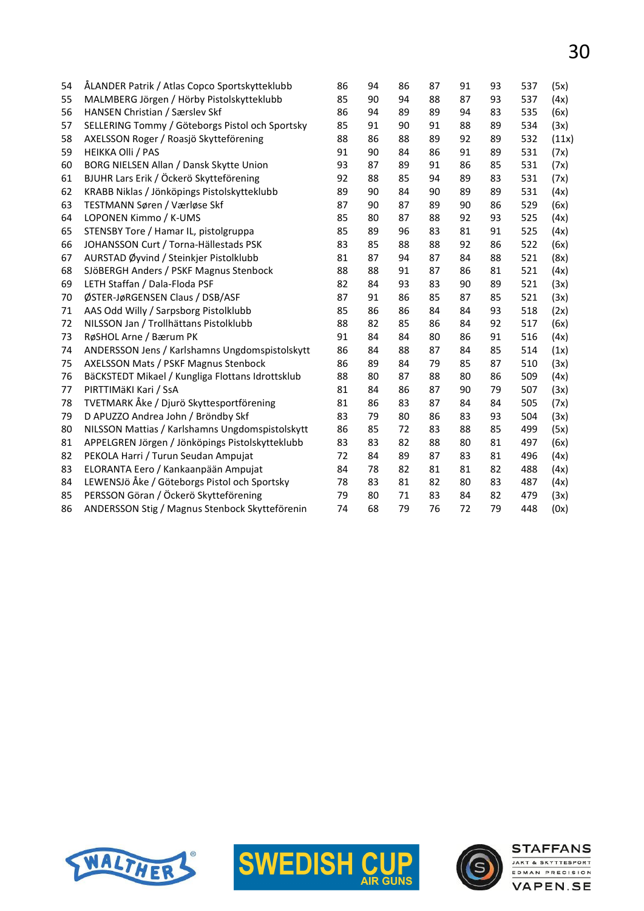| | | | | | | | | | |
|---|---|---|---|---|---|---|---|---|---|
| 54 | ÅLANDER Patrik / Atlas Copco Sportskytteklubb | 86 | 94 | 86 | 87 | 91 | 93 | 537 | (5x) |
| 55 | MALMBERG Jörgen / Hörby Pistolskytteklubb | 85 | 90 | 94 | 88 | 87 | 93 | 537 | (4x) |
| 56 | HANSEN Christian / Særslev Skf | 86 | 94 | 89 | 89 | 94 | 83 | 535 | (6x) |
| 57 | SELLERING Tommy / Göteborgs Pistol och Sportsky | 85 | 91 | 90 | 91 | 88 | 89 | 534 | (3x) |
| 58 | AXELSSON Roger / Roasjö Skytteförening | 88 | 86 | 88 | 89 | 92 | 89 | 532 | (11x) |
| 59 | HEIKKA Olli / PAS | 91 | 90 | 84 | 86 | 91 | 89 | 531 | (7x) |
| 60 | BORG NIELSEN Allan / Dansk Skytte Union | 93 | 87 | 89 | 91 | 86 | 85 | 531 | (7x) |
| 61 | BJUHR Lars Erik / Öckerö Skytteförening | 92 | 88 | 85 | 94 | 89 | 83 | 531 | (7x) |
| 62 | KRABB Niklas / Jönköpings Pistolskytteklubb | 89 | 90 | 84 | 90 | 89 | 89 | 531 | (4x) |
| 63 | TESTMANN Søren / Værløse Skf | 87 | 90 | 87 | 89 | 90 | 86 | 529 | (6x) |
| 64 | LOPONEN Kimmo / K-UMS | 85 | 80 | 87 | 88 | 92 | 93 | 525 | (4x) |
| 65 | STENSBY Tore / Hamar IL, pistolgruppa | 85 | 89 | 96 | 83 | 81 | 91 | 525 | (4x) |
| 66 | JOHANSSON Curt / Torna-Hällestads PSK | 83 | 85 | 88 | 88 | 92 | 86 | 522 | (6x) |
| 67 | AURSTAD Øyvind / Steinkjer Pistolklubb | 81 | 87 | 94 | 87 | 84 | 88 | 521 | (8x) |
| 68 | SJöBERGH Anders / PSKF Magnus Stenbock | 88 | 88 | 91 | 87 | 86 | 81 | 521 | (4x) |
| 69 | LETH Staffan / Dala-Floda PSF | 82 | 84 | 93 | 83 | 90 | 89 | 521 | (3x) |
| 70 | ØSTER-JøRGENSEN Claus / DSB/ASF | 87 | 91 | 86 | 85 | 87 | 85 | 521 | (3x) |
| 71 | AAS Odd Willy / Sarpsborg Pistolklubb | 85 | 86 | 86 | 84 | 84 | 93 | 518 | (2x) |
| 72 | NILSSON Jan / Trollhättans Pistolklubb | 88 | 82 | 85 | 86 | 84 | 92 | 517 | (6x) |
| 73 | RøSHOL Arne / Bærum PK | 91 | 84 | 84 | 80 | 86 | 91 | 516 | (4x) |
| 74 | ANDERSSON Jens / Karlshamns Ungdomspistolskytt | 86 | 84 | 88 | 87 | 84 | 85 | 514 | (1x) |
| 75 | AXELSSON Mats / PSKF Magnus Stenbock | 86 | 89 | 84 | 79 | 85 | 87 | 510 | (3x) |
| 76 | BäCKSTEDT Mikael / Kungliga Flottans Idrottsklub | 88 | 80 | 87 | 88 | 80 | 86 | 509 | (4x) |
| 77 | PIRTTIMäKI Kari / SsA | 81 | 84 | 86 | 87 | 90 | 79 | 507 | (3x) |
| 78 | TVETMARK Åke / Djurö Skyttesportförening | 81 | 86 | 83 | 87 | 84 | 84 | 505 | (7x) |
| 79 | D APUZZO Andrea John / Bröndby Skf | 83 | 79 | 80 | 86 | 83 | 93 | 504 | (3x) |
| 80 | NILSSON Mattias / Karlshamns Ungdomspistolskytt | 86 | 85 | 72 | 83 | 88 | 85 | 499 | (5x) |
| 81 | APPELGREN Jörgen / Jönköpings Pistolskytteklubb | 83 | 83 | 82 | 88 | 80 | 81 | 497 | (6x) |
| 82 | PEKOLA Harri / Turun Seudan Ampujat | 72 | 84 | 89 | 87 | 83 | 81 | 496 | (4x) |
| 83 | ELORANTA Eero / Kankaanpään Ampujat | 84 | 78 | 82 | 81 | 81 | 82 | 488 | (4x) |
| 84 | LEWENSJö Åke / Göteborgs Pistol och Sportsky | 78 | 83 | 81 | 82 | 80 | 83 | 487 | (4x) |
| 85 | PERSSON Göran / Öckerö Skytteförening | 79 | 80 | 71 | 83 | 84 | 82 | 479 | (3x) |
| 86 | ANDERSSON Stig / Magnus Stenbock Skytteförenin | 74 | 68 | 79 | 76 | 72 | 79 | 448 | (0x) |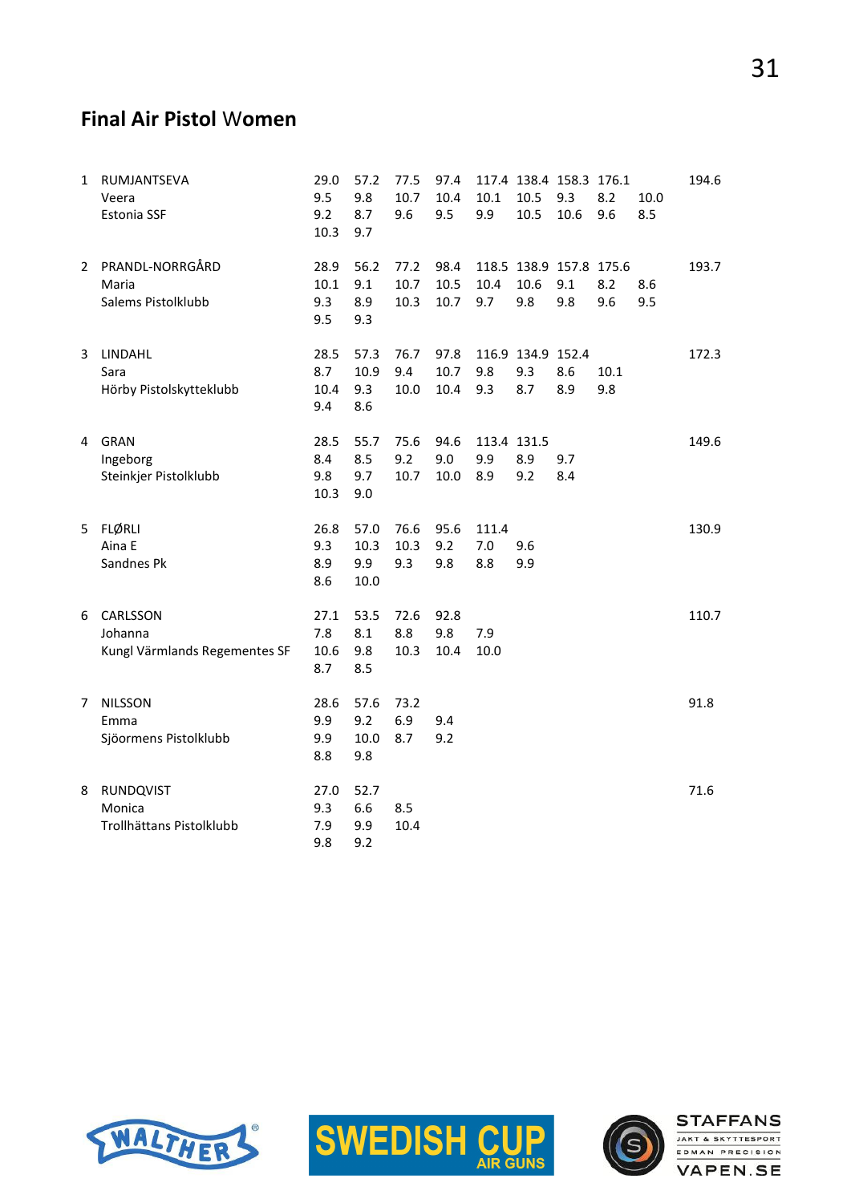## Final Air Pistol Women

| Rank | Name | | | | | | | | | | Total |
|---|---|---|---|---|---|---|---|---|---|---|---|
| 1 | RUMJANTSEVA | 29.0 | 57.2 | 77.5 | 97.4 | 117.4 | 138.4 | 158.3 | 176.1 | | 194.6 |
| | Veera | 9.5 | 9.8 | 10.7 | 10.4 | 10.1 | 10.5 | 9.3 | 8.2 | 10.0 | |
| | Estonia SSF | 9.2 | 8.7 | 9.6 | 9.5 | 9.9 | 10.5 | 10.6 | 9.6 | 8.5 | |
| | | 10.3 | 9.7 | | | | | | | | |
| 2 | PRANDL-NORRGÅRD | 28.9 | 56.2 | 77.2 | 98.4 | 118.5 | 138.9 | 157.8 | 175.6 | | 193.7 |
| | Maria | 10.1 | 9.1 | 10.7 | 10.5 | 10.4 | 10.6 | 9.1 | 8.2 | 8.6 | |
| | Salems Pistolklubb | 9.3 | 8.9 | 10.3 | 10.7 | 9.7 | 9.8 | 9.8 | 9.6 | 9.5 | |
| | | 9.5 | 9.3 | | | | | | | | |
| 3 | LINDAHL | 28.5 | 57.3 | 76.7 | 97.8 | 116.9 | 134.9 | 152.4 | | | 172.3 |
| | Sara | 8.7 | 10.9 | 9.4 | 10.7 | 9.8 | 9.3 | 8.6 | 10.1 | | |
| | Hörby Pistolskytteklubb | 10.4 | 9.3 | 10.0 | 10.4 | 9.3 | 8.7 | 8.9 | 9.8 | | |
| | | 9.4 | 8.6 | | | | | | | | |
| 4 | GRAN | 28.5 | 55.7 | 75.6 | 94.6 | 113.4 | 131.5 | | | | 149.6 |
| | Ingeborg | 8.4 | 8.5 | 9.2 | 9.0 | 9.9 | 8.9 | 9.7 | | | |
| | Steinkjer Pistolklubb | 9.8 | 9.7 | 10.7 | 10.0 | 8.9 | 9.2 | 8.4 | | | |
| | | 10.3 | 9.0 | | | | | | | | |
| 5 | FLØRLI | 26.8 | 57.0 | 76.6 | 95.6 | 111.4 | | | | | 130.9 |
| | Aina E | 9.3 | 10.3 | 10.3 | 9.2 | 7.0 | 9.6 | | | | |
| | Sandnes Pk | 8.9 | 9.9 | 9.3 | 9.8 | 8.8 | 9.9 | | | | |
| | | 8.6 | 10.0 | | | | | | | | |
| 6 | CARLSSON | 27.1 | 53.5 | 72.6 | 92.8 | | | | | | 110.7 |
| | Johanna | 7.8 | 8.1 | 8.8 | 9.8 | 7.9 | | | | | |
| | Kungl Värmlands Regementes SF | 10.6 | 9.8 | 10.3 | 10.4 | 10.0 | | | | | |
| | | 8.7 | 8.5 | | | | | | | | |
| 7 | NILSSON | 28.6 | 57.6 | 73.2 | | | | | | | 91.8 |
| | Emma | 9.9 | 9.2 | 6.9 | 9.4 | | | | | | |
| | Sjöormens Pistolklubb | 9.9 | 10.0 | 8.7 | 9.2 | | | | | | |
| | | 8.8 | 9.8 | | | | | | | | |
| 8 | RUNDQVIST | 27.0 | 52.7 | | | | | | | | 71.6 |
| | Monica | 9.3 | 6.6 | 8.5 | | | | | | | |
| | Trollhättans Pistolklubb | 7.9 | 9.9 | 10.4 | | | | | | | |
| | | 9.8 | 9.2 | | | | | | | | |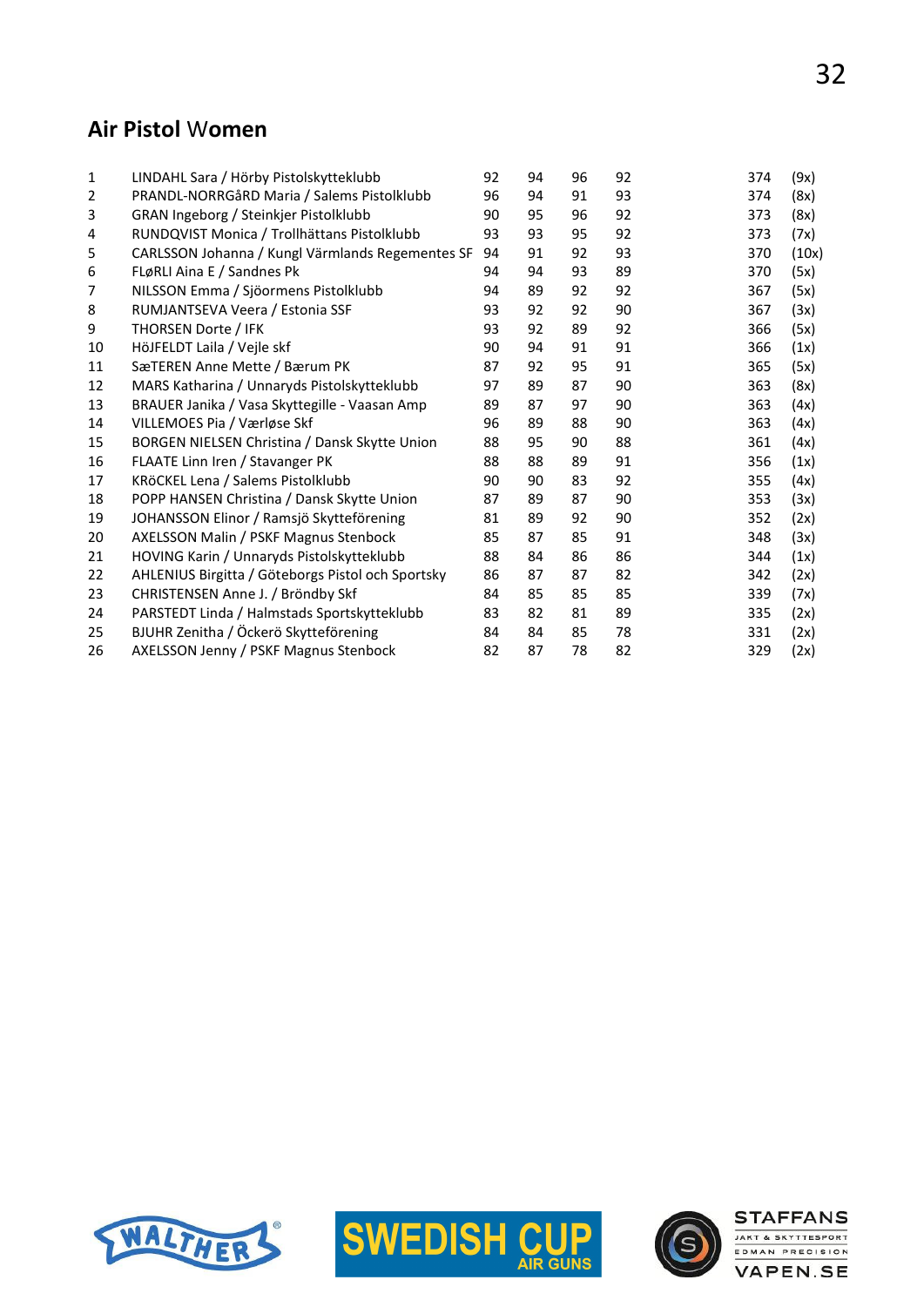## Air Pistol Women

| | | | | | | | |
|---|---|---|---|---|---|---|---|
| 1 | LINDAHL Sara / Hörby Pistolskytteklubb | 92 | 94 | 96 | 92 | 374 | (9x) |
| 2 | PRANDL-NORRGåRD Maria / Salems Pistolklubb | 96 | 94 | 91 | 93 | 374 | (8x) |
| 3 | GRAN Ingeborg / Steinkjer Pistolklubb | 90 | 95 | 96 | 92 | 373 | (8x) |
| 4 | RUNDQVIST Monica / Trollhättans Pistolklubb | 93 | 93 | 95 | 92 | 373 | (7x) |
| 5 | CARLSSON Johanna / Kungl Värmlands Regementes SF | 94 | 91 | 92 | 93 | 370 | (10x) |
| 6 | FLøRLI Aina E / Sandnes Pk | 94 | 94 | 93 | 89 | 370 | (5x) |
| 7 | NILSSON Emma / Sjöormens Pistolklubb | 94 | 89 | 92 | 92 | 367 | (5x) |
| 8 | RUMJANTSEVA Veera / Estonia SSF | 93 | 92 | 92 | 90 | 367 | (3x) |
| 9 | THORSEN Dorte / IFK | 93 | 92 | 89 | 92 | 366 | (5x) |
| 10 | HöJFELDT Laila / Vejle skf | 90 | 94 | 91 | 91 | 366 | (1x) |
| 11 | SæTEREN Anne Mette / Bærum PK | 87 | 92 | 95 | 91 | 365 | (5x) |
| 12 | MARS Katharina / Unnaryds Pistolskytteklubb | 97 | 89 | 87 | 90 | 363 | (8x) |
| 13 | BRAUER Janika / Vasa Skyttegille - Vaasan Amp | 89 | 87 | 97 | 90 | 363 | (4x) |
| 14 | VILLEMOES Pia / Værløse Skf | 96 | 89 | 88 | 90 | 363 | (4x) |
| 15 | BORGEN NIELSEN Christina / Dansk Skytte Union | 88 | 95 | 90 | 88 | 361 | (4x) |
| 16 | FLAATE Linn Iren / Stavanger PK | 88 | 88 | 89 | 91 | 356 | (1x) |
| 17 | KRöCKEL Lena / Salems Pistolklubb | 90 | 90 | 83 | 92 | 355 | (4x) |
| 18 | POPP HANSEN Christina / Dansk Skytte Union | 87 | 89 | 87 | 90 | 353 | (3x) |
| 19 | JOHANSSON Elinor / Ramsjö Skytteförening | 81 | 89 | 92 | 90 | 352 | (2x) |
| 20 | AXELSSON Malin / PSKF Magnus Stenbock | 85 | 87 | 85 | 91 | 348 | (3x) |
| 21 | HOVING Karin / Unnaryds Pistolskytteklubb | 88 | 84 | 86 | 86 | 344 | (1x) |
| 22 | AHLENIUS Birgitta / Göteborgs Pistol och Sportsky | 86 | 87 | 87 | 82 | 342 | (2x) |
| 23 | CHRISTENSEN Anne J. / Bröndby Skf | 84 | 85 | 85 | 85 | 339 | (7x) |
| 24 | PARSTEDT Linda / Halmstads Sportskytteklubb | 83 | 82 | 81 | 89 | 335 | (2x) |
| 25 | BJUHR Zenitha / Öckerö Skytteförening | 84 | 84 | 85 | 78 | 331 | (2x) |
| 26 | AXELSSON Jenny / PSKF Magnus Stenbock | 82 | 87 | 78 | 82 | 329 | (2x) |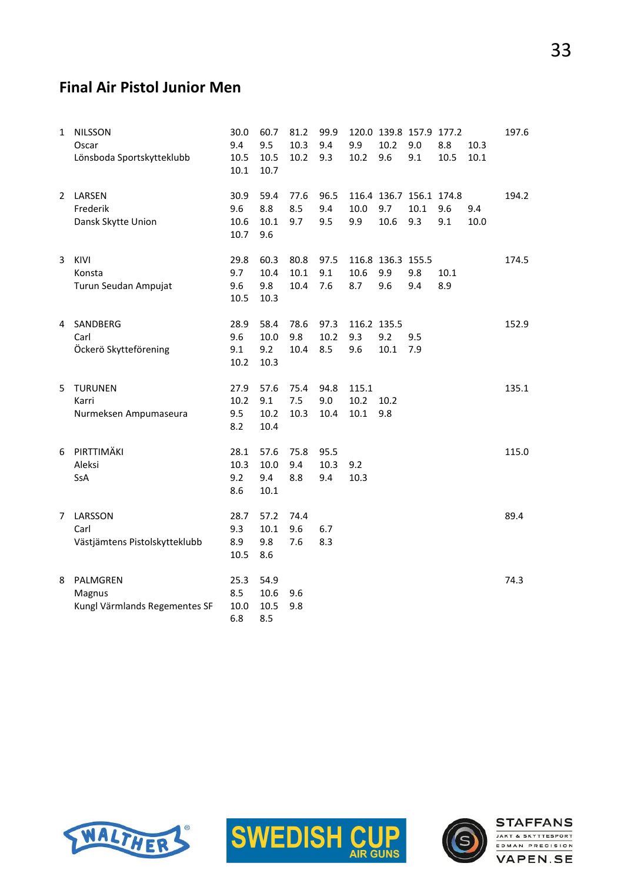## Final Air Pistol Junior Men

| Rank | Name / Club | | | | | | | | | | Total |
|---|---|---|---|---|---|---|---|---|---|---|---|
| 1 | NILSSON | 30.0 | 60.7 | 81.2 | 99.9 | 120.0 | 139.8 | 157.9 | 177.2 | | 197.6 |
| | Oscar | 9.4 | 9.5 | 10.3 | 9.4 | 9.9 | 10.2 | 9.0 | 8.8 | 10.3 | |
| | Lönsboda Sportskytteklubb | 10.5 | 10.5 | 10.2 | 9.3 | 10.2 | 9.6 | 9.1 | 10.5 | 10.1 | |
| | | 10.1 | 10.7 | | | | | | | | |
| 2 | LARSEN | 30.9 | 59.4 | 77.6 | 96.5 | 116.4 | 136.7 | 156.1 | 174.8 | | 194.2 |
| | Frederik | 9.6 | 8.8 | 8.5 | 9.4 | 10.0 | 9.7 | 10.1 | 9.6 | 9.4 | |
| | Dansk Skytte Union | 10.6 | 10.1 | 9.7 | 9.5 | 9.9 | 10.6 | 9.3 | 9.1 | 10.0 | |
| | | 10.7 | 9.6 | | | | | | | | |
| 3 | KIVI | 29.8 | 60.3 | 80.8 | 97.5 | 116.8 | 136.3 | 155.5 | | | 174.5 |
| | Konsta | 9.7 | 10.4 | 10.1 | 9.1 | 10.6 | 9.9 | 9.8 | 10.1 | | |
| | Turun Seudan Ampujat | 9.6 | 9.8 | 10.4 | 7.6 | 8.7 | 9.6 | 9.4 | 8.9 | | |
| | | 10.5 | 10.3 | | | | | | | | |
| 4 | SANDBERG | 28.9 | 58.4 | 78.6 | 97.3 | 116.2 | 135.5 | | | | 152.9 |
| | Carl | 9.6 | 10.0 | 9.8 | 10.2 | 9.3 | 9.2 | 9.5 | | | |
| | Öckerö Skytteförening | 9.1 | 9.2 | 10.4 | 8.5 | 9.6 | 10.1 | 7.9 | | | |
| | | 10.2 | 10.3 | | | | | | | | |
| 5 | TURUNEN | 27.9 | 57.6 | 75.4 | 94.8 | 115.1 | | | | | 135.1 |
| | Karri | 10.2 | 9.1 | 7.5 | 9.0 | 10.2 | 10.2 | | | | |
| | Nurmeksen Ampumaseura | 9.5 | 10.2 | 10.3 | 10.4 | 10.1 | 9.8 | | | | |
| | | 8.2 | 10.4 | | | | | | | | |
| 6 | PIRTTIMÄKI | 28.1 | 57.6 | 75.8 | 95.5 | | | | | | 115.0 |
| | Aleksi | 10.3 | 10.0 | 9.4 | 10.3 | 9.2 | | | | | |
| | SsA | 9.2 | 9.4 | 8.8 | 9.4 | 10.3 | | | | | |
| | | 8.6 | 10.1 | | | | | | | | |
| 7 | LARSSON | 28.7 | 57.2 | 74.4 | | | | | | | 89.4 |
| | Carl | 9.3 | 10.1 | 9.6 | 6.7 | | | | | | |
| | Västjämtens Pistolskytteklubb | 8.9 | 9.8 | 7.6 | 8.3 | | | | | | |
| | | 10.5 | 8.6 | | | | | | | | |
| 8 | PALMGREN | 25.3 | 54.9 | | | | | | | | 74.3 |
| | Magnus | 8.5 | 10.6 | 9.6 | | | | | | | |
| | Kungl Värmlands Regementes SF | 10.0 | 10.5 | 9.8 | | | | | | | |
| | | 6.8 | 8.5 | | | | | | | | |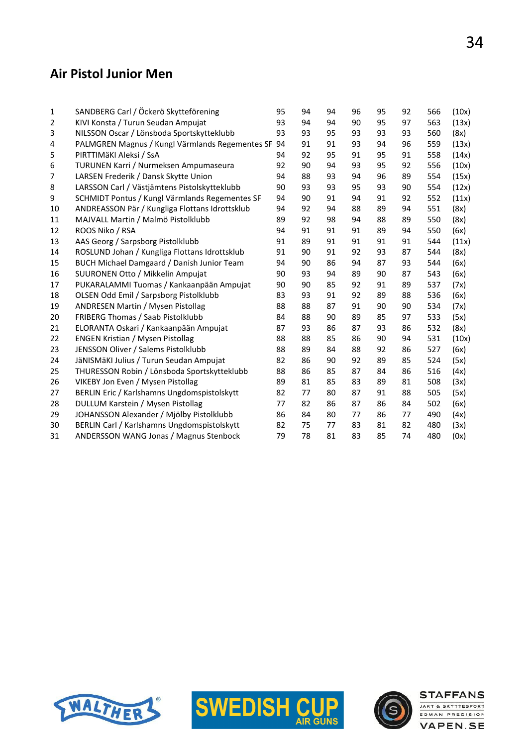## Air Pistol Junior Men

| | | | | | | | | | |
|---|---|---|---|---|---|---|---|---|---|
| 1 | SANDBERG Carl / Öckerö Skytteförening | 95 | 94 | 94 | 96 | 95 | 92 | 566 | (10x) |
| 2 | KIVI Konsta / Turun Seudan Ampujat | 93 | 94 | 94 | 90 | 95 | 97 | 563 | (13x) |
| 3 | NILSSON Oscar / Lönsboda Sportskytteklubb | 93 | 93 | 95 | 93 | 93 | 93 | 560 | (8x) |
| 4 | PALMGREN Magnus / Kungl Värmlands Regementes SF | 94 | 91 | 91 | 93 | 94 | 96 | 559 | (13x) |
| 5 | PIRTTIMäKI Aleksi / SsA | 94 | 92 | 95 | 91 | 95 | 91 | 558 | (14x) |
| 6 | TURUNEN Karri / Nurmeksen Ampumaseura | 92 | 90 | 94 | 93 | 95 | 92 | 556 | (10x) |
| 7 | LARSEN Frederik / Dansk Skytte Union | 94 | 88 | 93 | 94 | 96 | 89 | 554 | (15x) |
| 8 | LARSSON Carl / Västjämtens Pistolskytteklubb | 90 | 93 | 93 | 95 | 93 | 90 | 554 | (12x) |
| 9 | SCHMIDT Pontus / Kungl Värmlands Regementes SF | 94 | 90 | 91 | 94 | 91 | 92 | 552 | (11x) |
| 10 | ANDREASSON Pär / Kungliga Flottans Idrottsklub | 94 | 92 | 94 | 88 | 89 | 94 | 551 | (8x) |
| 11 | MAJVALL Martin / Malmö Pistolklubb | 89 | 92 | 98 | 94 | 88 | 89 | 550 | (8x) |
| 12 | ROOS Niko / RSA | 94 | 91 | 91 | 91 | 89 | 94 | 550 | (6x) |
| 13 | AAS Georg / Sarpsborg Pistolklubb | 91 | 89 | 91 | 91 | 91 | 91 | 544 | (11x) |
| 14 | ROSLUND Johan / Kungliga Flottans Idrottsklub | 91 | 90 | 91 | 92 | 93 | 87 | 544 | (8x) |
| 15 | BUCH Michael Damgaard / Danish Junior Team | 94 | 90 | 86 | 94 | 87 | 93 | 544 | (6x) |
| 16 | SUURONEN Otto / Mikkelin Ampujat | 90 | 93 | 94 | 89 | 90 | 87 | 543 | (6x) |
| 17 | PUKARALAMMI Tuomas / Kankaanpään Ampujat | 90 | 90 | 85 | 92 | 91 | 89 | 537 | (7x) |
| 18 | OLSEN Odd Emil / Sarpsborg Pistolklubb | 83 | 93 | 91 | 92 | 89 | 88 | 536 | (6x) |
| 19 | ANDRESEN Martin / Mysen Pistollag | 88 | 88 | 87 | 91 | 90 | 90 | 534 | (7x) |
| 20 | FRIBERG Thomas / Saab Pistolklubb | 84 | 88 | 90 | 89 | 85 | 97 | 533 | (5x) |
| 21 | ELORANTA Oskari / Kankaanpään Ampujat | 87 | 93 | 86 | 87 | 93 | 86 | 532 | (8x) |
| 22 | ENGEN Kristian / Mysen Pistollag | 88 | 88 | 85 | 86 | 90 | 94 | 531 | (10x) |
| 23 | JENSSON Oliver / Salems Pistolklubb | 88 | 89 | 84 | 88 | 92 | 86 | 527 | (6x) |
| 24 | JäNISMäKI Julius / Turun Seudan Ampujat | 82 | 86 | 90 | 92 | 89 | 85 | 524 | (5x) |
| 25 | THURESSON Robin / Lönsboda Sportskytteklubb | 88 | 86 | 85 | 87 | 84 | 86 | 516 | (4x) |
| 26 | VIKEBY Jon Even / Mysen Pistollag | 89 | 81 | 85 | 83 | 89 | 81 | 508 | (3x) |
| 27 | BERLIN Eric / Karlshamns Ungdomspistolskytt | 82 | 77 | 80 | 87 | 91 | 88 | 505 | (5x) |
| 28 | DULLUM Karstein / Mysen Pistollag | 77 | 82 | 86 | 87 | 86 | 84 | 502 | (6x) |
| 29 | JOHANSSON Alexander / Mjölby Pistolklubb | 86 | 84 | 80 | 77 | 86 | 77 | 490 | (4x) |
| 30 | BERLIN Carl / Karlshamns Ungdomspistolskytt | 82 | 75 | 77 | 83 | 81 | 82 | 480 | (3x) |
| 31 | ANDERSSON WANG Jonas / Magnus Stenbock | 79 | 78 | 81 | 83 | 85 | 74 | 480 | (0x) |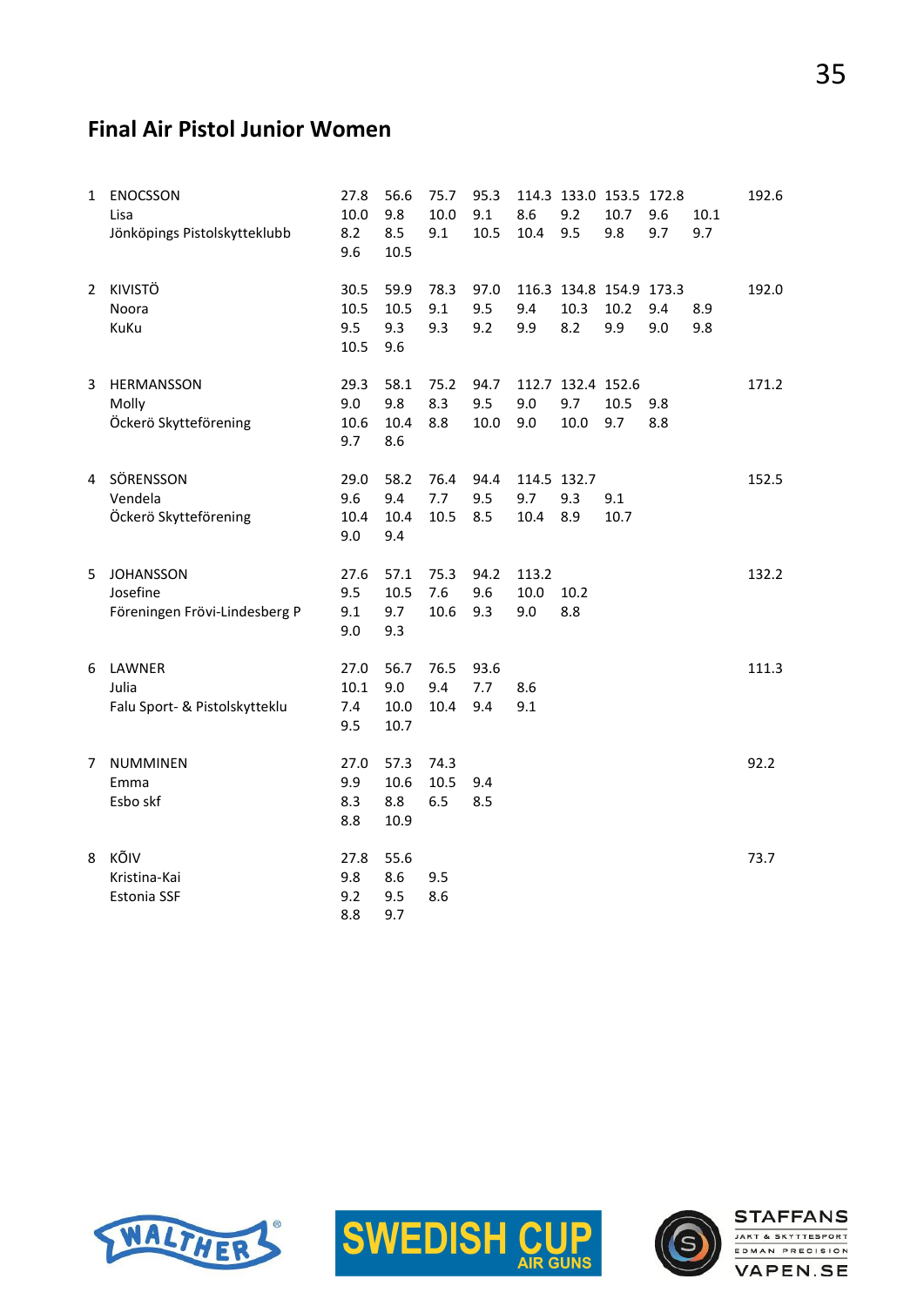## Final Air Pistol Junior Women

| | | | | | | | | | | | |
|---|---|---|---|---|---|---|---|---|---|---|---|
| 1 | ENOCSSON | 27.8 | 56.6 | 75.7 | 95.3 | 114.3 | 133.0 | 153.5 | 172.8 | | 192.6 |
| | Lisa | 10.0 | 9.8 | 10.0 | 9.1 | 8.6 | 9.2 | 10.7 | 9.6 | 10.1 | |
| | Jönköpings Pistolskytteklubb | 8.2 | 8.5 | 9.1 | 10.5 | 10.4 | 9.5 | 9.8 | 9.7 | 9.7 | |
| | | 9.6 | 10.5 | | | | | | | | |
| 2 | KIVISTÖ | 30.5 | 59.9 | 78.3 | 97.0 | 116.3 | 134.8 | 154.9 | 173.3 | | 192.0 |
| | Noora | 10.5 | 10.5 | 9.1 | 9.5 | 9.4 | 10.3 | 10.2 | 9.4 | 8.9 | |
| | KuKu | 9.5 | 9.3 | 9.3 | 9.2 | 9.9 | 8.2 | 9.9 | 9.0 | 9.8 | |
| | | 10.5 | 9.6 | | | | | | | | |
| 3 | HERMANSSON | 29.3 | 58.1 | 75.2 | 94.7 | 112.7 | 132.4 | 152.6 | | | 171.2 |
| | Molly | 9.0 | 9.8 | 8.3 | 9.5 | 9.0 | 9.7 | 10.5 | 9.8 | | |
| | Öckerö Skytteförening | 10.6 | 10.4 | 8.8 | 10.0 | 9.0 | 10.0 | 9.7 | 8.8 | | |
| | | 9.7 | 8.6 | | | | | | | | |
| 4 | SÖRENSSON | 29.0 | 58.2 | 76.4 | 94.4 | 114.5 | 132.7 | | | | 152.5 |
| | Vendela | 9.6 | 9.4 | 7.7 | 9.5 | 9.7 | 9.3 | 9.1 | | | |
| | Öckerö Skytteförening | 10.4 | 10.4 | 10.5 | 8.5 | 10.4 | 8.9 | 10.7 | | | |
| | | 9.0 | 9.4 | | | | | | | | |
| 5 | JOHANSSON | 27.6 | 57.1 | 75.3 | 94.2 | 113.2 | | | | | 132.2 |
| | Josefine | 9.5 | 10.5 | 7.6 | 9.6 | 10.0 | 10.2 | | | | |
| | Föreningen Frövi-Lindesberg P | 9.1 | 9.7 | 10.6 | 9.3 | 9.0 | 8.8 | | | | |
| | | 9.0 | 9.3 | | | | | | | | |
| 6 | LAWNER | 27.0 | 56.7 | 76.5 | 93.6 | | | | | | 111.3 |
| | Julia | 10.1 | 9.0 | 9.4 | 7.7 | 8.6 | | | | | |
| | Falu Sport- & Pistolskytteklu | 7.4 | 10.0 | 10.4 | 9.4 | 9.1 | | | | | |
| | | 9.5 | 10.7 | | | | | | | | |
| 7 | NUMMINEN | 27.0 | 57.3 | 74.3 | | | | | | | 92.2 |
| | Emma | 9.9 | 10.6 | 10.5 | 9.4 | | | | | | |
| | Esbo skf | 8.3 | 8.8 | 6.5 | 8.5 | | | | | | |
| | | 8.8 | 10.9 | | | | | | | | |
| 8 | KÕIV | 27.8 | 55.6 | | | | | | | | 73.7 |
| | Kristina-Kai | 9.8 | 8.6 | 9.5 | | | | | | | |
| | Estonia SSF | 9.2 | 9.5 | 8.6 | | | | | | | |
| | | 8.8 | 9.7 | | | | | | | | |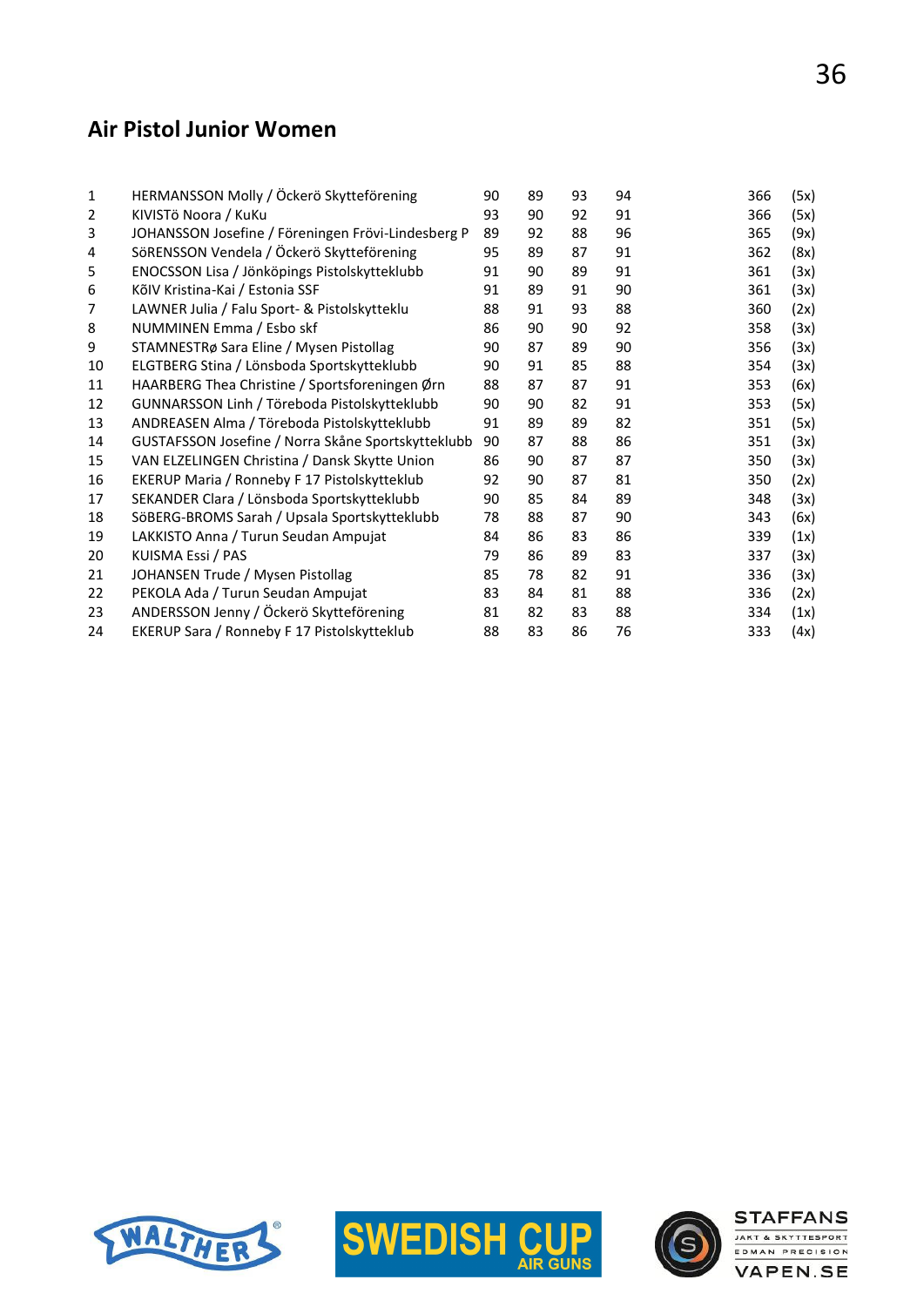## Air Pistol Junior Women

| | | | | | | | |
|---|---|---|---|---|---|---|---|
| 1 | HERMANSSON Molly / Öckerö Skytteförening | 90 | 89 | 93 | 94 | 366 | (5x) |
| 2 | KIVISTö Noora / KuKu | 93 | 90 | 92 | 91 | 366 | (5x) |
| 3 | JOHANSSON Josefine / Föreningen Frövi-Lindesberg P | 89 | 92 | 88 | 96 | 365 | (9x) |
| 4 | SöRENSSON Vendela / Öckerö Skytteförening | 95 | 89 | 87 | 91 | 362 | (8x) |
| 5 | ENOCSSON Lisa / Jönköpings Pistolskytteklubb | 91 | 90 | 89 | 91 | 361 | (3x) |
| 6 | KõIV Kristina-Kai / Estonia SSF | 91 | 89 | 91 | 90 | 361 | (3x) |
| 7 | LAWNER Julia / Falu Sport- & Pistolskytteklu | 88 | 91 | 93 | 88 | 360 | (2x) |
| 8 | NUMMINEN Emma / Esbo skf | 86 | 90 | 90 | 92 | 358 | (3x) |
| 9 | STAMNESTRø Sara Eline / Mysen Pistollag | 90 | 87 | 89 | 90 | 356 | (3x) |
| 10 | ELGTBERG Stina / Lönsboda Sportskytteklubb | 90 | 91 | 85 | 88 | 354 | (3x) |
| 11 | HAARBERG Thea Christine / Sportsforeningen Ørn | 88 | 87 | 87 | 91 | 353 | (6x) |
| 12 | GUNNARSSON Linh / Töreboda Pistolskytteklubb | 90 | 90 | 82 | 91 | 353 | (5x) |
| 13 | ANDREASEN Alma / Töreboda Pistolskytteklubb | 91 | 89 | 89 | 82 | 351 | (5x) |
| 14 | GUSTAFSSON Josefine / Norra Skåne Sportskytteklubb | 90 | 87 | 88 | 86 | 351 | (3x) |
| 15 | VAN ELZELINGEN Christina / Dansk Skytte Union | 86 | 90 | 87 | 87 | 350 | (3x) |
| 16 | EKERUP Maria / Ronneby F 17 Pistolskytteklub | 92 | 90 | 87 | 81 | 350 | (2x) |
| 17 | SEKANDER Clara / Lönsboda Sportskytteklubb | 90 | 85 | 84 | 89 | 348 | (3x) |
| 18 | SöBERG-BROMS Sarah / Upsala Sportskytteklubb | 78 | 88 | 87 | 90 | 343 | (6x) |
| 19 | LAKKISTO Anna / Turun Seudan Ampujat | 84 | 86 | 83 | 86 | 339 | (1x) |
| 20 | KUISMA Essi / PAS | 79 | 86 | 89 | 83 | 337 | (3x) |
| 21 | JOHANSEN Trude / Mysen Pistollag | 85 | 78 | 82 | 91 | 336 | (3x) |
| 22 | PEKOLA Ada / Turun Seudan Ampujat | 83 | 84 | 81 | 88 | 336 | (2x) |
| 23 | ANDERSSON Jenny / Öckerö Skytteförening | 81 | 82 | 83 | 88 | 334 | (1x) |
| 24 | EKERUP Sara / Ronneby F 17 Pistolskytteklub | 88 | 83 | 86 | 76 | 333 | (4x) |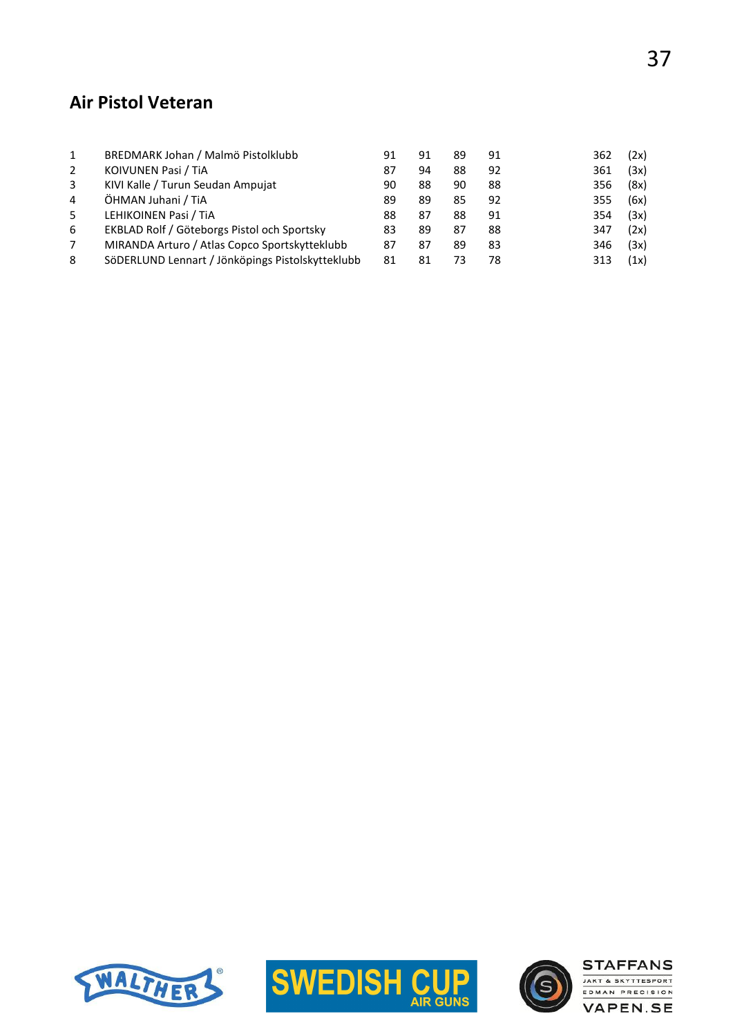## Air Pistol Veteran

| | | | | | | | |
|---|---|---|---|---|---|---|---|
| 1 | BREDMARK Johan / Malmö Pistolklubb | 91 | 91 | 89 | 91 | 362 | (2x) |
| 2 | KOIVUNEN Pasi / TiA | 87 | 94 | 88 | 92 | 361 | (3x) |
| 3 | KIVI Kalle / Turun Seudan Ampujat | 90 | 88 | 90 | 88 | 356 | (8x) |
| 4 | ÖHMAN Juhani / TiA | 89 | 89 | 85 | 92 | 355 | (6x) |
| 5 | LEHIKOINEN Pasi / TiA | 88 | 87 | 88 | 91 | 354 | (3x) |
| 6 | EKBLAD Rolf / Göteborgs Pistol och Sportsky | 83 | 89 | 87 | 88 | 347 | (2x) |
| 7 | MIRANDA Arturo / Atlas Copco Sportskytteklubb | 87 | 87 | 89 | 83 | 346 | (3x) |
| 8 | SöDERLUND Lennart / Jönköpings Pistolskytteklubb | 81 | 81 | 73 | 78 | 313 | (1x) |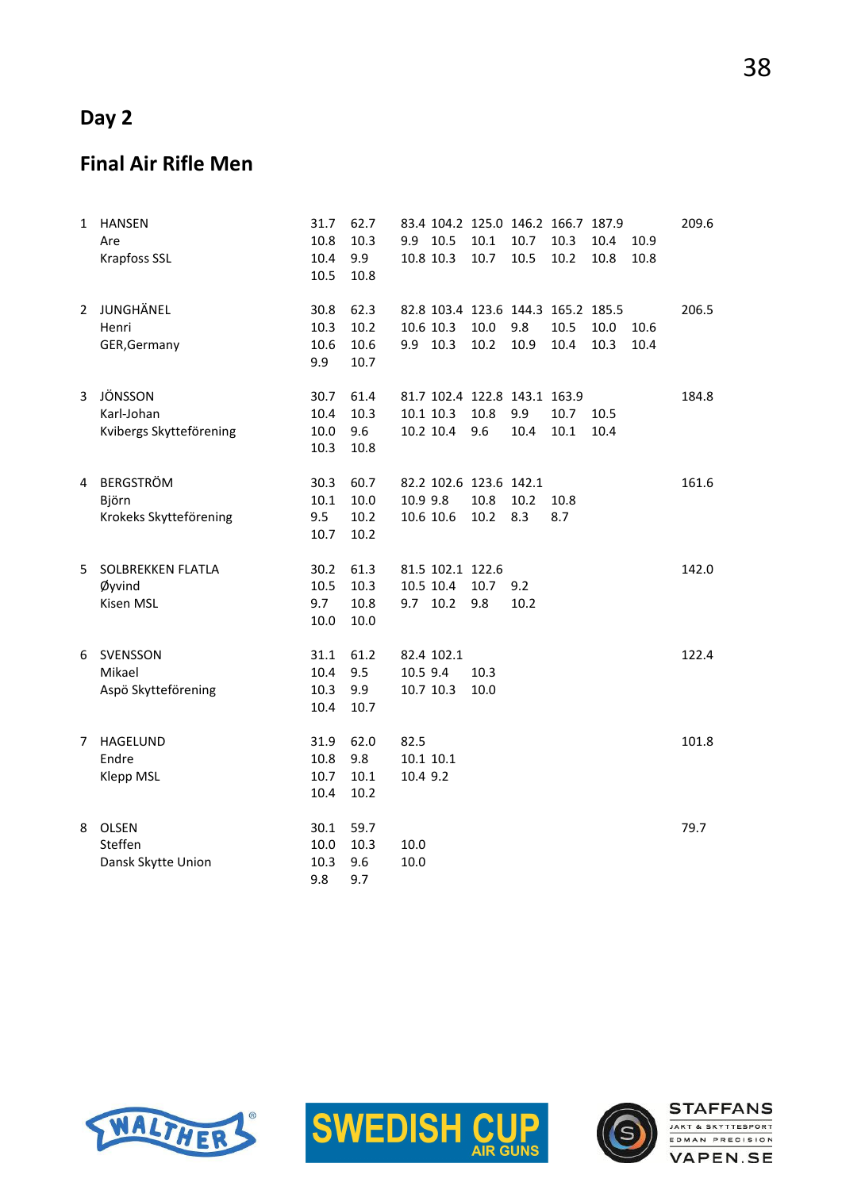## Day 2

## Final Air Rifle Men

| Rank | Name | | | | | | | | | | Total |
|---|---|---|---|---|---|---|---|---|---|---|---|
| 1 | HANSEN | 31.7 | 62.7 | 83.4 | 104.2 | 125.0 | 146.2 | 166.7 | 187.9 | | 209.6 |
| | Are | 10.8 | 10.3 | 9.9 | 10.5 | 10.1 | 10.7 | 10.3 | 10.4 | 10.9 | |
| | Krapfoss SSL | 10.4 | 9.9 | 10.8 | 10.3 | 10.7 | 10.5 | 10.2 | 10.8 | 10.8 | |
| | | 10.5 | 10.8 | | | | | | | | |
| 2 | JUNGHÄNEL | 30.8 | 62.3 | 82.8 | 103.4 | 123.6 | 144.3 | 165.2 | 185.5 | | 206.5 |
| | Henri | 10.3 | 10.2 | 10.6 | 10.3 | 10.0 | 9.8 | 10.5 | 10.0 | 10.6 | |
| | GER,Germany | 10.6 | 10.6 | 9.9 | 10.3 | 10.2 | 10.9 | 10.4 | 10.3 | 10.4 | |
| | | 9.9 | 10.7 | | | | | | | | |
| 3 | JÖNSSON | 30.7 | 61.4 | 81.7 | 102.4 | 122.8 | 143.1 | 163.9 | | | 184.8 |
| | Karl-Johan | 10.4 | 10.3 | 10.1 | 10.3 | 10.8 | 9.9 | 10.7 | 10.5 | | |
| | Kvibergs Skytteförening | 10.0 | 9.6 | 10.2 | 10.4 | 9.6 | 10.4 | 10.1 | 10.4 | | |
| | | 10.3 | 10.8 | | | | | | | | |
| 4 | BERGSTRÖM | 30.3 | 60.7 | 82.2 | 102.6 | 123.6 | 142.1 | | | | 161.6 |
| | Björn | 10.1 | 10.0 | 10.9 | 9.8 | 10.8 | 10.2 | 10.8 | | | |
| | Krokeks Skytteförening | 9.5 | 10.2 | 10.6 | 10.6 | 10.2 | 8.3 | 8.7 | | | |
| | | 10.7 | 10.2 | | | | | | | | |
| 5 | SOLBREKKEN FLATLA | 30.2 | 61.3 | 81.5 | 102.1 | 122.6 | | | | | 142.0 |
| | Øyvind | 10.5 | 10.3 | 10.5 | 10.4 | 10.7 | 9.2 | | | | |
| | Kisen MSL | 9.7 | 10.8 | 9.7 | 10.2 | 9.8 | 10.2 | | | | |
| | | 10.0 | 10.0 | | | | | | | | |
| 6 | SVENSSON | 31.1 | 61.2 | 82.4 | 102.1 | | | | | | 122.4 |
| | Mikael | 10.4 | 9.5 | 10.5 | 9.4 | 10.3 | | | | | |
| | Aspö Skytteförening | 10.3 | 9.9 | 10.7 | 10.3 | 10.0 | | | | | |
| | | 10.4 | 10.7 | | | | | | | | |
| 7 | HAGELUND | 31.9 | 62.0 | 82.5 | | | | | | | 101.8 |
| | Endre | 10.8 | 9.8 | 10.1 | 10.1 | | | | | | |
| | Klepp MSL | 10.7 | 10.1 | 10.4 | 9.2 | | | | | | |
| | | 10.4 | 10.2 | | | | | | | | |
| 8 | OLSEN | 30.1 | 59.7 | | | | | | | | 79.7 |
| | Steffen | 10.0 | 10.3 | 10.0 | | | | | | | |
| | Dansk Skytte Union | 10.3 | 9.6 | 10.0 | | | | | | | |
| | | 9.8 | 9.7 | | | | | | | | |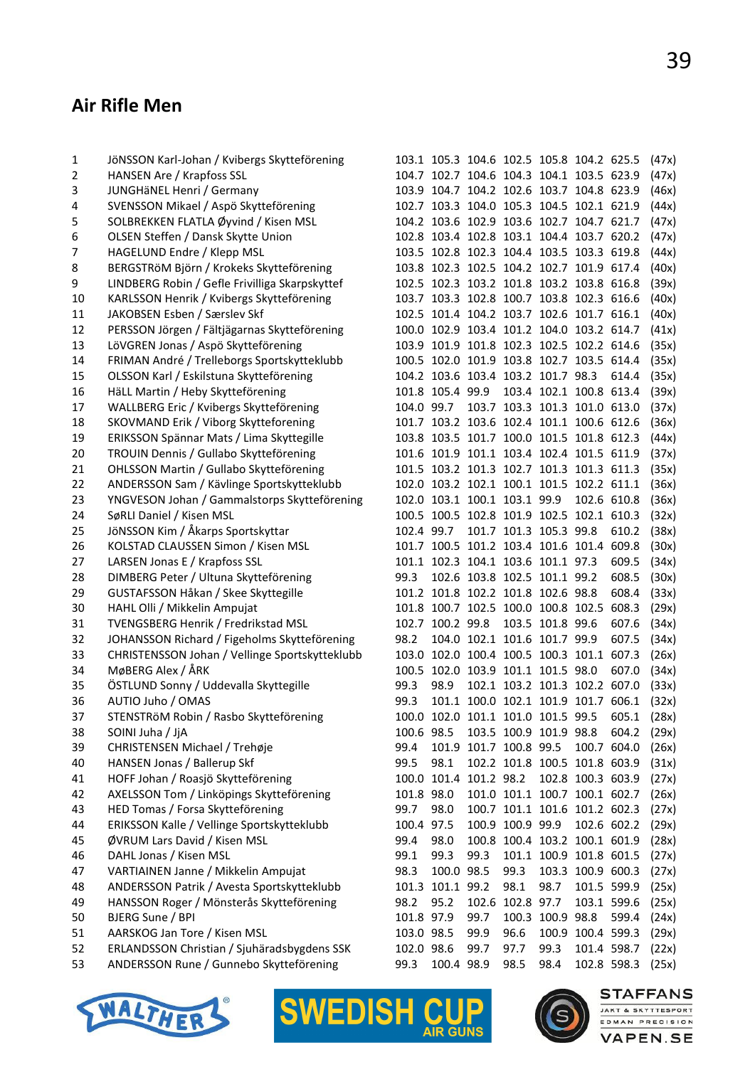## Air Rifle Men

| | | | | | | | | | |
|---|---|---|---|---|---|---|---|---|---|
| 1 | JöNSSON Karl-Johan / Kvibergs Skytteförening | 103.1 | 105.3 | 104.6 | 102.5 | 105.8 | 104.2 | 625.5 | (47x) |
| 2 | HANSEN Are / Krapfoss SSL | 104.7 | 102.7 | 104.6 | 104.3 | 104.1 | 103.5 | 623.9 | (47x) |
| 3 | JUNGHäNEL Henri / Germany | 103.9 | 104.7 | 104.2 | 102.6 | 103.7 | 104.8 | 623.9 | (46x) |
| 4 | SVENSSON Mikael / Aspö Skytteförening | 102.7 | 103.3 | 104.0 | 105.3 | 104.5 | 102.1 | 621.9 | (44x) |
| 5 | SOLBREKKEN FLATLA Øyvind / Kisen MSL | 104.2 | 103.6 | 102.9 | 103.6 | 102.7 | 104.7 | 621.7 | (47x) |
| 6 | OLSEN Steffen / Dansk Skytte Union | 102.8 | 103.4 | 102.8 | 103.1 | 104.4 | 103.7 | 620.2 | (47x) |
| 7 | HAGELUND Endre / Klepp MSL | 103.5 | 102.8 | 102.3 | 104.4 | 103.5 | 103.3 | 619.8 | (44x) |
| 8 | BERGSTRöM Björn / Krokeks Skytteförening | 103.8 | 102.3 | 102.5 | 104.2 | 102.7 | 101.9 | 617.4 | (40x) |
| 9 | LINDBERG Robin / Gefle Frivilliga Skarpskyttef | 102.5 | 102.3 | 103.2 | 101.8 | 103.2 | 103.8 | 616.8 | (39x) |
| 10 | KARLSSON Henrik / Kvibergs Skytteförening | 103.7 | 103.3 | 102.8 | 100.7 | 103.8 | 102.3 | 616.6 | (40x) |
| 11 | JAKOBSEN Esben / Særslev Skf | 102.5 | 101.4 | 104.2 | 103.7 | 102.6 | 101.7 | 616.1 | (40x) |
| 12 | PERSSON Jörgen / Fältjägarnas Skytteförening | 100.0 | 102.9 | 103.4 | 101.2 | 104.0 | 103.2 | 614.7 | (41x) |
| 13 | LöVGREN Jonas / Aspö Skytteförening | 103.9 | 101.9 | 101.8 | 102.3 | 102.5 | 102.2 | 614.6 | (35x) |
| 14 | FRIMAN André / Trelleborgs Sportskytteklubb | 100.5 | 102.0 | 101.9 | 103.8 | 102.7 | 103.5 | 614.4 | (35x) |
| 15 | OLSSON Karl / Eskilstuna Skytteförening | 104.2 | 103.6 | 103.4 | 103.2 | 101.7 | 98.3 | 614.4 | (35x) |
| 16 | HäLL Martin / Heby Skytteförening | 101.8 | 105.4 | 99.9 | 103.4 | 102.1 | 100.8 | 613.4 | (39x) |
| 17 | WALLBERG Eric / Kvibergs Skytteförening | 104.0 | 99.7 | 103.7 | 103.3 | 101.3 | 101.0 | 613.0 | (37x) |
| 18 | SKOVMAND Erik / Viborg Skytteforening | 101.7 | 103.2 | 103.6 | 102.4 | 101.1 | 100.6 | 612.6 | (36x) |
| 19 | ERIKSSON Spännar Mats / Lima Skyttegille | 103.8 | 103.5 | 101.7 | 100.0 | 101.5 | 101.8 | 612.3 | (44x) |
| 20 | TROUIN Dennis / Gullabo Skytteförening | 101.6 | 101.9 | 101.1 | 103.4 | 102.4 | 101.5 | 611.9 | (37x) |
| 21 | OHLSSON Martin / Gullabo Skytteförening | 101.5 | 103.2 | 101.3 | 102.7 | 101.3 | 101.3 | 611.3 | (35x) |
| 22 | ANDERSSON Sam / Kävlinge Sportskytteklubb | 102.0 | 103.2 | 102.1 | 100.1 | 101.5 | 102.2 | 611.1 | (36x) |
| 23 | YNGVESON Johan / Gammalstorps Skytteförening | 102.0 | 103.1 | 100.1 | 103.1 | 99.9 | 102.6 | 610.8 | (36x) |
| 24 | SøRLI Daniel / Kisen MSL | 100.5 | 100.5 | 102.8 | 101.9 | 102.5 | 102.1 | 610.3 | (32x) |
| 25 | JöNSSON Kim / Åkarps Sportskyttar | 102.4 | 99.7 | 101.7 | 101.3 | 105.3 | 99.8 | 610.2 | (38x) |
| 26 | KOLSTAD CLAUSSEN Simon / Kisen MSL | 101.7 | 100.5 | 101.2 | 103.4 | 101.6 | 101.4 | 609.8 | (30x) |
| 27 | LARSEN Jonas E / Krapfoss SSL | 101.1 | 102.3 | 104.1 | 103.6 | 101.1 | 97.3 | 609.5 | (34x) |
| 28 | DIMBERG Peter / Ultuna Skytteförening | 99.3 | 102.6 | 103.8 | 102.5 | 101.1 | 99.2 | 608.5 | (30x) |
| 29 | GUSTAFSSON Håkan / Skee Skyttegille | 101.2 | 101.8 | 102.2 | 101.8 | 102.6 | 98.8 | 608.4 | (33x) |
| 30 | HAHL Olli / Mikkelin Ampujat | 101.8 | 100.7 | 102.5 | 100.0 | 100.8 | 102.5 | 608.3 | (29x) |
| 31 | TVENGSBERG Henrik / Fredrikstad MSL | 102.7 | 100.2 | 99.8 | 103.5 | 101.8 | 99.6 | 607.6 | (34x) |
| 32 | JOHANSSON Richard / Figeholms Skytteförening | 98.2 | 104.0 | 102.1 | 101.6 | 101.7 | 99.9 | 607.5 | (34x) |
| 33 | CHRISTENSSON Johan / Vellinge Sportskytteklubb | 103.0 | 102.0 | 100.4 | 100.5 | 100.3 | 101.1 | 607.3 | (26x) |
| 34 | MøBERG Alex / ÅRK | 100.5 | 102.0 | 103.9 | 101.1 | 101.5 | 98.0 | 607.0 | (34x) |
| 35 | ÖSTLUND Sonny / Uddevalla Skyttegille | 99.3 | 98.9 | 102.1 | 103.2 | 101.3 | 102.2 | 607.0 | (33x) |
| 36 | AUTIO Juho / OMAS | 99.3 | 101.1 | 100.0 | 102.1 | 101.9 | 101.7 | 606.1 | (32x) |
| 37 | STENSTRöM Robin / Rasbo Skytteförening | 100.0 | 102.0 | 101.1 | 101.0 | 101.5 | 99.5 | 605.1 | (28x) |
| 38 | SOINI Juha / JjA | 100.6 | 98.5 | 103.5 | 100.9 | 101.9 | 98.8 | 604.2 | (29x) |
| 39 | CHRISTENSEN Michael / Trehøje | 99.4 | 101.9 | 101.7 | 100.8 | 99.5 | 100.7 | 604.0 | (26x) |
| 40 | HANSEN Jonas / Ballerup Skf | 99.5 | 98.1 | 102.2 | 101.8 | 100.5 | 101.8 | 603.9 | (31x) |
| 41 | HOFF Johan / Roasjö Skytteförening | 100.0 | 101.4 | 101.2 | 98.2 | 102.8 | 100.3 | 603.9 | (27x) |
| 42 | AXELSSON Tom / Linköpings Skytteförening | 101.8 | 98.0 | 101.0 | 101.1 | 100.7 | 100.1 | 602.7 | (26x) |
| 43 | HED Tomas / Forsa Skytteförening | 99.7 | 98.0 | 100.7 | 101.1 | 101.6 | 101.2 | 602.3 | (27x) |
| 44 | ERIKSSON Kalle / Vellinge Sportskytteklubb | 100.4 | 97.5 | 100.9 | 100.9 | 99.9 | 102.6 | 602.2 | (29x) |
| 45 | ØVRUM Lars David / Kisen MSL | 99.4 | 98.0 | 100.8 | 100.4 | 103.2 | 100.1 | 601.9 | (28x) |
| 46 | DAHL Jonas / Kisen MSL | 99.1 | 99.3 | 99.3 | 101.1 | 100.9 | 101.8 | 601.5 | (27x) |
| 47 | VARTIAINEN Janne / Mikkelin Ampujat | 98.3 | 100.0 | 98.5 | 99.3 | 103.3 | 100.9 | 600.3 | (27x) |
| 48 | ANDERSSON Patrik / Avesta Sportskytteklubb | 101.3 | 101.1 | 99.2 | 98.1 | 98.7 | 101.5 | 599.9 | (25x) |
| 49 | HANSSON Roger / Mönsterås Skytteförening | 98.2 | 95.2 | 102.6 | 102.8 | 97.7 | 103.1 | 599.6 | (25x) |
| 50 | BJERG Sune / BPI | 101.8 | 97.9 | 99.7 | 100.3 | 100.9 | 98.8 | 599.4 | (24x) |
| 51 | AARSKOG Jan Tore / Kisen MSL | 103.0 | 98.5 | 99.9 | 96.6 | 100.9 | 100.4 | 599.3 | (29x) |
| 52 | ERLANDSSON Christian / Sjuhäradsbygdens SSK | 102.0 | 98.6 | 99.7 | 97.7 | 99.3 | 101.4 | 598.7 | (22x) |
| 53 | ANDERSSON Rune / Gunnebo Skytteförening | 99.3 | 100.4 | 98.9 | 98.5 | 98.4 | 102.8 | 598.3 | (25x) |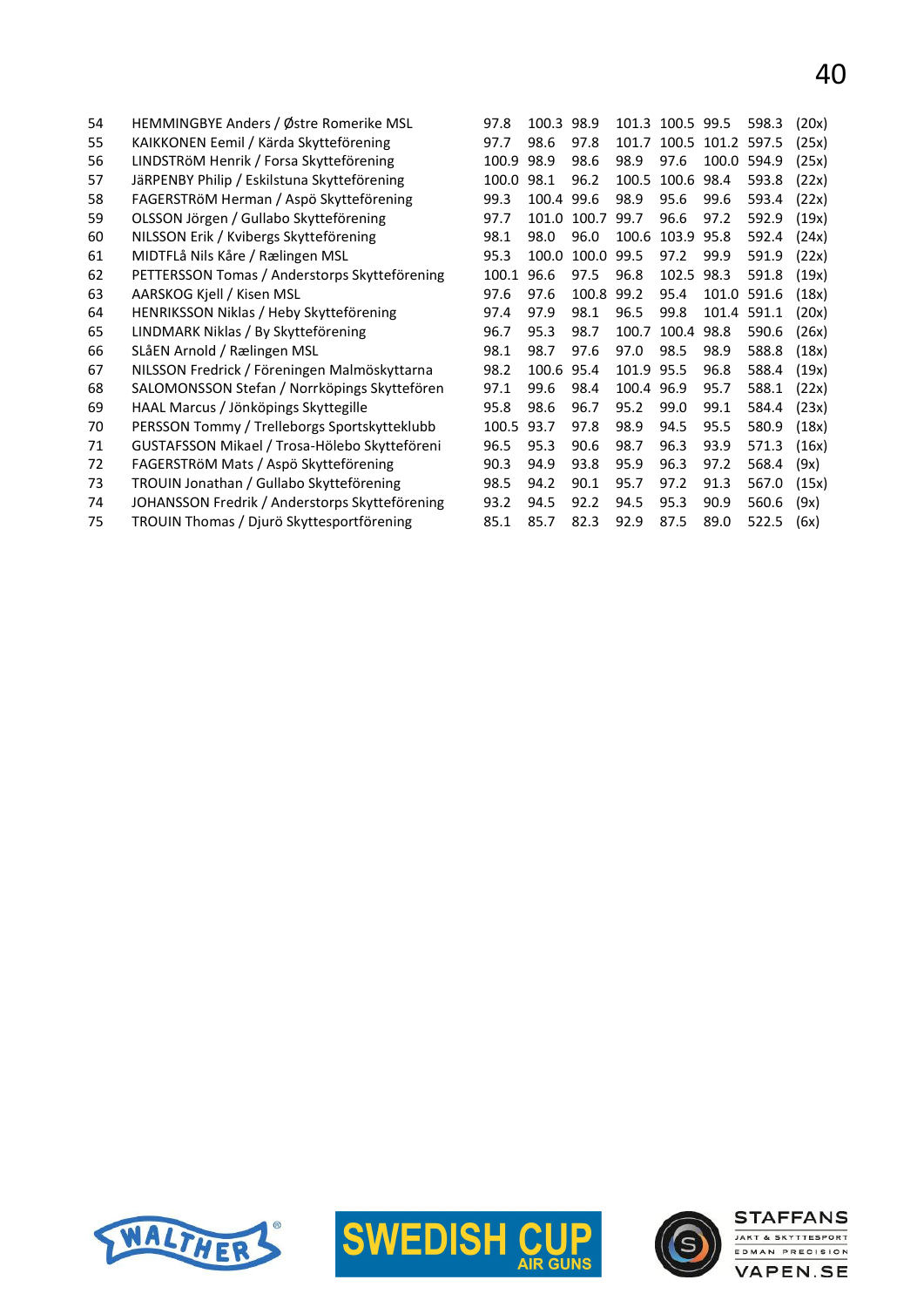| | | | | | | | | | |
|---|---|---|---|---|---|---|---|---|---|
| 54 | HEMMINGBYE Anders / Østre Romerike MSL | 97.8 | 100.3 | 98.9 | 101.3 | 100.5 | 99.5 | 598.3 | (20x) |
| 55 | KAIKKONEN Eemil / Kärda Skytteförening | 97.7 | 98.6 | 97.8 | 101.7 | 100.5 | 101.2 | 597.5 | (25x) |
| 56 | LINDSTRöM Henrik / Forsa Skytteförening | 100.9 | 98.9 | 98.6 | 98.9 | 97.6 | 100.0 | 594.9 | (25x) |
| 57 | JäRPENBY Philip / Eskilstuna Skytteförening | 100.0 | 98.1 | 96.2 | 100.5 | 100.6 | 98.4 | 593.8 | (22x) |
| 58 | FAGERSTRöM Herman / Aspö Skytteförening | 99.3 | 100.4 | 99.6 | 98.9 | 95.6 | 99.6 | 593.4 | (22x) |
| 59 | OLSSON Jörgen / Gullabo Skytteförening | 97.7 | 101.0 | 100.7 | 99.7 | 96.6 | 97.2 | 592.9 | (19x) |
| 60 | NILSSON Erik / Kvibergs Skytteförening | 98.1 | 98.0 | 96.0 | 100.6 | 103.9 | 95.8 | 592.4 | (24x) |
| 61 | MIDTFLå Nils Kåre / Rælingen MSL | 95.3 | 100.0 | 100.0 | 99.5 | 97.2 | 99.9 | 591.9 | (22x) |
| 62 | PETTERSSON Tomas / Anderstorps Skytteförening | 100.1 | 96.6 | 97.5 | 96.8 | 102.5 | 98.3 | 591.8 | (19x) |
| 63 | AARSKOG Kjell / Kisen MSL | 97.6 | 97.6 | 100.8 | 99.2 | 95.4 | 101.0 | 591.6 | (18x) |
| 64 | HENRIKSSON Niklas / Heby Skytteförening | 97.4 | 97.9 | 98.1 | 96.5 | 99.8 | 101.4 | 591.1 | (20x) |
| 65 | LINDMARK Niklas / By Skytteförening | 96.7 | 95.3 | 98.7 | 100.7 | 100.4 | 98.8 | 590.6 | (26x) |
| 66 | SLåEN Arnold / Rælingen MSL | 98.1 | 98.7 | 97.6 | 97.0 | 98.5 | 98.9 | 588.8 | (18x) |
| 67 | NILSSON Fredrick / Föreningen Malmöskyttarna | 98.2 | 100.6 | 95.4 | 101.9 | 95.5 | 96.8 | 588.4 | (19x) |
| 68 | SALOMONSSON Stefan / Norrköpings Skyttefören | 97.1 | 99.6 | 98.4 | 100.4 | 96.9 | 95.7 | 588.1 | (22x) |
| 69 | HAAL Marcus / Jönköpings Skyttegille | 95.8 | 98.6 | 96.7 | 95.2 | 99.0 | 99.1 | 584.4 | (23x) |
| 70 | PERSSON Tommy / Trelleborgs Sportskytteklubb | 100.5 | 93.7 | 97.8 | 98.9 | 94.5 | 95.5 | 580.9 | (18x) |
| 71 | GUSTAFSSON Mikael / Trosa-Hölebo Skytteföreni | 96.5 | 95.3 | 90.6 | 98.7 | 96.3 | 93.9 | 571.3 | (16x) |
| 72 | FAGERSTRöM Mats / Aspö Skytteförening | 90.3 | 94.9 | 93.8 | 95.9 | 96.3 | 97.2 | 568.4 | (9x) |
| 73 | TROUIN Jonathan / Gullabo Skytteförening | 98.5 | 94.2 | 90.1 | 95.7 | 97.2 | 91.3 | 567.0 | (15x) |
| 74 | JOHANSSON Fredrik / Anderstorps Skytteförening | 93.2 | 94.5 | 92.2 | 94.5 | 95.3 | 90.9 | 560.6 | (9x) |
| 75 | TROUIN Thomas / Djurö Skyttesportförening | 85.1 | 85.7 | 82.3 | 92.9 | 87.5 | 89.0 | 522.5 | (6x) |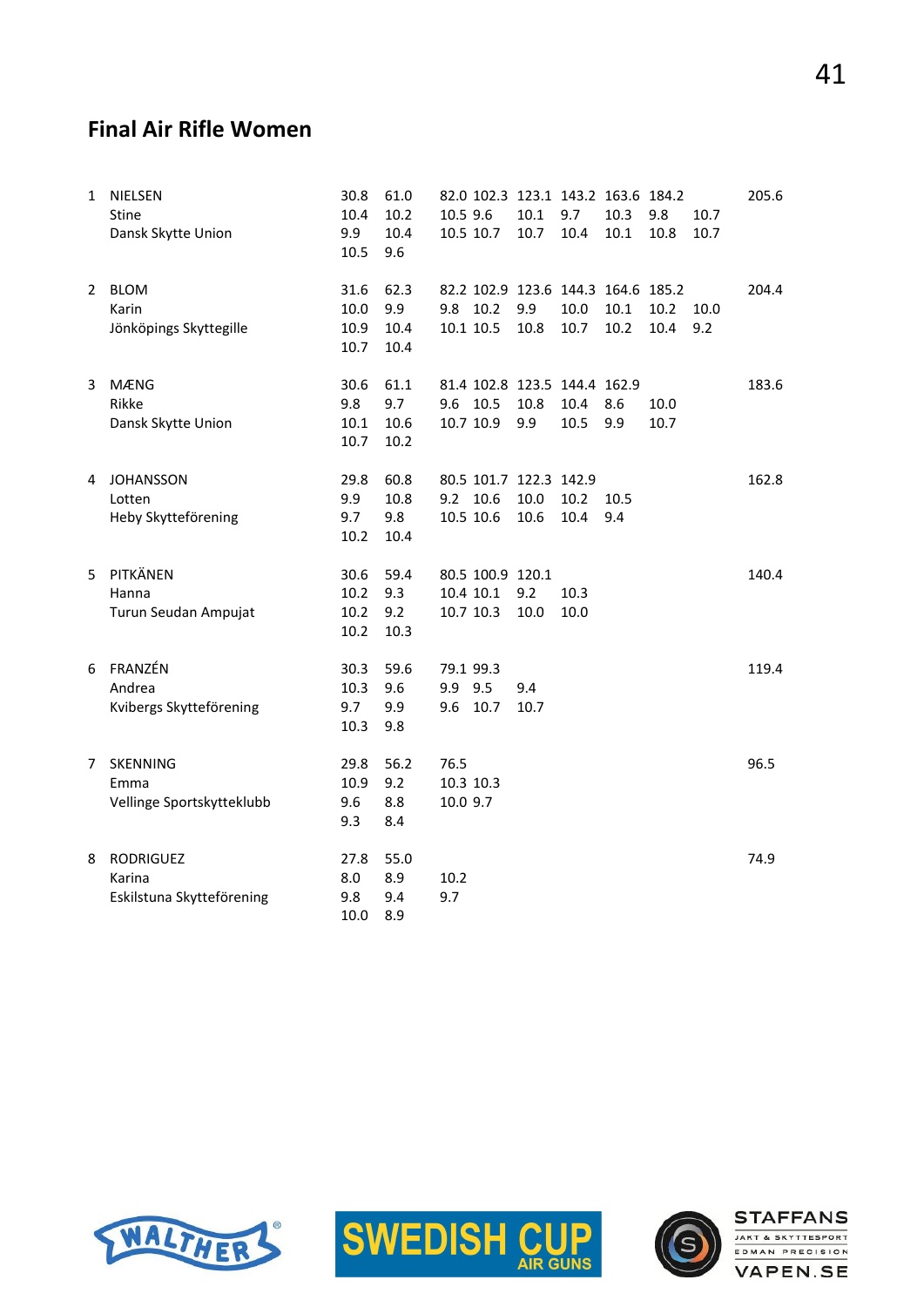## Final Air Rifle Women

| | | | | | | | | | | | |
|---|---|---|---|---|---|---|---|---|---|---|---|
| 1 | NIELSEN | 30.8 | 61.0 | 82.0 | 102.3 | 123.1 | 143.2 | 163.6 | 184.2 | | 205.6 |
| | Stine | 10.4 | 10.2 | 10.5 | 9.6 | 10.1 | 9.7 | 10.3 | 9.8 | 10.7 | |
| | Dansk Skytte Union | 9.9 | 10.4 | 10.5 | 10.7 | 10.7 | 10.4 | 10.1 | 10.8 | 10.7 | |
| | | 10.5 | 9.6 | | | | | | | | |
| 2 | BLOM | 31.6 | 62.3 | 82.2 | 102.9 | 123.6 | 144.3 | 164.6 | 185.2 | | 204.4 |
| | Karin | 10.0 | 9.9 | 9.8 | 10.2 | 9.9 | 10.0 | 10.1 | 10.2 | 10.0 | |
| | Jönköpings Skyttegille | 10.9 | 10.4 | 10.1 | 10.5 | 10.8 | 10.7 | 10.2 | 10.4 | 9.2 | |
| | | 10.7 | 10.4 | | | | | | | | |
| 3 | MÆNG | 30.6 | 61.1 | 81.4 | 102.8 | 123.5 | 144.4 | 162.9 | | | 183.6 |
| | Rikke | 9.8 | 9.7 | 9.6 | 10.5 | 10.8 | 10.4 | 8.6 | 10.0 | | |
| | Dansk Skytte Union | 10.1 | 10.6 | 10.7 | 10.9 | 9.9 | 10.5 | 9.9 | 10.7 | | |
| | | 10.7 | 10.2 | | | | | | | | |
| 4 | JOHANSSON | 29.8 | 60.8 | 80.5 | 101.7 | 122.3 | 142.9 | | | | 162.8 |
| | Lotten | 9.9 | 10.8 | 9.2 | 10.6 | 10.0 | 10.2 | 10.5 | | | |
| | Heby Skytteförening | 9.7 | 9.8 | 10.5 | 10.6 | 10.6 | 10.4 | 9.4 | | | |
| | | 10.2 | 10.4 | | | | | | | | |
| 5 | PITKÄNEN | 30.6 | 59.4 | 80.5 | 100.9 | 120.1 | | | | | 140.4 |
| | Hanna | 10.2 | 9.3 | 10.4 | 10.1 | 9.2 | 10.3 | | | | |
| | Turun Seudan Ampujat | 10.2 | 9.2 | 10.7 | 10.3 | 10.0 | 10.0 | | | | |
| | | 10.2 | 10.3 | | | | | | | | |
| 6 | FRANZÉN | 30.3 | 59.6 | 79.1 | 99.3 | | | | | | 119.4 |
| | Andrea | 10.3 | 9.6 | 9.9 | 9.5 | 9.4 | | | | | |
| | Kvibergs Skytteförening | 9.7 | 9.9 | 9.6 | 10.7 | 10.7 | | | | | |
| | | 10.3 | 9.8 | | | | | | | | |
| 7 | SKENNING | 29.8 | 56.2 | 76.5 | | | | | | | 96.5 |
| | Emma | 10.9 | 9.2 | 10.3 | 10.3 | | | | | | |
| | Vellinge Sportskytteklubb | 9.6 | 8.8 | 10.0 | 9.7 | | | | | | |
| | | 9.3 | 8.4 | | | | | | | | |
| 8 | RODRIGUEZ | 27.8 | 55.0 | | | | | | | | 74.9 |
| | Karina | 8.0 | 8.9 | 10.2 | | | | | | | |
| | Eskilstuna Skytteförening | 9.8 | 9.4 | 9.7 | | | | | | | |
| | | 10.0 | 8.9 | | | | | | | | |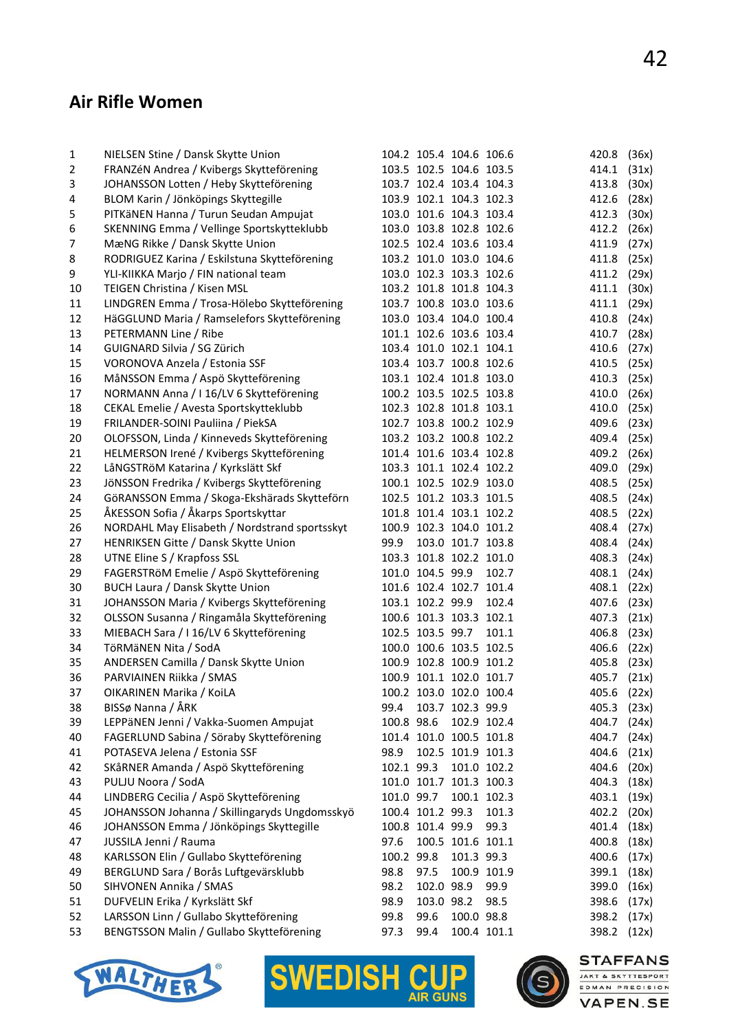## Air Rifle Women

| | | | | | | | |
|---|---|---|---|---|---|---|---|
| 1 | NIELSEN Stine / Dansk Skytte Union | 104.2 | 105.4 | 104.6 | 106.6 | 420.8 | (36x) |
| 2 | FRANZéN Andrea / Kvibergs Skytteförening | 103.5 | 102.5 | 104.6 | 103.5 | 414.1 | (31x) |
| 3 | JOHANSSON Lotten / Heby Skytteförening | 103.7 | 102.4 | 103.4 | 104.3 | 413.8 | (30x) |
| 4 | BLOM Karin / Jönköpings Skyttegille | 103.9 | 102.1 | 104.3 | 102.3 | 412.6 | (28x) |
| 5 | PITKäNEN Hanna / Turun Seudan Ampujat | 103.0 | 101.6 | 104.3 | 103.4 | 412.3 | (30x) |
| 6 | SKENNING Emma / Vellinge Sportskytteklubb | 103.0 | 103.8 | 102.8 | 102.6 | 412.2 | (26x) |
| 7 | MæNG Rikke / Dansk Skytte Union | 102.5 | 102.4 | 103.6 | 103.4 | 411.9 | (27x) |
| 8 | RODRIGUEZ Karina / Eskilstuna Skytteförening | 103.2 | 101.0 | 103.0 | 104.6 | 411.8 | (25x) |
| 9 | YLI-KIIKKA Marjo / FIN national team | 103.0 | 102.3 | 103.3 | 102.6 | 411.2 | (29x) |
| 10 | TEIGEN Christina / Kisen MSL | 103.2 | 101.8 | 101.8 | 104.3 | 411.1 | (30x) |
| 11 | LINDGREN Emma / Trosa-Hölebo Skytteförening | 103.7 | 100.8 | 103.0 | 103.6 | 411.1 | (29x) |
| 12 | HäGGLUND Maria / Ramselefors Skytteförening | 103.0 | 103.4 | 104.0 | 100.4 | 410.8 | (24x) |
| 13 | PETERMANN Line / Ribe | 101.1 | 102.6 | 103.6 | 103.4 | 410.7 | (28x) |
| 14 | GUIGNARD Silvia / SG Zürich | 103.4 | 101.0 | 102.1 | 104.1 | 410.6 | (27x) |
| 15 | VORONOVA Anzela / Estonia SSF | 103.4 | 103.7 | 100.8 | 102.6 | 410.5 | (25x) |
| 16 | MåNSSON Emma / Aspö Skytteförening | 103.1 | 102.4 | 101.8 | 103.0 | 410.3 | (25x) |
| 17 | NORMANN Anna / I 16/LV 6 Skytteförening | 100.2 | 103.5 | 102.5 | 103.8 | 410.0 | (26x) |
| 18 | CEKAL Emelie / Avesta Sportskytteklubb | 102.3 | 102.8 | 101.8 | 103.1 | 410.0 | (25x) |
| 19 | FRILANDER-SOINI Pauliina / PiekSA | 102.7 | 103.8 | 100.2 | 102.9 | 409.6 | (23x) |
| 20 | OLOFSSON, Linda / Kinneveds Skytteförening | 103.2 | 103.2 | 100.8 | 102.2 | 409.4 | (25x) |
| 21 | HELMERSON Irené / Kvibergs Skytteförening | 101.4 | 101.6 | 103.4 | 102.8 | 409.2 | (26x) |
| 22 | LåNGSTRöM Katarina / Kyrkslätt Skf | 103.3 | 101.1 | 102.4 | 102.2 | 409.0 | (29x) |
| 23 | JöNSSON Fredrika / Kvibergs Skytteförening | 100.1 | 102.5 | 102.9 | 103.0 | 408.5 | (25x) |
| 24 | GöRANSSON Emma / Skoga-Ekshärads Skytteförn | 102.5 | 101.2 | 103.3 | 101.5 | 408.5 | (24x) |
| 25 | ÅKESSON Sofia / Åkarps Sportskyttar | 101.8 | 101.4 | 103.1 | 102.2 | 408.5 | (22x) |
| 26 | NORDAHL May Elisabeth / Nordstrand sportsskyt | 100.9 | 102.3 | 104.0 | 101.2 | 408.4 | (27x) |
| 27 | HENRIKSEN Gitte / Dansk Skytte Union | 99.9 | 103.0 | 101.7 | 103.8 | 408.4 | (24x) |
| 28 | UTNE Eline S / Krapfoss SSL | 103.3 | 101.8 | 102.2 | 101.0 | 408.3 | (24x) |
| 29 | FAGERSTRöM Emelie / Aspö Skytteförening | 101.0 | 104.5 | 99.9 | 102.7 | 408.1 | (24x) |
| 30 | BUCH Laura / Dansk Skytte Union | 101.6 | 102.4 | 102.7 | 101.4 | 408.1 | (22x) |
| 31 | JOHANSSON Maria / Kvibergs Skytteförening | 103.1 | 102.2 | 99.9 | 102.4 | 407.6 | (23x) |
| 32 | OLSSON Susanna / Ringamåla Skytteförening | 100.6 | 101.3 | 103.3 | 102.1 | 407.3 | (21x) |
| 33 | MIEBACH Sara / I 16/LV 6 Skytteförening | 102.5 | 103.5 | 99.7 | 101.1 | 406.8 | (23x) |
| 34 | TöRMäNEN Nita / SodA | 100.0 | 100.6 | 103.5 | 102.5 | 406.6 | (22x) |
| 35 | ANDERSEN Camilla / Dansk Skytte Union | 100.9 | 102.8 | 100.9 | 101.2 | 405.8 | (23x) |
| 36 | PARVIAINEN Riikka / SMAS | 100.9 | 101.1 | 102.0 | 101.7 | 405.7 | (21x) |
| 37 | OIKARINEN Marika / KoiLA | 100.2 | 103.0 | 102.0 | 100.4 | 405.6 | (22x) |
| 38 | BISSø Nanna / ÅRK | 99.4 | 103.7 | 102.3 | 99.9 | 405.3 | (23x) |
| 39 | LEPPäNEN Jenni / Vakka-Suomen Ampujat | 100.8 | 98.6 | 102.9 | 102.4 | 404.7 | (24x) |
| 40 | FAGERLUND Sabina / Söraby Skytteförening | 101.4 | 101.0 | 100.5 | 101.8 | 404.7 | (24x) |
| 41 | POTASEVA Jelena / Estonia SSF | 98.9 | 102.5 | 101.9 | 101.3 | 404.6 | (21x) |
| 42 | SKåRNER Amanda / Aspö Skytteförening | 102.1 | 99.3 | 101.0 | 102.2 | 404.6 | (20x) |
| 43 | PULJU Noora / SodA | 101.0 | 101.7 | 101.3 | 100.3 | 404.3 | (18x) |
| 44 | LINDBERG Cecilia / Aspö Skytteförening | 101.0 | 99.7 | 100.1 | 102.3 | 403.1 | (19x) |
| 45 | JOHANSSON Johanna / Skillingaryds Ungdomsskyö | 100.4 | 101.2 | 99.3 | 101.3 | 402.2 | (20x) |
| 46 | JOHANSSON Emma / Jönköpings Skyttegille | 100.8 | 101.4 | 99.9 | 99.3 | 401.4 | (18x) |
| 47 | JUSSILA Jenni / Rauma | 97.6 | 100.5 | 101.6 | 101.1 | 400.8 | (18x) |
| 48 | KARLSSON Elin / Gullabo Skytteförening | 100.2 | 99.8 | 101.3 | 99.3 | 400.6 | (17x) |
| 49 | BERGLUND Sara / Borås Luftgevärsklubb | 98.8 | 97.5 | 100.9 | 101.9 | 399.1 | (18x) |
| 50 | SIHVONEN Annika / SMAS | 98.2 | 102.0 | 98.9 | 99.9 | 399.0 | (16x) |
| 51 | DUFVELIN Erika / Kyrkslätt Skf | 98.9 | 103.0 | 98.2 | 98.5 | 398.6 | (17x) |
| 52 | LARSSON Linn / Gullabo Skytteförening | 99.8 | 99.6 | 100.0 | 98.8 | 398.2 | (17x) |
| 53 | BENGTSSON Malin / Gullabo Skytteförening | 97.3 | 99.4 | 100.4 | 101.1 | 398.2 | (12x) |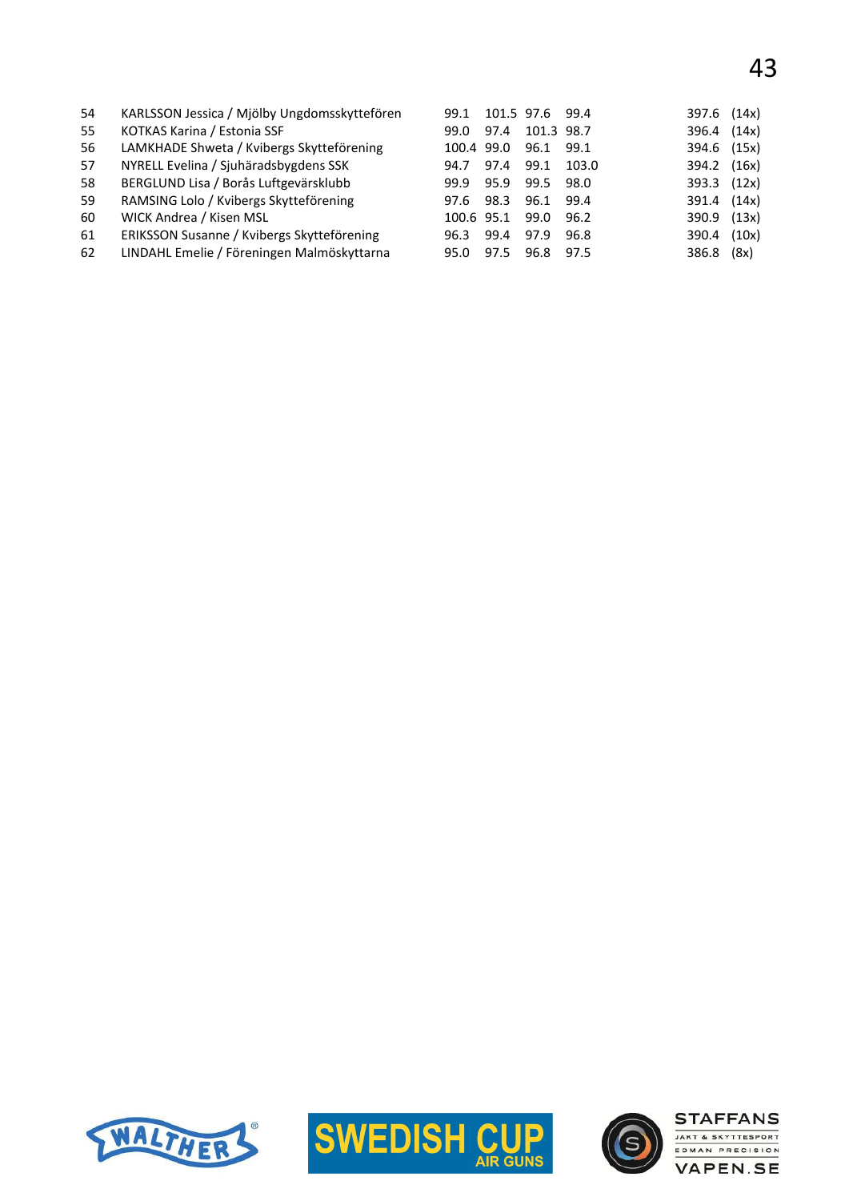| | | | | | | | |
|---|---|---|---|---|---|---|---|
| 54 | KARLSSON Jessica / Mjölby Ungdomsskyttefören | 99.1 | 101.5 | 97.6 | 99.4 | 397.6 | (14x) |
| 55 | KOTKAS Karina / Estonia SSF | 99.0 | 97.4 | 101.3 | 98.7 | 396.4 | (14x) |
| 56 | LAMKHADE Shweta / Kvibergs Skytteförening | 100.4 | 99.0 | 96.1 | 99.1 | 394.6 | (15x) |
| 57 | NYRELL Evelina / Sjuhäradsbygdens SSK | 94.7 | 97.4 | 99.1 | 103.0 | 394.2 | (16x) |
| 58 | BERGLUND Lisa / Borås Luftgevärsklubb | 99.9 | 95.9 | 99.5 | 98.0 | 393.3 | (12x) |
| 59 | RAMSING Lolo / Kvibergs Skytteförening | 97.6 | 98.3 | 96.1 | 99.4 | 391.4 | (14x) |
| 60 | WICK Andrea / Kisen MSL | 100.6 | 95.1 | 99.0 | 96.2 | 390.9 | (13x) |
| 61 | ERIKSSON Susanne / Kvibergs Skytteförening | 96.3 | 99.4 | 97.9 | 96.8 | 390.4 | (10x) |
| 62 | LINDAHL Emelie / Föreningen Malmöskyttarna | 95.0 | 97.5 | 96.8 | 97.5 | 386.8 | (8x) |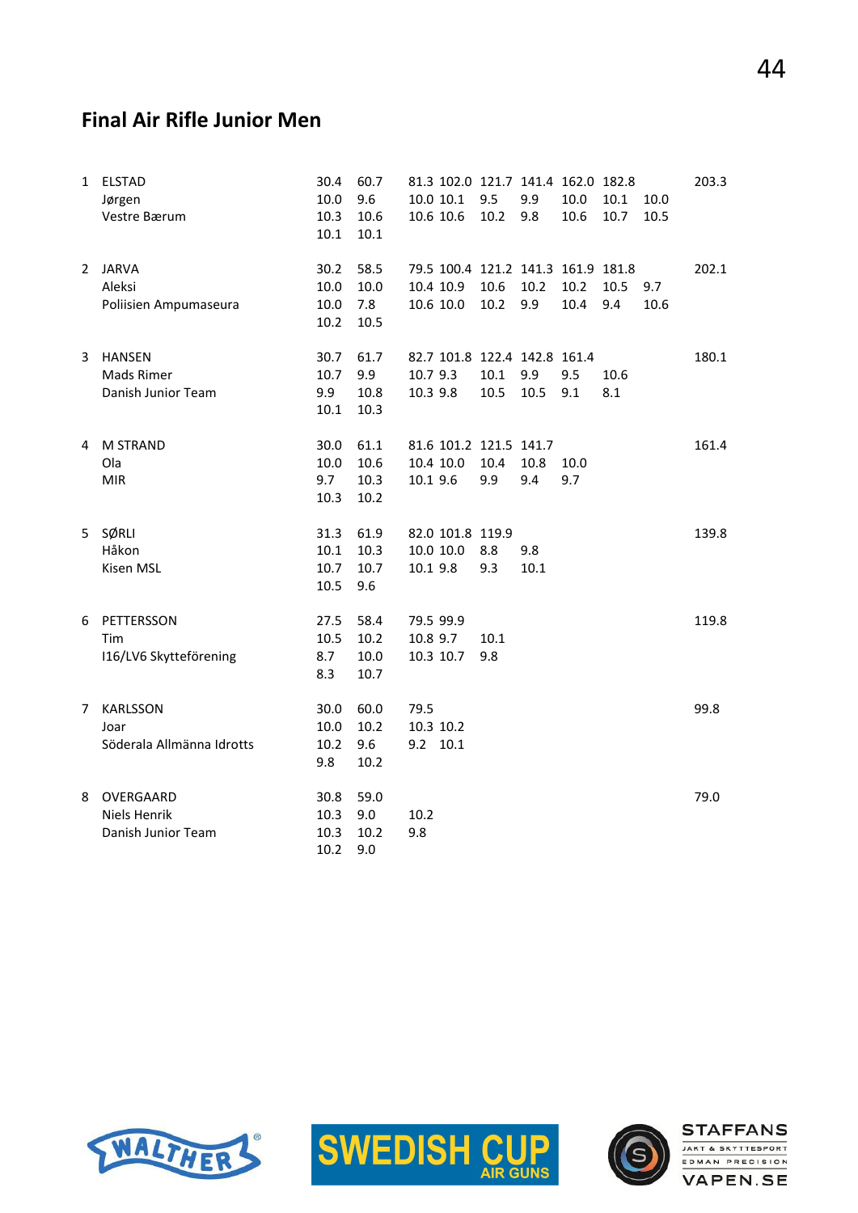## Final Air Rifle Junior Men

| Rank | Name | | | | | | | | | | Total |
|---|---|---|---|---|---|---|---|---|---|---|---|
| 1 | ELSTAD | 30.4 | 60.7 | 81.3 | 102.0 | 121.7 | 141.4 | 162.0 | 182.8 | | 203.3 |
| | Jørgen | 10.0 | 9.6 | 10.0 | 10.1 | 9.5 | 9.9 | 10.0 | 10.1 | 10.0 | |
| | Vestre Bærum | 10.3 | 10.6 | 10.6 | 10.6 | 10.2 | 9.8 | 10.6 | 10.7 | 10.5 | |
| | | 10.1 | 10.1 | | | | | | | | |
| 2 | JARVA | 30.2 | 58.5 | 79.5 | 100.4 | 121.2 | 141.3 | 161.9 | 181.8 | | 202.1 |
| | Aleksi | 10.0 | 10.0 | 10.4 | 10.9 | 10.6 | 10.2 | 10.2 | 10.5 | 9.7 | |
| | Poliisien Ampumaseura | 10.0 | 7.8 | 10.6 | 10.0 | 10.2 | 9.9 | 10.4 | 9.4 | 10.6 | |
| | | 10.2 | 10.5 | | | | | | | | |
| 3 | HANSEN | 30.7 | 61.7 | 82.7 | 101.8 | 122.4 | 142.8 | 161.4 | | | 180.1 |
| | Mads Rimer | 10.7 | 9.9 | 10.7 | 9.3 | 10.1 | 9.9 | 9.5 | 10.6 | | |
| | Danish Junior Team | 9.9 | 10.8 | 10.3 | 9.8 | 10.5 | 10.5 | 9.1 | 8.1 | | |
| | | 10.1 | 10.3 | | | | | | | | |
| 4 | M STRAND | 30.0 | 61.1 | 81.6 | 101.2 | 121.5 | 141.7 | | | | 161.4 |
| | Ola | 10.0 | 10.6 | 10.4 | 10.0 | 10.4 | 10.8 | 10.0 | | | |
| | MIR | 9.7 | 10.3 | 10.1 | 9.6 | 9.9 | 9.4 | 9.7 | | | |
| | | 10.3 | 10.2 | | | | | | | | |
| 5 | SØRLI | 31.3 | 61.9 | 82.0 | 101.8 | 119.9 | | | | | 139.8 |
| | Håkon | 10.1 | 10.3 | 10.0 | 10.0 | 8.8 | 9.8 | | | | |
| | Kisen MSL | 10.7 | 10.7 | 10.1 | 9.8 | 9.3 | 10.1 | | | | |
| | | 10.5 | 9.6 | | | | | | | | |
| 6 | PETTERSSON | 27.5 | 58.4 | 79.5 | 99.9 | | | | | | 119.8 |
| | Tim | 10.5 | 10.2 | 10.8 | 9.7 | 10.1 | | | | | |
| | I16/LV6 Skytteförening | 8.7 | 10.0 | 10.3 | 10.7 | 9.8 | | | | | |
| | | 8.3 | 10.7 | | | | | | | | |
| 7 | KARLSSON | 30.0 | 60.0 | 79.5 | | | | | | | 99.8 |
| | Joar | 10.0 | 10.2 | 10.3 | 10.2 | | | | | | |
| | Söderala Allmänna Idrotts | 10.2 | 9.6 | 9.2 | 10.1 | | | | | | |
| | | 9.8 | 10.2 | | | | | | | | |
| 8 | OVERGAARD | 30.8 | 59.0 | | | | | | | | 79.0 |
| | Niels Henrik | 10.3 | 9.0 | 10.2 | | | | | | | |
| | Danish Junior Team | 10.3 | 10.2 | 9.8 | | | | | | | |
| | | 10.2 | 9.0 | | | | | | | | |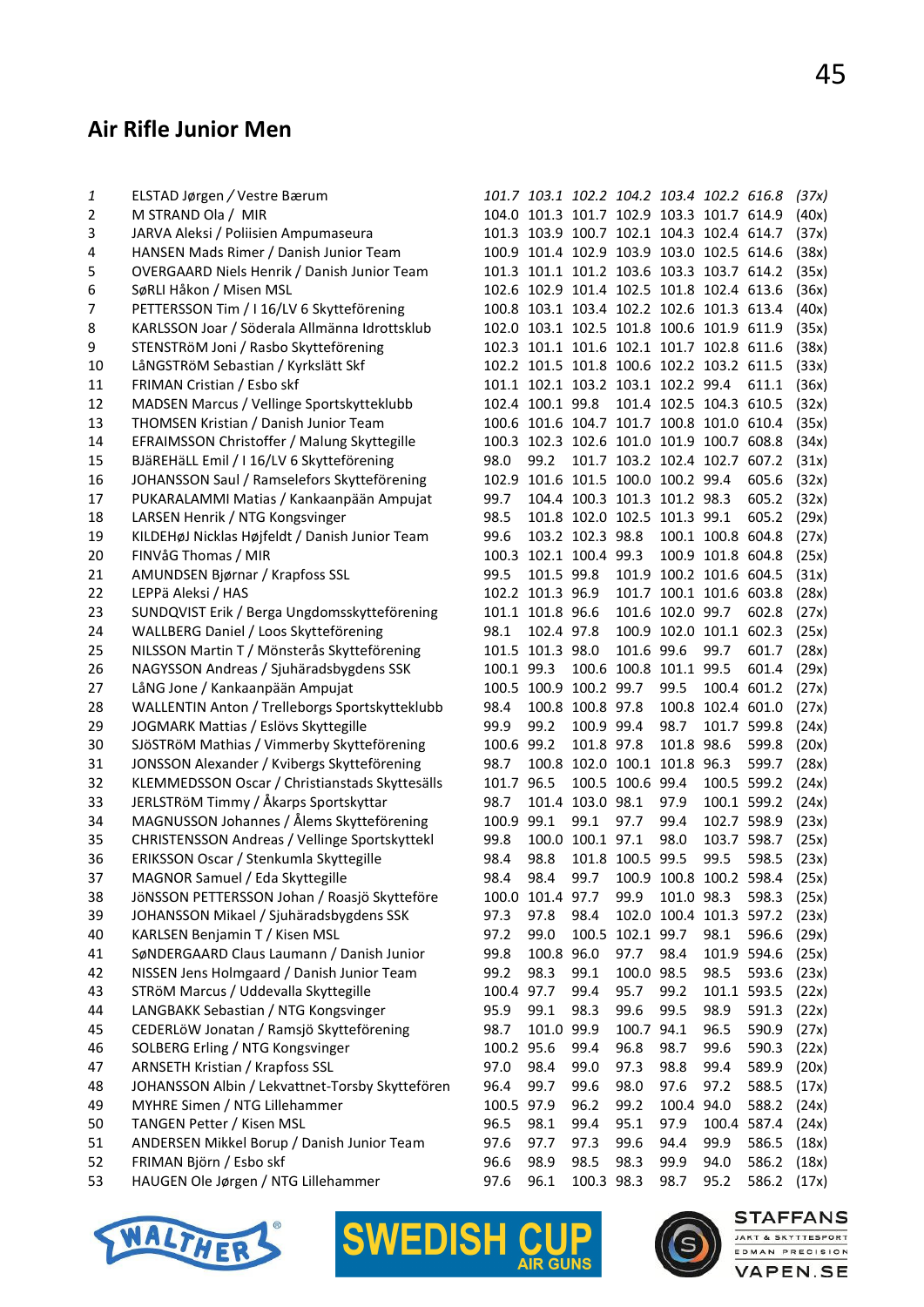## Air Rifle Junior Men

| | | | | | | | | | |
|---|---|---|---|---|---|---|---|---|---|
| *1* | *ELSTAD Jørgen / Vestre Bærum* | *101.7* | *103.1* | *102.2* | *104.2* | *103.4* | *102.2* | *616.8* | *(37x)* |
| 2 | M STRAND Ola / MIR | 104.0 | 101.3 | 101.7 | 102.9 | 103.3 | 101.7 | 614.9 | (40x) |
| 3 | JARVA Aleksi / Poliisien Ampumaseura | 101.3 | 103.9 | 100.7 | 102.1 | 104.3 | 102.4 | 614.7 | (37x) |
| 4 | HANSEN Mads Rimer / Danish Junior Team | 100.9 | 101.4 | 102.9 | 103.9 | 103.0 | 102.5 | 614.6 | (38x) |
| 5 | OVERGAARD Niels Henrik / Danish Junior Team | 101.3 | 101.1 | 101.2 | 103.6 | 103.3 | 103.7 | 614.2 | (35x) |
| 6 | SøRLI Håkon / Misen MSL | 102.6 | 102.9 | 101.4 | 102.5 | 101.8 | 102.4 | 613.6 | (36x) |
| 7 | PETTERSSON Tim / I 16/LV 6 Skytteförening | 100.8 | 103.1 | 103.4 | 102.2 | 102.6 | 101.3 | 613.4 | (40x) |
| 8 | KARLSSON Joar / Söderala Allmänna Idrottsklub | 102.0 | 103.1 | 102.5 | 101.8 | 100.6 | 101.9 | 611.9 | (35x) |
| 9 | STENSTRöM Joni / Rasbo Skytteförening | 102.3 | 101.1 | 101.6 | 102.1 | 101.7 | 102.8 | 611.6 | (38x) |
| 10 | LåNGSTRöM Sebastian / Kyrkslätt Skf | 102.2 | 101.5 | 101.8 | 100.6 | 102.2 | 103.2 | 611.5 | (33x) |
| 11 | FRIMAN Cristian / Esbo skf | 101.1 | 102.1 | 103.2 | 103.1 | 102.2 | 99.4 | 611.1 | (36x) |
| 12 | MADSEN Marcus / Vellinge Sportskytteklubb | 102.4 | 100.1 | 99.8 | 101.4 | 102.5 | 104.3 | 610.5 | (32x) |
| 13 | THOMSEN Kristian / Danish Junior Team | 100.6 | 101.6 | 104.7 | 101.7 | 100.8 | 101.0 | 610.4 | (35x) |
| 14 | EFRAIMSSON Christoffer / Malung Skyttegille | 100.3 | 102.3 | 102.6 | 101.0 | 101.9 | 100.7 | 608.8 | (34x) |
| 15 | BJäREHäLL Emil / I 16/LV 6 Skytteförening | 98.0 | 99.2 | 101.7 | 103.2 | 102.4 | 102.7 | 607.2 | (31x) |
| 16 | JOHANSSON Saul / Ramselefors Skytteförening | 102.9 | 101.6 | 101.5 | 100.0 | 100.2 | 99.4 | 605.6 | (32x) |
| 17 | PUKARALAMMI Matias / Kankaanpään Ampujat | 99.7 | 104.4 | 100.3 | 101.3 | 101.2 | 98.3 | 605.2 | (32x) |
| 18 | LARSEN Henrik / NTG Kongsvinger | 98.5 | 101.8 | 102.0 | 102.5 | 101.3 | 99.1 | 605.2 | (29x) |
| 19 | KILDEHøJ Nicklas Højfeldt / Danish Junior Team | 99.6 | 103.2 | 102.3 | 98.8 | 100.1 | 100.8 | 604.8 | (27x) |
| 20 | FINVåG Thomas / MIR | 100.3 | 102.1 | 100.4 | 99.3 | 100.9 | 101.8 | 604.8 | (25x) |
| 21 | AMUNDSEN Bjørnar / Krapfoss SSL | 99.5 | 101.5 | 99.8 | 101.9 | 100.2 | 101.6 | 604.5 | (31x) |
| 22 | LEPPä Aleksi / HAS | 102.2 | 101.3 | 96.9 | 101.7 | 100.1 | 101.6 | 603.8 | (28x) |
| 23 | SUNDQVIST Erik / Berga Ungdomsskytteförening | 101.1 | 101.8 | 96.6 | 101.6 | 102.0 | 99.7 | 602.8 | (27x) |
| 24 | WALLBERG Daniel / Loos Skytteförening | 98.1 | 102.4 | 97.8 | 100.9 | 102.0 | 101.1 | 602.3 | (25x) |
| 25 | NILSSON Martin T / Mönsterås Skytteförening | 101.5 | 101.3 | 98.0 | 101.6 | 99.6 | 99.7 | 601.7 | (28x) |
| 26 | NAGYSSON Andreas / Sjuhäradsbygdens SSK | 100.1 | 99.3 | 100.6 | 100.8 | 101.1 | 99.5 | 601.4 | (29x) |
| 27 | LåNG Jone / Kankaanpään Ampujat | 100.5 | 100.9 | 100.2 | 99.7 | 99.5 | 100.4 | 601.2 | (27x) |
| 28 | WALLENTIN Anton / Trelleborgs Sportskytteklubb | 98.4 | 100.8 | 100.8 | 97.8 | 100.8 | 102.4 | 601.0 | (27x) |
| 29 | JOGMARK Mattias / Eslövs Skyttegille | 99.9 | 99.2 | 100.9 | 99.4 | 98.7 | 101.7 | 599.8 | (24x) |
| 30 | SJöSTRöM Mathias / Vimmerby Skytteförening | 100.6 | 99.2 | 101.8 | 97.8 | 101.8 | 98.6 | 599.8 | (20x) |
| 31 | JONSSON Alexander / Kvibergs Skytteförening | 98.7 | 100.8 | 102.0 | 100.1 | 101.8 | 96.3 | 599.7 | (28x) |
| 32 | KLEMMEDSSON Oscar / Christianstads Skyttesälls | 101.7 | 96.5 | 100.5 | 100.6 | 99.4 | 100.5 | 599.2 | (24x) |
| 33 | JERLSTRöM Timmy / Åkarps Sportskyttar | 98.7 | 101.4 | 103.0 | 98.1 | 97.9 | 100.1 | 599.2 | (24x) |
| 34 | MAGNUSSON Johannes / Ålems Skytteförening | 100.9 | 99.1 | 99.1 | 97.7 | 99.4 | 102.7 | 598.9 | (23x) |
| 35 | CHRISTENSSON Andreas / Vellinge Sportskyttekl | 99.8 | 100.0 | 100.1 | 97.1 | 98.0 | 103.7 | 598.7 | (25x) |
| 36 | ERIKSSON Oscar / Stenkumla Skyttegille | 98.4 | 98.8 | 101.8 | 100.5 | 99.5 | 99.5 | 598.5 | (23x) |
| 37 | MAGNOR Samuel / Eda Skyttegille | 98.4 | 98.4 | 99.7 | 100.9 | 100.8 | 100.2 | 598.4 | (25x) |
| 38 | JöNSSON PETTERSSON Johan / Roasjö Skyttföre | 100.0 | 101.4 | 97.7 | 99.9 | 101.0 | 98.3 | 598.3 | (25x) |
| 39 | JOHANSSON Mikael / Sjuhäradsbygdens SSK | 97.3 | 97.8 | 98.4 | 102.0 | 100.4 | 101.3 | 597.2 | (23x) |
| 40 | KARLSEN Benjamin T / Kisen MSL | 97.2 | 99.0 | 100.5 | 102.1 | 99.7 | 98.1 | 596.6 | (29x) |
| 41 | SøNDERGAARD Claus Laumann / Danish Junior | 99.8 | 100.8 | 96.0 | 97.7 | 98.4 | 101.9 | 594.6 | (25x) |
| 42 | NISSEN Jens Holmgaard / Danish Junior Team | 99.2 | 98.3 | 99.1 | 100.0 | 98.5 | 98.5 | 593.6 | (23x) |
| 43 | STRöM Marcus / Uddevalla Skyttegille | 100.4 | 97.7 | 99.4 | 95.7 | 99.2 | 101.1 | 593.5 | (22x) |
| 44 | LANGBAKK Sebastian / NTG Kongsvinger | 95.9 | 99.1 | 98.3 | 99.6 | 99.5 | 98.9 | 591.3 | (22x) |
| 45 | CEDERLöW Jonatan / Ramsjö Skytteförening | 98.7 | 101.0 | 99.9 | 100.7 | 94.1 | 96.5 | 590.9 | (27x) |
| 46 | SOLBERG Erling / NTG Kongsvinger | 100.2 | 95.6 | 99.4 | 96.8 | 98.7 | 99.6 | 590.3 | (22x) |
| 47 | ARNSETH Kristian / Krapfoss SSL | 97.0 | 98.4 | 99.0 | 97.3 | 98.8 | 99.4 | 589.9 | (20x) |
| 48 | JOHANSSON Albin / Lekvattnet-Torsby Skytteförен | 96.4 | 99.7 | 99.6 | 98.0 | 97.6 | 97.2 | 588.5 | (17x) |
| 49 | MYHRE Simen / NTG Lillehammer | 100.5 | 97.9 | 96.2 | 99.2 | 100.4 | 94.0 | 588.2 | (24x) |
| 50 | TANGEN Petter / Kisen MSL | 96.5 | 98.1 | 99.4 | 95.1 | 97.9 | 100.4 | 587.4 | (24x) |
| 51 | ANDERSEN Mikkel Borup / Danish Junior Team | 97.6 | 97.7 | 97.3 | 99.6 | 94.4 | 99.9 | 586.5 | (18x) |
| 52 | FRIMAN Björn / Esbo skf | 96.6 | 98.9 | 98.5 | 98.3 | 99.9 | 94.0 | 586.2 | (18x) |
| 53 | HAUGEN Ole Jørgen / NTG Lillehammer | 97.6 | 96.1 | 100.3 | 98.3 | 98.7 | 95.2 | 586.2 | (17x) |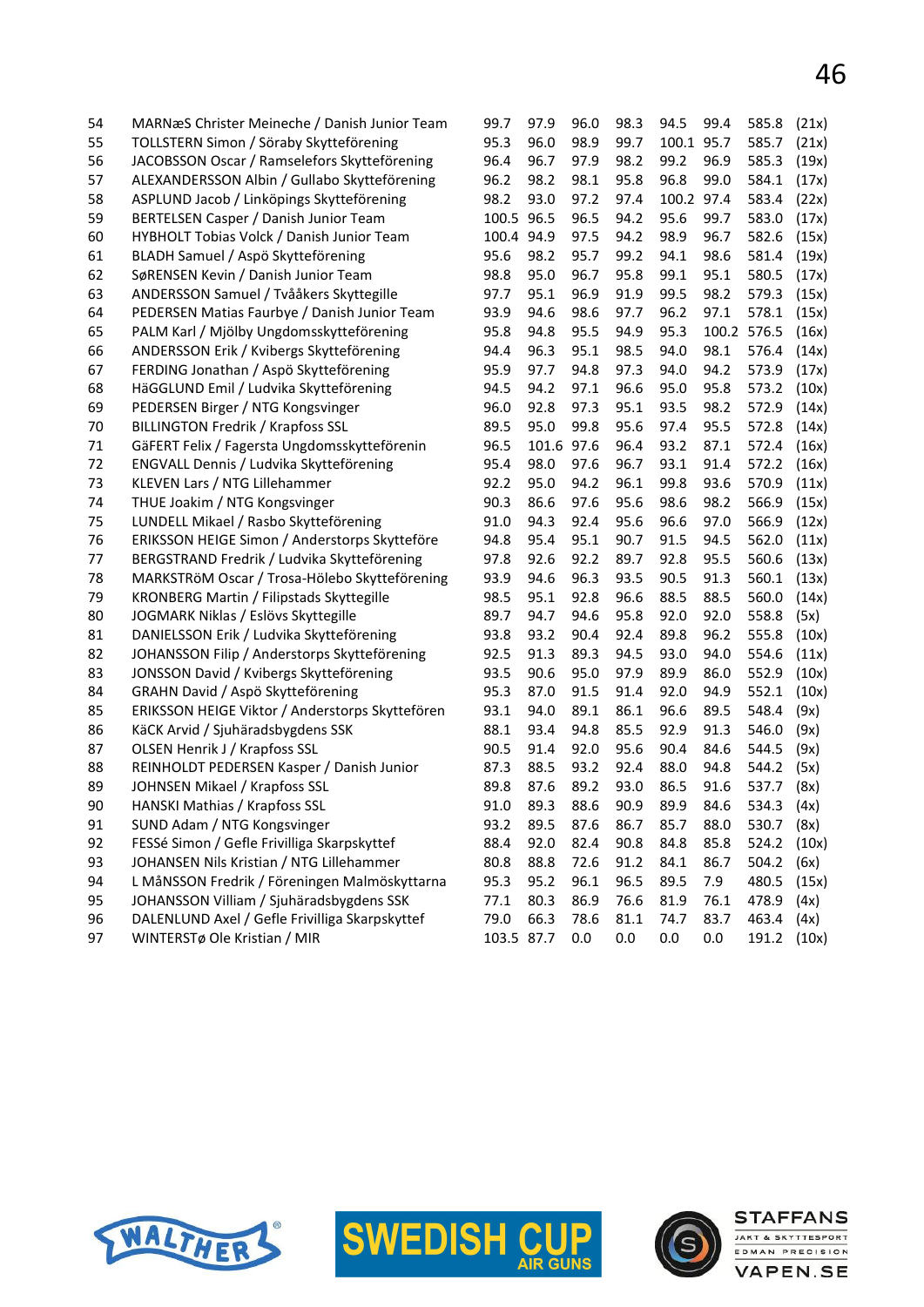| | | | | | | | | | |
|---|---|---|---|---|---|---|---|---|---|
| 54 | MARNæS Christer Meineche / Danish Junior Team | 99.7 | 97.9 | 96.0 | 98.3 | 94.5 | 99.4 | 585.8 | (21x) |
| 55 | TOLLSTERN Simon / Söraby Skytteförening | 95.3 | 96.0 | 98.9 | 99.7 | 100.1 | 95.7 | 585.7 | (21x) |
| 56 | JACOBSSON Oscar / Ramselefors Skytteförening | 96.4 | 96.7 | 97.9 | 98.2 | 99.2 | 96.9 | 585.3 | (19x) |
| 57 | ALEXANDERSSON Albin / Gullabo Skytteförening | 96.2 | 98.2 | 98.1 | 95.8 | 96.8 | 99.0 | 584.1 | (17x) |
| 58 | ASPLUND Jacob / Linköpings Skytteförening | 98.2 | 93.0 | 97.2 | 97.4 | 100.2 | 97.4 | 583.4 | (22x) |
| 59 | BERTELSEN Casper / Danish Junior Team | 100.5 | 96.5 | 96.5 | 94.2 | 95.6 | 99.7 | 583.0 | (17x) |
| 60 | HYBHOLT Tobias Volck / Danish Junior Team | 100.4 | 94.9 | 97.5 | 94.2 | 98.9 | 96.7 | 582.6 | (15x) |
| 61 | BLADH Samuel / Aspö Skytteförening | 95.6 | 98.2 | 95.7 | 99.2 | 94.1 | 98.6 | 581.4 | (19x) |
| 62 | SøRENSEN Kevin / Danish Junior Team | 98.8 | 95.0 | 96.7 | 95.8 | 99.1 | 95.1 | 580.5 | (17x) |
| 63 | ANDERSSON Samuel / Tvååkers Skyttegille | 97.7 | 95.1 | 96.9 | 91.9 | 99.5 | 98.2 | 579.3 | (15x) |
| 64 | PEDERSEN Matias Faurbye / Danish Junior Team | 93.9 | 94.6 | 98.6 | 97.7 | 96.2 | 97.1 | 578.1 | (15x) |
| 65 | PALM Karl / Mjölby Ungdomsskytteförening | 95.8 | 94.8 | 95.5 | 94.9 | 95.3 | 100.2 | 576.5 | (16x) |
| 66 | ANDERSSON Erik / Kvibergs Skytteförening | 94.4 | 96.3 | 95.1 | 98.5 | 94.0 | 98.1 | 576.4 | (14x) |
| 67 | FERDING Jonathan / Aspö Skytteförening | 95.9 | 97.7 | 94.8 | 97.3 | 94.0 | 94.2 | 573.9 | (17x) |
| 68 | HäGGLUND Emil / Ludvika Skytteförening | 94.5 | 94.2 | 97.1 | 96.6 | 95.0 | 95.8 | 573.2 | (10x) |
| 69 | PEDERSEN Birger / NTG Kongsvinger | 96.0 | 92.8 | 97.3 | 95.1 | 93.5 | 98.2 | 572.9 | (14x) |
| 70 | BILLINGTON Fredrik / Krapfoss SSL | 89.5 | 95.0 | 99.8 | 95.6 | 97.4 | 95.5 | 572.8 | (14x) |
| 71 | GäFERT Felix / Fagersta Ungdomsskytteförenin | 96.5 | 101.6 | 97.6 | 96.4 | 93.2 | 87.1 | 572.4 | (16x) |
| 72 | ENGVALL Dennis / Ludvika Skytteförening | 95.4 | 98.0 | 97.6 | 96.7 | 93.1 | 91.4 | 572.2 | (16x) |
| 73 | KLEVEN Lars / NTG Lillehammer | 92.2 | 95.0 | 94.2 | 96.1 | 99.8 | 93.6 | 570.9 | (11x) |
| 74 | THUE Joakim / NTG Kongsvinger | 90.3 | 86.6 | 97.6 | 95.6 | 98.6 | 98.2 | 566.9 | (15x) |
| 75 | LUNDELL Mikael / Rasbo Skytteförening | 91.0 | 94.3 | 92.4 | 95.6 | 96.6 | 97.0 | 566.9 | (12x) |
| 76 | ERIKSSON HEIGE Simon / Anderstorps Skytteföre | 94.8 | 95.4 | 95.1 | 90.7 | 91.5 | 94.5 | 562.0 | (11x) |
| 77 | BERGSTRAND Fredrik / Ludvika Skytteförening | 97.8 | 92.6 | 92.2 | 89.7 | 92.8 | 95.5 | 560.6 | (13x) |
| 78 | MARKSTRöM Oscar / Trosa-Hölebo Skytteförening | 93.9 | 94.6 | 96.3 | 93.5 | 90.5 | 91.3 | 560.1 | (13x) |
| 79 | KRONBERG Martin / Filipstads Skyttegille | 98.5 | 95.1 | 92.8 | 96.6 | 88.5 | 88.5 | 560.0 | (14x) |
| 80 | JOGMARK Niklas / Eslövs Skyttegille | 89.7 | 94.7 | 94.6 | 95.8 | 92.0 | 92.0 | 558.8 | (5x) |
| 81 | DANIELSSON Erik / Ludvika Skytteförening | 93.8 | 93.2 | 90.4 | 92.4 | 89.8 | 96.2 | 555.8 | (10x) |
| 82 | JOHANSSON Filip / Anderstorps Skytteförening | 92.5 | 91.3 | 89.3 | 94.5 | 93.0 | 94.0 | 554.6 | (11x) |
| 83 | JONSSON David / Kvibergs Skytteförening | 93.5 | 90.6 | 95.0 | 97.9 | 89.9 | 86.0 | 552.9 | (10x) |
| 84 | GRAHN David / Aspö Skytteförening | 95.3 | 87.0 | 91.5 | 91.4 | 92.0 | 94.9 | 552.1 | (10x) |
| 85 | ERIKSSON HEIGE Viktor / Anderstorps Skyttefören | 93.1 | 94.0 | 89.1 | 86.1 | 96.6 | 89.5 | 548.4 | (9x) |
| 86 | KäCK Arvid / Sjuhäradsbygdens SSK | 88.1 | 93.4 | 94.8 | 85.5 | 92.9 | 91.3 | 546.0 | (9x) |
| 87 | OLSEN Henrik J / Krapfoss SSL | 90.5 | 91.4 | 92.0 | 95.6 | 90.4 | 84.6 | 544.5 | (9x) |
| 88 | REINHOLDT PEDERSEN Kasper / Danish Junior | 87.3 | 88.5 | 93.2 | 92.4 | 88.0 | 94.8 | 544.2 | (5x) |
| 89 | JOHNSEN Mikael / Krapfoss SSL | 89.8 | 87.6 | 89.2 | 93.0 | 86.5 | 91.6 | 537.7 | (8x) |
| 90 | HANSKI Mathias / Krapfoss SSL | 91.0 | 89.3 | 88.6 | 90.9 | 89.9 | 84.6 | 534.3 | (4x) |
| 91 | SUND Adam / NTG Kongsvinger | 93.2 | 89.5 | 87.6 | 86.7 | 85.7 | 88.0 | 530.7 | (8x) |
| 92 | FESSé Simon / Gefle Frivilliga Skarpskyttef | 88.4 | 92.0 | 82.4 | 90.8 | 84.8 | 85.8 | 524.2 | (10x) |
| 93 | JOHANSEN Nils Kristian / NTG Lillehammer | 80.8 | 88.8 | 72.6 | 91.2 | 84.1 | 86.7 | 504.2 | (6x) |
| 94 | L MåNSSON Fredrik / Föreningen Malmöskyttarna | 95.3 | 95.2 | 96.1 | 96.5 | 89.5 | 7.9 | 480.5 | (15x) |
| 95 | JOHANSSON Villiam / Sjuhäradsbygdens SSK | 77.1 | 80.3 | 86.9 | 76.6 | 81.9 | 76.1 | 478.9 | (4x) |
| 96 | DALENLUND Axel / Gefle Frivilliga Skarpskyttef | 79.0 | 66.3 | 78.6 | 81.1 | 74.7 | 83.7 | 463.4 | (4x) |
| 97 | WINTERSTø Ole Kristian / MIR | 103.5 | 87.7 | 0.0 | 0.0 | 0.0 | 0.0 | 191.2 | (10x) |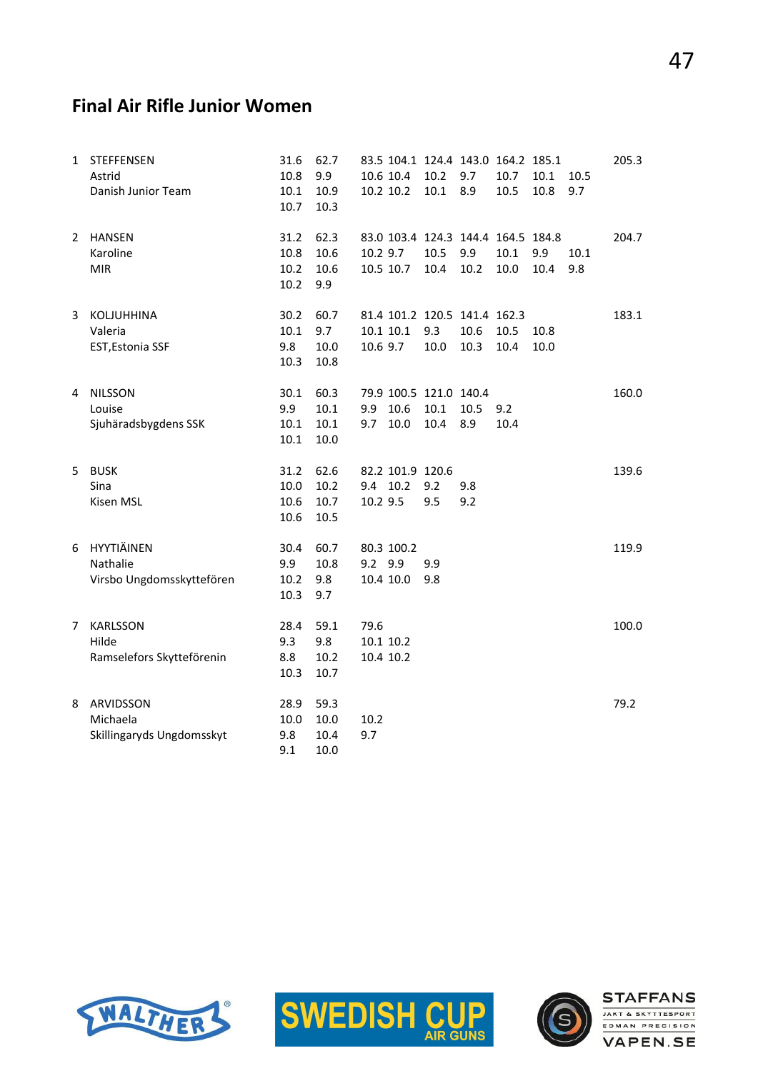## Final Air Rifle Junior Women

| Rank | Name / Club | | | | | | | | | | Total |
|---|---|---|---|---|---|---|---|---|---|---|---|
| 1 | STEFFENSEN | 31.6 | 62.7 | 83.5 | 104.1 | 124.4 | 143.0 | 164.2 | 185.1 | | 205.3 |
| | Astrid | 10.8 | 9.9 | 10.6 | 10.4 | 10.2 | 9.7 | 10.7 | 10.1 | 10.5 | |
| | Danish Junior Team | 10.1 | 10.9 | 10.2 | 10.2 | 10.1 | 8.9 | 10.5 | 10.8 | 9.7 | |
| | | 10.7 | 10.3 | | | | | | | | |
| 2 | HANSEN | 31.2 | 62.3 | 83.0 | 103.4 | 124.3 | 144.4 | 164.5 | 184.8 | | 204.7 |
| | Karoline | 10.8 | 10.6 | 10.2 | 9.7 | 10.5 | 9.9 | 10.1 | 9.9 | 10.1 | |
| | MIR | 10.2 | 10.6 | 10.5 | 10.7 | 10.4 | 10.2 | 10.0 | 10.4 | 9.8 | |
| | | 10.2 | 9.9 | | | | | | | | |
| 3 | KOLJUHHINA | 30.2 | 60.7 | 81.4 | 101.2 | 120.5 | 141.4 | 162.3 | | | 183.1 |
| | Valeria | 10.1 | 9.7 | 10.1 | 10.1 | 9.3 | 10.6 | 10.5 | 10.8 | | |
| | EST,Estonia SSF | 9.8 | 10.0 | 10.6 | 9.7 | 10.0 | 10.3 | 10.4 | 10.0 | | |
| | | 10.3 | 10.8 | | | | | | | | |
| 4 | NILSSON | 30.1 | 60.3 | 79.9 | 100.5 | 121.0 | 140.4 | | | | 160.0 |
| | Louise | 9.9 | 10.1 | 9.9 | 10.6 | 10.1 | 10.5 | 9.2 | | | |
| | Sjuhäradsbygdens SSK | 10.1 | 10.1 | 9.7 | 10.0 | 10.4 | 8.9 | 10.4 | | | |
| | | 10.1 | 10.0 | | | | | | | | |
| 5 | BUSK | 31.2 | 62.6 | 82.2 | 101.9 | 120.6 | | | | | 139.6 |
| | Sina | 10.0 | 10.2 | 9.4 | 10.2 | 9.2 | 9.8 | | | | |
| | Kisen MSL | 10.6 | 10.7 | 10.2 | 9.5 | 9.5 | 9.2 | | | | |
| | | 10.6 | 10.5 | | | | | | | | |
| 6 | HYYTIÄINEN | 30.4 | 60.7 | 80.3 | 100.2 | | | | | | 119.9 |
| | Nathalie | 9.9 | 10.8 | 9.2 | 9.9 | 9.9 | | | | | |
| | Virsbo Ungdomsskyttefören | 10.2 | 9.8 | 10.4 | 10.0 | 9.8 | | | | | |
| | | 10.3 | 9.7 | | | | | | | | |
| 7 | KARLSSON | 28.4 | 59.1 | 79.6 | | | | | | | 100.0 |
| | Hilde | 9.3 | 9.8 | 10.1 | 10.2 | | | | | | |
| | Ramselefors Skytteförenin | 8.8 | 10.2 | 10.4 | 10.2 | | | | | | |
| | | 10.3 | 10.7 | | | | | | | | |
| 8 | ARVIDSSON | 28.9 | 59.3 | | | | | | | | 79.2 |
| | Michaela | 10.0 | 10.0 | 10.2 | | | | | | | |
| | Skillingaryds Ungdomsskyt | 9.8 | 10.4 | 9.7 | | | | | | | |
| | | 9.1 | 10.0 | | | | | | | | |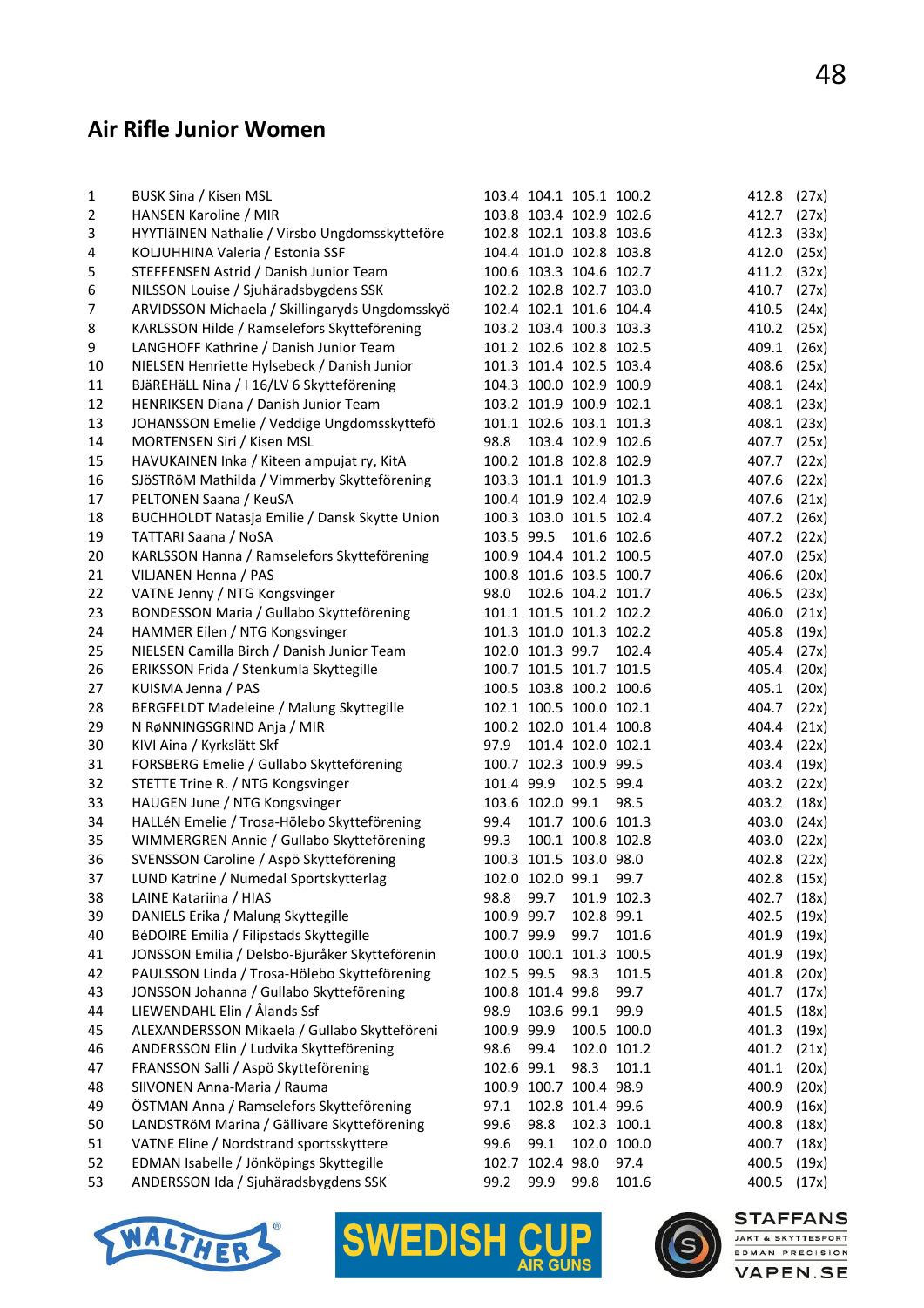## Air Rifle Junior Women

| | | | | | | | |
|---|---|---|---|---|---|---|---|
| 1 | BUSK Sina / Kisen MSL | 103.4 | 104.1 | 105.1 | 100.2 | 412.8 | (27x) |
| 2 | HANSEN Karoline / MIR | 103.8 | 103.4 | 102.9 | 102.6 | 412.7 | (27x) |
| 3 | HYYTIäINEN Nathalie / Virsbo Ungdomsskytteföre | 102.8 | 102.1 | 103.8 | 103.6 | 412.3 | (33x) |
| 4 | KOLJUHHINA Valeria / Estonia SSF | 104.4 | 101.0 | 102.8 | 103.8 | 412.0 | (25x) |
| 5 | STEFFENSEN Astrid / Danish Junior Team | 100.6 | 103.3 | 104.6 | 102.7 | 411.2 | (32x) |
| 6 | NILSSON Louise / Sjuhäradsbygdens SSK | 102.2 | 102.8 | 102.7 | 103.0 | 410.7 | (27x) |
| 7 | ARVIDSSON Michaela / Skillingaryds Ungdomsskyö | 102.4 | 102.1 | 101.6 | 104.4 | 410.5 | (24x) |
| 8 | KARLSSON Hilde / Ramselefors Skytteförening | 103.2 | 103.4 | 100.3 | 103.3 | 410.2 | (25x) |
| 9 | LANGHOFF Kathrine / Danish Junior Team | 101.2 | 102.6 | 102.8 | 102.5 | 409.1 | (26x) |
| 10 | NIELSEN Henriette Hylsebeck / Danish Junior | 101.3 | 101.4 | 102.5 | 103.4 | 408.6 | (25x) |
| 11 | BJäREHäLL Nina / I 16/LV 6 Skytteförening | 104.3 | 100.0 | 102.9 | 100.9 | 408.1 | (24x) |
| 12 | HENRIKSEN Diana / Danish Junior Team | 103.2 | 101.9 | 100.9 | 102.1 | 408.1 | (23x) |
| 13 | JOHANSSON Emelie / Veddige Ungdomsskyttefö | 101.1 | 102.6 | 103.1 | 101.3 | 408.1 | (23x) |
| 14 | MORTENSEN Siri / Kisen MSL | 98.8 | 103.4 | 102.9 | 102.6 | 407.7 | (25x) |
| 15 | HAVUKAINEN Inka / Kiteen ampujat ry, KitA | 100.2 | 101.8 | 102.8 | 102.9 | 407.7 | (22x) |
| 16 | SJöSTRöM Mathilda / Vimmerby Skytteförening | 103.3 | 101.1 | 101.9 | 101.3 | 407.6 | (22x) |
| 17 | PELTONEN Saana / KeuSA | 100.4 | 101.9 | 102.4 | 102.9 | 407.6 | (21x) |
| 18 | BUCHHOLDT Natasja Emilie / Dansk Skytte Union | 100.3 | 103.0 | 101.5 | 102.4 | 407.2 | (26x) |
| 19 | TATTARI Saana / NoSA | 103.5 | 99.5 | 101.6 | 102.6 | 407.2 | (22x) |
| 20 | KARLSSON Hanna / Ramselefors Skytteförening | 100.9 | 104.4 | 101.2 | 100.5 | 407.0 | (25x) |
| 21 | VILJANEN Henna / PAS | 100.8 | 101.6 | 103.5 | 100.7 | 406.6 | (20x) |
| 22 | VATNE Jenny / NTG Kongsvinger | 98.0 | 102.6 | 104.2 | 101.7 | 406.5 | (23x) |
| 23 | BONDESSON Maria / Gullabo Skytteförening | 101.1 | 101.5 | 101.2 | 102.2 | 406.0 | (21x) |
| 24 | HAMMER Eilen / NTG Kongsvinger | 101.3 | 101.0 | 101.3 | 102.2 | 405.8 | (19x) |
| 25 | NIELSEN Camilla Birch / Danish Junior Team | 102.0 | 101.3 | 99.7 | 102.4 | 405.4 | (27x) |
| 26 | ERIKSSON Frida / Stenkumla Skyttegille | 100.7 | 101.5 | 101.7 | 101.5 | 405.4 | (20x) |
| 27 | KUISMA Jenna / PAS | 100.5 | 103.8 | 100.2 | 100.6 | 405.1 | (20x) |
| 28 | BERGFELDT Madeleine / Malung Skyttegille | 102.1 | 100.5 | 100.0 | 102.1 | 404.7 | (22x) |
| 29 | N RøNNINGSGRIND Anja / MIR | 100.2 | 102.0 | 101.4 | 100.8 | 404.4 | (21x) |
| 30 | KIVI Aina / Kyrkslätt Skf | 97.9 | 101.4 | 102.0 | 102.1 | 403.4 | (22x) |
| 31 | FORSBERG Emelie / Gullabo Skytteförening | 100.7 | 102.3 | 100.9 | 99.5 | 403.4 | (19x) |
| 32 | STETTE Trine R. / NTG Kongsvinger | 101.4 | 99.9 | 102.5 | 99.4 | 403.2 | (22x) |
| 33 | HAUGEN June / NTG Kongsvinger | 103.6 | 102.0 | 99.1 | 98.5 | 403.2 | (18x) |
| 34 | HALLéN Emelie / Trosa-Hölebo Skytteförening | 99.4 | 101.7 | 100.6 | 101.3 | 403.0 | (24x) |
| 35 | WIMMERGREN Annie / Gullabo Skytteförening | 99.3 | 100.1 | 100.8 | 102.8 | 403.0 | (22x) |
| 36 | SVENSSON Caroline / Aspö Skytteförening | 100.3 | 101.5 | 103.0 | 98.0 | 402.8 | (22x) |
| 37 | LUND Katrine / Numedal Sportskytterlag | 102.0 | 102.0 | 99.1 | 99.7 | 402.8 | (15x) |
| 38 | LAINE Katariina / HIAS | 98.8 | 99.7 | 101.9 | 102.3 | 402.7 | (18x) |
| 39 | DANIELS Erika / Malung Skyttegille | 100.9 | 99.7 | 102.8 | 99.1 | 402.5 | (19x) |
| 40 | BéDOIRE Emilia / Filipstads Skyttegille | 100.7 | 99.9 | 99.7 | 101.6 | 401.9 | (19x) |
| 41 | JONSSON Emilia / Delsbo-Bjuråker Skytteförenin | 100.0 | 100.1 | 101.3 | 100.5 | 401.9 | (19x) |
| 42 | PAULSSON Linda / Trosa-Hölebo Skytteförening | 102.5 | 99.5 | 98.3 | 101.5 | 401.8 | (20x) |
| 43 | JONSSON Johanna / Gullabo Skytteförening | 100.8 | 101.4 | 99.8 | 99.7 | 401.7 | (17x) |
| 44 | LIEWENDAHL Elin / Ålands Ssf | 98.9 | 103.6 | 99.1 | 99.9 | 401.5 | (18x) |
| 45 | ALEXANDERSSON Mikaela / Gullabo Skytteföreni | 100.9 | 99.9 | 100.5 | 100.0 | 401.3 | (19x) |
| 46 | ANDERSSON Elin / Ludvika Skytteförening | 98.6 | 99.4 | 102.0 | 101.2 | 401.2 | (21x) |
| 47 | FRANSSON Salli / Aspö Skytteförening | 102.6 | 99.1 | 98.3 | 101.1 | 401.1 | (20x) |
| 48 | SIIVONEN Anna-Maria / Rauma | 100.9 | 100.7 | 100.4 | 98.9 | 400.9 | (20x) |
| 49 | ÖSTMAN Anna / Ramselefors Skytteförening | 97.1 | 102.8 | 101.4 | 99.6 | 400.9 | (16x) |
| 50 | LANDSTRöM Marina / Gällivare Skytteförening | 99.6 | 98.8 | 102.3 | 100.1 | 400.8 | (18x) |
| 51 | VATNE Eline / Nordstrand sportsskyttere | 99.6 | 99.1 | 102.0 | 100.0 | 400.7 | (18x) |
| 52 | EDMAN Isabelle / Jönköpings Skyttegille | 102.7 | 102.4 | 98.0 | 97.4 | 400.5 | (19x) |
| 53 | ANDERSSON Ida / Sjuhäradsbygdens SSK | 99.2 | 99.9 | 99.8 | 101.6 | 400.5 | (17x) |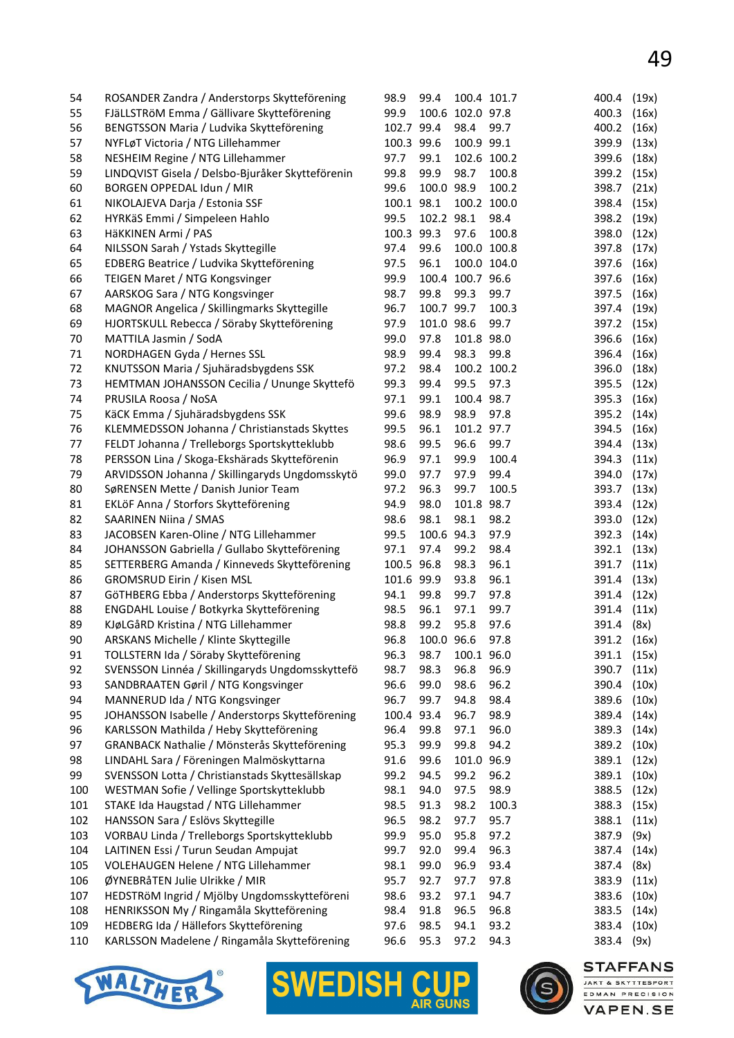| | | | | | | | |
|---|---|---|---|---|---|---|---|
| 54 | ROSANDER Zandra / Anderstorps Skytteförening | 98.9 | 99.4 | 100.4 | 101.7 | 400.4 | (19x) |
| 55 | FJäLLSTRöM Emma / Gällivare Skytteförening | 99.9 | 100.6 | 102.0 | 97.8 | 400.3 | (16x) |
| 56 | BENGTSSON Maria / Ludvika Skytteförening | 102.7 | 99.4 | 98.4 | 99.7 | 400.2 | (16x) |
| 57 | NYFLøT Victoria / NTG Lillehammer | 100.3 | 99.6 | 100.9 | 99.1 | 399.9 | (13x) |
| 58 | NESHEIM Regine / NTG Lillehammer | 97.7 | 99.1 | 102.6 | 100.2 | 399.6 | (18x) |
| 59 | LINDQVIST Gisela / Delsbo-Bjuråker Skytteförenin | 99.8 | 99.9 | 98.7 | 100.8 | 399.2 | (15x) |
| 60 | BORGEN OPPEDAL Idun / MIR | 99.6 | 100.0 | 98.9 | 100.2 | 398.7 | (21x) |
| 61 | NIKOLAJEVA Darja / Estonia SSF | 100.1 | 98.1 | 100.2 | 100.0 | 398.4 | (15x) |
| 62 | HYRKäS Emmi / Simpeleen Hahlo | 99.5 | 102.2 | 98.1 | 98.4 | 398.2 | (19x) |
| 63 | HäKKINEN Armi / PAS | 100.3 | 99.3 | 97.6 | 100.8 | 398.0 | (12x) |
| 64 | NILSSON Sarah / Ystads Skyttegille | 97.4 | 99.6 | 100.0 | 100.8 | 397.8 | (17x) |
| 65 | EDBERG Beatrice / Ludvika Skytteförening | 97.5 | 96.1 | 100.0 | 104.0 | 397.6 | (16x) |
| 66 | TEIGEN Maret / NTG Kongsvinger | 99.9 | 100.4 | 100.7 | 96.6 | 397.6 | (16x) |
| 67 | AARSKOG Sara / NTG Kongsvinger | 98.7 | 99.8 | 99.3 | 99.7 | 397.5 | (16x) |
| 68 | MAGNOR Angelica / Skillingmarks Skyttegille | 96.7 | 100.7 | 99.7 | 100.3 | 397.4 | (19x) |
| 69 | HJORTSKULL Rebecca / Söraby Skytteförening | 97.9 | 101.0 | 98.6 | 99.7 | 397.2 | (15x) |
| 70 | MATTILA Jasmin / SodA | 99.0 | 97.8 | 101.8 | 98.0 | 396.6 | (16x) |
| 71 | NORDHAGEN Gyda / Hernes SSL | 98.9 | 99.4 | 98.3 | 99.8 | 396.4 | (16x) |
| 72 | KNUTSSON Maria / Sjuhäradsbygdens SSK | 97.2 | 98.4 | 100.2 | 100.2 | 396.0 | (18x) |
| 73 | HEMTMAN JOHANSSON Cecilia / Ununge Skyttefö | 99.3 | 99.4 | 99.5 | 97.3 | 395.5 | (12x) |
| 74 | PRUSILA Roosa / NoSA | 97.1 | 99.1 | 100.4 | 98.7 | 395.3 | (16x) |
| 75 | KäCK Emma / Sjuhäradsbygdens SSK | 99.6 | 98.9 | 98.9 | 97.8 | 395.2 | (14x) |
| 76 | KLEMMEDSSON Johanna / Christianstads Skyttes | 99.5 | 96.1 | 101.2 | 97.7 | 394.5 | (16x) |
| 77 | FELDT Johanna / Trelleborgs Sportskytteklubb | 98.6 | 99.5 | 96.6 | 99.7 | 394.4 | (13x) |
| 78 | PERSSON Lina / Skoga-Ekshärads Skytteförenin | 96.9 | 97.1 | 99.9 | 100.4 | 394.3 | (11x) |
| 79 | ARVIDSSON Johanna / Skillingaryds Ungdomsskytö | 99.0 | 97.7 | 97.9 | 99.4 | 394.0 | (17x) |
| 80 | SøRENSEN Mette / Danish Junior Team | 97.2 | 96.3 | 99.7 | 100.5 | 393.7 | (13x) |
| 81 | EKLöF Anna / Storfors Skytteförening | 94.9 | 98.0 | 101.8 | 98.7 | 393.4 | (12x) |
| 82 | SAARINEN Niina / SMAS | 98.6 | 98.1 | 98.1 | 98.2 | 393.0 | (12x) |
| 83 | JACOBSEN Karen-Oline / NTG Lillehammer | 99.5 | 100.6 | 94.3 | 97.9 | 392.3 | (14x) |
| 84 | JOHANSSON Gabriella / Gullabo Skytteförening | 97.1 | 97.4 | 99.2 | 98.4 | 392.1 | (13x) |
| 85 | SETTERBERG Amanda / Kinneveds Skytteförening | 100.5 | 96.8 | 98.3 | 96.1 | 391.7 | (11x) |
| 86 | GROMSRUD Eirin / Kisen MSL | 101.6 | 99.9 | 93.8 | 96.1 | 391.4 | (13x) |
| 87 | GöTHBERG Ebba / Anderstorps Skytteförening | 94.1 | 99.8 | 99.7 | 97.8 | 391.4 | (12x) |
| 88 | ENGDAHL Louise / Botkyrka Skytteförening | 98.5 | 96.1 | 97.1 | 99.7 | 391.4 | (11x) |
| 89 | KJøLGåRD Kristina / NTG Lillehammer | 98.8 | 99.2 | 95.8 | 97.6 | 391.4 | (8x) |
| 90 | ARSKANS Michelle / Klinte Skyttegille | 96.8 | 100.0 | 96.6 | 97.8 | 391.2 | (16x) |
| 91 | TOLLSTERN Ida / Söraby Skytteförening | 96.3 | 98.7 | 100.1 | 96.0 | 391.1 | (15x) |
| 92 | SVENSSON Linnéa / Skillingaryds Ungdomsskyttefö | 98.7 | 98.3 | 96.8 | 96.9 | 390.7 | (11x) |
| 93 | SANDBRAATEN Gøril / NTG Kongsvinger | 96.6 | 99.0 | 98.6 | 96.2 | 390.4 | (10x) |
| 94 | MANNERUD Ida / NTG Kongsvinger | 96.7 | 99.7 | 94.8 | 98.4 | 389.6 | (10x) |
| 95 | JOHANSSON Isabelle / Anderstorps Skytteförening | 100.4 | 93.4 | 96.7 | 98.9 | 389.4 | (14x) |
| 96 | KARLSSON Mathilda / Heby Skytteförening | 96.4 | 99.8 | 97.1 | 96.0 | 389.3 | (14x) |
| 97 | GRANBACK Nathalie / Mönsterås Skytteförening | 95.3 | 99.9 | 99.8 | 94.2 | 389.2 | (10x) |
| 98 | LINDAHL Sara / Föreningen Malmöskyttarna | 91.6 | 99.6 | 101.0 | 96.9 | 389.1 | (12x) |
| 99 | SVENSSON Lotta / Christianstads Skyttesällskap | 99.2 | 94.5 | 99.2 | 96.2 | 389.1 | (10x) |
| 100 | WESTMAN Sofie / Vellinge Sportskytteklubb | 98.1 | 94.0 | 97.5 | 98.9 | 388.5 | (12x) |
| 101 | STAKE Ida Haugstad / NTG Lillehammer | 98.5 | 91.3 | 98.2 | 100.3 | 388.3 | (15x) |
| 102 | HANSSON Sara / Eslövs Skyttegille | 96.5 | 98.2 | 97.7 | 95.7 | 388.1 | (11x) |
| 103 | VORBAU Linda / Trelleborgs Sportskytteklubb | 99.9 | 95.0 | 95.8 | 97.2 | 387.9 | (9x) |
| 104 | LAITINEN Essi / Turun Seudan Ampujat | 99.7 | 92.0 | 99.4 | 96.3 | 387.4 | (14x) |
| 105 | VOLEHAUGEN Helene / NTG Lillehammer | 98.1 | 99.0 | 96.9 | 93.4 | 387.4 | (8x) |
| 106 | ØYNEBRåTEN Julie Ulrikke / MIR | 95.7 | 92.7 | 97.7 | 97.8 | 383.9 | (11x) |
| 107 | HEDSTRöM Ingrid / Mjölby Ungdomsskytteföreni | 98.6 | 93.2 | 97.1 | 94.7 | 383.6 | (10x) |
| 108 | HENRIKSSON My / Ringamåla Skytteförening | 98.4 | 91.8 | 96.5 | 96.8 | 383.5 | (14x) |
| 109 | HEDBERG Ida / Hällefors Skytteförening | 97.6 | 98.5 | 94.1 | 93.2 | 383.4 | (10x) |
| 110 | KARLSSON Madelene / Ringamåla Skytteförening | 96.6 | 95.3 | 97.2 | 94.3 | 383.4 | (9x) |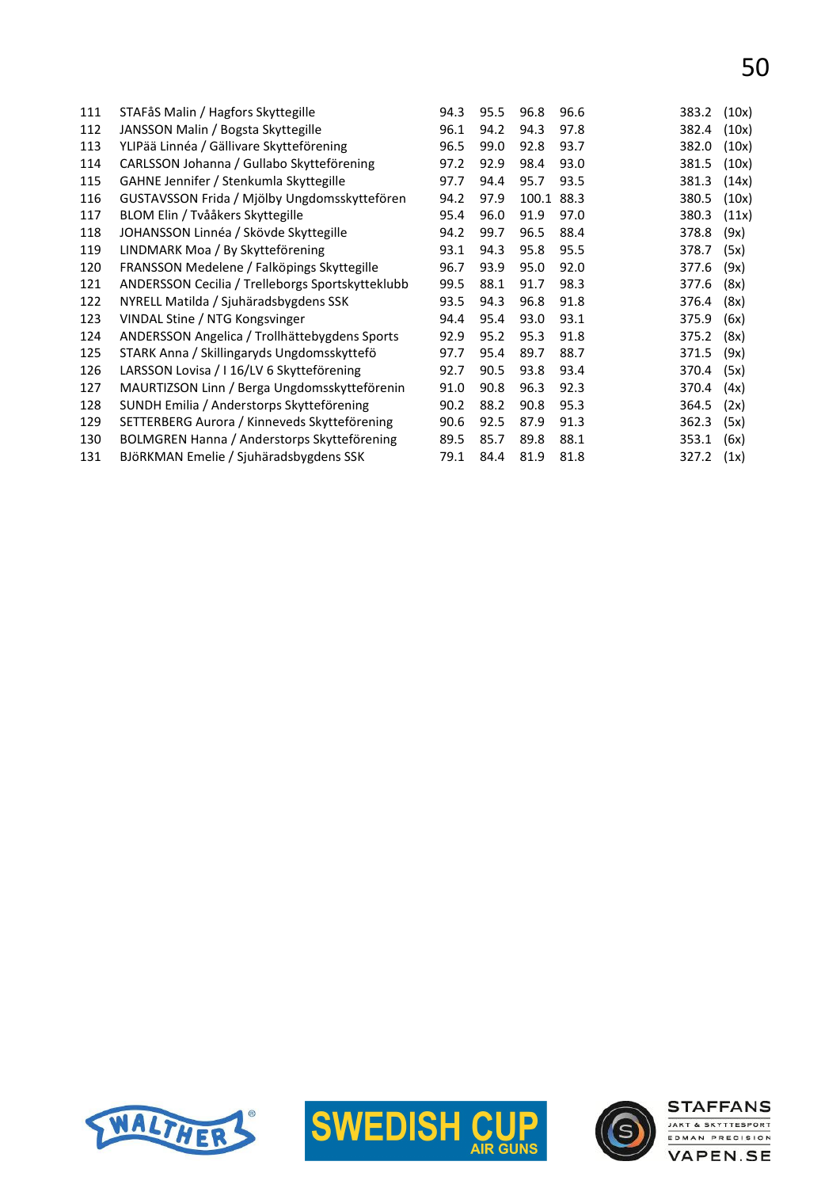| | | | | | | | |
|---|---|---|---|---|---|---|---|
| 111 | STAFåS Malin / Hagfors Skyttegille | 94.3 | 95.5 | 96.8 | 96.6 | 383.2 | (10x) |
| 112 | JANSSON Malin / Bogsta Skyttegille | 96.1 | 94.2 | 94.3 | 97.8 | 382.4 | (10x) |
| 113 | YLIPää Linnéa / Gällivare Skytteförening | 96.5 | 99.0 | 92.8 | 93.7 | 382.0 | (10x) |
| 114 | CARLSSON Johanna / Gullabo Skytteförening | 97.2 | 92.9 | 98.4 | 93.0 | 381.5 | (10x) |
| 115 | GAHNE Jennifer / Stenkumla Skyttegille | 97.7 | 94.4 | 95.7 | 93.5 | 381.3 | (14x) |
| 116 | GUSTAVSSON Frida / Mjölby Ungdomsskyttefören | 94.2 | 97.9 | 100.1 | 88.3 | 380.5 | (10x) |
| 117 | BLOM Elin / Tvååkers Skyttegille | 95.4 | 96.0 | 91.9 | 97.0 | 380.3 | (11x) |
| 118 | JOHANSSON Linnéa / Skövde Skyttegille | 94.2 | 99.7 | 96.5 | 88.4 | 378.8 | (9x) |
| 119 | LINDMARK Moa / By Skytteförening | 93.1 | 94.3 | 95.8 | 95.5 | 378.7 | (5x) |
| 120 | FRANSSON Medelene / Falköpings Skyttegille | 96.7 | 93.9 | 95.0 | 92.0 | 377.6 | (9x) |
| 121 | ANDERSSON Cecilia / Trelleborgs Sportskytteklubb | 99.5 | 88.1 | 91.7 | 98.3 | 377.6 | (8x) |
| 122 | NYRELL Matilda / Sjuhäradsbygdens SSK | 93.5 | 94.3 | 96.8 | 91.8 | 376.4 | (8x) |
| 123 | VINDAL Stine / NTG Kongsvinger | 94.4 | 95.4 | 93.0 | 93.1 | 375.9 | (6x) |
| 124 | ANDERSSON Angelica / Trollhättebygdens Sports | 92.9 | 95.2 | 95.3 | 91.8 | 375.2 | (8x) |
| 125 | STARK Anna / Skillingaryds Ungdomsskyttefö | 97.7 | 95.4 | 89.7 | 88.7 | 371.5 | (9x) |
| 126 | LARSSON Lovisa / I 16/LV 6 Skytteförening | 92.7 | 90.5 | 93.8 | 93.4 | 370.4 | (5x) |
| 127 | MAURTIZSON Linn / Berga Ungdomsskytteförenin | 91.0 | 90.8 | 96.3 | 92.3 | 370.4 | (4x) |
| 128 | SUNDH Emilia / Anderstorps Skytteförening | 90.2 | 88.2 | 90.8 | 95.3 | 364.5 | (2x) |
| 129 | SETTERBERG Aurora / Kinneveds Skytteförening | 90.6 | 92.5 | 87.9 | 91.3 | 362.3 | (5x) |
| 130 | BOLMGREN Hanna / Anderstorps Skytteförening | 89.5 | 85.7 | 89.8 | 88.1 | 353.1 | (6x) |
| 131 | BJöRKMAN Emelie / Sjuhäradsbygdens SSK | 79.1 | 84.4 | 81.9 | 81.8 | 327.2 | (1x) |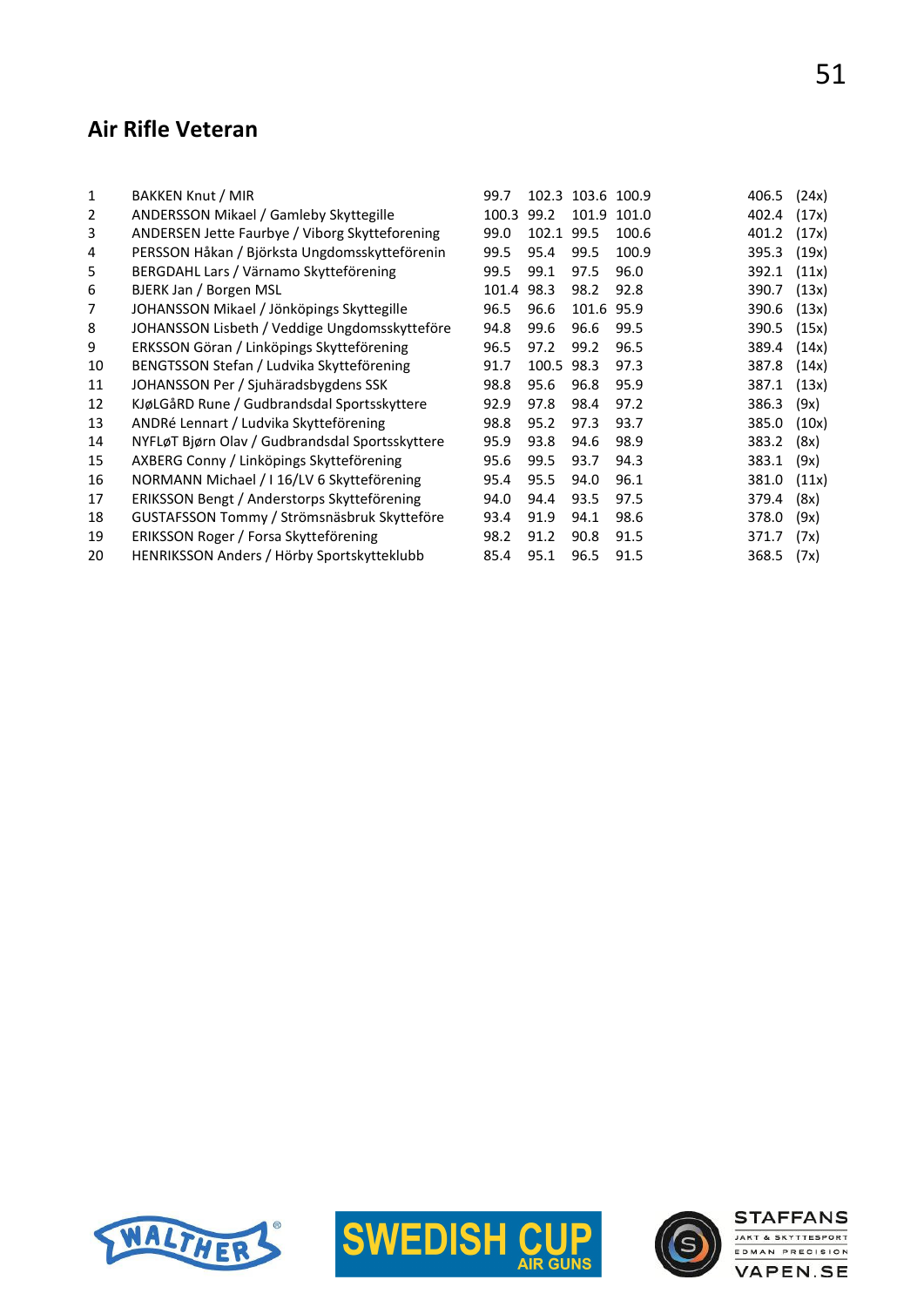## Air Rifle Veteran

| | | | | | | | |
|---|---|---|---|---|---|---|---|
| 1 | BAKKEN Knut / MIR | 99.7 | 102.3 | 103.6 | 100.9 | 406.5 | (24x) |
| 2 | ANDERSSON Mikael / Gamleby Skyttegille | 100.3 | 99.2 | 101.9 | 101.0 | 402.4 | (17x) |
| 3 | ANDERSEN Jette Faurbye / Viborg Skytteforening | 99.0 | 102.1 | 99.5 | 100.6 | 401.2 | (17x) |
| 4 | PERSSON Håkan / Björksta Ungdomsskytteförenin | 99.5 | 95.4 | 99.5 | 100.9 | 395.3 | (19x) |
| 5 | BERGDAHL Lars / Värnamo Skytteförening | 99.5 | 99.1 | 97.5 | 96.0 | 392.1 | (11x) |
| 6 | BJERK Jan / Borgen MSL | 101.4 | 98.3 | 98.2 | 92.8 | 390.7 | (13x) |
| 7 | JOHANSSON Mikael / Jönköpings Skyttegille | 96.5 | 96.6 | 101.6 | 95.9 | 390.6 | (13x) |
| 8 | JOHANSSON Lisbeth / Veddige Ungdomsskytteföre | 94.8 | 99.6 | 96.6 | 99.5 | 390.5 | (15x) |
| 9 | ERKSSON Göran / Linköpings Skytteförening | 96.5 | 97.2 | 99.2 | 96.5 | 389.4 | (14x) |
| 10 | BENGTSSON Stefan / Ludvika Skytteförening | 91.7 | 100.5 | 98.3 | 97.3 | 387.8 | (14x) |
| 11 | JOHANSSON Per / Sjuhäradsbygdens SSK | 98.8 | 95.6 | 96.8 | 95.9 | 387.1 | (13x) |
| 12 | KJøLGåRD Rune / Gudbrandsdal Sportsskyttere | 92.9 | 97.8 | 98.4 | 97.2 | 386.3 | (9x) |
| 13 | ANDRé Lennart / Ludvika Skytteförening | 98.8 | 95.2 | 97.3 | 93.7 | 385.0 | (10x) |
| 14 | NYFLøT Bjørn Olav / Gudbrandsdal Sportsskyttere | 95.9 | 93.8 | 94.6 | 98.9 | 383.2 | (8x) |
| 15 | AXBERG Conny / Linköpings Skytteförening | 95.6 | 99.5 | 93.7 | 94.3 | 383.1 | (9x) |
| 16 | NORMANN Michael / I 16/LV 6 Skytteförening | 95.4 | 95.5 | 94.0 | 96.1 | 381.0 | (11x) |
| 17 | ERIKSSON Bengt / Anderstorps Skytteförening | 94.0 | 94.4 | 93.5 | 97.5 | 379.4 | (8x) |
| 18 | GUSTAFSSON Tommy / Strömsnäsbruk Skytteföre | 93.4 | 91.9 | 94.1 | 98.6 | 378.0 | (9x) |
| 19 | ERIKSSON Roger / Forsa Skytteförening | 98.2 | 91.2 | 90.8 | 91.5 | 371.7 | (7x) |
| 20 | HENRIKSSON Anders / Hörby Sportskytteklubb | 85.4 | 95.1 | 96.5 | 91.5 | 368.5 | (7x) |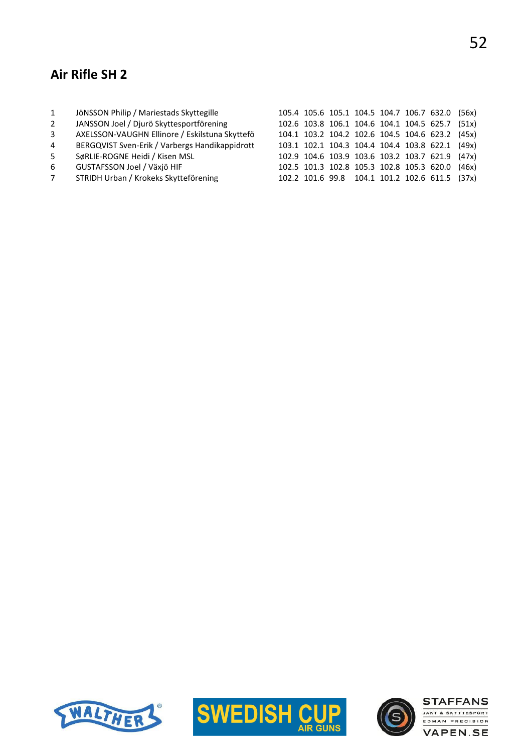## Air Rifle SH 2

| | | | | | | | | | |
|---|---|---|---|---|---|---|---|---|---|
| 1 | JöNSSON Philip / Mariestads Skyttegille | 105.4 | 105.6 | 105.1 | 104.5 | 104.7 | 106.7 | 632.0 | (56x) |
| 2 | JANSSON Joel / Djurö Skyttesportförening | 102.6 | 103.8 | 106.1 | 104.6 | 104.1 | 104.5 | 625.7 | (51x) |
| 3 | AXELSSON-VAUGHN Ellinore / Eskilstuna Skyttefö | 104.1 | 103.2 | 104.2 | 102.6 | 104.5 | 104.6 | 623.2 | (45x) |
| 4 | BERGQVIST Sven-Erik / Varbergs Handikappidrott | 103.1 | 102.1 | 104.3 | 104.4 | 104.4 | 103.8 | 622.1 | (49x) |
| 5 | SøRLIE-ROGNE Heidi / Kisen MSL | 102.9 | 104.6 | 103.9 | 103.6 | 103.2 | 103.7 | 621.9 | (47x) |
| 6 | GUSTAFSSON Joel / Växjö HIF | 102.5 | 101.3 | 102.8 | 105.3 | 102.8 | 105.3 | 620.0 | (46x) |
| 7 | STRIDH Urban / Krokeks Skytteförening | 102.2 | 101.6 | 99.8 | 104.1 | 101.2 | 102.6 | 611.5 | (37x) |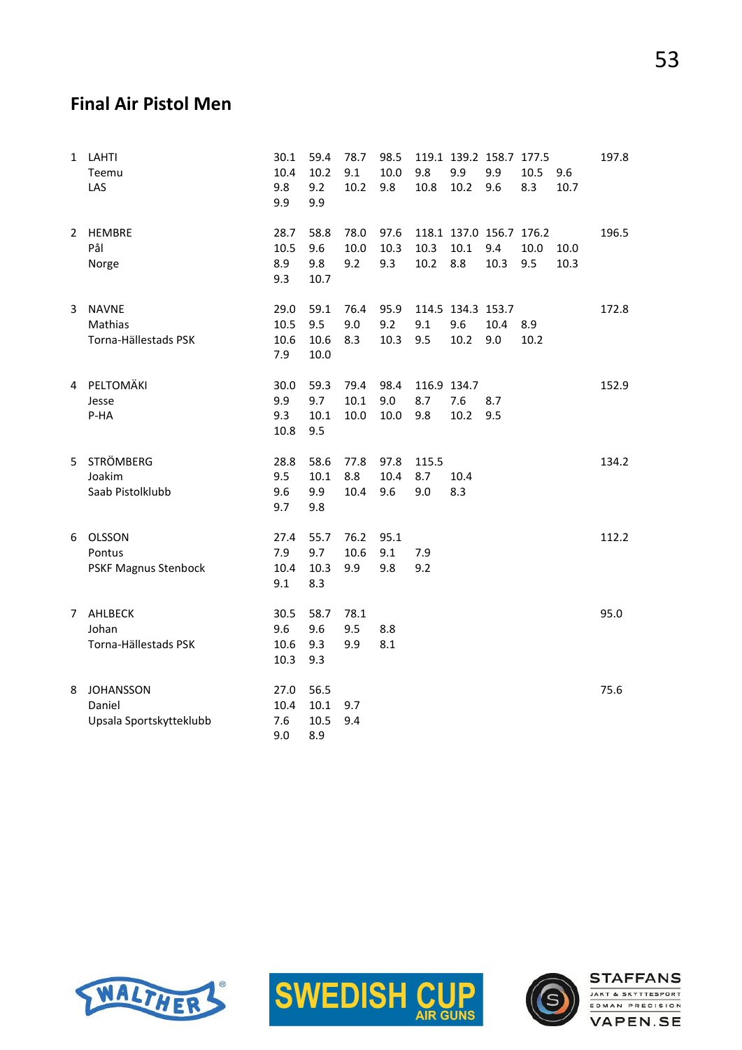## Final Air Pistol Men

| | | | | | | | | | | | |
|---|---|---|---|---|---|---|---|---|---|---|---|
| 1 | LAHTI | 30.1 | 59.4 | 78.7 | 98.5 | 119.1 | 139.2 | 158.7 | 177.5 | | 197.8 |
| | Teemu | 10.4 | 10.2 | 9.1 | 10.0 | 9.8 | 9.9 | 9.9 | 10.5 | 9.6 | |
| | LAS | 9.8 | 9.2 | 10.2 | 9.8 | 10.8 | 10.2 | 9.6 | 8.3 | 10.7 | |
| | | 9.9 | 9.9 | | | | | | | | |
| 2 | HEMBRE | 28.7 | 58.8 | 78.0 | 97.6 | 118.1 | 137.0 | 156.7 | 176.2 | | 196.5 |
| | Pål | 10.5 | 9.6 | 10.0 | 10.3 | 10.3 | 10.1 | 9.4 | 10.0 | 10.0 | |
| | Norge | 8.9 | 9.8 | 9.2 | 9.3 | 10.2 | 8.8 | 10.3 | 9.5 | 10.3 | |
| | | 9.3 | 10.7 | | | | | | | | |
| 3 | NAVNE | 29.0 | 59.1 | 76.4 | 95.9 | 114.5 | 134.3 | 153.7 | | | 172.8 |
| | Mathias | 10.5 | 9.5 | 9.0 | 9.2 | 9.1 | 9.6 | 10.4 | 8.9 | | |
| | Torna-Hällestads PSK | 10.6 | 10.6 | 8.3 | 10.3 | 9.5 | 10.2 | 9.0 | 10.2 | | |
| | | 7.9 | 10.0 | | | | | | | | |
| 4 | PELTOMÄKI | 30.0 | 59.3 | 79.4 | 98.4 | 116.9 | 134.7 | | | | 152.9 |
| | Jesse | 9.9 | 9.7 | 10.1 | 9.0 | 8.7 | 7.6 | 8.7 | | | |
| | P-HA | 9.3 | 10.1 | 10.0 | 10.0 | 9.8 | 10.2 | 9.5 | | | |
| | | 10.8 | 9.5 | | | | | | | | |
| 5 | STRÖMBERG | 28.8 | 58.6 | 77.8 | 97.8 | 115.5 | | | | | 134.2 |
| | Joakim | 9.5 | 10.1 | 8.8 | 10.4 | 8.7 | 10.4 | | | | |
| | Saab Pistolklubb | 9.6 | 9.9 | 10.4 | 9.6 | 9.0 | 8.3 | | | | |
| | | 9.7 | 9.8 | | | | | | | | |
| 6 | OLSSON | 27.4 | 55.7 | 76.2 | 95.1 | | | | | | 112.2 |
| | Pontus | 7.9 | 9.7 | 10.6 | 9.1 | 7.9 | | | | | |
| | PSKF Magnus Stenbock | 10.4 | 10.3 | 9.9 | 9.8 | 9.2 | | | | | |
| | | 9.1 | 8.3 | | | | | | | | |
| 7 | AHLBECK | 30.5 | 58.7 | 78.1 | | | | | | | 95.0 |
| | Johan | 9.6 | 9.6 | 9.5 | 8.8 | | | | | | |
| | Torna-Hällestads PSK | 10.6 | 9.3 | 9.9 | 8.1 | | | | | | |
| | | 10.3 | 9.3 | | | | | | | | |
| 8 | JOHANSSON | 27.0 | 56.5 | | | | | | | | 75.6 |
| | Daniel | 10.4 | 10.1 | 9.7 | | | | | | | |
| | Upsala Sportskytteklubb | 7.6 | 10.5 | 9.4 | | | | | | | |
| | | 9.0 | 8.9 | | | | | | | | |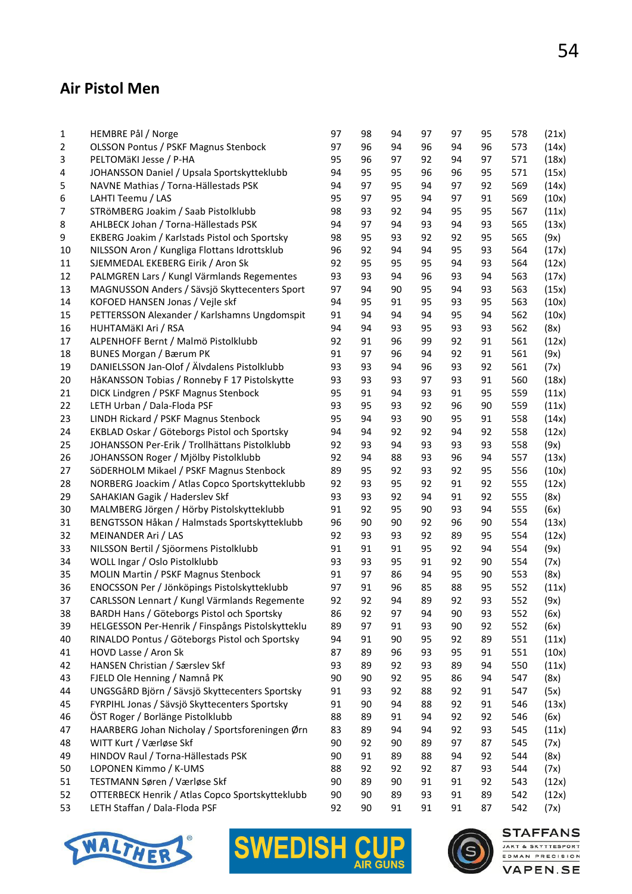## Air Pistol Men

| | | | | | | | | | |
|---|---|---|---|---|---|---|---|---|---|
| 1 | HEMBRE Pål / Norge | 97 | 98 | 94 | 97 | 97 | 95 | 578 | (21x) |
| 2 | OLSSON Pontus / PSKF Magnus Stenbock | 97 | 96 | 94 | 96 | 94 | 96 | 573 | (14x) |
| 3 | PELTOMäKI Jesse / P-HA | 95 | 96 | 97 | 92 | 94 | 97 | 571 | (18x) |
| 4 | JOHANSSON Daniel / Upsala Sportskytteklubb | 94 | 95 | 95 | 96 | 96 | 95 | 571 | (15x) |
| 5 | NAVNE Mathias / Torna-Hällestads PSK | 94 | 97 | 95 | 94 | 97 | 92 | 569 | (14x) |
| 6 | LAHTI Teemu / LAS | 95 | 97 | 95 | 94 | 97 | 91 | 569 | (10x) |
| 7 | STRöMBERG Joakim / Saab Pistolklubb | 98 | 93 | 92 | 94 | 95 | 95 | 567 | (11x) |
| 8 | AHLBECK Johan / Torna-Hällestads PSK | 94 | 97 | 94 | 93 | 94 | 93 | 565 | (13x) |
| 9 | EKBERG Joakim / Karlstads Pistol och Sportsky | 98 | 95 | 93 | 92 | 92 | 95 | 565 | (9x) |
| 10 | NILSSON Aron / Kungliga Flottans Idrottsklub | 96 | 92 | 94 | 94 | 95 | 93 | 564 | (17x) |
| 11 | SJEMMEDAL EKEBERG Eirik / Aron Sk | 92 | 95 | 95 | 95 | 94 | 93 | 564 | (12x) |
| 12 | PALMGREN Lars / Kungl Värmlands Regementes | 93 | 93 | 94 | 96 | 93 | 94 | 563 | (17x) |
| 13 | MAGNUSSON Anders / Sävsjö Skyttecenters Sport | 97 | 94 | 90 | 95 | 94 | 93 | 563 | (15x) |
| 14 | KOFOED HANSEN Jonas / Vejle skf | 94 | 95 | 91 | 95 | 93 | 95 | 563 | (10x) |
| 15 | PETTERSSON Alexander / Karlshamns Ungdomspit | 91 | 94 | 94 | 94 | 95 | 94 | 562 | (10x) |
| 16 | HUHTAMäKI Ari / RSA | 94 | 94 | 93 | 95 | 93 | 93 | 562 | (8x) |
| 17 | ALPENHOFF Bernt / Malmö Pistolklubb | 92 | 91 | 96 | 99 | 92 | 91 | 561 | (12x) |
| 18 | BUNES Morgan / Bærum PK | 91 | 97 | 96 | 94 | 92 | 91 | 561 | (9x) |
| 19 | DANIELSSON Jan-Olof / Älvdalens Pistolklubb | 93 | 93 | 94 | 96 | 93 | 92 | 561 | (7x) |
| 20 | HåKANSSON Tobias / Ronneby F 17 Pistolskytte | 93 | 93 | 93 | 97 | 93 | 91 | 560 | (18x) |
| 21 | DICK Lindgren / PSKF Magnus Stenbock | 95 | 91 | 94 | 93 | 91 | 95 | 559 | (11x) |
| 22 | LETH Urban / Dala-Floda PSF | 93 | 95 | 93 | 92 | 96 | 90 | 559 | (11x) |
| 23 | LINDH Rickard / PSKF Magnus Stenbock | 95 | 94 | 93 | 90 | 95 | 91 | 558 | (14x) |
| 24 | EKBLAD Oskar / Göteborgs Pistol och Sportsky | 94 | 94 | 92 | 92 | 94 | 92 | 558 | (12x) |
| 25 | JOHANSSON Per-Erik / Trollhättans Pistolklubb | 92 | 93 | 94 | 93 | 93 | 93 | 558 | (9x) |
| 26 | JOHANSSON Roger / Mjölby Pistolklubb | 92 | 94 | 88 | 93 | 96 | 94 | 557 | (13x) |
| 27 | SöDERHOLM Mikael / PSKF Magnus Stenbock | 89 | 95 | 92 | 93 | 92 | 95 | 556 | (10x) |
| 28 | NORBERG Joackim / Atlas Copco Sportskytteklubb | 92 | 93 | 95 | 92 | 91 | 92 | 555 | (12x) |
| 29 | SAHAKIAN Gagik / Haderslev Skf | 93 | 93 | 92 | 94 | 91 | 92 | 555 | (8x) |
| 30 | MALMBERG Jörgen / Hörby Pistolskytteklubb | 91 | 92 | 95 | 90 | 93 | 94 | 555 | (6x) |
| 31 | BENGTSSON Håkan / Halmstads Sportskytteklubb | 96 | 90 | 90 | 92 | 96 | 90 | 554 | (13x) |
| 32 | MEINANDER Ari / LAS | 92 | 93 | 93 | 92 | 89 | 95 | 554 | (12x) |
| 33 | NILSSON Bertil / Sjöormens Pistolklubb | 91 | 91 | 91 | 95 | 92 | 94 | 554 | (9x) |
| 34 | WOLL Ingar / Oslo Pistolklubb | 93 | 93 | 95 | 91 | 92 | 90 | 554 | (7x) |
| 35 | MOLIN Martin / PSKF Magnus Stenbock | 91 | 97 | 86 | 94 | 95 | 90 | 553 | (8x) |
| 36 | ENOCSSON Per / Jönköpings Pistolskytteklubb | 97 | 91 | 96 | 85 | 88 | 95 | 552 | (11x) |
| 37 | CARLSSON Lennart / Kungl Värmlands Regemente | 92 | 92 | 94 | 89 | 92 | 93 | 552 | (9x) |
| 38 | BARDH Hans / Göteborgs Pistol och Sportsky | 86 | 92 | 97 | 94 | 90 | 93 | 552 | (6x) |
| 39 | HELGESSON Per-Henrik / Finspångs Pistolskytteklu | 89 | 97 | 91 | 93 | 90 | 92 | 552 | (6x) |
| 40 | RINALDO Pontus / Göteborgs Pistol och Sportsky | 94 | 91 | 90 | 95 | 92 | 89 | 551 | (11x) |
| 41 | HOVD Lasse / Aron Sk | 87 | 89 | 96 | 93 | 95 | 91 | 551 | (10x) |
| 42 | HANSEN Christian / Særslev Skf | 93 | 89 | 92 | 93 | 89 | 94 | 550 | (11x) |
| 43 | FJELD Ole Henning / Namnå PK | 90 | 90 | 92 | 95 | 86 | 94 | 547 | (8x) |
| 44 | UNGSGåRD Björn / Sävsjö Skyttecenters Sportsky | 91 | 93 | 92 | 88 | 92 | 91 | 547 | (5x) |
| 45 | FYRPIHL Jonas / Sävsjö Skyttecenters Sportsky | 91 | 90 | 94 | 88 | 92 | 91 | 546 | (13x) |
| 46 | ÖST Roger / Borlänge Pistolklubb | 88 | 89 | 91 | 94 | 92 | 92 | 546 | (6x) |
| 47 | HAARBERG Johan Nicholay / Sportsforeningen Ørn | 83 | 89 | 94 | 94 | 92 | 93 | 545 | (11x) |
| 48 | WITT Kurt / Værløse Skf | 90 | 92 | 90 | 89 | 97 | 87 | 545 | (7x) |
| 49 | HINDOV Raul / Torna-Hällestads PSK | 90 | 91 | 89 | 88 | 94 | 92 | 544 | (8x) |
| 50 | LOPONEN Kimmo / K-UMS | 88 | 92 | 92 | 87 | 93 | 544 | (7x) | |
| 51 | TESTMANN Søren / Værløse Skf | 90 | 89 | 90 | 91 | 91 | 92 | 543 | (12x) |
| 52 | OTTERBECK Henrik / Atlas Copco Sportskytteklubb | 90 | 90 | 89 | 93 | 91 | 89 | 542 | (12x) |
| 53 | LETH Staffan / Dala-Floda PSF | 92 | 90 | 91 | 91 | 91 | 87 | 542 | (7x) |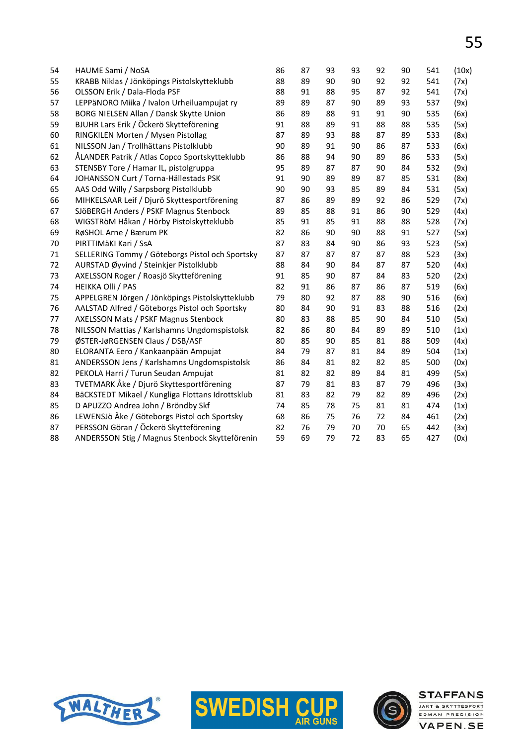| | | | | | | | | | |
|---|---|---|---|---|---|---|---|---|---|
| 54 | HAUME Sami / NoSA | 86 | 87 | 93 | 93 | 92 | 90 | 541 | (10x) |
| 55 | KRABB Niklas / Jönköpings Pistolskytteklubb | 88 | 89 | 90 | 90 | 92 | 92 | 541 | (7x) |
| 56 | OLSSON Erik / Dala-Floda PSF | 88 | 91 | 88 | 95 | 87 | 92 | 541 | (7x) |
| 57 | LEPPäNORO Miika / Ivalon Urheiluampujat ry | 89 | 89 | 87 | 90 | 89 | 93 | 537 | (9x) |
| 58 | BORG NIELSEN Allan / Dansk Skytte Union | 86 | 89 | 88 | 91 | 91 | 90 | 535 | (6x) |
| 59 | BJUHR Lars Erik / Öckerö Skytteförening | 91 | 88 | 89 | 91 | 88 | 88 | 535 | (5x) |
| 60 | RINGKILEN Morten / Mysen Pistollag | 87 | 89 | 93 | 88 | 87 | 89 | 533 | (8x) |
| 61 | NILSSON Jan / Trollhättans Pistolklubb | 90 | 89 | 91 | 90 | 86 | 87 | 533 | (6x) |
| 62 | ÅLANDER Patrik / Atlas Copco Sportskytteklubb | 86 | 88 | 94 | 90 | 89 | 86 | 533 | (5x) |
| 63 | STENSBY Tore / Hamar IL, pistolgruppa | 95 | 89 | 87 | 87 | 90 | 84 | 532 | (9x) |
| 64 | JOHANSSON Curt / Torna-Hällestads PSK | 91 | 90 | 89 | 89 | 87 | 85 | 531 | (8x) |
| 65 | AAS Odd Willy / Sarpsborg Pistolklubb | 90 | 90 | 93 | 85 | 89 | 84 | 531 | (5x) |
| 66 | MIHKELSAAR Leif / Djurö Skyttesportförening | 87 | 86 | 89 | 89 | 92 | 86 | 529 | (7x) |
| 67 | SJöBERGH Anders / PSKF Magnus Stenbock | 89 | 85 | 88 | 91 | 86 | 90 | 529 | (4x) |
| 68 | WIGSTRöM Håkan / Hörby Pistolskytteklubb | 85 | 91 | 85 | 91 | 88 | 88 | 528 | (7x) |
| 69 | RøSHOL Arne / Bærum PK | 82 | 86 | 90 | 90 | 88 | 91 | 527 | (5x) |
| 70 | PIRTTIMäKI Kari / SsA | 87 | 83 | 84 | 90 | 86 | 93 | 523 | (5x) |
| 71 | SELLERING Tommy / Göteborgs Pistol och Sportsky | 87 | 87 | 87 | 87 | 87 | 88 | 523 | (3x) |
| 72 | AURSTAD Øyvind / Steinkjer Pistolklubb | 88 | 84 | 90 | 84 | 87 | 87 | 520 | (4x) |
| 73 | AXELSSON Roger / Roasjö Skytteförening | 91 | 85 | 90 | 87 | 84 | 83 | 520 | (2x) |
| 74 | HEIKKA Olli / PAS | 82 | 91 | 86 | 87 | 86 | 87 | 519 | (6x) |
| 75 | APPELGREN Jörgen / Jönköpings Pistolskytteklubb | 79 | 80 | 92 | 87 | 88 | 90 | 516 | (6x) |
| 76 | AALSTAD Alfred / Göteborgs Pistol och Sportsky | 80 | 84 | 90 | 91 | 83 | 88 | 516 | (2x) |
| 77 | AXELSSON Mats / PSKF Magnus Stenbock | 80 | 83 | 88 | 85 | 90 | 84 | 510 | (5x) |
| 78 | NILSSON Mattias / Karlshamns Ungdomspistolsk | 82 | 86 | 80 | 84 | 89 | 89 | 510 | (1x) |
| 79 | ØSTER-JøRGENSEN Claus / DSB/ASF | 80 | 85 | 90 | 85 | 81 | 88 | 509 | (4x) |
| 80 | ELORANTA Eero / Kankaanpään Ampujat | 84 | 79 | 87 | 81 | 84 | 89 | 504 | (1x) |
| 81 | ANDERSSON Jens / Karlshamns Ungdomspistolsk | 86 | 84 | 81 | 82 | 82 | 85 | 500 | (0x) |
| 82 | PEKOLA Harri / Turun Seudan Ampujat | 81 | 82 | 82 | 89 | 84 | 81 | 499 | (5x) |
| 83 | TVETMARK Åke / Djurö Skyttesportförening | 87 | 79 | 81 | 83 | 87 | 79 | 496 | (3x) |
| 84 | BäCKSTEDT Mikael / Kungliga Flottans Idrottsklub | 81 | 83 | 82 | 79 | 82 | 89 | 496 | (2x) |
| 85 | D APUZZO Andrea John / Bröndby Skf | 74 | 85 | 78 | 75 | 81 | 81 | 474 | (1x) |
| 86 | LEWENSJö Åke / Göteborgs Pistol och Sportsky | 68 | 86 | 75 | 76 | 72 | 84 | 461 | (2x) |
| 87 | PERSSON Göran / Öckerö Skytteförening | 82 | 76 | 79 | 70 | 70 | 65 | 442 | (3x) |
| 88 | ANDERSSON Stig / Magnus Stenbock Skytteförenin | 59 | 69 | 79 | 72 | 83 | 65 | 427 | (0x) |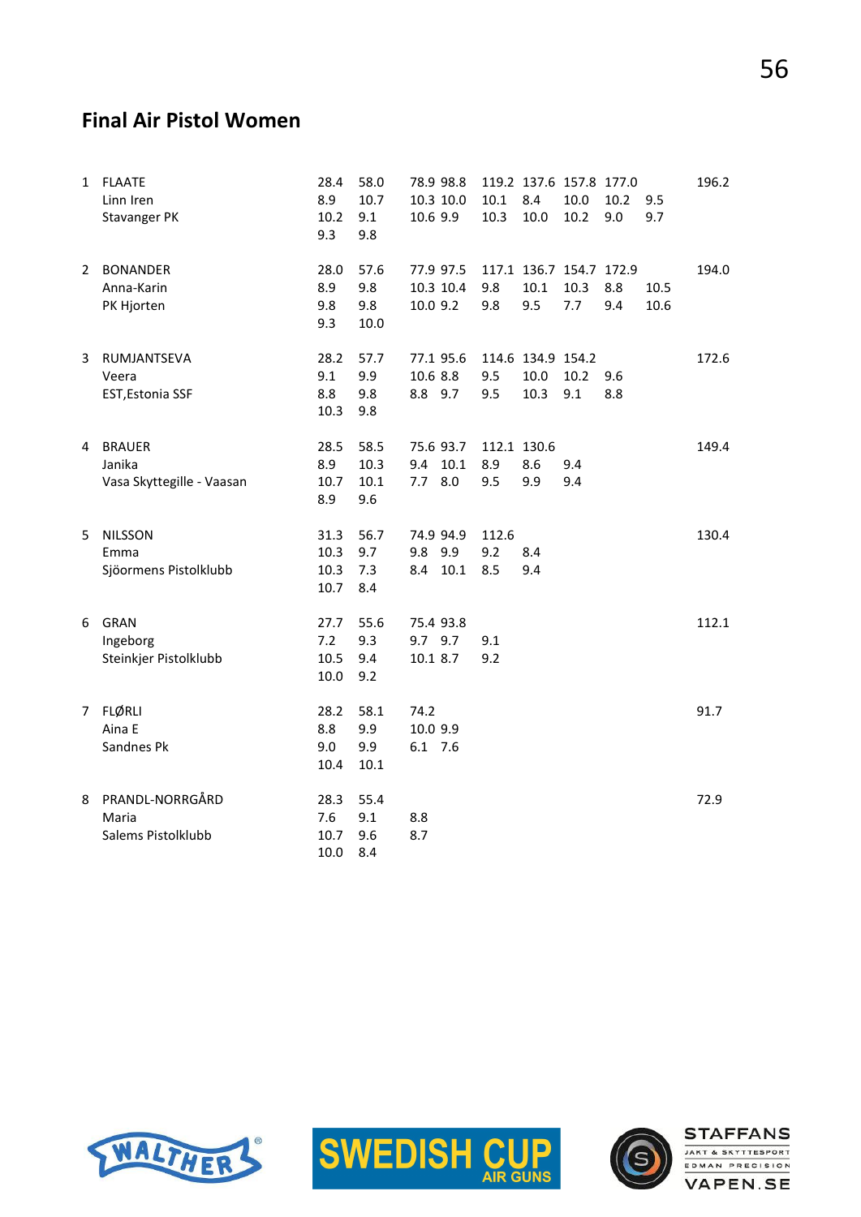## Final Air Pistol Women

| Rank | Name | | | | | | | | | | Total |
|---|---|---|---|---|---|---|---|---|---|---|---|
| 1 | FLAATE | 28.4 | 58.0 | 78.9 | 98.8 | 119.2 | 137.6 | 157.8 | 177.0 | | 196.2 |
| | Linn Iren | 8.9 | 10.7 | 10.3 | 10.0 | 10.1 | 8.4 | 10.0 | 10.2 | 9.5 | |
| | Stavanger PK | 10.2 | 9.1 | 10.6 | 9.9 | 10.3 | 10.0 | 10.2 | 9.0 | 9.7 | |
| | | 9.3 | 9.8 | | | | | | | | |
| 2 | BONANDER | 28.0 | 57.6 | 77.9 | 97.5 | 117.1 | 136.7 | 154.7 | 172.9 | | 194.0 |
| | Anna-Karin | 8.9 | 9.8 | 10.3 | 10.4 | 9.8 | 10.1 | 10.3 | 8.8 | 10.5 | |
| | PK Hjorten | 9.8 | 9.8 | 10.0 | 9.2 | 9.8 | 9.5 | 7.7 | 9.4 | 10.6 | |
| | | 9.3 | 10.0 | | | | | | | | |
| 3 | RUMJANTSEVA | 28.2 | 57.7 | 77.1 | 95.6 | 114.6 | 134.9 | 154.2 | | | 172.6 |
| | Veera | 9.1 | 9.9 | 10.6 | 8.8 | 9.5 | 10.0 | 10.2 | 9.6 | | |
| | EST,Estonia SSF | 8.8 | 9.8 | 8.8 | 9.7 | 9.5 | 10.3 | 9.1 | 8.8 | | |
| | | 10.3 | 9.8 | | | | | | | | |
| 4 | BRAUER | 28.5 | 58.5 | 75.6 | 93.7 | 112.1 | 130.6 | | | | 149.4 |
| | Janika | 8.9 | 10.3 | 9.4 | 10.1 | 8.9 | 8.6 | 9.4 | | | |
| | Vasa Skyttegille - Vaasan | 10.7 | 10.1 | 7.7 | 8.0 | 9.5 | 9.9 | 9.4 | | | |
| | | 8.9 | 9.6 | | | | | | | | |
| 5 | NILSSON | 31.3 | 56.7 | 74.9 | 94.9 | 112.6 | | | | | 130.4 |
| | Emma | 10.3 | 9.7 | 9.8 | 9.9 | 9.2 | 8.4 | | | | |
| | Sjöormens Pistolklubb | 10.3 | 7.3 | 8.4 | 10.1 | 8.5 | 9.4 | | | | |
| | | 10.7 | 8.4 | | | | | | | | |
| 6 | GRAN | 27.7 | 55.6 | 75.4 | 93.8 | | | | | | 112.1 |
| | Ingeborg | 7.2 | 9.3 | 9.7 | 9.7 | 9.1 | | | | | |
| | Steinkjer Pistolklubb | 10.5 | 9.4 | 10.1 | 8.7 | 9.2 | | | | | |
| | | 10.0 | 9.2 | | | | | | | | |
| 7 | FLØRLI | 28.2 | 58.1 | 74.2 | | | | | | | 91.7 |
| | Aina E | 8.8 | 9.9 | 10.0 | 9.9 | | | | | | |
| | Sandnes Pk | 9.0 | 9.9 | 6.1 | 7.6 | | | | | | |
| | | 10.4 | 10.1 | | | | | | | | |
| 8 | PRANDL-NORRGÅRD | 28.3 | 55.4 | | | | | | | | 72.9 |
| | Maria | 7.6 | 9.1 | 8.8 | | | | | | | |
| | Salems Pistolklubb | 10.7 | 9.6 | 8.7 | | | | | | | |
| | | 10.0 | 8.4 | | | | | | | | |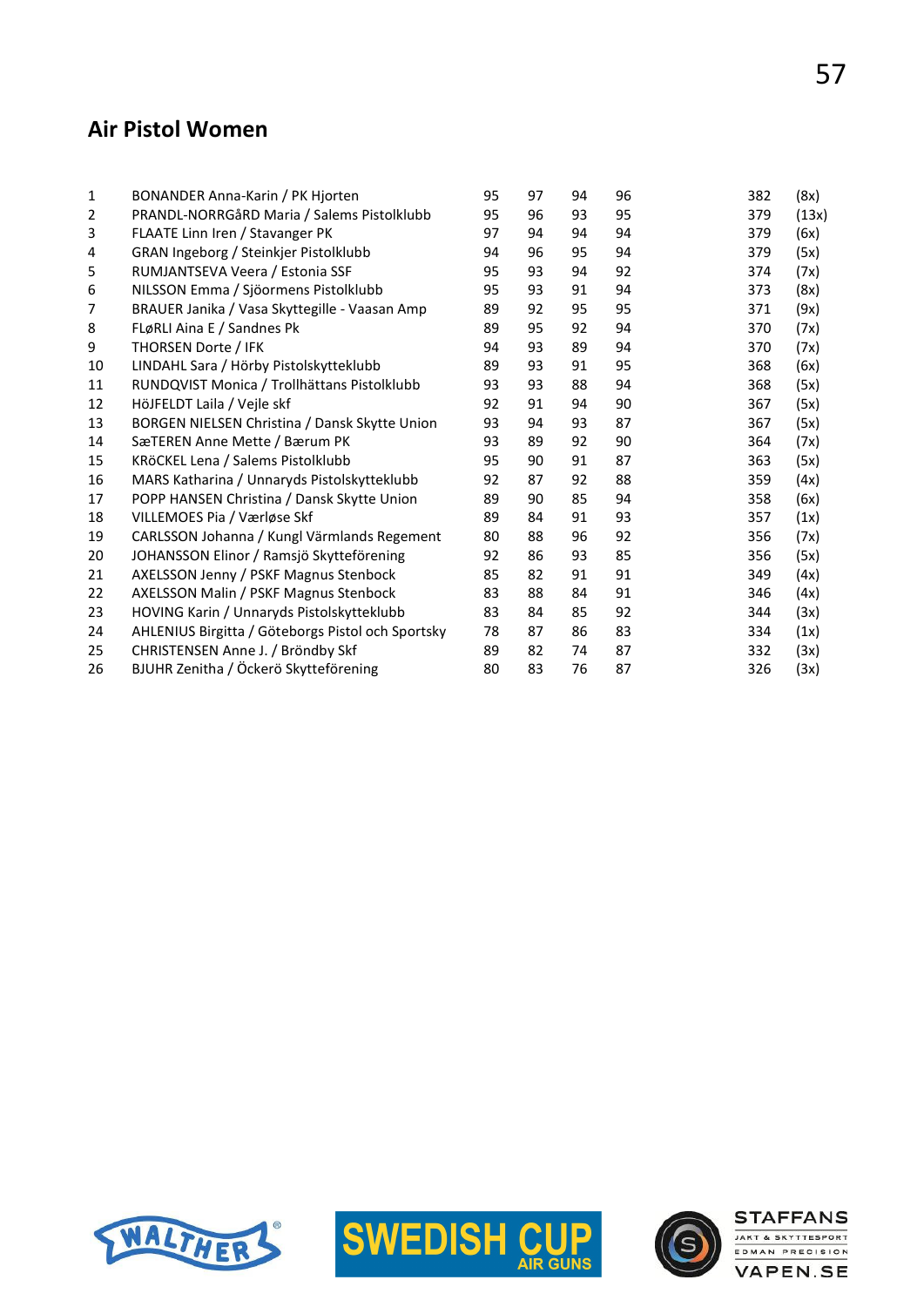## Air Pistol Women

| | | | | | | | |
|---|---|---|---|---|---|---|---|
| 1 | BONANDER Anna-Karin / PK Hjorten | 95 | 97 | 94 | 96 | 382 | (8x) |
| 2 | PRANDL-NORRGåRD Maria / Salems Pistolklubb | 95 | 96 | 93 | 95 | 379 | (13x) |
| 3 | FLAATE Linn Iren / Stavanger PK | 97 | 94 | 94 | 94 | 379 | (6x) |
| 4 | GRAN Ingeborg / Steinkjer Pistolklubb | 94 | 96 | 95 | 94 | 379 | (5x) |
| 5 | RUMJANTSEVA Veera / Estonia SSF | 95 | 93 | 94 | 92 | 374 | (7x) |
| 6 | NILSSON Emma / Sjöormens Pistolklubb | 95 | 93 | 91 | 94 | 373 | (8x) |
| 7 | BRAUER Janika / Vasa Skyttegille - Vaasan Amp | 89 | 92 | 95 | 95 | 371 | (9x) |
| 8 | FLøRLI Aina E / Sandnes Pk | 89 | 95 | 92 | 94 | 370 | (7x) |
| 9 | THORSEN Dorte / IFK | 94 | 93 | 89 | 94 | 370 | (7x) |
| 10 | LINDAHL Sara / Hörby Pistolskytteklubb | 89 | 93 | 91 | 95 | 368 | (6x) |
| 11 | RUNDQVIST Monica / Trollhättans Pistolklubb | 93 | 93 | 88 | 94 | 368 | (5x) |
| 12 | HöJFELDT Laila / Vejle skf | 92 | 91 | 94 | 90 | 367 | (5x) |
| 13 | BORGEN NIELSEN Christina / Dansk Skytte Union | 93 | 94 | 93 | 87 | 367 | (5x) |
| 14 | SæTEREN Anne Mette / Bærum PK | 93 | 89 | 92 | 90 | 364 | (7x) |
| 15 | KRöCKEL Lena / Salems Pistolklubb | 95 | 90 | 91 | 87 | 363 | (5x) |
| 16 | MARS Katharina / Unnaryds Pistolskytteklubb | 92 | 87 | 92 | 88 | 359 | (4x) |
| 17 | POPP HANSEN Christina / Dansk Skytte Union | 89 | 90 | 85 | 94 | 358 | (6x) |
| 18 | VILLEMOES Pia / Værløse Skf | 89 | 84 | 91 | 93 | 357 | (1x) |
| 19 | CARLSSON Johanna / Kungl Värmlands Regement | 80 | 88 | 96 | 92 | 356 | (7x) |
| 20 | JOHANSSON Elinor / Ramsjö Skytteförening | 92 | 86 | 93 | 85 | 356 | (5x) |
| 21 | AXELSSON Jenny / PSKF Magnus Stenbock | 85 | 82 | 91 | 91 | 349 | (4x) |
| 22 | AXELSSON Malin / PSKF Magnus Stenbock | 83 | 88 | 84 | 91 | 346 | (4x) |
| 23 | HOVING Karin / Unnaryds Pistolskytteklubb | 83 | 84 | 85 | 92 | 344 | (3x) |
| 24 | AHLENIUS Birgitta / Göteborgs Pistol och Sportsky | 78 | 87 | 86 | 83 | 334 | (1x) |
| 25 | CHRISTENSEN Anne J. / Bröndby Skf | 89 | 82 | 74 | 87 | 332 | (3x) |
| 26 | BJUHR Zenitha / Öckerö Skytteförening | 80 | 83 | 76 | 87 | 326 | (3x) |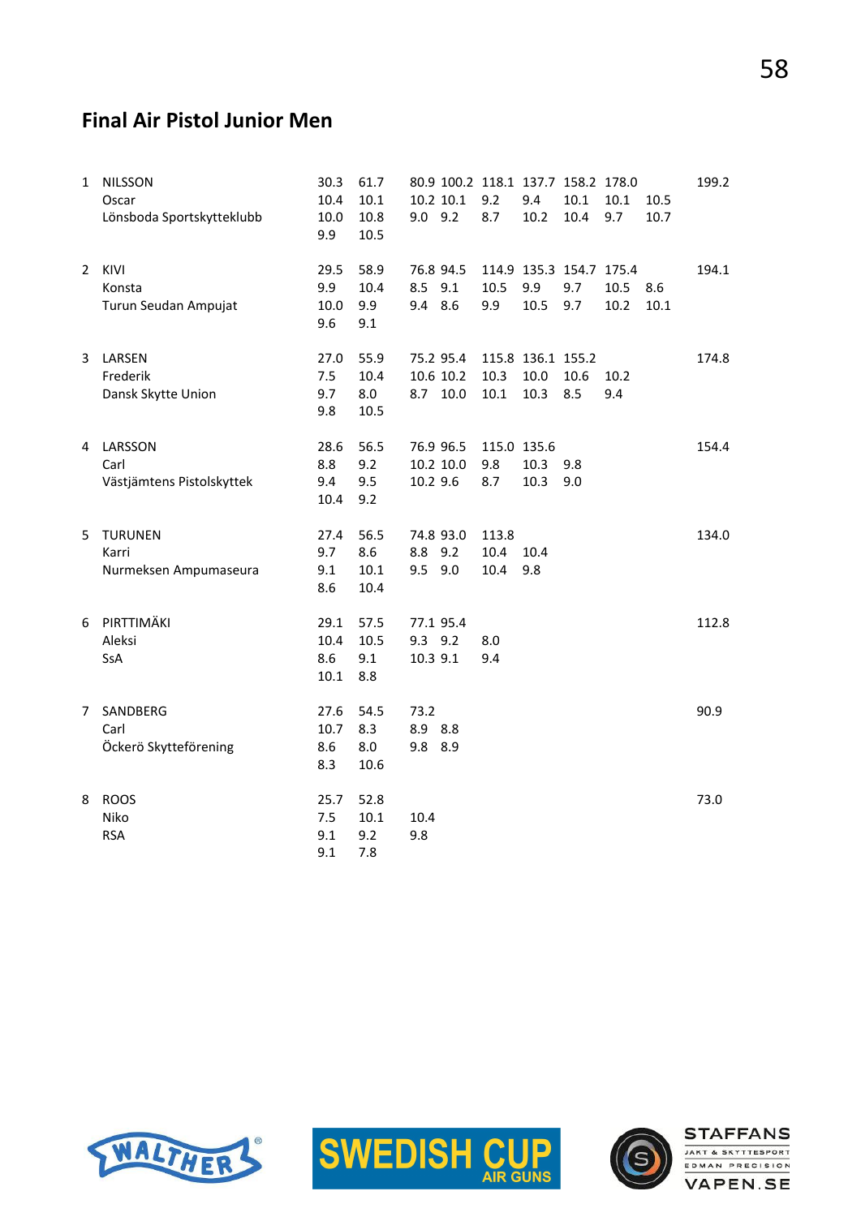## Final Air Pistol Junior Men

| Rank | Name | | | | | | | | | | |
|---|---|---|---|---|---|---|---|---|---|---|---|
| 1 | NILSSON | 30.3 | 61.7 | 80.9 | 100.2 | 118.1 | 137.7 | 158.2 | 178.0 | | 199.2 |
| | Oscar | 10.4 | 10.1 | 10.2 | 10.1 | 9.2 | 9.4 | 10.1 | 10.1 | 10.5 | |
| | Lönsboda Sportskytteklubb | 10.0 | 10.8 | 9.0 | 9.2 | 8.7 | 10.2 | 10.4 | 9.7 | 10.7 | |
| | | 9.9 | 10.5 | | | | | | | | |
| 2 | KIVI | 29.5 | 58.9 | 76.8 | 94.5 | 114.9 | 135.3 | 154.7 | 175.4 | | 194.1 |
| | Konsta | 9.9 | 10.4 | 8.5 | 9.1 | 10.5 | 9.9 | 9.7 | 10.5 | 8.6 | |
| | Turun Seudan Ampujat | 10.0 | 9.9 | 9.4 | 8.6 | 9.9 | 10.5 | 9.7 | 10.2 | 10.1 | |
| | | 9.6 | 9.1 | | | | | | | | |
| 3 | LARSEN | 27.0 | 55.9 | 75.2 | 95.4 | 115.8 | 136.1 | 155.2 | | | 174.8 |
| | Frederik | 7.5 | 10.4 | 10.6 | 10.2 | 10.3 | 10.0 | 10.6 | 10.2 | | |
| | Dansk Skytte Union | 9.7 | 8.0 | 8.7 | 10.0 | 10.1 | 10.3 | 8.5 | 9.4 | | |
| | | 9.8 | 10.5 | | | | | | | | |
| 4 | LARSSON | 28.6 | 56.5 | 76.9 | 96.5 | 115.0 | 135.6 | | | | 154.4 |
| | Carl | 8.8 | 9.2 | 10.2 | 10.0 | 9.8 | 10.3 | 9.8 | | | |
| | Västjämtens Pistolskyttek | 9.4 | 9.5 | 10.2 | 9.6 | 8.7 | 10.3 | 9.0 | | | |
| | | 10.4 | 9.2 | | | | | | | | |
| 5 | TURUNEN | 27.4 | 56.5 | 74.8 | 93.0 | 113.8 | | | | | 134.0 |
| | Karri | 9.7 | 8.6 | 8.8 | 9.2 | 10.4 | 10.4 | | | | |
| | Nurmeksen Ampumaseura | 9.1 | 10.1 | 9.5 | 9.0 | 10.4 | 9.8 | | | | |
| | | 8.6 | 10.4 | | | | | | | | |
| 6 | PIRTTIMÄKI | 29.1 | 57.5 | 77.1 | 95.4 | | | | | | 112.8 |
| | Aleksi | 10.4 | 10.5 | 9.3 | 9.2 | 8.0 | | | | | |
| | SsA | 8.6 | 9.1 | 10.3 | 9.1 | 9.4 | | | | | |
| | | 10.1 | 8.8 | | | | | | | | |
| 7 | SANDBERG | 27.6 | 54.5 | 73.2 | | | | | | | 90.9 |
| | Carl | 10.7 | 8.3 | 8.9 | 8.8 | | | | | | |
| | Öckerö Skytteförening | 8.6 | 8.0 | 9.8 | 8.9 | | | | | | |
| | | 8.3 | 10.6 | | | | | | | | |
| 8 | ROOS | 25.7 | 52.8 | | | | | | | | 73.0 |
| | Niko | 7.5 | 10.1 | 10.4 | | | | | | | |
| | RSA | 9.1 | 9.2 | 9.8 | | | | | | | |
| | | 9.1 | 7.8 | | | | | | | | |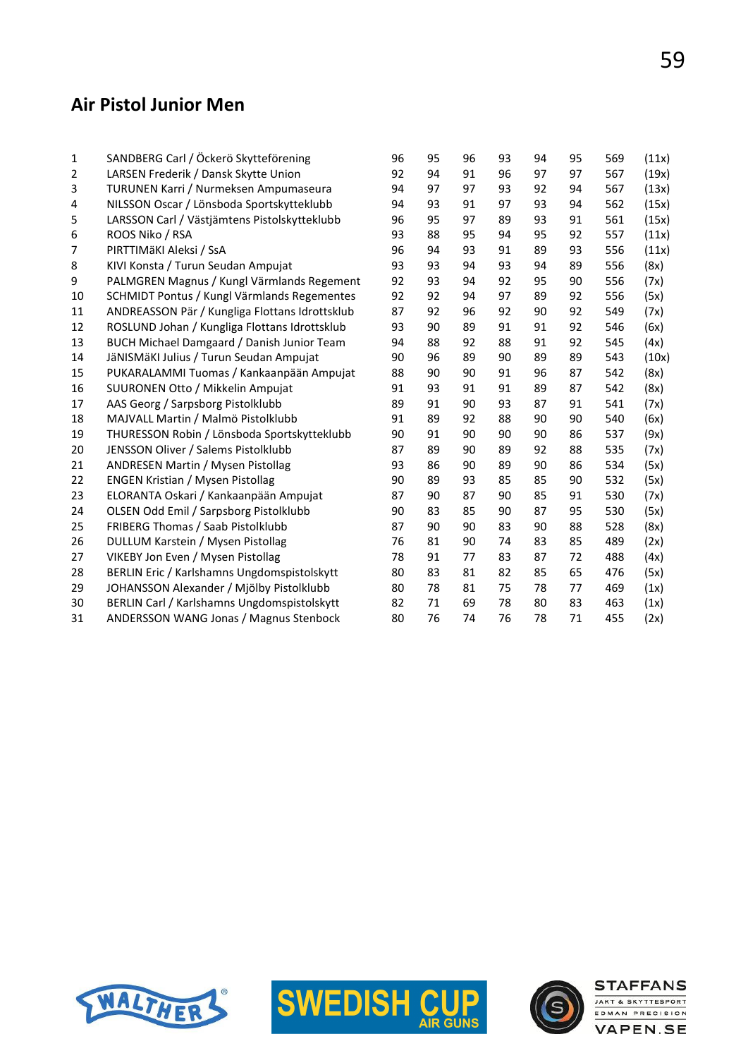## Air Pistol Junior Men

| | | | | | | | | | |
|---|---|---|---|---|---|---|---|---|---|
| 1 | SANDBERG Carl / Öckerö Skytteförening | 96 | 95 | 96 | 93 | 94 | 95 | 569 | (11x) |
| 2 | LARSEN Frederik / Dansk Skytte Union | 92 | 94 | 91 | 96 | 97 | 97 | 567 | (19x) |
| 3 | TURUNEN Karri / Nurmeksen Ampumaseura | 94 | 97 | 97 | 93 | 92 | 94 | 567 | (13x) |
| 4 | NILSSON Oscar / Lönsboda Sportskytteklubb | 94 | 93 | 91 | 97 | 93 | 94 | 562 | (15x) |
| 5 | LARSSON Carl / Västjämtens Pistolskytteklubb | 96 | 95 | 97 | 89 | 93 | 91 | 561 | (15x) |
| 6 | ROOS Niko / RSA | 93 | 88 | 95 | 94 | 95 | 92 | 557 | (11x) |
| 7 | PIRTTIMäKI Aleksi / SsA | 96 | 94 | 93 | 91 | 89 | 93 | 556 | (11x) |
| 8 | KIVI Konsta / Turun Seudan Ampujat | 93 | 93 | 94 | 93 | 94 | 89 | 556 | (8x) |
| 9 | PALMGREN Magnus / Kungl Värmlands Regement | 92 | 93 | 94 | 92 | 95 | 90 | 556 | (7x) |
| 10 | SCHMIDT Pontus / Kungl Värmlands Regementes | 92 | 92 | 94 | 97 | 89 | 92 | 556 | (5x) |
| 11 | ANDREASSON Pär / Kungliga Flottans Idrottsklub | 87 | 92 | 96 | 92 | 90 | 92 | 549 | (7x) |
| 12 | ROSLUND Johan / Kungliga Flottans Idrottsklub | 93 | 90 | 89 | 91 | 91 | 92 | 546 | (6x) |
| 13 | BUCH Michael Damgaard / Danish Junior Team | 94 | 88 | 92 | 88 | 91 | 92 | 545 | (4x) |
| 14 | JäNISMäKI Julius / Turun Seudan Ampujat | 90 | 96 | 89 | 90 | 89 | 89 | 543 | (10x) |
| 15 | PUKARALAMMI Tuomas / Kankaanpään Ampujat | 88 | 90 | 90 | 91 | 96 | 87 | 542 | (8x) |
| 16 | SUURONEN Otto / Mikkelin Ampujat | 91 | 93 | 91 | 91 | 89 | 87 | 542 | (8x) |
| 17 | AAS Georg / Sarpsborg Pistolklubb | 89 | 91 | 90 | 93 | 87 | 91 | 541 | (7x) |
| 18 | MAJVALL Martin / Malmö Pistolklubb | 91 | 89 | 92 | 88 | 90 | 90 | 540 | (6x) |
| 19 | THURESSON Robin / Lönsboda Sportskytteklubb | 90 | 91 | 90 | 90 | 90 | 86 | 537 | (9x) |
| 20 | JENSSON Oliver / Salems Pistolklubb | 87 | 89 | 90 | 89 | 92 | 88 | 535 | (7x) |
| 21 | ANDRESEN Martin / Mysen Pistollag | 93 | 86 | 90 | 89 | 90 | 86 | 534 | (5x) |
| 22 | ENGEN Kristian / Mysen Pistollag | 90 | 89 | 93 | 85 | 85 | 90 | 532 | (5x) |
| 23 | ELORANTA Oskari / Kankaanpään Ampujat | 87 | 90 | 87 | 90 | 85 | 91 | 530 | (7x) |
| 24 | OLSEN Odd Emil / Sarpsborg Pistolklubb | 90 | 83 | 85 | 90 | 87 | 95 | 530 | (5x) |
| 25 | FRIBERG Thomas / Saab Pistolklubb | 87 | 90 | 90 | 83 | 90 | 88 | 528 | (8x) |
| 26 | DULLUM Karstein / Mysen Pistollag | 76 | 81 | 90 | 74 | 83 | 85 | 489 | (2x) |
| 27 | VIKEBY Jon Even / Mysen Pistollag | 78 | 91 | 77 | 83 | 87 | 72 | 488 | (4x) |
| 28 | BERLIN Eric / Karlshamns Ungdomspistolskytt | 80 | 83 | 81 | 82 | 85 | 65 | 476 | (5x) |
| 29 | JOHANSSON Alexander / Mjölby Pistolklubb | 80 | 78 | 81 | 75 | 78 | 77 | 469 | (1x) |
| 30 | BERLIN Carl / Karlshamns Ungdomspistolskytt | 82 | 71 | 69 | 78 | 80 | 83 | 463 | (1x) |
| 31 | ANDERSSON WANG Jonas / Magnus Stenbock | 80 | 76 | 74 | 76 | 78 | 71 | 455 | (2x) |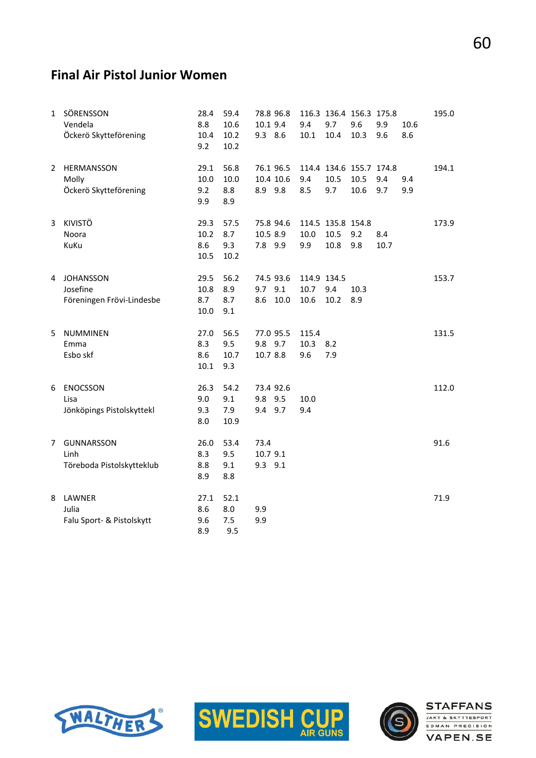## Final Air Pistol Junior Women

| | | | | | | | | | | | |
|---|---|---|---|---|---|---|---|---|---|---|---|
| 1 | SÖRENSSON | 28.4 | 59.4 | 78.8 | 96.8 | 116.3 | 136.4 | 156.3 | 175.8 | | 195.0 |
| | Vendela | 8.8 | 10.6 | 10.1 | 9.4 | 9.4 | 9.7 | 9.6 | 9.9 | 10.6 | |
| | Öckerö Skytteförening | 10.4 | 10.2 | 9.3 | 8.6 | 10.1 | 10.4 | 10.3 | 9.6 | 8.6 | |
| | | 9.2 | 10.2 | | | | | | | | |
| 2 | HERMANSSON | 29.1 | 56.8 | 76.1 | 96.5 | 114.4 | 134.6 | 155.7 | 174.8 | | 194.1 |
| | Molly | 10.0 | 10.0 | 10.4 | 10.6 | 9.4 | 10.5 | 10.5 | 9.4 | 9.4 | |
| | Öckerö Skytteförening | 9.2 | 8.8 | 8.9 | 9.8 | 8.5 | 9.7 | 10.6 | 9.7 | 9.9 | |
| | | 9.9 | 8.9 | | | | | | | | |
| 3 | KIVISTÖ | 29.3 | 57.5 | 75.8 | 94.6 | 114.5 | 135.8 | 154.8 | | | 173.9 |
| | Noora | 10.2 | 8.7 | 10.5 | 8.9 | 10.0 | 10.5 | 9.2 | 8.4 | | |
| | KuKu | 8.6 | 9.3 | 7.8 | 9.9 | 9.9 | 10.8 | 9.8 | 10.7 | | |
| | | 10.5 | 10.2 | | | | | | | | |
| 4 | JOHANSSON | 29.5 | 56.2 | 74.5 | 93.6 | 114.9 | 134.5 | | | | 153.7 |
| | Josefine | 10.8 | 8.9 | 9.7 | 9.1 | 10.7 | 9.4 | 10.3 | | | |
| | Föreningen Frövi-Lindesbe | 8.7 | 8.7 | 8.6 | 10.0 | 10.6 | 10.2 | 8.9 | | | |
| | | 10.0 | 9.1 | | | | | | | | |
| 5 | NUMMINEN | 27.0 | 56.5 | 77.0 | 95.5 | 115.4 | | | | | 131.5 |
| | Emma | 8.3 | 9.5 | 9.8 | 9.7 | 10.3 | 8.2 | | | | |
| | Esbo skf | 8.6 | 10.7 | 10.7 | 8.8 | 9.6 | 7.9 | | | | |
| | | 10.1 | 9.3 | | | | | | | | |
| 6 | ENOCSSON | 26.3 | 54.2 | 73.4 | 92.6 | | | | | | 112.0 |
| | Lisa | 9.0 | 9.1 | 9.8 | 9.5 | 10.0 | | | | | |
| | Jönköpings Pistolskyttekl | 9.3 | 7.9 | 9.4 | 9.7 | 9.4 | | | | | |
| | | 8.0 | 10.9 | | | | | | | | |
| 7 | GUNNARSSON | 26.0 | 53.4 | 73.4 | | | | | | | 91.6 |
| | Linh | 8.3 | 9.5 | 10.7 | 9.1 | | | | | | |
| | Töreboda Pistolskytteklub | 8.8 | 9.1 | 9.3 | 9.1 | | | | | | |
| | | 8.9 | 8.8 | | | | | | | | |
| 8 | LAWNER | 27.1 | 52.1 | | | | | | | | 71.9 |
| | Julia | 8.6 | 8.0 | 9.9 | | | | | | | |
| | Falu Sport- & Pistolskytt | 9.6 | 7.5 | 9.9 | | | | | | | |
| | | 8.9 | 9.5 | | | | | | | | |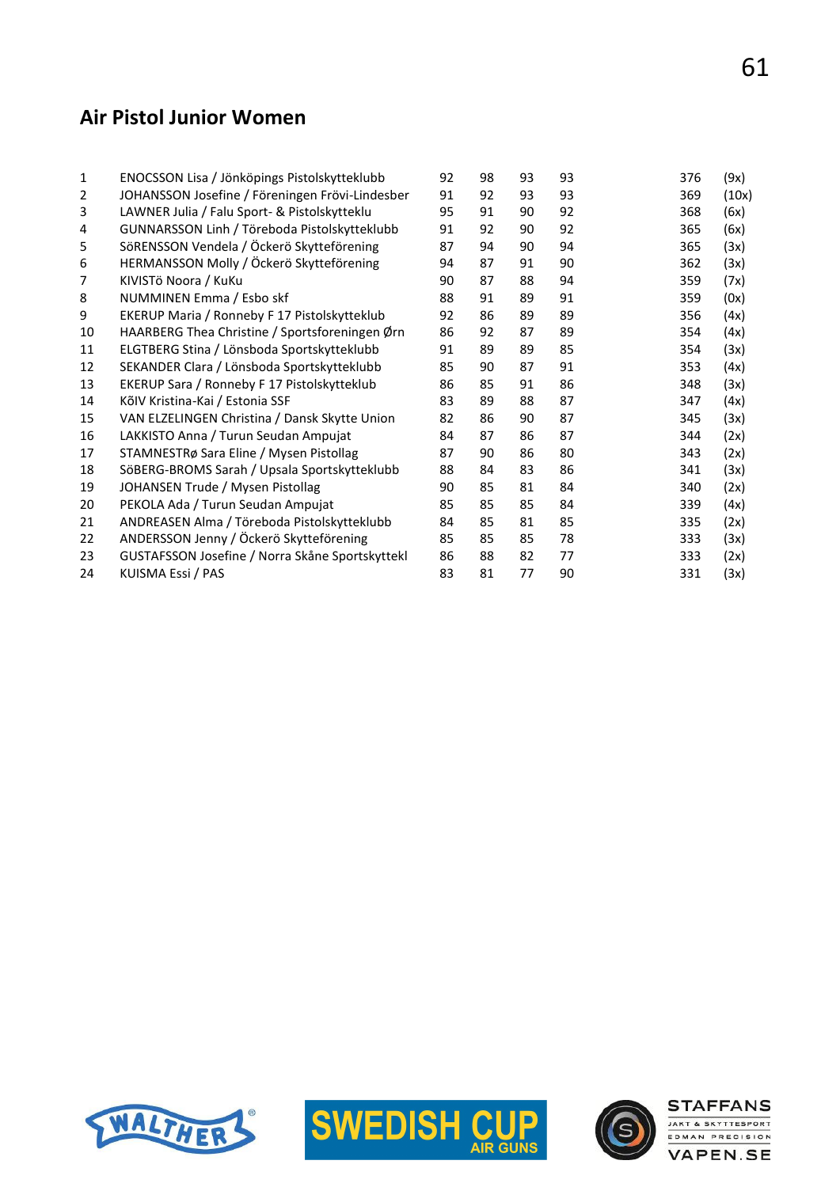## Air Pistol Junior Women

| | | | | | | | |
|---|---|---|---|---|---|---|---|
| 1 | ENOCSSON Lisa / Jönköpings Pistolskytteklubb | 92 | 98 | 93 | 93 | 376 | (9x) |
| 2 | JOHANSSON Josefine / Föreningen Frövi-Lindesber | 91 | 92 | 93 | 93 | 369 | (10x) |
| 3 | LAWNER Julia / Falu Sport- & Pistolskytteklu | 95 | 91 | 90 | 92 | 368 | (6x) |
| 4 | GUNNARSSON Linh / Töreboda Pistolskytteklubb | 91 | 92 | 90 | 92 | 365 | (6x) |
| 5 | SöRENSSON Vendela / Öckerö Skytteförening | 87 | 94 | 90 | 94 | 365 | (3x) |
| 6 | HERMANSSON Molly / Öckerö Skytteförening | 94 | 87 | 91 | 90 | 362 | (3x) |
| 7 | KIVISTö Noora / KuKu | 90 | 87 | 88 | 94 | 359 | (7x) |
| 8 | NUMMINEN Emma / Esbo skf | 88 | 91 | 89 | 91 | 359 | (0x) |
| 9 | EKERUP Maria / Ronneby F 17 Pistolskytteklub | 92 | 86 | 89 | 89 | 356 | (4x) |
| 10 | HAARBERG Thea Christine / Sportsforeningen Ørn | 86 | 92 | 87 | 89 | 354 | (4x) |
| 11 | ELGTBERG Stina / Lönsboda Sportskytteklubb | 91 | 89 | 89 | 85 | 354 | (3x) |
| 12 | SEKANDER Clara / Lönsboda Sportskytteklubb | 85 | 90 | 87 | 91 | 353 | (4x) |
| 13 | EKERUP Sara / Ronneby F 17 Pistolskytteklub | 86 | 85 | 91 | 86 | 348 | (3x) |
| 14 | KõIV Kristina-Kai / Estonia SSF | 83 | 89 | 88 | 87 | 347 | (4x) |
| 15 | VAN ELZELINGEN Christina / Dansk Skytte Union | 82 | 86 | 90 | 87 | 345 | (3x) |
| 16 | LAKKISTO Anna / Turun Seudan Ampujat | 84 | 87 | 86 | 87 | 344 | (2x) |
| 17 | STAMNESTRø Sara Eline / Mysen Pistollag | 87 | 90 | 86 | 80 | 343 | (2x) |
| 18 | SöBERG-BROMS Sarah / Upsala Sportskytteklubb | 88 | 84 | 83 | 86 | 341 | (3x) |
| 19 | JOHANSEN Trude / Mysen Pistollag | 90 | 85 | 81 | 84 | 340 | (2x) |
| 20 | PEKOLA Ada / Turun Seudan Ampujat | 85 | 85 | 85 | 84 | 339 | (4x) |
| 21 | ANDREASEN Alma / Töreboda Pistolskytteklubb | 84 | 85 | 81 | 85 | 335 | (2x) |
| 22 | ANDERSSON Jenny / Öckerö Skytteförening | 85 | 85 | 85 | 78 | 333 | (3x) |
| 23 | GUSTAFSSON Josefine / Norra Skåne Sportskyttekl | 86 | 88 | 82 | 77 | 333 | (2x) |
| 24 | KUISMA Essi / PAS | 83 | 81 | 77 | 90 | 331 | (3x) |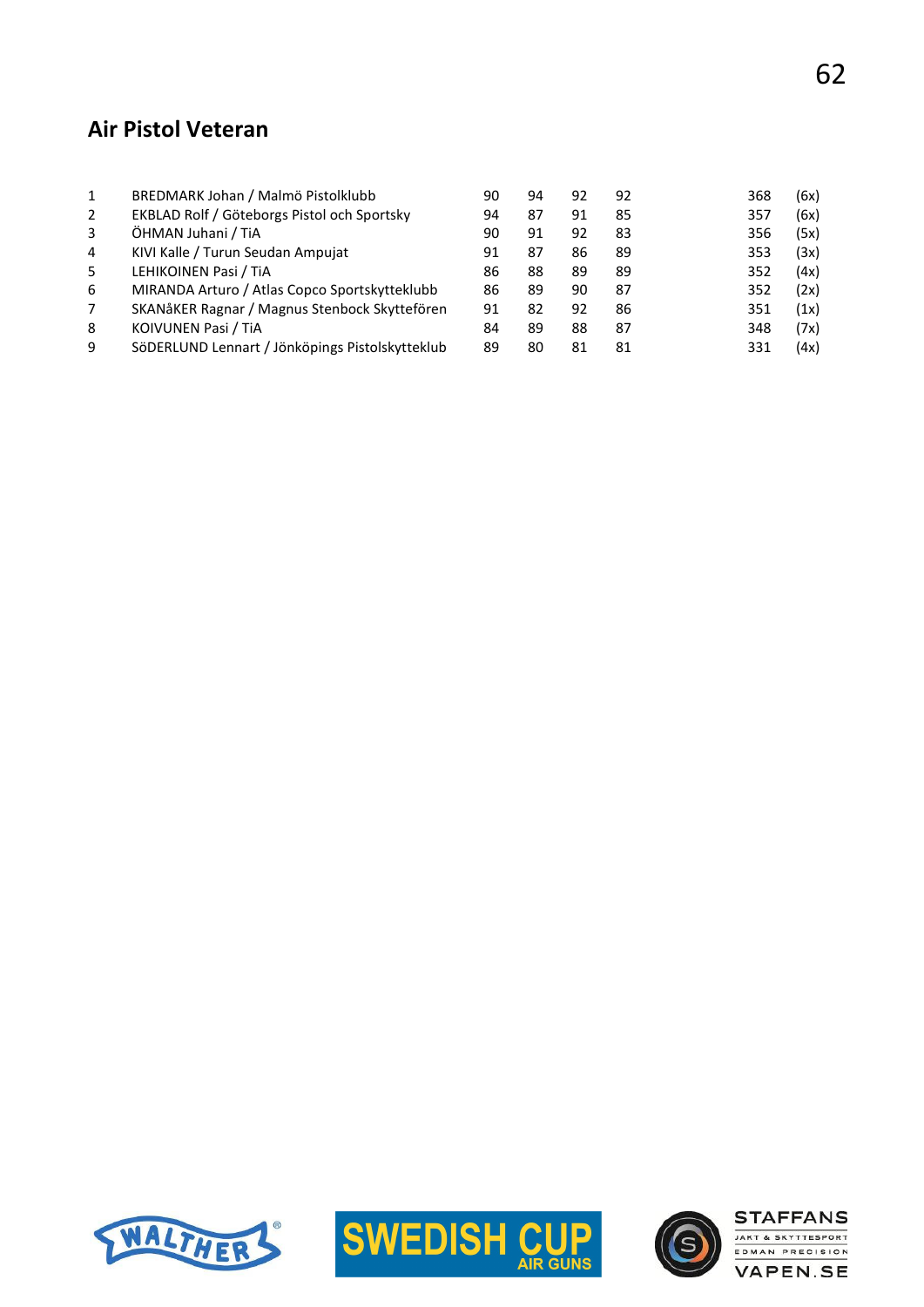## Air Pistol Veteran

| | | | | | | | |
|---|---|---|---|---|---|---|---|
| 1 | BREDMARK Johan / Malmö Pistolklubb | 90 | 94 | 92 | 92 | 368 | (6x) |
| 2 | EKBLAD Rolf / Göteborgs Pistol och Sportsky | 94 | 87 | 91 | 85 | 357 | (6x) |
| 3 | ÖHMAN Juhani / TiA | 90 | 91 | 92 | 83 | 356 | (5x) |
| 4 | KIVI Kalle / Turun Seudan Ampujat | 91 | 87 | 86 | 89 | 353 | (3x) |
| 5 | LEHIKOINEN Pasi / TiA | 86 | 88 | 89 | 89 | 352 | (4x) |
| 6 | MIRANDA Arturo / Atlas Copco Sportskytteklubb | 86 | 89 | 90 | 87 | 352 | (2x) |
| 7 | SKANåKER Ragnar / Magnus Stenbock Skytte334ören | 91 | 82 | 92 | 86 | 351 | (1x) |
| 8 | KOIVUNEN Pasi / TiA | 84 | 89 | 88 | 87 | 348 | (7x) |
| 9 | SöDERLUND Lennart / Jönköpings Pistolskytteklub | 89 | 80 | 81 | 81 | 331 | (4x) |

## Air Pistol Veteran

| | | | | | | | |
|---|---|---|---|---|---|---|---|
| 1 | BREDMARK Johan / Malmö Pistolklubb | 90 | 94 | 92 | 92 | 368 | (6x) |
| 2 | EKBLAD Rolf / Göteborgs Pistol och Sportsky | 94 | 87 | 91 | 85 | 357 | (6x) |
| 3 | ÖHMAN Juhani / TiA | 90 | 91 | 92 | 83 | 356 | (5x) |
| 4 | KIVI Kalle / Turun Seudan Ampujat | 91 | 87 | 86 | 89 | 353 | (3x) |
| 5 | LEHIKOINEN Pasi / TiA | 86 | 88 | 89 | 89 | 352 | (4x) |
| 6 | MIRANDA Arturo / Atlas Copco Sportskytteklubb | 86 | 89 | 90 | 87 | 352 | (2x) |
| 7 | SKANåKER Ragnar / Magnus Stenbock Skytterören | 91 | 82 | 92 | 86 | 351 | (1x) |
| 8 | KOIVUNEN Pasi / TiA | 84 | 89 | 88 | 87 | 348 | (7x) |
| 9 | SöDERLUND Lennart / Jönköpings Pistolskytteklub | 89 | 80 | 81 | 81 | 331 | (4x) |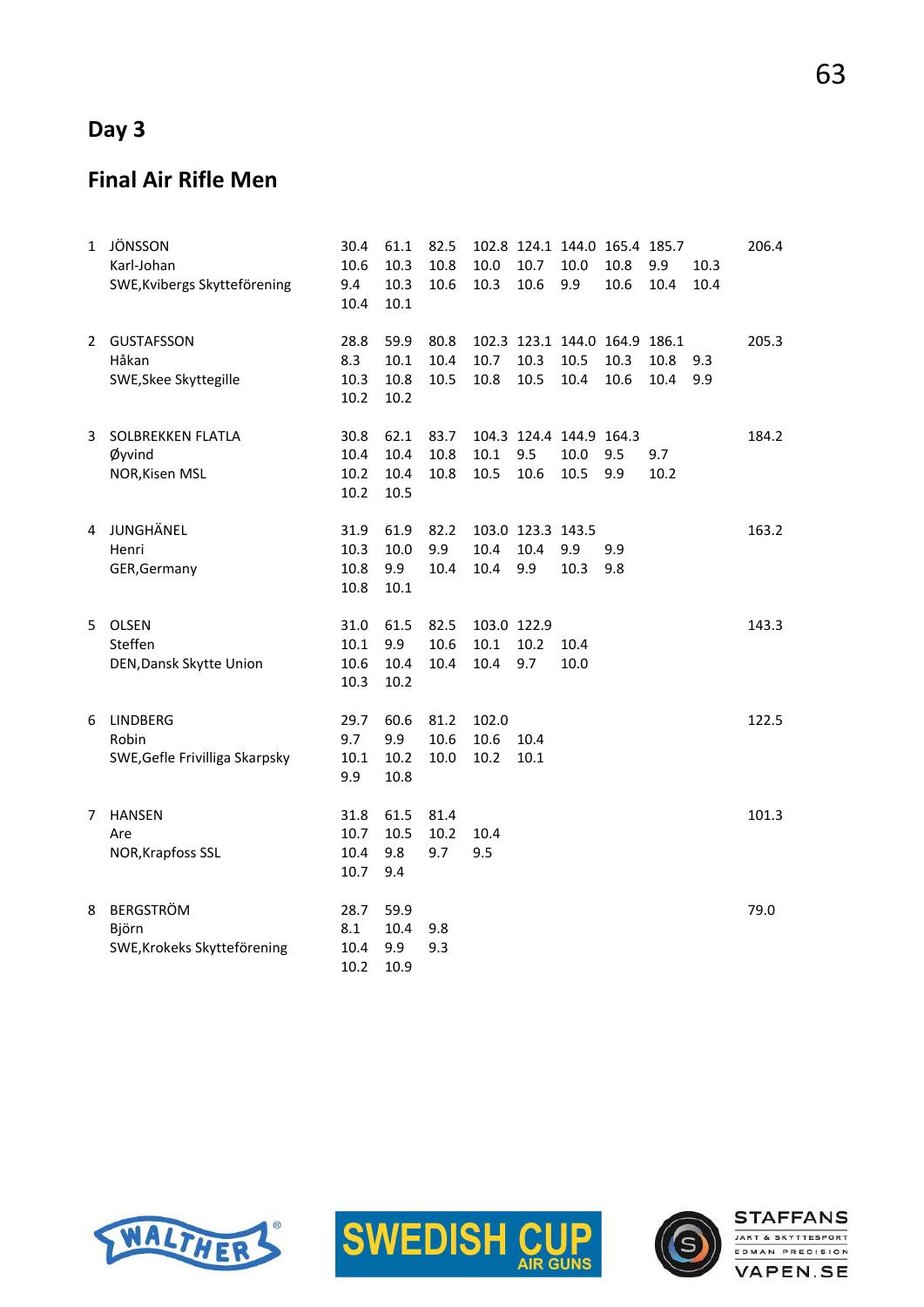## Day 3

## Final Air Rifle Men

| | | | | | | | | | | | |
|---|---|---|---|---|---|---|---|---|---|---|---|
| 1 | JÖNSSON | 30.4 | 61.1 | 82.5 | 102.8 | 124.1 | 144.0 | 165.4 | 185.7 | | 206.4 |
| | Karl-Johan | 10.6 | 10.3 | 10.8 | 10.0 | 10.7 | 10.0 | 10.8 | 9.9 | 10.3 | |
| | SWE,Kvibergs Skytteförening | 9.4 | 10.3 | 10.6 | 10.3 | 10.6 | 9.9 | 10.6 | 10.4 | 10.4 | |
| | | 10.4 | 10.1 | | | | | | | | |
| 2 | GUSTAFSSON | 28.8 | 59.9 | 80.8 | 102.3 | 123.1 | 144.0 | 164.9 | 186.1 | | 205.3 |
| | Håkan | 8.3 | 10.1 | 10.4 | 10.7 | 10.3 | 10.5 | 10.3 | 10.8 | 9.3 | |
| | SWE,Skee Skyttegille | 10.3 | 10.8 | 10.5 | 10.8 | 10.5 | 10.4 | 10.6 | 10.4 | 9.9 | |
| | | 10.2 | 10.2 | | | | | | | | |
| 3 | SOLBREKKEN FLATLA | 30.8 | 62.1 | 83.7 | 104.3 | 124.4 | 144.9 | 164.3 | | | 184.2 |
| | Øyvind | 10.4 | 10.4 | 10.8 | 10.1 | 9.5 | 10.0 | 9.5 | 9.7 | | |
| | NOR,Kisen MSL | 10.2 | 10.4 | 10.8 | 10.5 | 10.6 | 10.5 | 9.9 | 10.2 | | |
| | | 10.2 | 10.5 | | | | | | | | |
| 4 | JUNGHÄNEL | 31.9 | 61.9 | 82.2 | 103.0 | 123.3 | 143.5 | | | | 163.2 |
| | Henri | 10.3 | 10.0 | 9.9 | 10.4 | 10.4 | 9.9 | 9.9 | | | |
| | GER,Germany | 10.8 | 9.9 | 10.4 | 10.4 | 9.9 | 10.3 | 9.8 | | | |
| | | 10.8 | 10.1 | | | | | | | | |
| 5 | OLSEN | 31.0 | 61.5 | 82.5 | 103.0 | 122.9 | | | | | 143.3 |
| | Steffen | 10.1 | 9.9 | 10.6 | 10.1 | 10.2 | 10.4 | | | | |
| | DEN,Dansk Skytte Union | 10.6 | 10.4 | 10.4 | 10.4 | 9.7 | 10.0 | | | | |
| | | 10.3 | 10.2 | | | | | | | | |
| 6 | LINDBERG | 29.7 | 60.6 | 81.2 | 102.0 | | | | | | 122.5 |
| | Robin | 9.7 | 9.9 | 10.6 | 10.6 | 10.4 | | | | | |
| | SWE,Gefle Frivilliga Skarpsky | 10.1 | 10.2 | 10.0 | 10.2 | 10.1 | | | | | |
| | | 9.9 | 10.8 | | | | | | | | |
| 7 | HANSEN | 31.8 | 61.5 | 81.4 | | | | | | | 101.3 |
| | Are | 10.7 | 10.5 | 10.2 | 10.4 | | | | | | |
| | NOR,Krapfoss SSL | 10.4 | 9.8 | 9.7 | 9.5 | | | | | | |
| | | 10.7 | 9.4 | | | | | | | | |
| 8 | BERGSTRÖM | 28.7 | 59.9 | | | | | | | | 79.0 |
| | Björn | 8.1 | 10.4 | 9.8 | | | | | | | |
| | SWE,Krokeks Skytteförening | 10.4 | 9.9 | 9.3 | | | | | | | |
| | | 10.2 | 10.9 | | | | | | | | |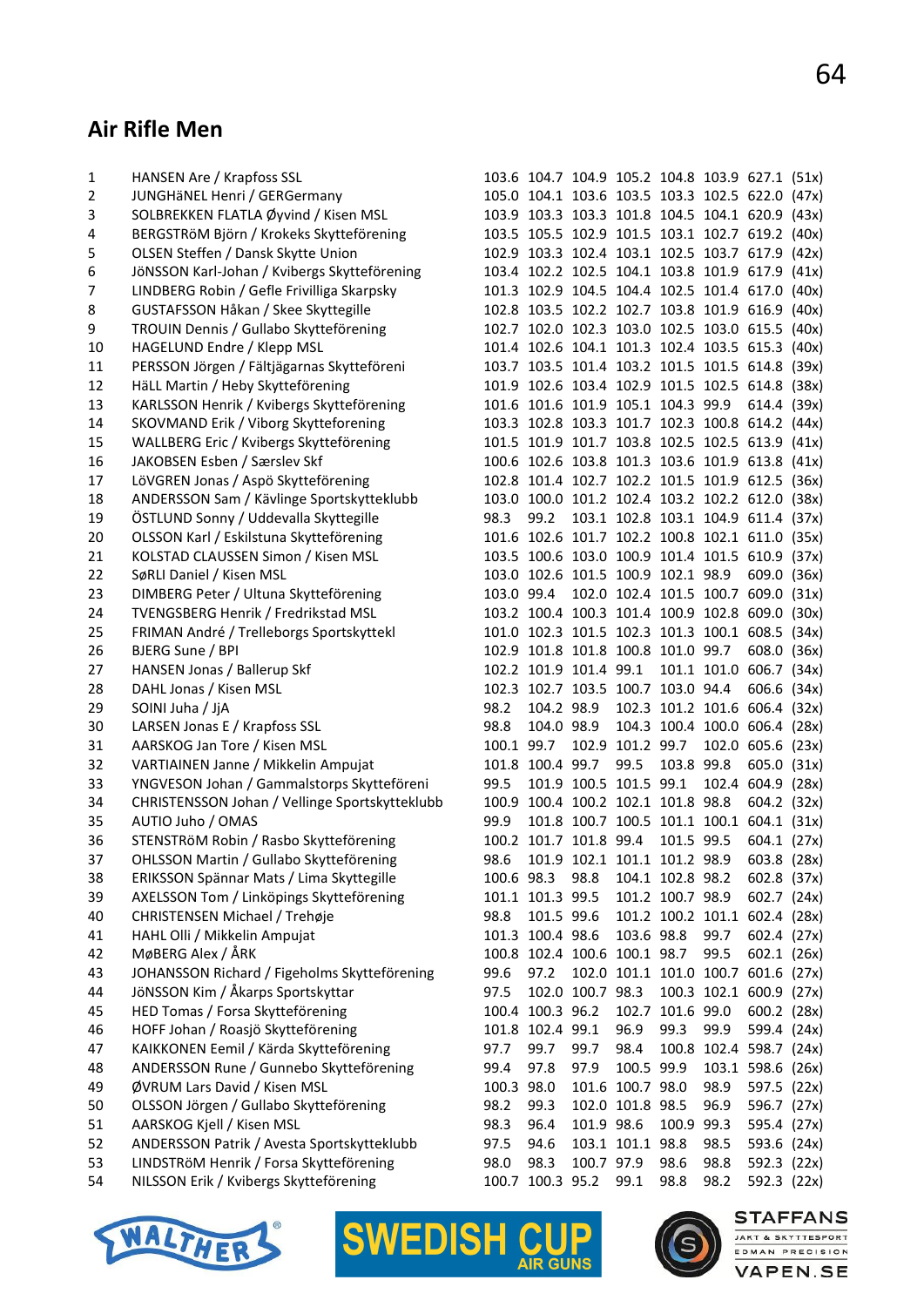## Air Rifle Men

| | | | | | | | | | |
|---|---|---|---|---|---|---|---|---|---|
| 1 | HANSEN Are / Krapfoss SSL | 103.6 | 104.7 | 104.9 | 105.2 | 104.8 | 103.9 | 627.1 | (51x) |
| 2 | JUNGHäNEL Henri / GERGermany | 105.0 | 104.1 | 103.6 | 103.5 | 103.3 | 102.5 | 622.0 | (47x) |
| 3 | SOLBREKKEN FLATLA Øyvind / Kisen MSL | 103.9 | 103.3 | 103.3 | 101.8 | 104.5 | 104.1 | 620.9 | (43x) |
| 4 | BERGSTRöM Björn / Krokeks Skytteförening | 103.5 | 105.5 | 102.9 | 101.5 | 103.1 | 102.7 | 619.2 | (40x) |
| 5 | OLSEN Steffen / Dansk Skytte Union | 102.9 | 103.3 | 102.4 | 103.1 | 102.5 | 103.7 | 617.9 | (42x) |
| 6 | JöNSSON Karl-Johan / Kvibergs Skytteförening | 103.4 | 102.2 | 102.5 | 104.1 | 103.8 | 101.9 | 617.9 | (41x) |
| 7 | LINDBERG Robin / Gefle Frivilliga Skarpsky | 101.3 | 102.9 | 104.5 | 104.4 | 102.5 | 101.4 | 617.0 | (40x) |
| 8 | GUSTAFSSON Håkan / Skee Skyttegille | 102.8 | 103.5 | 102.2 | 102.7 | 103.8 | 101.9 | 616.9 | (40x) |
| 9 | TROUIN Dennis / Gullabo Skytteförening | 102.7 | 102.0 | 102.3 | 103.0 | 102.5 | 103.0 | 615.5 | (40x) |
| 10 | HAGELUND Endre / Klepp MSL | 101.4 | 102.6 | 104.1 | 101.3 | 102.4 | 103.5 | 615.3 | (40x) |
| 11 | PERSSON Jörgen / Fältjägarnas Skytteföreni | 103.7 | 103.5 | 101.4 | 103.2 | 101.5 | 101.5 | 614.8 | (39x) |
| 12 | HäLL Martin / Heby Skytteförening | 101.9 | 102.6 | 103.4 | 102.9 | 101.5 | 102.5 | 614.8 | (38x) |
| 13 | KARLSSON Henrik / Kvibergs Skytteförening | 101.6 | 101.6 | 101.9 | 105.1 | 104.3 | 99.9 | 614.4 | (39x) |
| 14 | SKOVMAND Erik / Viborg Skytteforening | 103.3 | 102.8 | 103.3 | 101.7 | 102.3 | 100.8 | 614.2 | (44x) |
| 15 | WALLBERG Eric / Kvibergs Skytteförening | 101.5 | 101.9 | 101.7 | 103.8 | 102.5 | 102.5 | 613.9 | (41x) |
| 16 | JAKOBSEN Esben / Særslev Skf | 100.6 | 102.6 | 103.8 | 101.3 | 103.6 | 101.9 | 613.8 | (41x) |
| 17 | LöVGREN Jonas / Aspö Skytteförening | 102.8 | 101.4 | 102.7 | 102.2 | 101.5 | 101.9 | 612.5 | (36x) |
| 18 | ANDERSSON Sam / Kävlinge Sportskytteklubb | 103.0 | 100.0 | 101.2 | 102.4 | 103.2 | 102.2 | 612.0 | (38x) |
| 19 | ÖSTLUND Sonny / Uddevalla Skyttegille | 98.3 | 99.2 | 103.1 | 102.8 | 103.1 | 104.9 | 611.4 | (37x) |
| 20 | OLSSON Karl / Eskilstuna Skytteförening | 101.6 | 102.6 | 101.7 | 102.2 | 100.8 | 102.1 | 611.0 | (35x) |
| 21 | KOLSTAD CLAUSSEN Simon / Kisen MSL | 103.5 | 100.6 | 103.0 | 100.9 | 101.4 | 101.5 | 610.9 | (37x) |
| 22 | SøRLI Daniel / Kisen MSL | 103.0 | 102.6 | 101.5 | 100.9 | 102.1 | 98.9 | 609.0 | (36x) |
| 23 | DIMBERG Peter / Ultuna Skytteförening | 103.0 | 99.4 | 102.0 | 102.4 | 101.5 | 100.7 | 609.0 | (31x) |
| 24 | TVENGSBERG Henrik / Fredrikstad MSL | 103.2 | 100.4 | 100.3 | 101.4 | 100.9 | 102.8 | 609.0 | (30x) |
| 25 | FRIMAN André / Trelleborgs Sportskyttekl | 101.0 | 102.3 | 101.5 | 102.3 | 101.3 | 100.1 | 608.5 | (34x) |
| 26 | BJERG Sune / BPI | 102.9 | 101.8 | 101.8 | 100.8 | 101.0 | 99.7 | 608.0 | (36x) |
| 27 | HANSEN Jonas / Ballerup Skf | 102.2 | 101.9 | 101.4 | 99.1 | 101.1 | 101.0 | 606.7 | (34x) |
| 28 | DAHL Jonas / Kisen MSL | 102.3 | 102.7 | 103.5 | 100.7 | 103.0 | 94.4 | 606.6 | (34x) |
| 29 | SOINI Juha / JjA | 98.2 | 104.2 | 98.9 | 102.3 | 101.2 | 101.6 | 606.4 | (32x) |
| 30 | LARSEN Jonas E / Krapfoss SSL | 98.8 | 104.0 | 98.9 | 104.3 | 100.4 | 100.0 | 606.4 | (28x) |
| 31 | AARSKOG Jan Tore / Kisen MSL | 100.1 | 99.7 | 102.9 | 101.2 | 99.7 | 102.0 | 605.6 | (23x) |
| 32 | VARTIAINEN Janne / Mikkelin Ampujat | 101.8 | 100.4 | 99.7 | 99.5 | 103.8 | 99.8 | 605.0 | (31x) |
| 33 | YNGVESON Johan / Gammalstorps Skytteföreni | 99.5 | 101.9 | 100.5 | 101.5 | 99.1 | 102.4 | 604.9 | (28x) |
| 34 | CHRISTENSSON Johan / Vellinge Sportskytteklubb | 100.9 | 100.4 | 100.2 | 102.1 | 101.8 | 98.8 | 604.2 | (32x) |
| 35 | AUTIO Juho / OMAS | 99.9 | 101.8 | 100.7 | 100.5 | 101.1 | 100.1 | 604.1 | (31x) |
| 36 | STENSTRöM Robin / Rasbo Skytteförening | 100.2 | 101.7 | 101.8 | 99.4 | 101.5 | 99.5 | 604.1 | (27x) |
| 37 | OHLSSON Martin / Gullabo Skytteförening | 98.6 | 101.9 | 102.1 | 101.1 | 101.2 | 98.9 | 603.8 | (28x) |
| 38 | ERIKSSON Spännar Mats / Lima Skyttegille | 100.6 | 98.3 | 98.8 | 104.1 | 102.8 | 98.2 | 602.8 | (37x) |
| 39 | AXELSSON Tom / Linköpings Skytteförening | 101.1 | 101.3 | 99.5 | 101.2 | 100.7 | 98.9 | 602.7 | (24x) |
| 40 | CHRISTENSEN Michael / Trehøje | 98.8 | 101.5 | 99.6 | 101.2 | 100.2 | 101.1 | 602.4 | (28x) |
| 41 | HAHL Olli / Mikkelin Ampujat | 101.3 | 100.4 | 98.6 | 103.6 | 98.8 | 99.7 | 602.4 | (27x) |
| 42 | MøBERG Alex / ÅRK | 100.8 | 102.4 | 100.6 | 100.1 | 98.7 | 99.5 | 602.1 | (26x) |
| 43 | JOHANSSON Richard / Figeholms Skytteförening | 99.6 | 97.2 | 102.0 | 101.1 | 101.0 | 100.7 | 601.6 | (27x) |
| 44 | JöNSSON Kim / Åkarps Sportskyttar | 97.5 | 102.0 | 100.7 | 98.3 | 100.3 | 102.1 | 600.9 | (27x) |
| 45 | HED Tomas / Forsa Skytteförening | 100.4 | 100.3 | 96.2 | 102.7 | 101.6 | 99.0 | 600.2 | (28x) |
| 46 | HOFF Johan / Roasjö Skytteförening | 101.8 | 102.4 | 99.1 | 96.9 | 99.3 | 99.9 | 599.4 | (24x) |
| 47 | KAIKKONEN Eemil / Kärda Skytteförening | 97.7 | 99.7 | 99.7 | 98.4 | 100.8 | 102.4 | 598.7 | (24x) |
| 48 | ANDERSSON Rune / Gunnebo Skytteförening | 99.4 | 97.8 | 97.9 | 100.5 | 99.9 | 103.1 | 598.6 | (26x) |
| 49 | ØVRUM Lars David / Kisen MSL | 100.3 | 98.0 | 101.6 | 100.7 | 98.0 | 98.9 | 597.5 | (22x) |
| 50 | OLSSON Jörgen / Gullabo Skytteförening | 98.2 | 99.3 | 102.0 | 101.8 | 98.5 | 96.9 | 596.7 | (27x) |
| 51 | AARSKOG Kjell / Kisen MSL | 98.3 | 96.4 | 101.9 | 98.6 | 100.9 | 99.3 | 595.4 | (27x) |
| 52 | ANDERSSON Patrik / Avesta Sportskytteklubb | 97.5 | 94.6 | 103.1 | 101.1 | 98.8 | 98.5 | 593.6 | (24x) |
| 53 | LINDSTRöM Henrik / Forsa Skytteförening | 98.0 | 98.3 | 100.7 | 97.9 | 98.6 | 98.8 | 592.3 | (22x) |
| 54 | NILSSON Erik / Kvibergs Skytteförening | 100.7 | 100.3 | 95.2 | 99.1 | 98.8 | 98.2 | 592.3 | (22x) |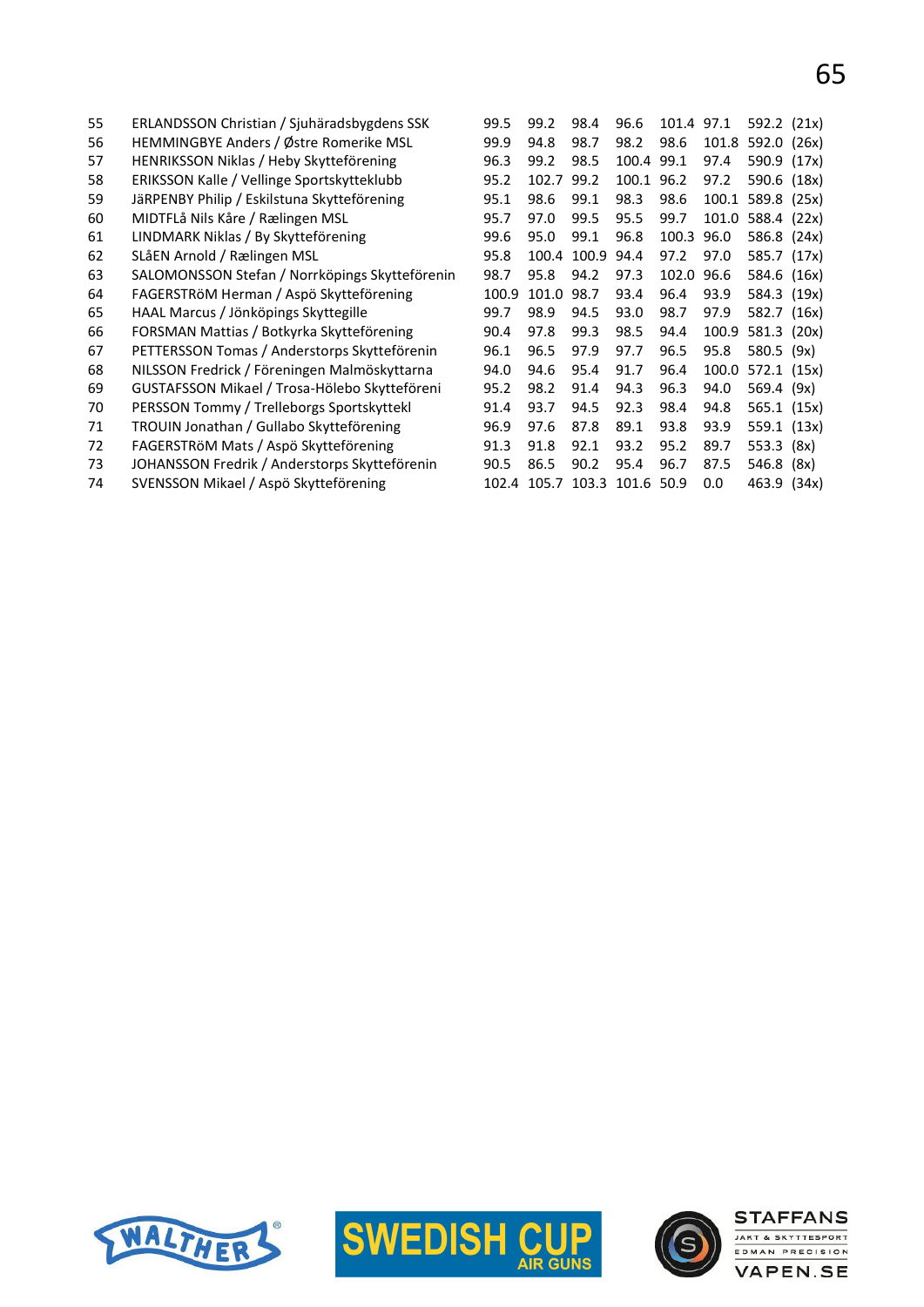| | | | | | | | | | |
|---|---|---|---|---|---|---|---|---|---|
| 55 | ERLANDSSON Christian / Sjuhäradsbygdens SSK | 99.5 | 99.2 | 98.4 | 96.6 | 101.4 | 97.1 | 592.2 | (21x) |
| 56 | HEMMINGBYE Anders / Østre Romerike MSL | 99.9 | 94.8 | 98.7 | 98.2 | 98.6 | 101.8 | 592.0 | (26x) |
| 57 | HENRIKSSON Niklas / Heby Skytteförening | 96.3 | 99.2 | 98.5 | 100.4 | 99.1 | 97.4 | 590.9 | (17x) |
| 58 | ERIKSSON Kalle / Vellinge Sportskytteklubb | 95.2 | 102.7 | 99.2 | 100.1 | 96.2 | 97.2 | 590.6 | (18x) |
| 59 | JäRPENBY Philip / Eskilstuna Skytteförening | 95.1 | 98.6 | 99.1 | 98.3 | 98.6 | 100.1 | 589.8 | (25x) |
| 60 | MIDTFLå Nils Kåre / Rælingen MSL | 95.7 | 97.0 | 99.5 | 95.5 | 99.7 | 101.0 | 588.4 | (22x) |
| 61 | LINDMARK Niklas / By Skytteförening | 99.6 | 95.0 | 99.1 | 96.8 | 100.3 | 96.0 | 586.8 | (24x) |
| 62 | SLåEN Arnold / Rælingen MSL | 95.8 | 100.4 | 100.9 | 94.4 | 97.2 | 97.0 | 585.7 | (17x) |
| 63 | SALOMONSSON Stefan / Norrköpings Skytteförenin | 98.7 | 95.8 | 94.2 | 97.3 | 102.0 | 96.6 | 584.6 | (16x) |
| 64 | FAGERSTRöM Herman / Aspö Skytteförening | 100.9 | 101.0 | 98.7 | 93.4 | 96.4 | 93.9 | 584.3 | (19x) |
| 65 | HAAL Marcus / Jönköpings Skyttegille | 99.7 | 98.9 | 94.5 | 93.0 | 98.7 | 97.9 | 582.7 | (16x) |
| 66 | FORSMAN Mattias / Botkyrka Skytteförening | 90.4 | 97.8 | 99.3 | 98.5 | 94.4 | 100.9 | 581.3 | (20x) |
| 67 | PETTERSSON Tomas / Anderstorps Skytteförenin | 96.1 | 96.5 | 97.9 | 97.7 | 96.5 | 95.8 | 580.5 | (9x) |
| 68 | NILSSON Fredrick / Föreningen Malmöskyttarna | 94.0 | 94.6 | 95.4 | 91.7 | 96.4 | 100.0 | 572.1 | (15x) |
| 69 | GUSTAFSSON Mikael / Trosa-Hölebo Skytteföreni | 95.2 | 98.2 | 91.4 | 94.3 | 96.3 | 94.0 | 569.4 | (9x) |
| 70 | PERSSON Tommy / Trelleborgs Sportskyttekl | 91.4 | 93.7 | 94.5 | 92.3 | 98.4 | 94.8 | 565.1 | (15x) |
| 71 | TROUIN Jonathan / Gullabo Skytteförening | 96.9 | 97.6 | 87.8 | 89.1 | 93.8 | 93.9 | 559.1 | (13x) |
| 72 | FAGERSTRöM Mats / Aspö Skytteförening | 91.3 | 91.8 | 92.1 | 93.2 | 95.2 | 89.7 | 553.3 | (8x) |
| 73 | JOHANSSON Fredrik / Anderstorps Skytteförenin | 90.5 | 86.5 | 90.2 | 95.4 | 96.7 | 87.5 | 546.8 | (8x) |
| 74 | SVENSSON Mikael / Aspö Skytteförening | 102.4 | 105.7 | 103.3 | 101.6 | 50.9 | 0.0 | 463.9 | (34x) |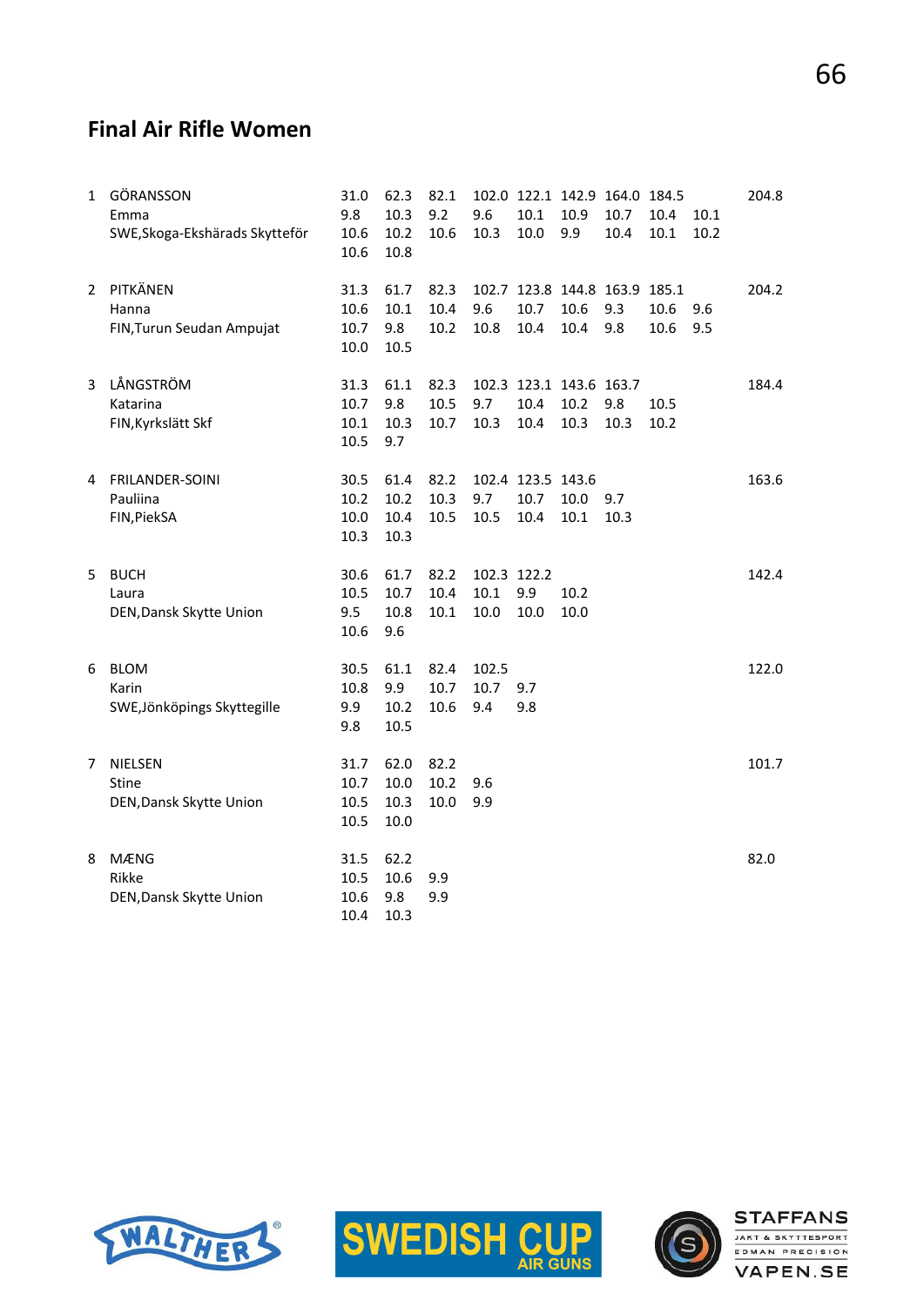## Final Air Rifle Women

| Rank | Name | | | | | | | | | | Total |
|---|---|---|---|---|---|---|---|---|---|---|---|
| 1 | GÖRANSSON | 31.0 | 62.3 | 82.1 | 102.0 | 122.1 | 142.9 | 164.0 | 184.5 | | 204.8 |
| | Emma | 9.8 | 10.3 | 9.2 | 9.6 | 10.1 | 10.9 | 10.7 | 10.4 | 10.1 | |
| | SWE,Skoga-Ekshärads Skytteför | 10.6 | 10.2 | 10.6 | 10.3 | 10.0 | 9.9 | 10.4 | 10.1 | 10.2 | |
| | | 10.6 | 10.8 | | | | | | | | |
| 2 | PITKÄNEN | 31.3 | 61.7 | 82.3 | 102.7 | 123.8 | 144.8 | 163.9 | 185.1 | | 204.2 |
| | Hanna | 10.6 | 10.1 | 10.4 | 9.6 | 10.7 | 10.6 | 9.3 | 10.6 | 9.6 | |
| | FIN,Turun Seudan Ampujat | 10.7 | 9.8 | 10.2 | 10.8 | 10.4 | 10.4 | 9.8 | 10.6 | 9.5 | |
| | | 10.0 | 10.5 | | | | | | | | |
| 3 | LÅNGSTRÖM | 31.3 | 61.1 | 82.3 | 102.3 | 123.1 | 143.6 | 163.7 | | | 184.4 |
| | Katarina | 10.7 | 9.8 | 10.5 | 9.7 | 10.4 | 10.2 | 9.8 | 10.5 | | |
| | FIN,Kyrkslätt Skf | 10.1 | 10.3 | 10.7 | 10.3 | 10.4 | 10.3 | 10.3 | 10.2 | | |
| | | 10.5 | 9.7 | | | | | | | | |
| 4 | FRILANDER-SOINI | 30.5 | 61.4 | 82.2 | 102.4 | 123.5 | 143.6 | | | | 163.6 |
| | Pauliina | 10.2 | 10.2 | 10.3 | 9.7 | 10.7 | 10.0 | 9.7 | | | |
| | FIN,PiekSA | 10.0 | 10.4 | 10.5 | 10.5 | 10.4 | 10.1 | 10.3 | | | |
| | | 10.3 | 10.3 | | | | | | | | |
| 5 | BUCH | 30.6 | 61.7 | 82.2 | 102.3 | 122.2 | | | | | 142.4 |
| | Laura | 10.5 | 10.7 | 10.4 | 10.1 | 9.9 | 10.2 | | | | |
| | DEN,Dansk Skytte Union | 9.5 | 10.8 | 10.1 | 10.0 | 10.0 | 10.0 | | | | |
| | | 10.6 | 9.6 | | | | | | | | |
| 6 | BLOM | 30.5 | 61.1 | 82.4 | 102.5 | | | | | | 122.0 |
| | Karin | 10.8 | 9.9 | 10.7 | 10.7 | 9.7 | | | | | |
| | SWE,Jönköpings Skyttegille | 9.9 | 10.2 | 10.6 | 9.4 | 9.8 | | | | | |
| | | 9.8 | 10.5 | | | | | | | | |
| 7 | NIELSEN | 31.7 | 62.0 | 82.2 | | | | | | | 101.7 |
| | Stine | 10.7 | 10.0 | 10.2 | 9.6 | | | | | | |
| | DEN,Dansk Skytte Union | 10.5 | 10.3 | 10.0 | 9.9 | | | | | | |
| | | 10.5 | 10.0 | | | | | | | | |
| 8 | MÆNG | 31.5 | 62.2 | | | | | | | | 82.0 |
| | Rikke | 10.5 | 10.6 | 9.9 | | | | | | | |
| | DEN,Dansk Skytte Union | 10.6 | 9.8 | 9.9 | | | | | | | |
| | | 10.4 | 10.3 | | | | | | | | |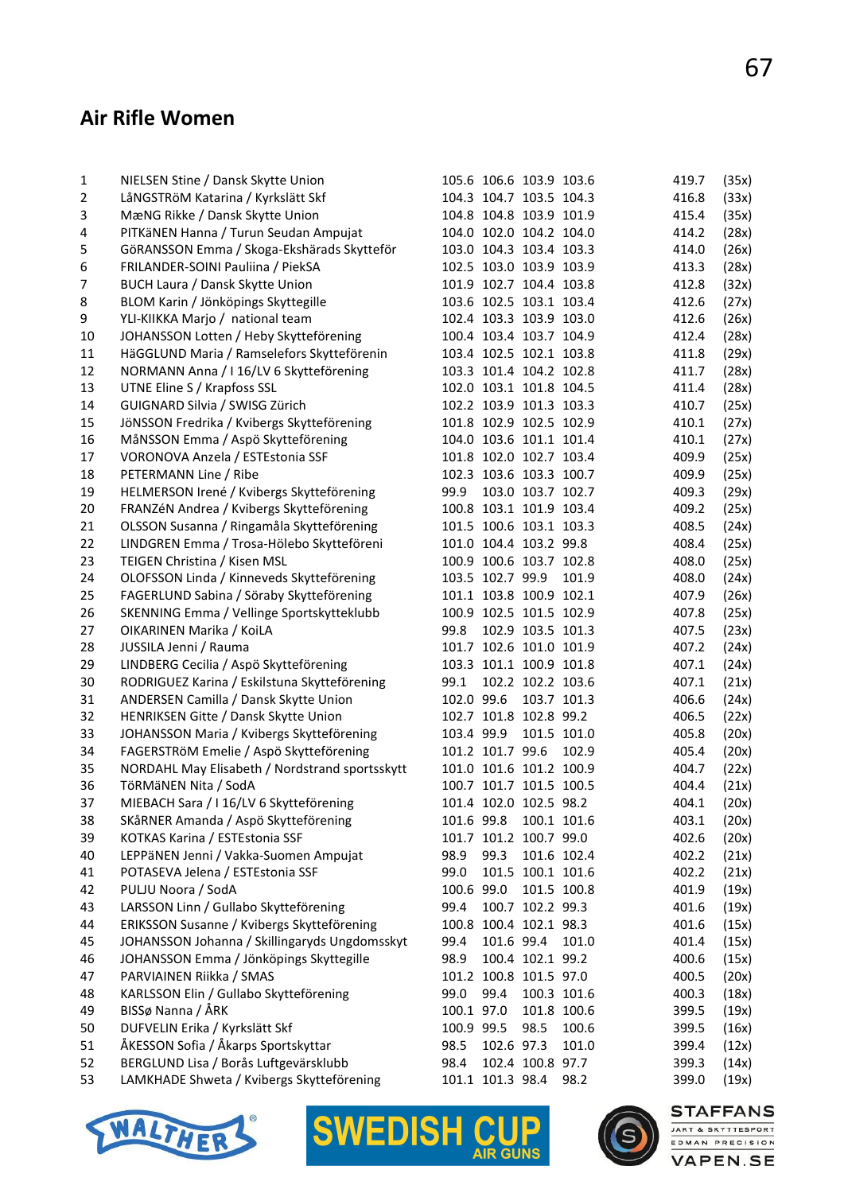## Air Rifle Women

| | | | | | | | |
|---|---|---|---|---|---|---|---|
| 1 | NIELSEN Stine / Dansk Skytte Union | 105.6 | 106.6 | 103.9 | 103.6 | 419.7 | (35x) |
| 2 | LåNGSTRöM Katarina / Kyrkslätt Skf | 104.3 | 104.7 | 103.5 | 104.3 | 416.8 | (33x) |
| 3 | MæNG Rikke / Dansk Skytte Union | 104.8 | 104.8 | 103.9 | 101.9 | 415.4 | (35x) |
| 4 | PITKäNEN Hanna / Turun Seudan Ampujat | 104.0 | 102.0 | 104.2 | 104.0 | 414.2 | (28x) |
| 5 | GöRANSSON Emma / Skoga-Ekshärads Skytteför | 103.0 | 104.3 | 103.4 | 103.3 | 414.0 | (26x) |
| 6 | FRILANDER-SOINI Pauliina / PiekSA | 102.5 | 103.0 | 103.9 | 103.9 | 413.3 | (28x) |
| 7 | BUCH Laura / Dansk Skytte Union | 101.9 | 102.7 | 104.4 | 103.8 | 412.8 | (32x) |
| 8 | BLOM Karin / Jönköpings Skyttegille | 103.6 | 102.5 | 103.1 | 103.4 | 412.6 | (27x) |
| 9 | YLI-KIIKKA Marjo / national team | 102.4 | 103.3 | 103.9 | 103.0 | 412.6 | (26x) |
| 10 | JOHANSSON Lotten / Heby Skytteförening | 100.4 | 103.4 | 103.7 | 104.9 | 412.4 | (28x) |
| 11 | HäGGLUND Maria / Ramselefors Skytteförenin | 103.4 | 102.5 | 102.1 | 103.8 | 411.8 | (29x) |
| 12 | NORMANN Anna / I 16/LV 6 Skytteförening | 103.3 | 101.4 | 104.2 | 102.8 | 411.7 | (28x) |
| 13 | UTNE Eline S / Krapfoss SSL | 102.0 | 103.1 | 101.8 | 104.5 | 411.4 | (28x) |
| 14 | GUIGNARD Silvia / SWISG Zürich | 102.2 | 103.9 | 101.3 | 103.3 | 410.7 | (25x) |
| 15 | JöNSSON Fredrika / Kvibergs Skytteförening | 101.8 | 102.9 | 102.5 | 102.9 | 410.1 | (27x) |
| 16 | MåNSSON Emma / Aspö Skytteförening | 104.0 | 103.6 | 101.1 | 101.4 | 410.1 | (27x) |
| 17 | VORONOVA Anzela / ESTEstonia SSF | 101.8 | 102.0 | 102.7 | 103.4 | 409.9 | (25x) |
| 18 | PETERMANN Line / Ribe | 102.3 | 103.6 | 103.3 | 100.7 | 409.9 | (25x) |
| 19 | HELMERSON Irené / Kvibergs Skytteförening | 99.9 | 103.0 | 103.7 | 102.7 | 409.3 | (29x) |
| 20 | FRANZéN Andrea / Kvibergs Skytteförening | 100.8 | 103.1 | 101.9 | 103.4 | 409.2 | (25x) |
| 21 | OLSSON Susanna / Ringamåla Skytteförening | 101.5 | 100.6 | 103.1 | 103.3 | 408.5 | (24x) |
| 22 | LINDGREN Emma / Trosa-Hölebo Skytteföreni | 101.0 | 104.4 | 103.2 | 99.8 | 408.4 | (25x) |
| 23 | TEIGEN Christina / Kisen MSL | 100.9 | 100.6 | 103.7 | 102.8 | 408.0 | (25x) |
| 24 | OLOFSSON Linda / Kinneveds Skytteförening | 103.5 | 102.7 | 99.9 | 101.9 | 408.0 | (24x) |
| 25 | FAGERLUND Sabina / Söraby Skytteförening | 101.1 | 103.8 | 100.9 | 102.1 | 407.9 | (26x) |
| 26 | SKENNING Emma / Vellinge Sportskytteklubb | 100.9 | 102.5 | 101.5 | 102.9 | 407.8 | (25x) |
| 27 | OIKARINEN Marika / KoiLA | 99.8 | 102.9 | 103.5 | 101.3 | 407.5 | (23x) |
| 28 | JUSSILA Jenni / Rauma | 101.7 | 102.6 | 101.0 | 101.9 | 407.2 | (24x) |
| 29 | LINDBERG Cecilia / Aspö Skytteförening | 103.3 | 101.1 | 100.9 | 101.8 | 407.1 | (24x) |
| 30 | RODRIGUEZ Karina / Eskilstuna Skytteförening | 99.1 | 102.2 | 102.2 | 103.6 | 407.1 | (21x) |
| 31 | ANDERSEN Camilla / Dansk Skytte Union | 102.0 | 99.6 | 103.7 | 101.3 | 406.6 | (24x) |
| 32 | HENRIKSEN Gitte / Dansk Skytte Union | 102.7 | 101.8 | 102.8 | 99.2 | 406.5 | (22x) |
| 33 | JOHANSSON Maria / Kvibergs Skytteförening | 103.4 | 99.9 | 101.5 | 101.0 | 405.8 | (20x) |
| 34 | FAGERSTRöM Emelie / Aspö Skytteförening | 101.2 | 101.7 | 99.6 | 102.9 | 405.4 | (20x) |
| 35 | NORDAHL May Elisabeth / Nordstrand sportsskytt | 101.0 | 101.6 | 101.2 | 100.9 | 404.7 | (22x) |
| 36 | TöRMäNEN Nita / SodA | 100.7 | 101.7 | 101.5 | 100.5 | 404.4 | (21x) |
| 37 | MIEBACH Sara / I 16/LV 6 Skytteförening | 101.4 | 102.0 | 102.5 | 98.2 | 404.1 | (20x) |
| 38 | SKåRNER Amanda / Aspö Skytteförening | 101.6 | 99.8 | 100.1 | 101.6 | 403.1 | (20x) |
| 39 | KOTKAS Karina / ESTEstonia SSF | 101.7 | 101.2 | 100.7 | 99.0 | 402.6 | (20x) |
| 40 | LEPPäNEN Jenni / Vakka-Suomen Ampujat | 98.9 | 99.3 | 101.6 | 102.4 | 402.2 | (21x) |
| 41 | POTASEVA Jelena / ESTEstonia SSF | 99.0 | 101.5 | 100.1 | 101.6 | 402.2 | (21x) |
| 42 | PULJU Noora / SodA | 100.6 | 99.0 | 101.5 | 100.8 | 401.9 | (19x) |
| 43 | LARSSON Linn / Gullabo Skytteförening | 99.4 | 100.7 | 102.2 | 99.3 | 401.6 | (19x) |
| 44 | ERIKSSON Susanne / Kvibergs Skytteförening | 100.8 | 100.4 | 102.1 | 98.3 | 401.6 | (15x) |
| 45 | JOHANSSON Johanna / Skillingaryds Ungdomsskyt | 99.4 | 101.6 | 99.4 | 101.0 | 401.4 | (15x) |
| 46 | JOHANSSON Emma / Jönköpings Skyttegille | 98.9 | 100.4 | 102.1 | 99.2 | 400.6 | (15x) |
| 47 | PARVIAINEN Riikka / SMAS | 101.2 | 100.8 | 101.5 | 97.0 | 400.5 | (20x) |
| 48 | KARLSSON Elin / Gullabo Skytteförening | 99.0 | 99.4 | 100.3 | 101.6 | 400.3 | (18x) |
| 49 | BISSø Nanna / ÅRK | 100.1 | 97.0 | 101.8 | 100.6 | 399.5 | (19x) |
| 50 | DUFVELIN Erika / Kyrkslätt Skf | 100.9 | 99.5 | 98.5 | 100.6 | 399.5 | (16x) |
| 51 | ÅKESSON Sofia / Åkarps Sportskyttar | 98.5 | 102.6 | 97.3 | 101.0 | 399.4 | (12x) |
| 52 | BERGLUND Lisa / Borås Luftgevärsklubb | 98.4 | 102.4 | 100.8 | 97.7 | 399.3 | (14x) |
| 53 | LAMKHADE Shweta / Kvibergs Skytteförening | 101.1 | 101.3 | 98.4 | 98.2 | 399.0 | (19x) |

WALTHER · SWEDISH CUP AIR GUNS · STAFFANS JAKT & SKYTTESPORT · EDMAN PRECISION · VAPEN.SE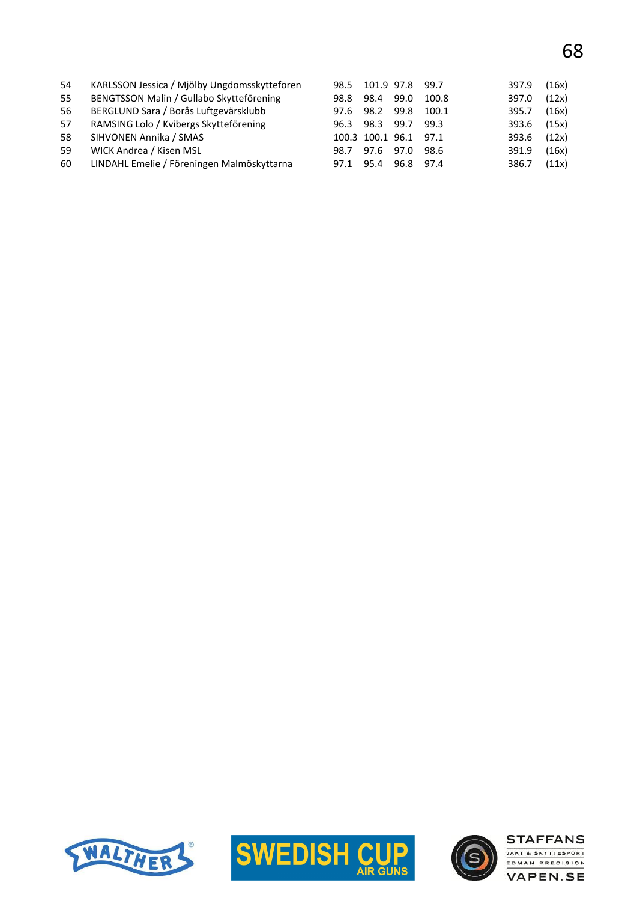| | | | | | | | |
|---|---|---|---|---|---|---|---|
| 54 | KARLSSON Jessica / Mjölby Ungdomsskyttefören | 98.5 | 101.9 | 97.8 | 99.7 | 397.9 | (16x) |
| 55 | BENGTSSON Malin / Gullabo Skytteförening | 98.8 | 98.4 | 99.0 | 100.8 | 397.0 | (12x) |
| 56 | BERGLUND Sara / Borås Luftgevärsklubb | 97.6 | 98.2 | 99.8 | 100.1 | 395.7 | (16x) |
| 57 | RAMSING Lolo / Kvibergs Skytteförening | 96.3 | 98.3 | 99.7 | 99.3 | 393.6 | (15x) |
| 58 | SIHVONEN Annika / SMAS | 100.3 | 100.1 | 96.1 | 97.1 | 393.6 | (12x) |
| 59 | WICK Andrea / Kisen MSL | 98.7 | 97.6 | 97.0 | 98.6 | 391.9 | (16x) |
| 60 | LINDAHL Emelie / Föreningen Malmöskyttarna | 97.1 | 95.4 | 96.8 | 97.4 | 386.7 | (11x) |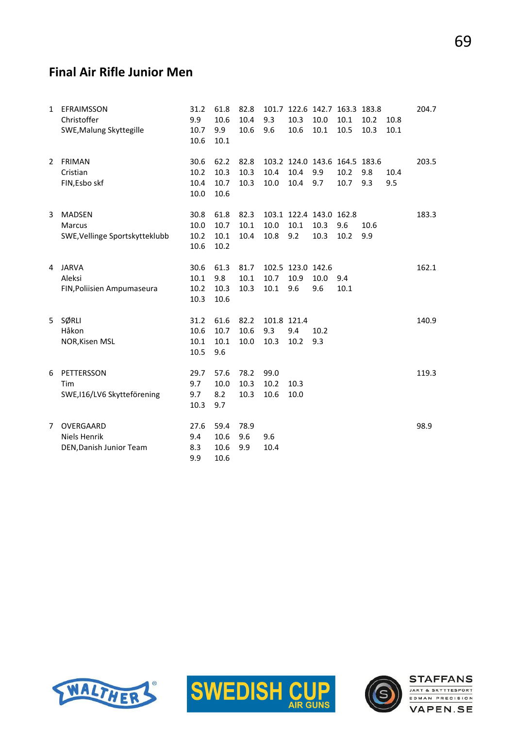## Final Air Rifle Junior Men

| Rank | Name / Club | | | | | | | | | | Total |
|---|---|---|---|---|---|---|---|---|---|---|---|
| 1 | EFRAIMSSON | 31.2 | 61.8 | 82.8 | 101.7 | 122.6 | 142.7 | 163.3 | 183.8 | | 204.7 |
| | Christoffer | 9.9 | 10.6 | 10.4 | 9.3 | 10.3 | 10.0 | 10.1 | 10.2 | 10.8 | |
| | SWE,Malung Skyttegille | 10.7 | 9.9 | 10.6 | 9.6 | 10.6 | 10.1 | 10.5 | 10.3 | 10.1 | |
| | | 10.6 | 10.1 | | | | | | | | |
| 2 | FRIMAN | 30.6 | 62.2 | 82.8 | 103.2 | 124.0 | 143.6 | 164.5 | 183.6 | | 203.5 |
| | Cristian | 10.2 | 10.3 | 10.3 | 10.4 | 10.4 | 9.9 | 10.2 | 9.8 | 10.4 | |
| | FIN,Esbo skf | 10.4 | 10.7 | 10.3 | 10.0 | 10.4 | 9.7 | 10.7 | 9.3 | 9.5 | |
| | | 10.0 | 10.6 | | | | | | | | |
| 3 | MADSEN | 30.8 | 61.8 | 82.3 | 103.1 | 122.4 | 143.0 | 162.8 | | | 183.3 |
| | Marcus | 10.0 | 10.7 | 10.1 | 10.0 | 10.1 | 10.3 | 9.6 | 10.6 | | |
| | SWE,Vellinge Sportskytteklubb | 10.2 | 10.1 | 10.4 | 10.8 | 9.2 | 10.3 | 10.2 | 9.9 | | |
| | | 10.6 | 10.2 | | | | | | | | |
| 4 | JARVA | 30.6 | 61.3 | 81.7 | 102.5 | 123.0 | 142.6 | | | | 162.1 |
| | Aleksi | 10.1 | 9.8 | 10.1 | 10.7 | 10.9 | 10.0 | 9.4 | | | |
| | FIN,Poliisien Ampumaseura | 10.2 | 10.3 | 10.3 | 10.1 | 9.6 | 9.6 | 10.1 | | | |
| | | 10.3 | 10.6 | | | | | | | | |
| 5 | SØRLI | 31.2 | 61.6 | 82.2 | 101.8 | 121.4 | | | | | 140.9 |
| | Håkon | 10.6 | 10.7 | 10.6 | 9.3 | 9.4 | 10.2 | | | | |
| | NOR,Kisen MSL | 10.1 | 10.1 | 10.0 | 10.3 | 10.2 | 9.3 | | | | |
| | | 10.5 | 9.6 | | | | | | | | |
| 6 | PETTERSSON | 29.7 | 57.6 | 78.2 | 99.0 | | | | | | 119.3 |
| | Tim | 9.7 | 10.0 | 10.3 | 10.2 | 10.3 | | | | | |
| | SWE,I16/LV6 Skytteförening | 9.7 | 8.2 | 10.3 | 10.6 | 10.0 | | | | | |
| | | 10.3 | 9.7 | | | | | | | | |
| 7 | OVERGAARD | 27.6 | 59.4 | 78.9 | | | | | | | 98.9 |
| | Niels Henrik | 9.4 | 10.6 | 9.6 | 9.6 | | | | | | |
| | DEN,Danish Junior Team | 8.3 | 10.6 | 9.9 | 10.4 | | | | | | |
| | | 9.9 | 10.6 | | | | | | | | |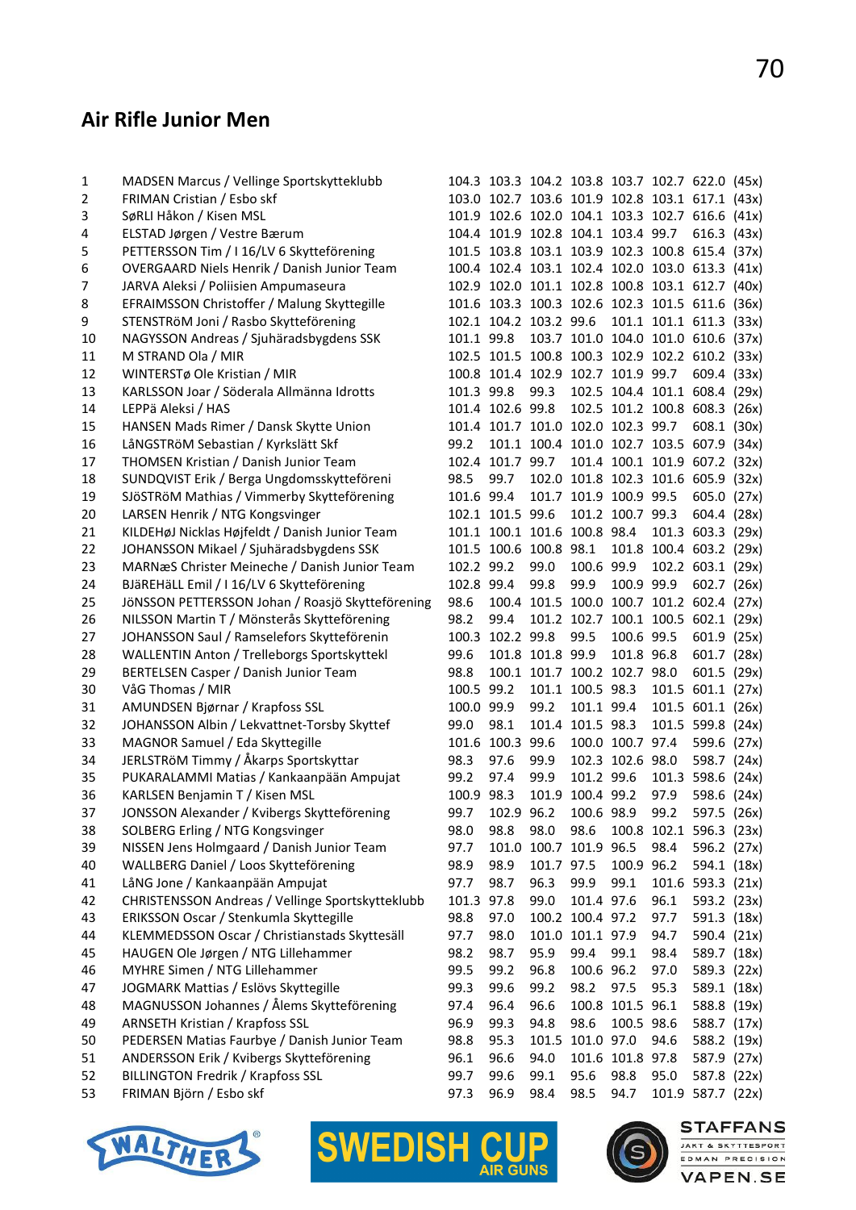## Air Rifle Junior Men

| | | | | | | | | | |
|---|---|---|---|---|---|---|---|---|---|
| 1 | MADSEN Marcus / Vellinge Sportskytteklubb | 104.3 | 103.3 | 104.2 | 103.8 | 103.7 | 102.7 | 622.0 | (45x) |
| 2 | FRIMAN Cristian / Esbo skf | 103.0 | 102.7 | 103.6 | 101.9 | 102.8 | 103.1 | 617.1 | (43x) |
| 3 | SøRLI Håkon / Kisen MSL | 101.9 | 102.6 | 102.0 | 104.1 | 103.3 | 102.7 | 616.6 | (41x) |
| 4 | ELSTAD Jørgen / Vestre Bærum | 104.4 | 101.9 | 102.8 | 104.1 | 103.4 | 99.7 | 616.3 | (43x) |
| 5 | PETTERSSON Tim / I 16/LV 6 Skytteförening | 101.5 | 103.8 | 103.1 | 103.9 | 102.3 | 100.8 | 615.4 | (37x) |
| 6 | OVERGAARD Niels Henrik / Danish Junior Team | 100.4 | 102.4 | 103.1 | 102.4 | 102.0 | 103.0 | 613.3 | (41x) |
| 7 | JARVA Aleksi / Poliisien Ampumaseura | 102.9 | 102.0 | 101.1 | 102.8 | 100.8 | 103.1 | 612.7 | (40x) |
| 8 | EFRAIMSSON Christoffer / Malung Skyttegille | 101.6 | 103.3 | 100.3 | 102.6 | 102.3 | 101.5 | 611.6 | (36x) |
| 9 | STENSTRöM Joni / Rasbo Skytteförening | 102.1 | 104.2 | 103.2 | 99.6 | 101.1 | 101.1 | 611.3 | (33x) |
| 10 | NAGYSSON Andreas / Sjuhäradsbygdens SSK | 101.1 | 99.8 | 103.7 | 101.0 | 104.0 | 101.0 | 610.6 | (37x) |
| 11 | M STRAND Ola / MIR | 102.5 | 101.5 | 100.8 | 100.3 | 102.9 | 102.2 | 610.2 | (33x) |
| 12 | WINTERSTø Ole Kristian / MIR | 100.8 | 101.4 | 102.9 | 102.7 | 101.9 | 99.7 | 609.4 | (33x) |
| 13 | KARLSSON Joar / Söderala Allmänna Idrotts | 101.3 | 99.8 | 99.3 | 102.5 | 104.4 | 101.1 | 608.4 | (29x) |
| 14 | LEPPä Aleksi / HAS | 101.4 | 102.6 | 99.8 | 102.5 | 101.2 | 100.8 | 608.3 | (26x) |
| 15 | HANSEN Mads Rimer / Dansk Skytte Union | 101.4 | 101.7 | 101.0 | 102.0 | 102.3 | 99.7 | 608.1 | (30x) |
| 16 | LåNGSTRöM Sebastian / Kyrkslätt Skf | 99.2 | 101.1 | 100.4 | 101.0 | 102.7 | 103.5 | 607.9 | (34x) |
| 17 | THOMSEN Kristian / Danish Junior Team | 102.4 | 101.7 | 99.7 | 101.4 | 100.1 | 101.9 | 607.2 | (32x) |
| 18 | SUNDQVIST Erik / Berga Ungdomsskytteföreni | 98.5 | 99.7 | 102.0 | 101.8 | 102.3 | 101.6 | 605.9 | (32x) |
| 19 | SJöSTRöM Mathias / Vimmerby Skytteförening | 101.6 | 99.4 | 101.7 | 101.9 | 100.9 | 99.5 | 605.0 | (27x) |
| 20 | LARSEN Henrik / NTG Kongsvinger | 102.1 | 101.5 | 99.6 | 101.2 | 100.7 | 99.3 | 604.4 | (28x) |
| 21 | KILDEHøJ Nicklas Højfeldt / Danish Junior Team | 101.1 | 100.1 | 101.6 | 100.8 | 98.4 | 101.3 | 603.3 | (29x) |
| 22 | JOHANSSON Mikael / Sjuhäradsbygdens SSK | 101.5 | 100.6 | 100.8 | 98.1 | 101.8 | 100.4 | 603.2 | (29x) |
| 23 | MARNæS Christer Meineche / Danish Junior Team | 102.2 | 99.2 | 99.0 | 100.6 | 99.9 | 102.2 | 603.1 | (29x) |
| 24 | BJäREHäLL Emil / I 16/LV 6 Skytteförening | 102.8 | 99.4 | 99.8 | 99.9 | 100.9 | 99.9 | 602.7 | (26x) |
| 25 | JöNSSON PETTERSSON Johan / Roasjö Skytteförening | 98.6 | 100.4 | 101.5 | 100.0 | 100.7 | 101.2 | 602.4 | (27x) |
| 26 | NILSSON Martin T / Mönsterås Skytteförening | 98.2 | 99.4 | 101.2 | 102.7 | 100.1 | 100.5 | 602.1 | (29x) |
| 27 | JOHANSSON Saul / Ramselefors Skytteförenin | 100.3 | 102.2 | 99.8 | 99.5 | 100.6 | 99.5 | 601.9 | (25x) |
| 28 | WALLENTIN Anton / Trelleborgs Sportskyttekl | 99.6 | 101.8 | 101.8 | 99.9 | 101.8 | 96.8 | 601.7 | (28x) |
| 29 | BERTELSEN Casper / Danish Junior Team | 98.8 | 100.1 | 101.7 | 100.2 | 102.7 | 98.0 | 601.5 | (29x) |
| 30 | VåG Thomas / MIR | 100.5 | 99.2 | 101.1 | 100.5 | 98.3 | 101.5 | 601.1 | (27x) |
| 31 | AMUNDSEN Bjørnar / Krapfoss SSL | 100.0 | 99.9 | 99.2 | 101.1 | 99.4 | 101.5 | 601.1 | (26x) |
| 32 | JOHANSSON Albin / Lekvattnet-Torsby Skyttef | 99.0 | 98.1 | 101.4 | 101.5 | 98.3 | 101.5 | 599.8 | (24x) |
| 33 | MAGNOR Samuel / Eda Skyttegille | 101.6 | 100.3 | 99.6 | 100.0 | 100.7 | 97.4 | 599.6 | (27x) |
| 34 | JERLSTRöM Timmy / Åkarps Sportskyttar | 98.3 | 97.6 | 99.9 | 102.3 | 102.6 | 98.0 | 598.7 | (24x) |
| 35 | PUKARALAMMI Matias / Kankaanpään Ampujat | 99.2 | 97.4 | 99.9 | 101.2 | 99.6 | 101.3 | 598.6 | (24x) |
| 36 | KARLSEN Benjamin T / Kisen MSL | 100.9 | 98.3 | 101.9 | 100.4 | 99.2 | 97.9 | 598.6 | (24x) |
| 37 | JONSSON Alexander / Kvibergs Skytteförening | 99.7 | 102.9 | 96.2 | 100.6 | 98.9 | 99.2 | 597.5 | (26x) |
| 38 | SOLBERG Erling / NTG Kongsvinger | 98.0 | 98.8 | 98.0 | 98.6 | 100.8 | 102.1 | 596.3 | (23x) |
| 39 | NISSEN Jens Holmgaard / Danish Junior Team | 97.7 | 101.0 | 100.7 | 101.9 | 96.5 | 98.4 | 596.2 | (27x) |
| 40 | WALLBERG Daniel / Loos Skytteförening | 98.9 | 98.9 | 101.7 | 97.5 | 100.9 | 96.2 | 594.1 | (18x) |
| 41 | LåNG Jone / Kankaanpään Ampujat | 97.7 | 98.7 | 96.3 | 99.9 | 99.1 | 101.6 | 593.3 | (21x) |
| 42 | CHRISTENSSON Andreas / Vellinge Sportskytteklubb | 101.3 | 97.8 | 99.0 | 101.4 | 97.6 | 96.1 | 593.2 | (23x) |
| 43 | ERIKSSON Oscar / Stenkumla Skyttegille | 98.8 | 97.0 | 100.2 | 100.4 | 97.2 | 97.7 | 591.3 | (18x) |
| 44 | KLEMMEDSSON Oscar / Christianstads Skyttesäll | 97.7 | 98.0 | 101.0 | 101.1 | 97.9 | 94.7 | 590.4 | (21x) |
| 45 | HAUGEN Ole Jørgen / NTG Lillehammer | 98.2 | 98.7 | 95.9 | 99.4 | 99.1 | 98.4 | 589.7 | (18x) |
| 46 | MYHRE Simen / NTG Lillehammer | 99.5 | 99.2 | 96.8 | 100.6 | 96.2 | 97.0 | 589.3 | (22x) |
| 47 | JOGMARK Mattias / Eslövs Skyttegille | 99.3 | 99.6 | 99.2 | 98.2 | 97.5 | 95.3 | 589.1 | (18x) |
| 48 | MAGNUSSON Johannes / Ålems Skytteförening | 97.4 | 96.4 | 96.6 | 100.8 | 101.5 | 96.1 | 588.8 | (19x) |
| 49 | ARNSETH Kristian / Krapfoss SSL | 96.9 | 99.3 | 94.8 | 98.6 | 100.5 | 98.6 | 588.7 | (17x) |
| 50 | PEDERSEN Matias Faurbye / Danish Junior Team | 98.8 | 95.3 | 101.5 | 101.0 | 97.0 | 94.6 | 588.2 | (19x) |
| 51 | ANDERSSON Erik / Kvibergs Skytteförening | 96.1 | 96.6 | 94.0 | 101.6 | 101.8 | 97.8 | 587.9 | (27x) |
| 52 | BILLINGTON Fredrik / Krapfoss SSL | 99.7 | 99.6 | 99.1 | 95.6 | 98.8 | 95.0 | 587.8 | (22x) |
| 53 | FRIMAN Björn / Esbo skf | 97.3 | 96.9 | 98.4 | 98.5 | 94.7 | 101.9 | 587.7 | (22x) |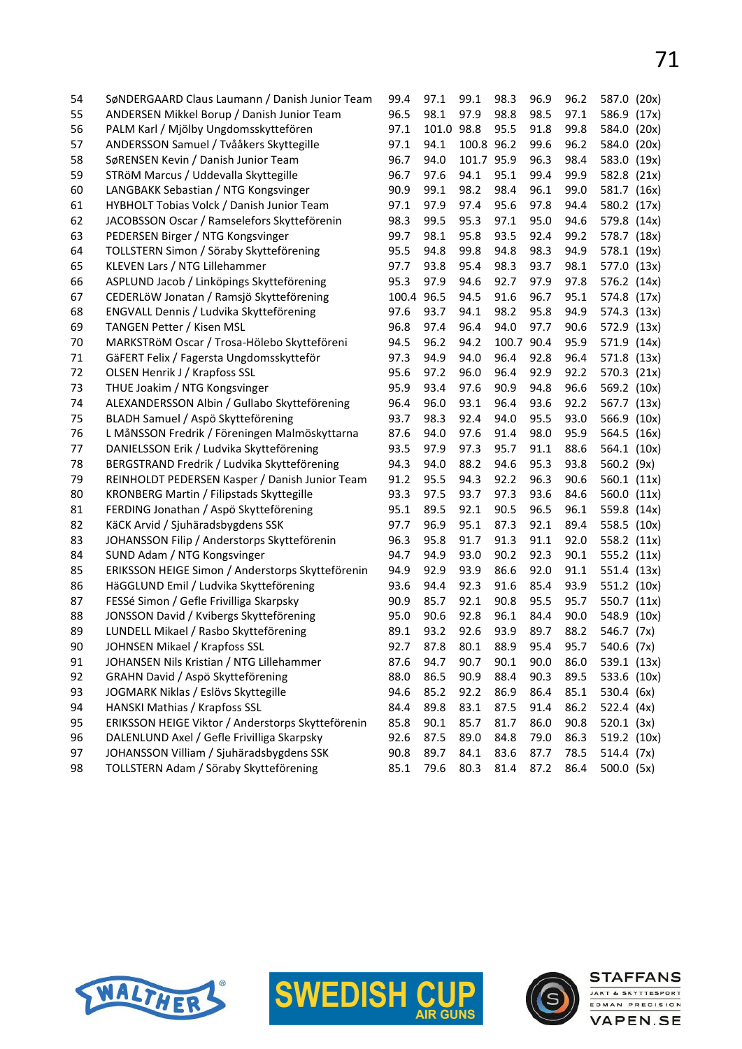| | | | | | | | | | |
|---|---|---|---|---|---|---|---|---|---|
| 54 | SøNDERGAARD Claus Laumann / Danish Junior Team | 99.4 | 97.1 | 99.1 | 98.3 | 96.9 | 96.2 | 587.0 | (20x) |
| 55 | ANDERSEN Mikkel Borup / Danish Junior Team | 96.5 | 98.1 | 97.9 | 98.8 | 98.5 | 97.1 | 586.9 | (17x) |
| 56 | PALM Karl / Mjölby Ungdomsskyttefören | 97.1 | 101.0 | 98.8 | 95.5 | 91.8 | 99.8 | 584.0 | (20x) |
| 57 | ANDERSSON Samuel / Tvååkers Skyttegille | 97.1 | 94.1 | 100.8 | 96.2 | 99.6 | 96.2 | 584.0 | (20x) |
| 58 | SøRENSEN Kevin / Danish Junior Team | 96.7 | 94.0 | 101.7 | 95.9 | 96.3 | 98.4 | 583.0 | (19x) |
| 59 | STRöM Marcus / Uddevalla Skyttegille | 96.7 | 97.6 | 94.1 | 95.1 | 99.4 | 99.9 | 582.8 | (21x) |
| 60 | LANGBAKK Sebastian / NTG Kongsvinger | 90.9 | 99.1 | 98.2 | 98.4 | 96.1 | 99.0 | 581.7 | (16x) |
| 61 | HYBHOLT Tobias Volck / Danish Junior Team | 97.1 | 97.9 | 97.4 | 95.6 | 97.8 | 94.4 | 580.2 | (17x) |
| 62 | JACOBSSON Oscar / Ramselefors Skytteförenin | 98.3 | 99.5 | 95.3 | 97.1 | 95.0 | 94.6 | 579.8 | (14x) |
| 63 | PEDERSEN Birger / NTG Kongsvinger | 99.7 | 98.1 | 95.8 | 93.5 | 92.4 | 99.2 | 578.7 | (18x) |
| 64 | TOLLSTERN Simon / Söraby Skytteförening | 95.5 | 94.8 | 99.8 | 94.8 | 98.3 | 94.9 | 578.1 | (19x) |
| 65 | KLEVEN Lars / NTG Lillehammer | 97.7 | 93.8 | 95.4 | 98.3 | 93.7 | 98.1 | 577.0 | (13x) |
| 66 | ASPLUND Jacob / Linköpings Skytteförening | 95.3 | 97.9 | 94.6 | 92.7 | 97.9 | 97.8 | 576.2 | (14x) |
| 67 | CEDERLöW Jonatan / Ramsjö Skytteförening | 100.4 | 96.5 | 94.5 | 91.6 | 96.7 | 95.1 | 574.8 | (17x) |
| 68 | ENGVALL Dennis / Ludvika Skytteförening | 97.6 | 93.7 | 94.1 | 98.2 | 95.8 | 94.9 | 574.3 | (13x) |
| 69 | TANGEN Petter / Kisen MSL | 96.8 | 97.4 | 96.4 | 94.0 | 97.7 | 90.6 | 572.9 | (13x) |
| 70 | MARKSTRöM Oscar / Trosa-Hölebo Skytteföreni | 94.5 | 96.2 | 94.2 | 100.7 | 90.4 | 95.9 | 571.9 | (14x) |
| 71 | GäFERT Felix / Fagersta Ungdomsskytteför | 97.3 | 94.9 | 94.0 | 96.4 | 92.8 | 96.4 | 571.8 | (13x) |
| 72 | OLSEN Henrik J / Krapfoss SSL | 95.6 | 97.2 | 96.0 | 96.4 | 92.9 | 92.2 | 570.3 | (21x) |
| 73 | THUE Joakim / NTG Kongsvinger | 95.9 | 93.4 | 97.6 | 90.9 | 94.8 | 96.6 | 569.2 | (10x) |
| 74 | ALEXANDERSSON Albin / Gullabo Skytteförening | 96.4 | 96.0 | 93.1 | 96.4 | 93.6 | 92.2 | 567.7 | (13x) |
| 75 | BLADH Samuel / Aspö Skytteförening | 93.7 | 98.3 | 92.4 | 94.0 | 95.5 | 93.0 | 566.9 | (10x) |
| 76 | L MåNSSON Fredrik / Föreningen Malmöskyttarna | 87.6 | 94.0 | 97.6 | 91.4 | 98.0 | 95.9 | 564.5 | (16x) |
| 77 | DANIELSSON Erik / Ludvika Skytteförening | 93.5 | 97.9 | 97.3 | 95.7 | 91.1 | 88.6 | 564.1 | (10x) |
| 78 | BERGSTRAND Fredrik / Ludvika Skytteförening | 94.3 | 94.0 | 88.2 | 94.6 | 95.3 | 93.8 | 560.2 | (9x) |
| 79 | REINHOLDT PEDERSEN Kasper / Danish Junior Team | 91.2 | 95.5 | 94.3 | 92.2 | 96.3 | 90.6 | 560.1 | (11x) |
| 80 | KRONBERG Martin / Filipstads Skyttegille | 93.3 | 97.5 | 93.7 | 97.3 | 93.6 | 84.6 | 560.0 | (11x) |
| 81 | FERDING Jonathan / Aspö Skytteförening | 95.1 | 89.5 | 92.1 | 90.5 | 96.5 | 96.1 | 559.8 | (14x) |
| 82 | KäCK Arvid / Sjuhäradsbygdens SSK | 97.7 | 96.9 | 95.1 | 87.3 | 92.1 | 89.4 | 558.5 | (10x) |
| 83 | JOHANSSON Filip / Anderstorps Skytteförenin | 96.3 | 95.8 | 91.7 | 91.3 | 91.1 | 92.0 | 558.2 | (11x) |
| 84 | SUND Adam / NTG Kongsvinger | 94.7 | 94.9 | 93.0 | 90.2 | 92.3 | 90.1 | 555.2 | (11x) |
| 85 | ERIKSSON HEIGE Simon / Anderstorps Skytteförenin | 94.9 | 92.9 | 93.9 | 86.6 | 92.0 | 91.1 | 551.4 | (13x) |
| 86 | HäGGLUND Emil / Ludvika Skytteförening | 93.6 | 94.4 | 92.3 | 91.6 | 85.4 | 93.9 | 551.2 | (10x) |
| 87 | FESSé Simon / Gefle Frivilliga Skarpsky | 90.9 | 85.7 | 92.1 | 90.8 | 95.5 | 95.7 | 550.7 | (11x) |
| 88 | JONSSON David / Kvibergs Skytteförening | 95.0 | 90.6 | 92.8 | 96.1 | 84.4 | 90.0 | 548.9 | (10x) |
| 89 | LUNDELL Mikael / Rasbo Skytteförening | 89.1 | 93.2 | 92.6 | 93.9 | 89.7 | 88.2 | 546.7 | (7x) |
| 90 | JOHNSEN Mikael / Krapfoss SSL | 92.7 | 87.8 | 80.1 | 88.9 | 95.4 | 95.7 | 540.6 | (7x) |
| 91 | JOHANSEN Nils Kristian / NTG Lillehammer | 87.6 | 94.7 | 90.7 | 90.1 | 90.0 | 86.0 | 539.1 | (13x) |
| 92 | GRAHN David / Aspö Skytteförening | 88.0 | 86.5 | 90.9 | 88.4 | 90.3 | 89.5 | 533.6 | (10x) |
| 93 | JOGMARK Niklas / Eslövs Skyttegille | 94.6 | 85.2 | 92.2 | 86.9 | 86.4 | 85.1 | 530.4 | (6x) |
| 94 | HANSKI Mathias / Krapfoss SSL | 84.4 | 89.8 | 83.1 | 87.5 | 91.4 | 86.2 | 522.4 | (4x) |
| 95 | ERIKSSON HEIGE Viktor / Anderstorps Skytteförenin | 85.8 | 90.1 | 85.7 | 81.7 | 86.0 | 90.8 | 520.1 | (3x) |
| 96 | DALENLUND Axel / Gefle Frivilliga Skarpsky | 92.6 | 87.5 | 89.0 | 84.8 | 79.0 | 86.3 | 519.2 | (10x) |
| 97 | JOHANSSON Villiam / Sjuhäradsbygdens SSK | 90.8 | 89.7 | 84.1 | 83.6 | 87.7 | 78.5 | 514.4 | (7x) |
| 98 | TOLLSTERN Adam / Söraby Skytteförening | 85.1 | 79.6 | 80.3 | 81.4 | 87.2 | 86.4 | 500.0 | (5x) |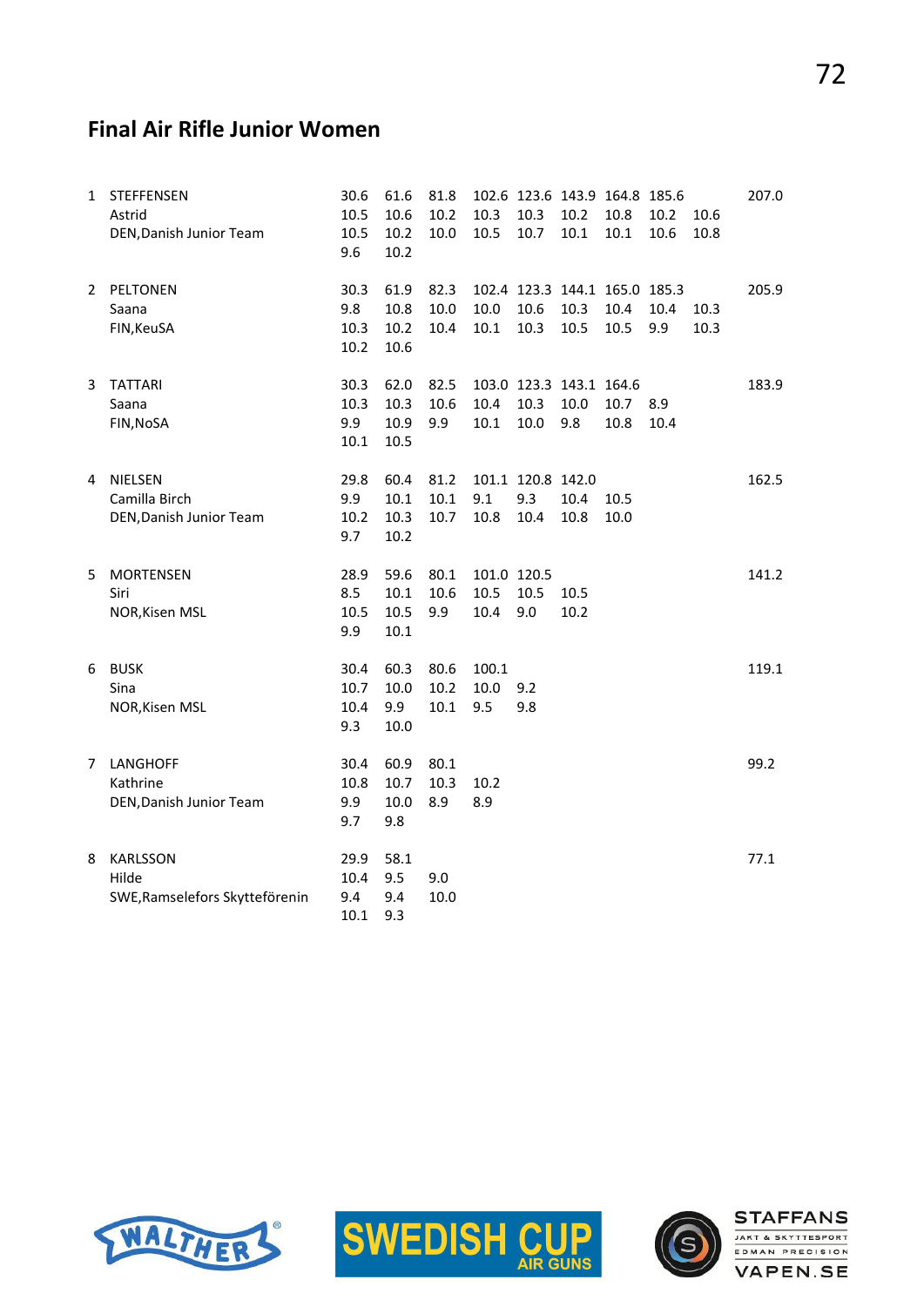## Final Air Rifle Junior Women

| Rank | Name | | | | | | | | | | Total |
|---|---|---|---|---|---|---|---|---|---|---|---|
| 1 | STEFFENSEN | 30.6 | 61.6 | 81.8 | 102.6 | 123.6 | 143.9 | 164.8 | 185.6 | | 207.0 |
| | Astrid | 10.5 | 10.6 | 10.2 | 10.3 | 10.3 | 10.2 | 10.8 | 10.2 | 10.6 | |
| | DEN,Danish Junior Team | 10.5 | 10.2 | 10.0 | 10.5 | 10.7 | 10.1 | 10.1 | 10.6 | 10.8 | |
| | | 9.6 | 10.2 | | | | | | | | |
| 2 | PELTONEN | 30.3 | 61.9 | 82.3 | 102.4 | 123.3 | 144.1 | 165.0 | 185.3 | | 205.9 |
| | Saana | 9.8 | 10.8 | 10.0 | 10.0 | 10.6 | 10.3 | 10.4 | 10.4 | 10.3 | |
| | FIN,KeuSA | 10.3 | 10.2 | 10.4 | 10.1 | 10.3 | 10.5 | 10.5 | 9.9 | 10.3 | |
| | | 10.2 | 10.6 | | | | | | | | |
| 3 | TATTARI | 30.3 | 62.0 | 82.5 | 103.0 | 123.3 | 143.1 | 164.6 | | | 183.9 |
| | Saana | 10.3 | 10.3 | 10.6 | 10.4 | 10.3 | 10.0 | 10.7 | 8.9 | | |
| | FIN,NoSA | 9.9 | 10.9 | 9.9 | 10.1 | 10.0 | 9.8 | 10.8 | 10.4 | | |
| | | 10.1 | 10.5 | | | | | | | | |
| 4 | NIELSEN | 29.8 | 60.4 | 81.2 | 101.1 | 120.8 | 142.0 | | | | 162.5 |
| | Camilla Birch | 9.9 | 10.1 | 10.1 | 9.1 | 9.3 | 10.4 | 10.5 | | | |
| | DEN,Danish Junior Team | 10.2 | 10.3 | 10.7 | 10.8 | 10.4 | 10.8 | 10.0 | | | |
| | | 9.7 | 10.2 | | | | | | | | |
| 5 | MORTENSEN | 28.9 | 59.6 | 80.1 | 101.0 | 120.5 | | | | | 141.2 |
| | Siri | 8.5 | 10.1 | 10.6 | 10.5 | 10.5 | 10.5 | | | | |
| | NOR,Kisen MSL | 10.5 | 10.5 | 9.9 | 10.4 | 9.0 | 10.2 | | | | |
| | | 9.9 | 10.1 | | | | | | | | |
| 6 | BUSK | 30.4 | 60.3 | 80.6 | 100.1 | | | | | | 119.1 |
| | Sina | 10.7 | 10.0 | 10.2 | 10.0 | 9.2 | | | | | |
| | NOR,Kisen MSL | 10.4 | 9.9 | 10.1 | 9.5 | 9.8 | | | | | |
| | | 9.3 | 10.0 | | | | | | | | |
| 7 | LANGHOFF | 30.4 | 60.9 | 80.1 | | | | | | | 99.2 |
| | Kathrine | 10.8 | 10.7 | 10.3 | 10.2 | | | | | | |
| | DEN,Danish Junior Team | 9.9 | 10.0 | 8.9 | 8.9 | | | | | | |
| | | 9.7 | 9.8 | | | | | | | | |
| 8 | KARLSSON | 29.9 | 58.1 | | | | | | | | 77.1 |
| | Hilde | 10.4 | 9.5 | 9.0 | | | | | | | |
| | SWE,Ramselefors Skytteförenin | 9.4 | 9.4 | 10.0 | | | | | | | |
| | | 10.1 | 9.3 | | | | | | | | |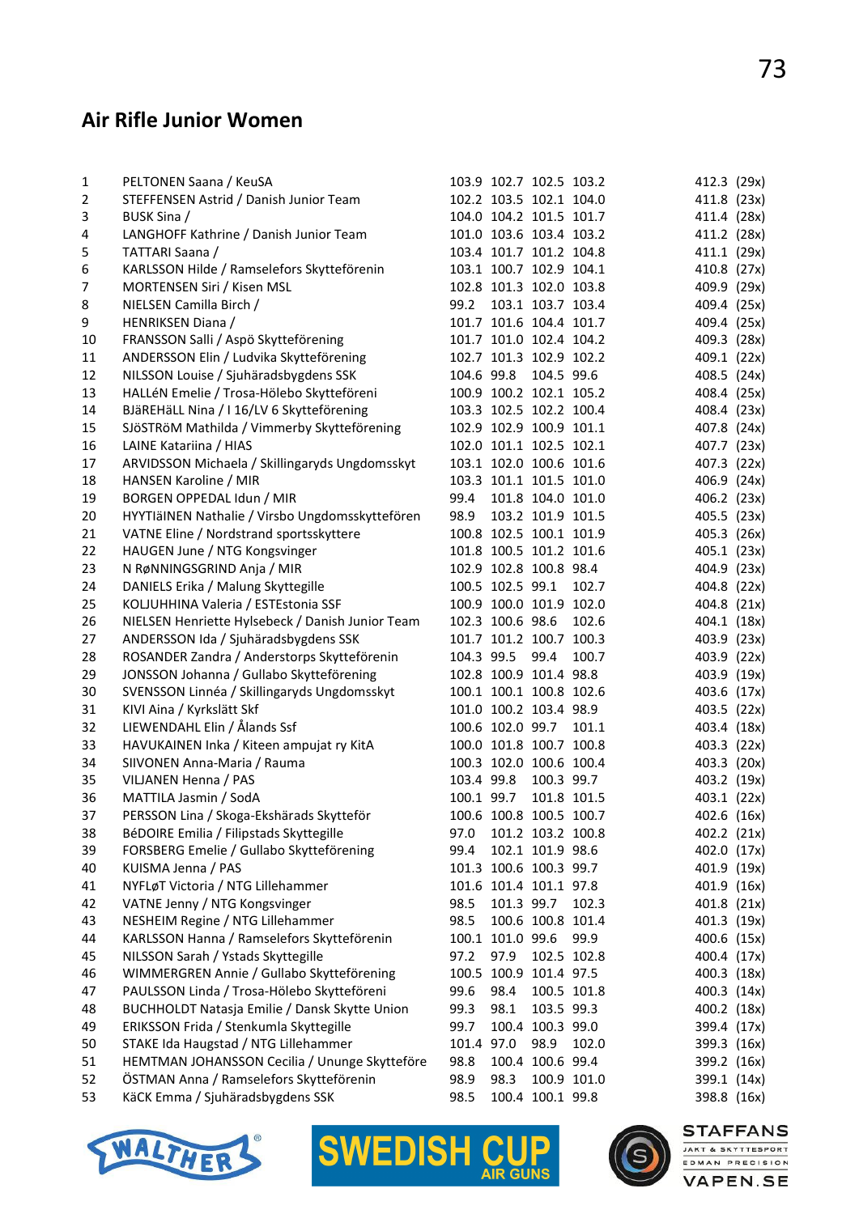## Air Rifle Junior Women

| | | | | | | | |
|---|---|---|---|---|---|---|---|
| 1 | PELTONEN Saana / KeuSA | 103.9 | 102.7 | 102.5 | 103.2 | 412.3 | (29x) |
| 2 | STEFFENSEN Astrid / Danish Junior Team | 102.2 | 103.5 | 102.1 | 104.0 | 411.8 | (23x) |
| 3 | BUSK Sina / | 104.0 | 104.2 | 101.5 | 101.7 | 411.4 | (28x) |
| 4 | LANGHOFF Kathrine / Danish Junior Team | 101.0 | 103.6 | 103.4 | 103.2 | 411.2 | (28x) |
| 5 | TATTARI Saana / | 103.4 | 101.7 | 101.2 | 104.8 | 411.1 | (29x) |
| 6 | KARLSSON Hilde / Ramselefors Skytteförenin | 103.1 | 100.7 | 102.9 | 104.1 | 410.8 | (27x) |
| 7 | MORTENSEN Siri / Kisen MSL | 102.8 | 101.3 | 102.0 | 103.8 | 409.9 | (29x) |
| 8 | NIELSEN Camilla Birch / | 99.2 | 103.1 | 103.7 | 103.4 | 409.4 | (25x) |
| 9 | HENRIKSEN Diana / | 101.7 | 101.6 | 104.4 | 101.7 | 409.4 | (25x) |
| 10 | FRANSSON Salli / Aspö Skytteförening | 101.7 | 101.0 | 102.4 | 104.2 | 409.3 | (28x) |
| 11 | ANDERSSON Elin / Ludvika Skytteförening | 102.7 | 101.3 | 102.9 | 102.2 | 409.1 | (22x) |
| 12 | NILSSON Louise / Sjuhäradsbygdens SSK | 104.6 | 99.8 | 104.5 | 99.6 | 408.5 | (24x) |
| 13 | HALLéN Emelie / Trosa-Hölebo Skytteföreni | 100.9 | 100.2 | 102.1 | 105.2 | 408.4 | (25x) |
| 14 | BJäREHäLL Nina / I 16/LV 6 Skytteförening | 103.3 | 102.5 | 102.2 | 100.4 | 408.4 | (23x) |
| 15 | SJöSTRöM Mathilda / Vimmerby Skytteförening | 102.9 | 102.9 | 100.9 | 101.1 | 407.8 | (24x) |
| 16 | LAINE Katariina / HIAS | 102.0 | 101.1 | 102.5 | 102.1 | 407.7 | (23x) |
| 17 | ARVIDSSON Michaela / Skillingaryds Ungdomsskyt | 103.1 | 102.0 | 100.6 | 101.6 | 407.3 | (22x) |
| 18 | HANSEN Karoline / MIR | 103.3 | 101.1 | 101.5 | 101.0 | 406.9 | (24x) |
| 19 | BORGEN OPPEDAL Idun / MIR | 99.4 | 101.8 | 104.0 | 101.0 | 406.2 | (23x) |
| 20 | HYYTIäINEN Nathalie / Virsbo Ungdomsskyttefören | 98.9 | 103.2 | 101.9 | 101.5 | 405.5 | (23x) |
| 21 | VATNE Eline / Nordstrand sportsskyttere | 100.8 | 102.5 | 100.1 | 101.9 | 405.3 | (26x) |
| 22 | HAUGEN June / NTG Kongsvinger | 101.8 | 100.5 | 101.2 | 101.6 | 405.1 | (23x) |
| 23 | N RøNNINGSGRIND Anja / MIR | 102.9 | 102.8 | 100.8 | 98.4 | 404.9 | (23x) |
| 24 | DANIELS Erika / Malung Skyttegille | 100.5 | 102.5 | 99.1 | 102.7 | 404.8 | (22x) |
| 25 | KOLJUHHINA Valeria / ESTEstonia SSF | 100.9 | 100.0 | 101.9 | 102.0 | 404.8 | (21x) |
| 26 | NIELSEN Henriette Hylsebeck / Danish Junior Team | 102.3 | 100.6 | 98.6 | 102.6 | 404.1 | (18x) |
| 27 | ANDERSSON Ida / Sjuhäradsbygdens SSK | 101.7 | 101.2 | 100.7 | 100.3 | 403.9 | (23x) |
| 28 | ROSANDER Zandra / Anderstorps Skytteförenin | 104.3 | 99.5 | 99.4 | 100.7 | 403.9 | (22x) |
| 29 | JONSSON Johanna / Gullabo Skytteförening | 102.8 | 100.9 | 101.4 | 98.8 | 403.9 | (19x) |
| 30 | SVENSSON Linnéa / Skillingaryds Ungdomsskyt | 100.1 | 100.1 | 100.8 | 102.6 | 403.6 | (17x) |
| 31 | KIVI Aina / Kyrkslätt Skf | 101.0 | 100.2 | 103.4 | 98.9 | 403.5 | (22x) |
| 32 | LIEWENDAHL Elin / Ålands Ssf | 100.6 | 102.0 | 99.7 | 101.1 | 403.4 | (18x) |
| 33 | HAVUKAINEN Inka / Kiteen ampujat ry KitA | 100.0 | 101.8 | 100.7 | 100.8 | 403.3 | (22x) |
| 34 | SIIVONEN Anna-Maria / Rauma | 100.3 | 102.0 | 100.6 | 100.4 | 403.3 | (20x) |
| 35 | VILJANEN Henna / PAS | 103.4 | 99.8 | 100.3 | 99.7 | 403.2 | (19x) |
| 36 | MATTILA Jasmin / SodA | 100.1 | 99.7 | 101.8 | 101.5 | 403.1 | (22x) |
| 37 | PERSSON Lina / Skoga-Ekshärads Skytteför | 100.6 | 100.8 | 100.5 | 100.7 | 402.6 | (16x) |
| 38 | BéDOIRE Emilia / Filipstads Skyttegille | 97.0 | 101.2 | 103.2 | 100.8 | 402.2 | (21x) |
| 39 | FORSBERG Emelie / Gullabo Skytteförening | 99.4 | 102.1 | 101.9 | 98.6 | 402.0 | (17x) |
| 40 | KUISMA Jenna / PAS | 101.3 | 100.6 | 100.3 | 99.7 | 401.9 | (19x) |
| 41 | NYFLøT Victoria / NTG Lillehammer | 101.6 | 101.4 | 101.1 | 97.8 | 401.9 | (16x) |
| 42 | VATNE Jenny / NTG Kongsvinger | 98.5 | 101.3 | 99.7 | 102.3 | 401.8 | (21x) |
| 43 | NESHEIM Regine / NTG Lillehammer | 98.5 | 100.6 | 100.8 | 101.4 | 401.3 | (19x) |
| 44 | KARLSSON Hanna / Ramselefors Skytteförenin | 100.1 | 101.0 | 99.6 | 99.9 | 400.6 | (15x) |
| 45 | NILSSON Sarah / Ystads Skyttegille | 97.2 | 97.9 | 102.5 | 102.8 | 400.4 | (17x) |
| 46 | WIMMERGREN Annie / Gullabo Skytteförening | 100.5 | 100.9 | 101.4 | 97.5 | 400.3 | (18x) |
| 47 | PAULSSON Linda / Trosa-Hölebo Skytteföreni | 99.6 | 98.4 | 100.5 | 101.8 | 400.3 | (14x) |
| 48 | BUCHHOLDT Natasja Emilie / Dansk Skytte Union | 99.3 | 98.1 | 103.5 | 99.3 | 400.2 | (18x) |
| 49 | ERIKSSON Frida / Stenkumla Skyttegille | 99.7 | 100.4 | 100.3 | 99.0 | 399.4 | (17x) |
| 50 | STAKE Ida Haugstad / NTG Lillehammer | 101.4 | 97.0 | 98.9 | 102.0 | 399.3 | (16x) |
| 51 | HEMTMAN JOHANSSON Cecilia / Unga Skytteföre | 98.8 | 100.4 | 100.6 | 99.4 | 399.2 | (16x) |
| 52 | ÖSTMAN Anna / Ramselefors Skytteförenin | 98.9 | 98.3 | 100.9 | 101.0 | 399.1 | (14x) |
| 53 | KäCK Emma / Sjuhäradsbygdens SSK | 98.5 | 100.4 | 100.1 | 99.8 | 398.8 | (16x) |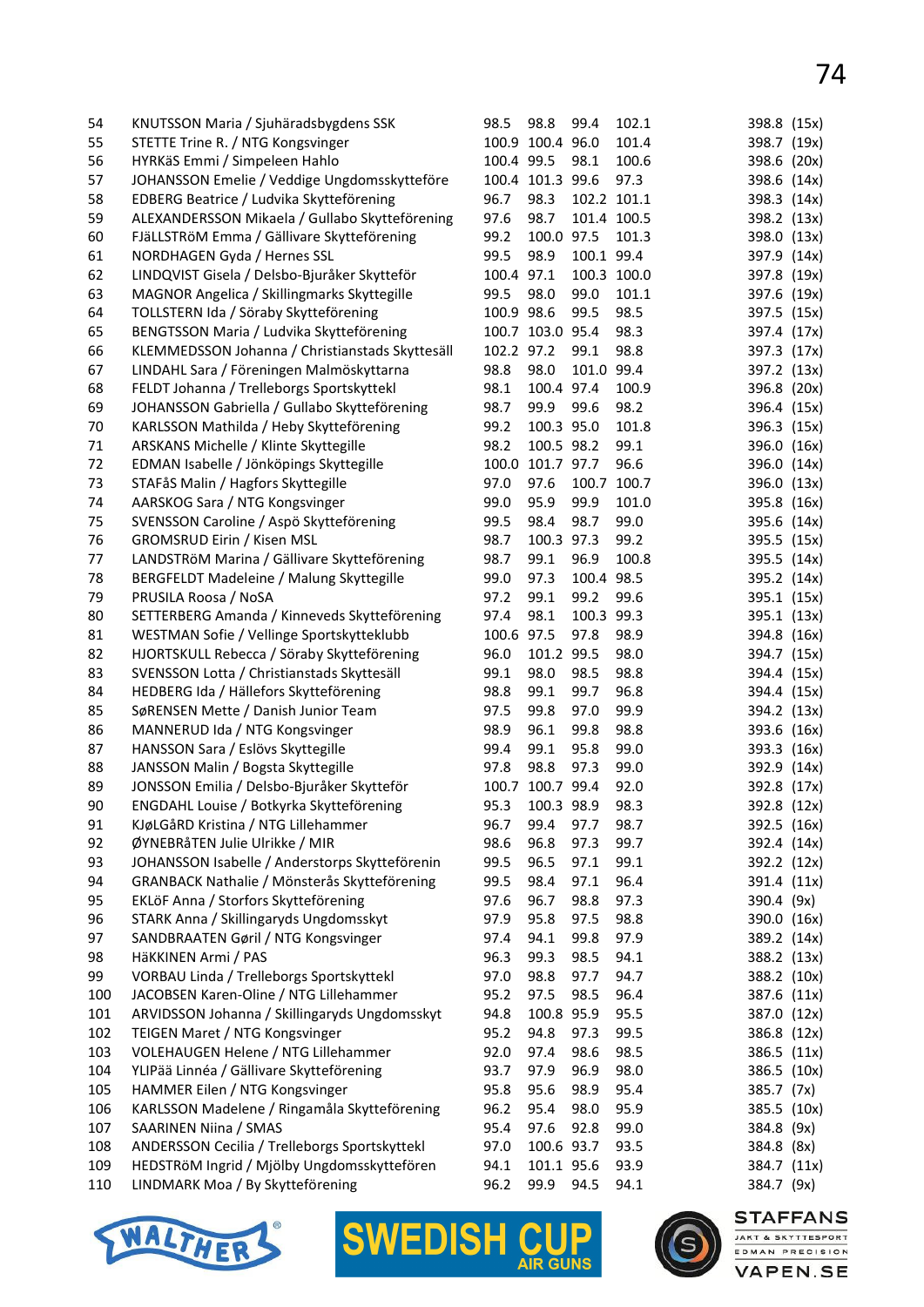| | | | | | | |
|---|---|---|---|---|---|---|
| 54 | KNUTSSON Maria / Sjuhäradsbygdens SSK | 98.5 | 98.8 | 99.4 | 102.1 | 398.8 (15x) |
| 55 | STETTE Trine R. / NTG Kongsvinger | 100.9 | 100.4 | 96.0 | 101.4 | 398.7 (19x) |
| 56 | HYRKäS Emmi / Simpeleen Hahlo | 100.4 | 99.5 | 98.1 | 100.6 | 398.6 (20x) |
| 57 | JOHANSSON Emelie / Veddige Ungdomsskytteföre | 100.4 | 101.3 | 99.6 | 97.3 | 398.6 (14x) |
| 58 | EDBERG Beatrice / Ludvika Skytteförening | 96.7 | 98.3 | 102.2 | 101.1 | 398.3 (14x) |
| 59 | ALEXANDERSSON Mikaela / Gullabo Skytteförening | 97.6 | 98.7 | 101.4 | 100.5 | 398.2 (13x) |
| 60 | FJäLLSTRöM Emma / Gällivare Skytteförening | 99.2 | 100.0 | 97.5 | 101.3 | 398.0 (13x) |
| 61 | NORDHAGEN Gyda / Hernes SSL | 99.5 | 98.9 | 100.1 | 99.4 | 397.9 (14x) |
| 62 | LINDQVIST Gisela / Delsbo-Bjuråker Skytteför | 100.4 | 97.1 | 100.3 | 100.0 | 397.8 (19x) |
| 63 | MAGNOR Angelica / Skillingmarks Skyttegille | 99.5 | 98.0 | 99.0 | 101.1 | 397.6 (19x) |
| 64 | TOLLSTERN Ida / Söraby Skytteförening | 100.9 | 98.6 | 99.5 | 98.5 | 397.5 (15x) |
| 65 | BENGTSSON Maria / Ludvika Skytteförening | 100.7 | 103.0 | 95.4 | 98.3 | 397.4 (17x) |
| 66 | KLEMMEDSSON Johanna / Christianstads Skyttesäll | 102.2 | 97.2 | 99.1 | 98.8 | 397.3 (17x) |
| 67 | LINDAHL Sara / Föreningen Malmöskyttarna | 98.8 | 98.0 | 101.0 | 99.4 | 397.2 (13x) |
| 68 | FELDT Johanna / Trelleborgs Sportskyttekl | 98.1 | 100.4 | 97.4 | 100.9 | 396.8 (20x) |
| 69 | JOHANSSON Gabriella / Gullabo Skytteförening | 98.7 | 99.9 | 99.6 | 98.2 | 396.4 (15x) |
| 70 | KARLSSON Mathilda / Heby Skytteförening | 99.2 | 100.3 | 95.0 | 101.8 | 396.3 (15x) |
| 71 | ARSKANS Michelle / Klinte Skytteförening | 98.2 | 100.5 | 98.2 | 99.1 | 396.0 (16x) |
| 72 | EDMAN Isabelle / Jönköpings Skyttegille | 100.0 | 101.7 | 97.7 | 96.6 | 396.0 (14x) |
| 73 | STAFåS Malin / Hagfors Skyttegille | 97.0 | 97.6 | 100.7 | 100.7 | 396.0 (13x) |
| 74 | AARSKOG Sara / NTG Kongsvinger | 99.0 | 95.9 | 99.9 | 101.0 | 395.8 (16x) |
| 75 | SVENSSON Caroline / Aspö Skytteförening | 99.5 | 98.4 | 98.7 | 99.0 | 395.6 (14x) |
| 76 | GROMSRUD Eirin / Kisen MSL | 98.7 | 100.3 | 97.3 | 99.2 | 395.5 (15x) |
| 77 | LANDSTRöM Marina / Gällivare Skytteförening | 98.7 | 99.1 | 96.9 | 100.8 | 395.5 (14x) |
| 78 | BERGFELDT Madeleine / Malung Skyttegille | 99.0 | 97.3 | 100.4 | 98.5 | 395.2 (14x) |
| 79 | PRUSILA Roosa / NoSA | 97.2 | 99.1 | 99.2 | 99.6 | 395.1 (15x) |
| 80 | SETTERBERG Amanda / Kinneveds Skytteförening | 97.4 | 98.1 | 100.3 | 99.3 | 395.1 (13x) |
| 81 | WESTMAN Sofie / Vellinge Sportskytteklubb | 100.6 | 97.5 | 97.8 | 98.9 | 394.8 (16x) |
| 82 | HJORTSKULL Rebecca / Söraby Skytteförening | 96.0 | 101.2 | 99.5 | 98.0 | 394.7 (15x) |
| 83 | SVENSSON Lotta / Christianstads Skyttesäll | 99.1 | 98.0 | 98.5 | 98.8 | 394.4 (15x) |
| 84 | HEDBERG Ida / Hällefors Skytteförening | 98.8 | 99.1 | 99.7 | 96.8 | 394.4 (15x) |
| 85 | SøRENSEN Mette / Danish Junior Team | 97.5 | 99.8 | 97.0 | 99.9 | 394.2 (13x) |
| 86 | MANNERUD Ida / NTG Kongsvinger | 98.9 | 96.1 | 99.8 | 98.8 | 393.6 (16x) |
| 87 | HANSSON Sara / Eslövs Skyttegille | 99.4 | 99.1 | 95.8 | 99.0 | 393.3 (16x) |
| 88 | JANSSON Malin / Bogsta Skyttegille | 97.8 | 98.8 | 97.3 | 99.0 | 392.9 (14x) |
| 89 | JONSSON Emilia / Delsbo-Bjuråker Skytteför | 100.7 | 100.7 | 99.4 | 92.0 | 392.8 (17x) |
| 90 | ENGDAHL Louise / Botkyrka Skytteförening | 95.3 | 100.3 | 98.9 | 98.3 | 392.8 (12x) |
| 91 | KJøLGåRD Kristina / NTG Lillehammer | 96.7 | 99.4 | 97.7 | 98.7 | 392.5 (16x) |
| 92 | ØYNEBRåTEN Julie Ulrikke / MIR | 98.6 | 96.8 | 97.3 | 99.7 | 392.4 (14x) |
| 93 | JOHANSSON Isabelle / Anderstorps Skytteförenin | 99.5 | 96.5 | 97.1 | 99.1 | 392.2 (12x) |
| 94 | GRANBACK Nathalie / Mönsterås Skytteförening | 99.5 | 98.4 | 97.1 | 96.4 | 391.4 (11x) |
| 95 | EKLöF Anna / Storfors Skytteförening | 97.6 | 96.7 | 98.8 | 97.3 | 390.4 (9x) |
| 96 | STARK Anna / Skillingaryds Ungdomsskyt | 97.9 | 95.8 | 97.5 | 98.8 | 390.0 (16x) |
| 97 | SANDBRAATEN Gøril / NTG Kongsvinger | 97.4 | 94.1 | 99.8 | 97.9 | 389.2 (14x) |
| 98 | HäKKINEN Armi / PAS | 96.3 | 99.3 | 98.5 | 94.1 | 388.2 (13x) |
| 99 | VORBAU Linda / Trelleborgs Sportskyttekl | 97.0 | 98.8 | 97.7 | 94.7 | 388.2 (10x) |
| 100 | JACOBSEN Karen-Oline / NTG Lillehammer | 95.2 | 97.5 | 98.5 | 96.4 | 387.6 (11x) |
| 101 | ARVIDSSON Johanna / Skillingaryds Ungdomsskyt | 94.8 | 100.8 | 95.9 | 95.5 | 387.0 (12x) |
| 102 | TEIGEN Maret / NTG Kongsvinger | 95.2 | 94.8 | 97.3 | 99.5 | 386.8 (12x) |
| 103 | VOLEHAUGEN Helene / NTG Lillehammer | 92.0 | 97.4 | 98.6 | 98.5 | 386.5 (11x) |
| 104 | YLIPää Linnéa / Gällivare Skytteförening | 93.7 | 97.9 | 96.9 | 98.0 | 386.5 (10x) |
| 105 | HAMMER Eilen / NTG Kongsvinger | 95.8 | 95.6 | 98.9 | 95.4 | 385.7 (7x) |
| 106 | KARLSSON Madelene / Ringamåla Skytteförening | 96.2 | 95.4 | 98.0 | 95.9 | 385.5 (10x) |
| 107 | SAARINEN Niina / SMAS | 95.4 | 97.6 | 92.8 | 99.0 | 384.8 (9x) |
| 108 | ANDERSSON Cecilia / Trelleborgs Sportskyttekl | 97.0 | 100.6 | 93.7 | 93.5 | 384.8 (8x) |
| 109 | HEDSTRöM Ingrid / Mjölby Ungdomsskyttefören | 94.1 | 101.1 | 95.6 | 93.9 | 384.7 (11x) |
| 110 | LINDMARK Moa / By Skytteförening | 96.2 | 99.9 | 94.5 | 94.1 | 384.7 (9x) |

WALTHER — SWEDISH CUP AIR GUNS — STAFFANS JAKT & SKYTTESPORT EDMAN PRECISION VAPEN.SE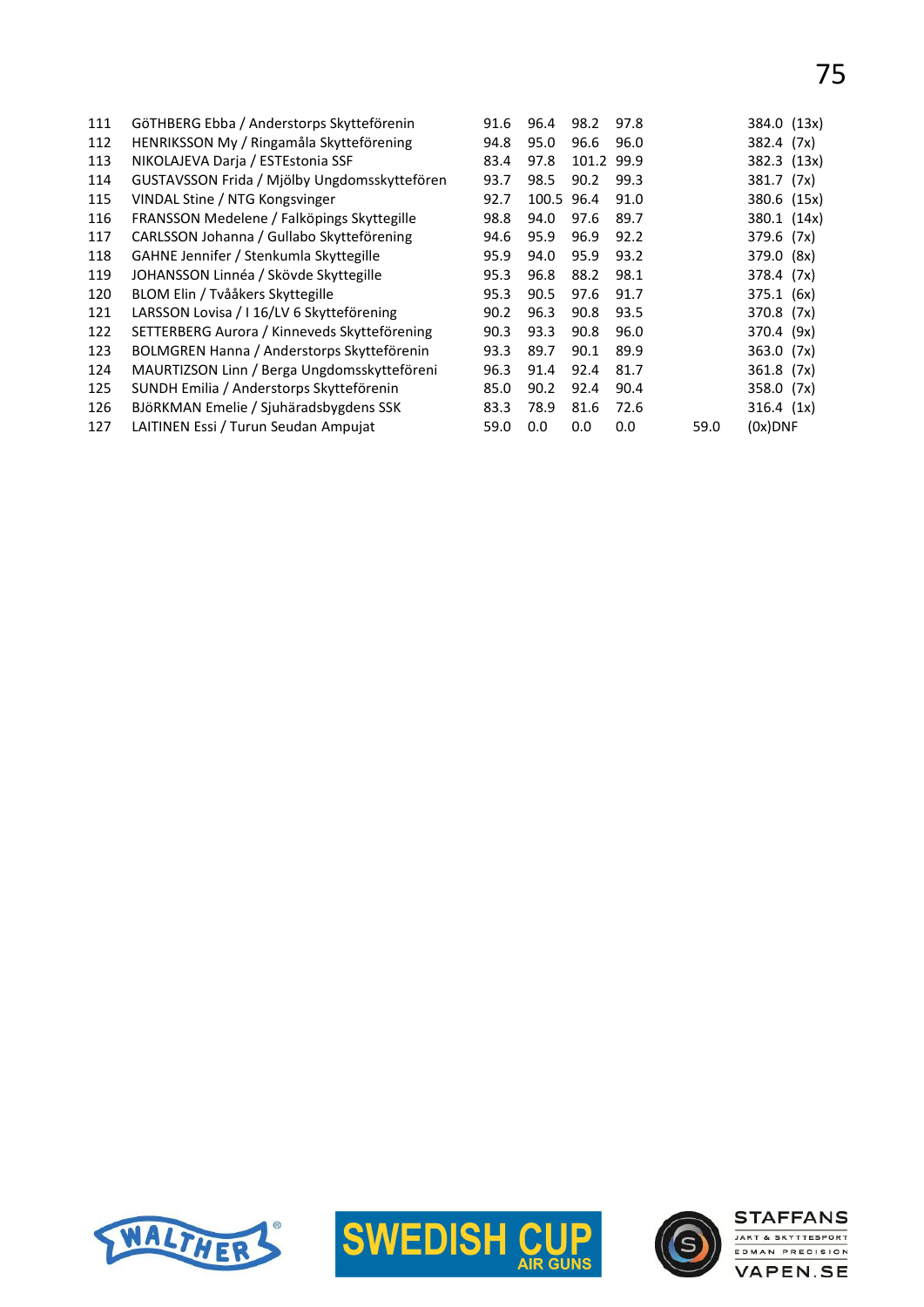| | | | | | | | |
|---|---|---|---|---|---|---|---|
| 111 | GöTHBERG Ebba / Anderstorps Skytteförenin | 91.6 | 96.4 | 98.2 | 97.8 | | 384.0 (13x) |
| 112 | HENRIKSSON My / Ringamåla Skytteförening | 94.8 | 95.0 | 96.6 | 96.0 | | 382.4 (7x) |
| 113 | NIKOLAJEVA Darja / ESTEstonia SSF | 83.4 | 97.8 | 101.2 | 99.9 | | 382.3 (13x) |
| 114 | GUSTAVSSON Frida / Mjölby Ungdomsskytteförен | 93.7 | 98.5 | 90.2 | 99.3 | | 381.7 (7x) |
| 115 | VINDAL Stine / NTG Kongsvinger | 92.7 | 100.5 | 96.4 | 91.0 | | 380.6 (15x) |
| 116 | FRANSSON Medelene / Falköpings Skyttegille | 98.8 | 94.0 | 97.6 | 89.7 | | 380.1 (14x) |
| 117 | CARLSSON Johanna / Gullabo Skytteförening | 94.6 | 95.9 | 96.9 | 92.2 | | 379.6 (7x) |
| 118 | GAHNE Jennifer / Stenkumla Skyttegille | 95.9 | 94.0 | 95.9 | 93.2 | | 379.0 (8x) |
| 119 | JOHANSSON Linnéa / Skövde Skyttegille | 95.3 | 96.8 | 88.2 | 98.1 | | 378.4 (7x) |
| 120 | BLOM Elin / Tvååkers Skyttegille | 95.3 | 90.5 | 97.6 | 91.7 | | 375.1 (6x) |
| 121 | LARSSON Lovisa / I 16/LV 6 Skytteförening | 90.2 | 96.3 | 90.8 | 93.5 | | 370.8 (7x) |
| 122 | SETTERBERG Aurora / Kinneveds Skytteförening | 90.3 | 93.3 | 90.8 | 96.0 | | 370.4 (9x) |
| 123 | BOLMGREN Hanna / Anderstorps Skyttefören​in | 93.3 | 89.7 | 90.1 | 89.9 | | 363.0 (7x) |
| 124 | MAURTIZSON Linn / Berga Ungdomsskytteföreni | 96.3 | 91.4 | 92.4 | 81.7 | | 361.8 (7x) |
| 125 | SUNDH Emilia / Anderstorps Skytteförenin | 85.0 | 90.2 | 92.4 | 90.4 | | 358.0 (7x) |
| 126 | BJöRKMAN Emelie / Sjuhäradsbygdens SSK | 83.3 | 78.9 | 81.6 | 72.6 | | 316.4 (1x) |
| 127 | LAITINEN Essi / Turun Seudan Ampujat | 59.0 | 0.0 | 0.0 | 0.0 | 59.0 | (0x)DNF |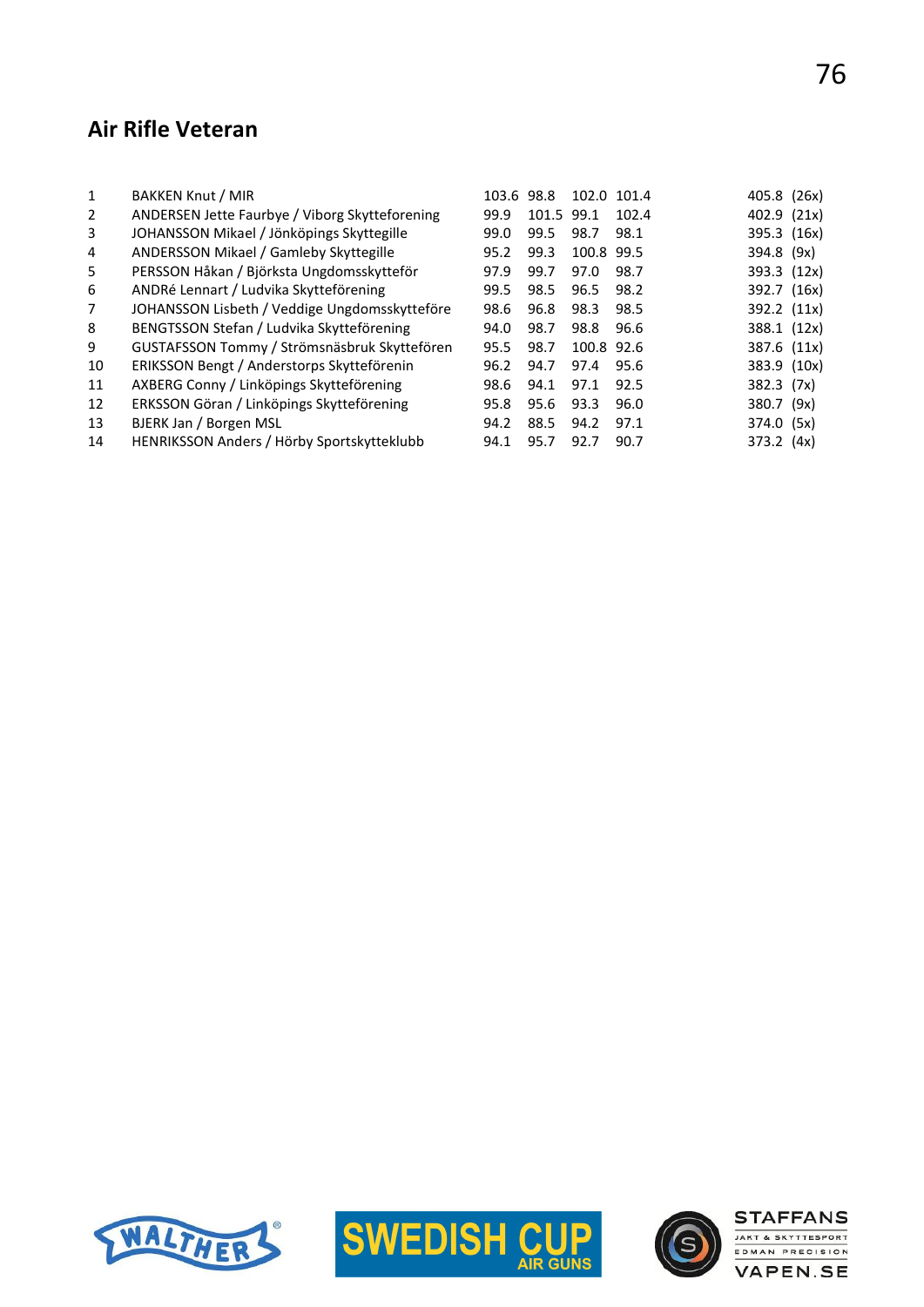## Air Rifle Veteran

| | | | | | | |
|---|---|---|---|---|---|---|
| 1 | BAKKEN Knut / MIR | 103.6 | 98.8 | 102.0 | 101.4 | 405.8 (26x) |
| 2 | ANDERSEN Jette Faurbye / Viborg Skytteforening | 99.9 | 101.5 | 99.1 | 102.4 | 402.9 (21x) |
| 3 | JOHANSSON Mikael / Jönköpings Skyttegille | 99.0 | 99.5 | 98.7 | 98.1 | 395.3 (16x) |
| 4 | ANDERSSON Mikael / Gamleby Skyttegille | 95.2 | 99.3 | 100.8 | 99.5 | 394.8 (9x) |
| 5 | PERSSON Håkan / Björksta Ungdomsskytteför | 97.9 | 99.7 | 97.0 | 98.7 | 393.3 (12x) |
| 6 | ANDRé Lennart / Ludvika Skytteförening | 99.5 | 98.5 | 96.5 | 98.2 | 392.7 (16x) |
| 7 | JOHANSSON Lisbeth / Veddige Ungdomsskytteföre | 98.6 | 96.8 | 98.3 | 98.5 | 392.2 (11x) |
| 8 | BENGTSSON Stefan / Ludvika Skytteförening | 94.0 | 98.7 | 98.8 | 96.6 | 388.1 (12x) |
| 9 | GUSTAFSSON Tommy / Strömsnäsbruk Skyttefören | 95.5 | 98.7 | 100.8 | 92.6 | 387.6 (11x) |
| 10 | ERIKSSON Bengt / Anderstorps Skyttefőrenin | 96.2 | 94.7 | 97.4 | 95.6 | 383.9 (10x) |
| 11 | AXBERG Conny / Linköpings Skytteförening | 98.6 | 94.1 | 97.1 | 92.5 | 382.3 (7x) |
| 12 | ERKSSON Göran / Linköpings Skytteförening | 95.8 | 95.6 | 93.3 | 96.0 | 380.7 (9x) |
| 13 | BJERK Jan / Borgen MSL | 94.2 | 88.5 | 94.2 | 97.1 | 374.0 (5x) |
| 14 | HENRIKSSON Anders / Hörby Sportskytteklubb | 94.1 | 95.7 | 92.7 | 90.7 | 373.2 (4x) |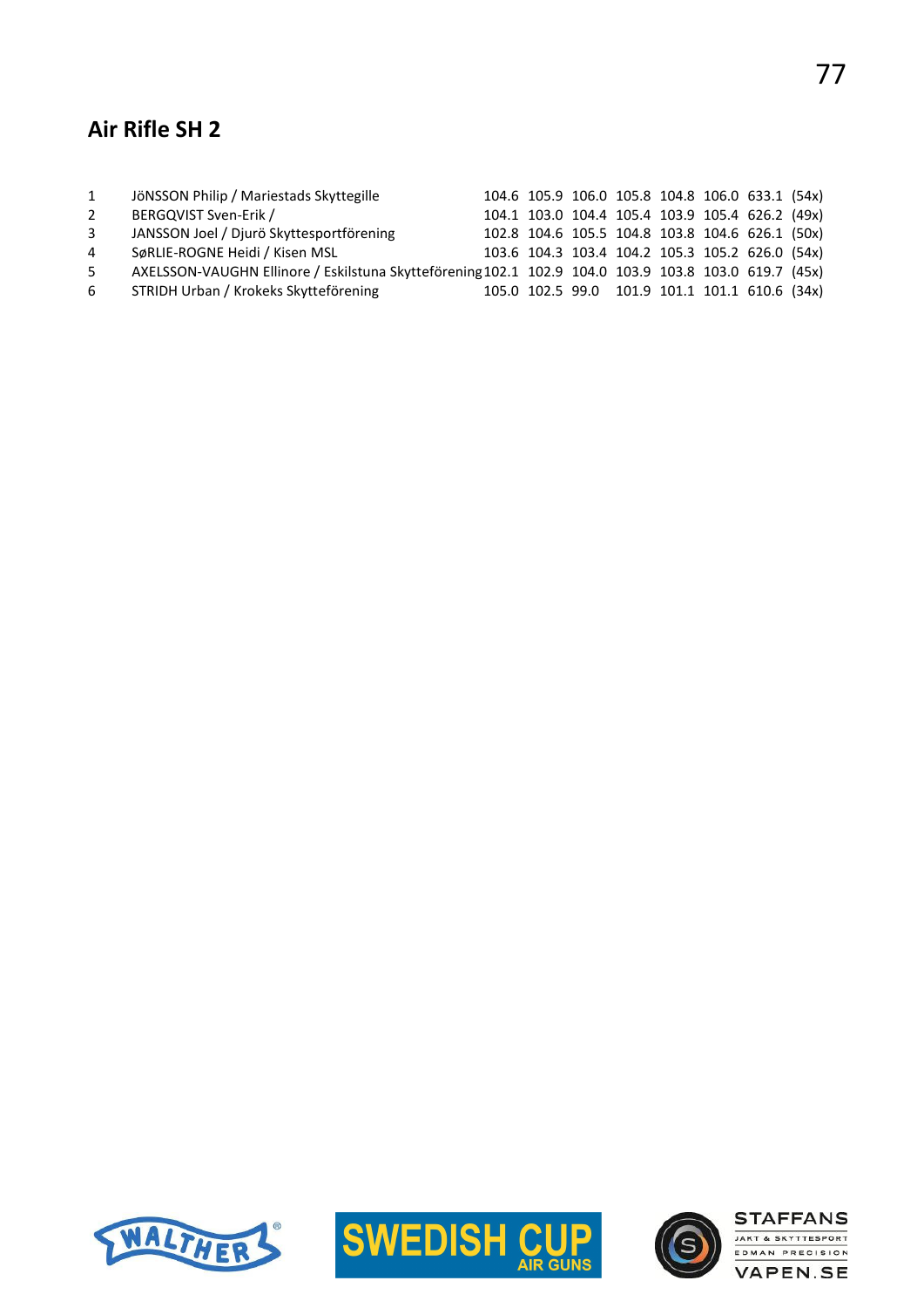## Air Rifle SH 2

| | | | | | | | | | |
|---|---|---|---|---|---|---|---|---|---|
| 1 | JöNSSON Philip / Mariestads Skyttegille | 104.6 | 105.9 | 106.0 | 105.8 | 104.8 | 106.0 | 633.1 | (54x) |
| 2 | BERGQVIST Sven-Erik / | 104.1 | 103.0 | 104.4 | 105.4 | 103.9 | 105.4 | 626.2 | (49x) |
| 3 | JANSSON Joel / Djurö Skyttesportförening | 102.8 | 104.6 | 105.5 | 104.8 | 103.8 | 104.6 | 626.1 | (50x) |
| 4 | SøRLIE-ROGNE Heidi / Kisen MSL | 103.6 | 104.3 | 103.4 | 104.2 | 105.3 | 105.2 | 626.0 | (54x) |
| 5 | AXELSSON-VAUGHN Ellinore / Eskilstuna Skytteförening | 102.1 | 102.9 | 104.0 | 103.9 | 103.8 | 103.0 | 619.7 | (45x) |
| 6 | STRIDH Urban / Krokeks Skytteförening | 105.0 | 102.5 | 99.0 | 101.9 | 101.1 | 101.1 | 610.6 | (34x) |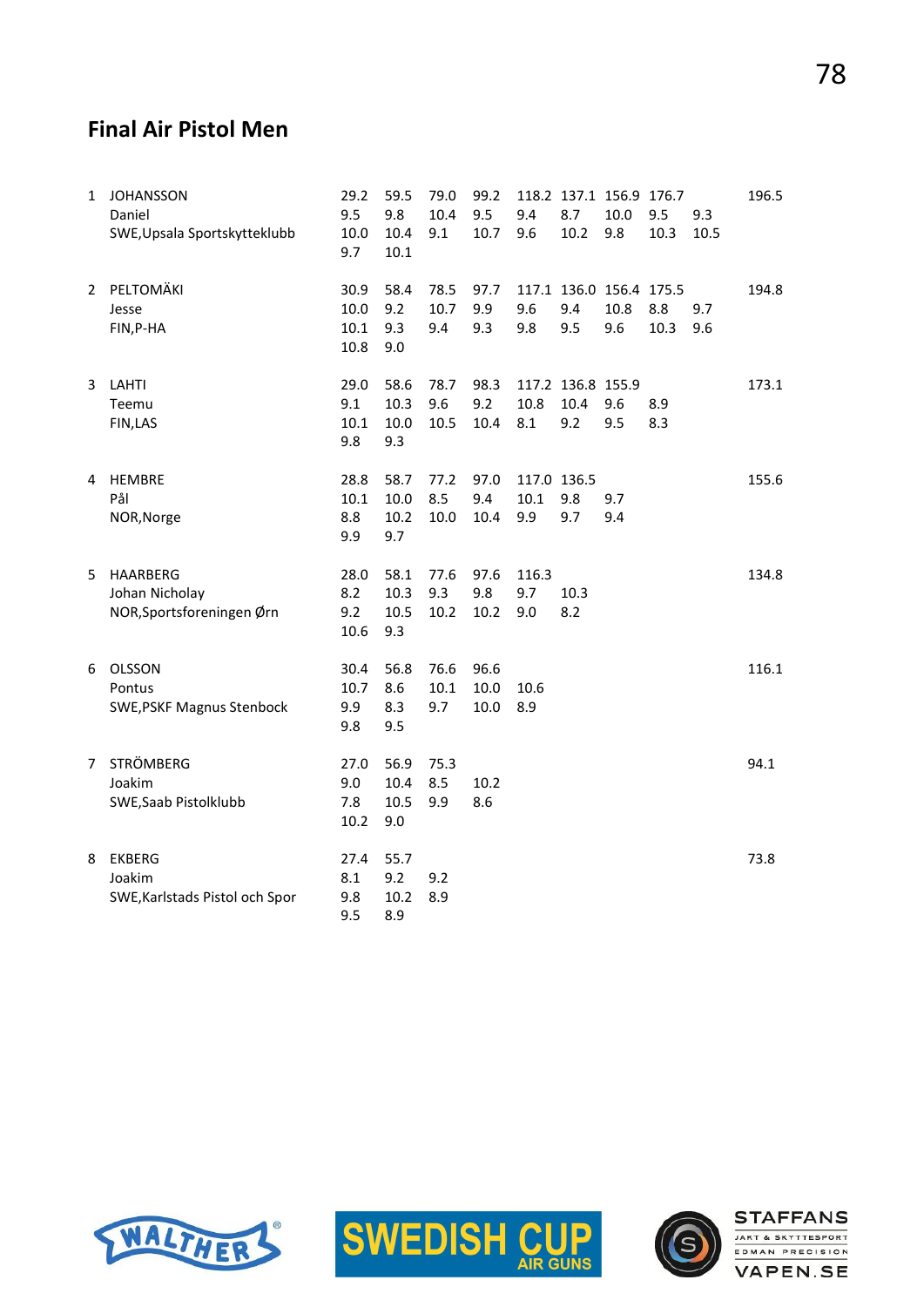## Final Air Pistol Men

| | | | | | | | | | | | |
|---|---|---|---|---|---|---|---|---|---|---|---|
| 1 | JOHANSSON | 29.2 | 59.5 | 79.0 | 99.2 | 118.2 | 137.1 | 156.9 | 176.7 | | 196.5 |
| | Daniel | 9.5 | 9.8 | 10.4 | 9.5 | 9.4 | 8.7 | 10.0 | 9.5 | 9.3 | |
| | SWE,Upsala Sportskytteklubb | 10.0 | 10.4 | 9.1 | 10.7 | 9.6 | 10.2 | 9.8 | 10.3 | 10.5 | |
| | | 9.7 | 10.1 | | | | | | | | |
| 2 | PELTOMÄKI | 30.9 | 58.4 | 78.5 | 97.7 | 117.1 | 136.0 | 156.4 | 175.5 | | 194.8 |
| | Jesse | 10.0 | 9.2 | 10.7 | 9.9 | 9.6 | 9.4 | 10.8 | 8.8 | 9.7 | |
| | FIN,P-HA | 10.1 | 9.3 | 9.4 | 9.3 | 9.8 | 9.5 | 9.6 | 10.3 | 9.6 | |
| | | 10.8 | 9.0 | | | | | | | | |
| 3 | LAHTI | 29.0 | 58.6 | 78.7 | 98.3 | 117.2 | 136.8 | 155.9 | | | 173.1 |
| | Teemu | 9.1 | 10.3 | 9.6 | 9.2 | 10.8 | 10.4 | 9.6 | 8.9 | | |
| | FIN,LAS | 10.1 | 10.0 | 10.5 | 10.4 | 8.1 | 9.2 | 9.5 | 8.3 | | |
| | | 9.8 | 9.3 | | | | | | | | |
| 4 | HEMBRE | 28.8 | 58.7 | 77.2 | 97.0 | 117.0 | 136.5 | | | | 155.6 |
| | Pål | 10.1 | 10.0 | 8.5 | 9.4 | 10.1 | 9.8 | 9.7 | | | |
| | NOR,Norge | 8.8 | 10.2 | 10.0 | 10.4 | 9.9 | 9.7 | 9.4 | | | |
| | | 9.9 | 9.7 | | | | | | | | |
| 5 | HAARBERG | 28.0 | 58.1 | 77.6 | 97.6 | 116.3 | | | | | 134.8 |
| | Johan Nicholay | 8.2 | 10.3 | 9.3 | 9.8 | 9.7 | 10.3 | | | | |
| | NOR,Sportsforeningen Ørn | 9.2 | 10.5 | 10.2 | 10.2 | 9.0 | 8.2 | | | | |
| | | 10.6 | 9.3 | | | | | | | | |
| 6 | OLSSON | 30.4 | 56.8 | 76.6 | 96.6 | | | | | | 116.1 |
| | Pontus | 10.7 | 8.6 | 10.1 | 10.0 | 10.6 | | | | | |
| | SWE,PSKF Magnus Stenbock | 9.9 | 8.3 | 9.7 | 10.0 | 8.9 | | | | | |
| | | 9.8 | 9.5 | | | | | | | | |
| 7 | STRÖMBERG | 27.0 | 56.9 | 75.3 | | | | | | | 94.1 |
| | Joakim | 9.0 | 10.4 | 8.5 | 10.2 | | | | | | |
| | SWE,Saab Pistolklubb | 7.8 | 10.5 | 9.9 | 8.6 | | | | | | |
| | | 10.2 | 9.0 | | | | | | | | |
| 8 | EKBERG | 27.4 | 55.7 | | | | | | | | 73.8 |
| | Joakim | 8.1 | 9.2 | 9.2 | | | | | | | |
| | SWE,Karlstads Pistol och Spor | 9.8 | 10.2 | 8.9 | | | | | | | |
| | | 9.5 | 8.9 | | | | | | | | |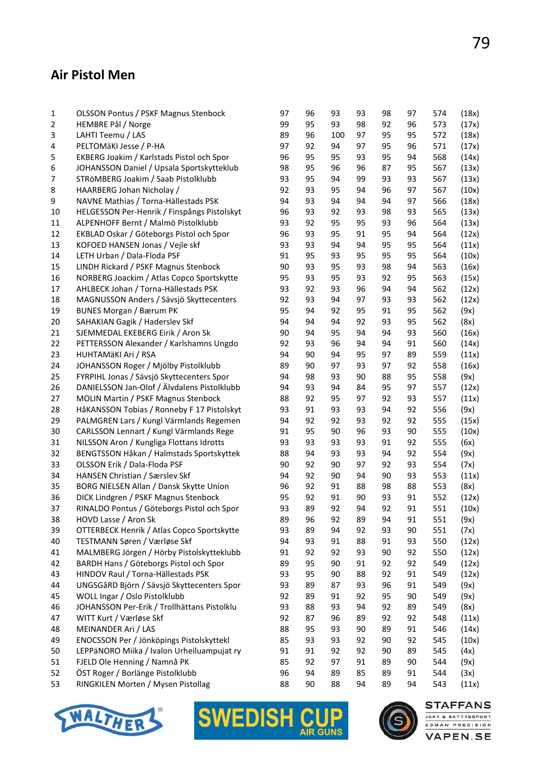## Air Pistol Men

| | | | | | | | | | |
|---|---|---|---|---|---|---|---|---|---|
| 1 | OLSSON Pontus / PSKF Magnus Stenbock | 97 | 96 | 93 | 93 | 98 | 97 | 574 | (18x) |
| 2 | HEMBRE Pål / Norge | 99 | 95 | 93 | 98 | 92 | 96 | 573 | (17x) |
| 3 | LAHTI Teemu / LAS | 89 | 96 | 100 | 97 | 95 | 95 | 572 | (18x) |
| 4 | PELTOMäKI Jesse / P-HA | 97 | 92 | 94 | 97 | 95 | 96 | 571 | (17x) |
| 5 | EKBERG Joakim / Karlstads Pistol och Spor | 96 | 95 | 95 | 93 | 95 | 94 | 568 | (14x) |
| 6 | JOHANSSON Daniel / Upsala Sportskytteklub | 98 | 95 | 96 | 96 | 87 | 95 | 567 | (13x) |
| 7 | STRöMBERG Joakim / Saab Pistolklubb | 93 | 95 | 94 | 99 | 93 | 93 | 567 | (13x) |
| 8 | HAARBERG Johan Nicholay / | 92 | 93 | 95 | 94 | 96 | 97 | 567 | (10x) |
| 9 | NAVNE Mathias / Torna-Hällestads PSK | 94 | 93 | 94 | 94 | 94 | 97 | 566 | (18x) |
| 10 | HELGESSON Per-Henrik / Finspångs Pistolskyt | 96 | 93 | 92 | 93 | 98 | 93 | 565 | (13x) |
| 11 | ALPENHOFF Bernt / Malmö Pistolklubb | 93 | 92 | 95 | 95 | 93 | 96 | 564 | (13x) |
| 12 | EKBLAD Oskar / Göteborgs Pistol och Spor | 96 | 93 | 95 | 91 | 95 | 94 | 564 | (12x) |
| 13 | KOFOED HANSEN Jonas / Vejle skf | 93 | 93 | 94 | 94 | 95 | 95 | 564 | (11x) |
| 14 | LETH Urban / Dala-Floda PSF | 91 | 95 | 93 | 95 | 95 | 95 | 564 | (10x) |
| 15 | LINDH Rickard / PSKF Magnus Stenbock | 90 | 93 | 95 | 93 | 98 | 94 | 563 | (16x) |
| 16 | NORBERG Joackim / Atlas Copco Sportskytte | 95 | 93 | 95 | 93 | 92 | 95 | 563 | (15x) |
| 17 | AHLBECK Johan / Torna-Hällestads PSK | 93 | 92 | 93 | 96 | 94 | 94 | 562 | (12x) |
| 18 | MAGNUSSON Anders / Sävsjö Skyttecenters | 92 | 93 | 94 | 97 | 93 | 93 | 562 | (12x) |
| 19 | BUNES Morgan / Bærum PK | 95 | 94 | 92 | 95 | 91 | 95 | 562 | (9x) |
| 20 | SAHAKIAN Gagik / Haderslev Skf | 94 | 94 | 94 | 92 | 93 | 95 | 562 | (8x) |
| 21 | SJEMMEDAL EKEBERG Eirik / Aron Sk | 90 | 94 | 95 | 94 | 94 | 93 | 560 | (16x) |
| 22 | PETTERSSON Alexander / Karlshamns Ungdo | 92 | 93 | 96 | 94 | 94 | 91 | 560 | (14x) |
| 23 | HUHTAMäKI Ari / RSA | 94 | 90 | 94 | 95 | 97 | 89 | 559 | (11x) |
| 24 | JOHANSSON Roger / Mjölby Pistolklubb | 89 | 90 | 97 | 93 | 97 | 92 | 558 | (16x) |
| 25 | FYRPIHL Jonas / Sävsjö Skyttecenters Spor | 94 | 98 | 93 | 90 | 88 | 95 | 558 | (9x) |
| 26 | DANIELSSON Jan-Olof / Älvdalens Pistolklubb | 94 | 93 | 94 | 84 | 95 | 97 | 557 | (12x) |
| 27 | MOLIN Martin / PSKF Magnus Stenbock | 88 | 92 | 95 | 97 | 92 | 93 | 557 | (11x) |
| 28 | HåKANSSON Tobias / Ronneby F 17 Pistolskyt | 93 | 91 | 93 | 93 | 94 | 92 | 556 | (9x) |
| 29 | PALMGREN Lars / Kungl Värmlands Regemen | 94 | 92 | 92 | 93 | 92 | 92 | 555 | (15x) |
| 30 | CARLSSON Lennart / Kungl Värmlands Rege | 91 | 95 | 90 | 96 | 93 | 90 | 555 | (10x) |
| 31 | NILSSON Aron / Kungliga Flottans Idrotts | 93 | 93 | 93 | 93 | 91 | 92 | 555 | (6x) |
| 32 | BENGTSSON Håkan / Halmstads Sportskyttek | 88 | 94 | 93 | 93 | 94 | 92 | 554 | (9x) |
| 33 | OLSSON Erik / Dala-Floda PSF | 90 | 92 | 90 | 97 | 92 | 93 | 554 | (7x) |
| 34 | HANSEN Christian / Særslev Skf | 94 | 92 | 90 | 94 | 90 | 93 | 553 | (11x) |
| 35 | BORG NIELSEN Allan / Dansk Skytte Union | 96 | 92 | 91 | 88 | 98 | 88 | 553 | (8x) |
| 36 | DICK Lindgren / PSKF Magnus Stenbock | 95 | 92 | 91 | 90 | 93 | 91 | 552 | (12x) |
| 37 | RINALDO Pontus / Göteborgs Pistol och Spor | 93 | 89 | 92 | 94 | 92 | 91 | 551 | (10x) |
| 38 | HOVD Lasse / Aron Sk | 89 | 96 | 92 | 89 | 94 | 91 | 551 | (9x) |
| 39 | OTTERBECK Henrik / Atlas Copco Sportskytte | 93 | 89 | 94 | 92 | 93 | 90 | 551 | (7x) |
| 40 | TESTMANN Søren / Værløse Skf | 94 | 93 | 91 | 88 | 91 | 93 | 550 | (12x) |
| 41 | MALMBERG Jörgen / Hörby Pistolskytteklubb | 91 | 92 | 92 | 93 | 90 | 92 | 550 | (12x) |
| 42 | BARDH Hans / Göteborgs Pistol och Spor | 89 | 95 | 90 | 91 | 92 | 92 | 549 | (12x) |
| 43 | HINDOV Raul / Torna-Hällestads PSK | 93 | 95 | 90 | 88 | 92 | 91 | 549 | (12x) |
| 44 | UNGSGåRD Björn / Sävsjö Skyttecenters Spor | 93 | 89 | 87 | 93 | 96 | 91 | 549 | (9x) |
| 45 | WOLL Ingar / Oslo Pistolklubb | 92 | 89 | 91 | 92 | 95 | 90 | 549 | (9x) |
| 46 | JOHANSSON Per-Erik / Trollhättans Pistolklu | 93 | 88 | 93 | 94 | 92 | 89 | 549 | (8x) |
| 47 | WITT Kurt / Værløse Skf | 92 | 87 | 96 | 89 | 92 | 92 | 548 | (11x) |
| 48 | MEINANDER Ari / LAS | 88 | 95 | 93 | 90 | 89 | 91 | 546 | (14x) |
| 49 | ENOCSSON Per / Jönköpings Pistolskyttekl | 85 | 93 | 93 | 92 | 90 | 92 | 545 | (10x) |
| 50 | LEPPäNORO Miika / Ivalon Urheiluampujat ry | 91 | 91 | 92 | 92 | 90 | 89 | 545 | (4x) |
| 51 | FJELD Ole Henning / Namnå PK | 85 | 92 | 97 | 91 | 89 | 90 | 544 | (9x) |
| 52 | ÖST Roger / Borlänge Pistolklubb | 96 | 94 | 89 | 85 | 89 | 91 | 544 | (3x) |
| 53 | RINGKILEN Morten / Mysen Pistollag | 88 | 90 | 88 | 94 | 89 | 94 | 543 | (11x) |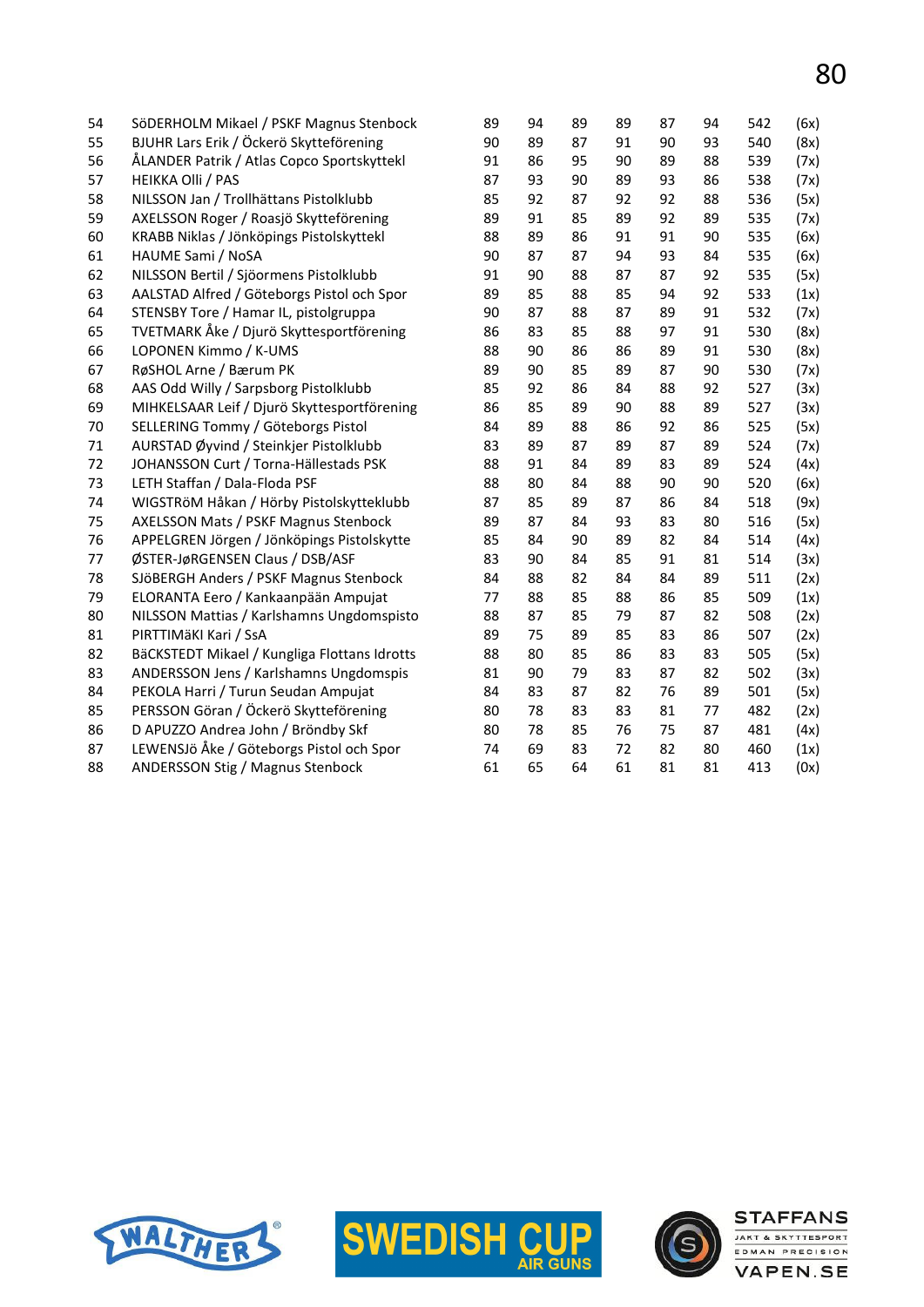| | | | | | | | | | |
|---|---|---|---|---|---|---|---|---|---|
| 54 | SöDERHOLM Mikael / PSKF Magnus Stenbock | 89 | 94 | 89 | 89 | 87 | 94 | 542 | (6x) |
| 55 | BJUHR Lars Erik / Öckerö Skytteförening | 90 | 89 | 87 | 91 | 90 | 93 | 540 | (8x) |
| 56 | ÅLANDER Patrik / Atlas Copco Sportskyttekl | 91 | 86 | 95 | 90 | 89 | 88 | 539 | (7x) |
| 57 | HEIKKA Olli / PAS | 87 | 93 | 90 | 89 | 93 | 86 | 538 | (7x) |
| 58 | NILSSON Jan / Trollhättans Pistolklubb | 85 | 92 | 87 | 92 | 92 | 88 | 536 | (5x) |
| 59 | AXELSSON Roger / Roasjö Skytteförening | 89 | 91 | 85 | 89 | 92 | 89 | 535 | (7x) |
| 60 | KRABB Niklas / Jönköpings Pistolskyttekl | 88 | 89 | 86 | 91 | 91 | 90 | 535 | (6x) |
| 61 | HAUME Sami / NoSA | 90 | 87 | 87 | 94 | 93 | 84 | 535 | (6x) |
| 62 | NILSSON Bertil / Sjöormens Pistolklubb | 91 | 90 | 88 | 87 | 87 | 92 | 535 | (5x) |
| 63 | AALSTAD Alfred / Göteborgs Pistol och Spor | 89 | 85 | 88 | 85 | 94 | 92 | 533 | (1x) |
| 64 | STENSBY Tore / Hamar IL, pistolgruppa | 90 | 87 | 88 | 87 | 89 | 91 | 532 | (7x) |
| 65 | TVETMARK Åke / Djurö Skyttesportförening | 86 | 83 | 85 | 88 | 97 | 91 | 530 | (8x) |
| 66 | LOPONEN Kimmo / K-UMS | 88 | 90 | 86 | 86 | 89 | 91 | 530 | (8x) |
| 67 | RøSHOL Arne / Bærum PK | 89 | 90 | 85 | 89 | 87 | 90 | 530 | (7x) |
| 68 | AAS Odd Willy / Sarpsborg Pistolklubb | 85 | 92 | 86 | 84 | 88 | 92 | 527 | (3x) |
| 69 | MIHKELSAAR Leif / Djurö Skyttesportförening | 86 | 85 | 89 | 90 | 88 | 89 | 527 | (3x) |
| 70 | SELLERING Tommy / Göteborgs Pistol | 84 | 89 | 88 | 86 | 92 | 86 | 525 | (5x) |
| 71 | AURSTAD Øyvind / Steinkjer Pistolklubb | 83 | 89 | 87 | 89 | 87 | 89 | 524 | (7x) |
| 72 | JOHANSSON Curt / Torna-Hällestads PSK | 88 | 91 | 84 | 89 | 83 | 89 | 524 | (4x) |
| 73 | LETH Staffan / Dala-Floda PSF | 88 | 80 | 84 | 88 | 90 | 90 | 520 | (6x) |
| 74 | WIGSTRöM Håkan / Hörby Pistolskytteklubb | 87 | 85 | 89 | 87 | 86 | 84 | 518 | (9x) |
| 75 | AXELSSON Mats / PSKF Magnus Stenbock | 89 | 87 | 84 | 93 | 83 | 80 | 516 | (5x) |
| 76 | APPELGREN Jörgen / Jönköpings Pistolskytte | 85 | 84 | 90 | 89 | 82 | 84 | 514 | (4x) |
| 77 | ØSTER-JøRGENSEN Claus / DSB/ASF | 83 | 90 | 84 | 85 | 91 | 81 | 514 | (3x) |
| 78 | SJöBERGH Anders / PSKF Magnus Stenbock | 84 | 88 | 82 | 84 | 84 | 89 | 511 | (2x) |
| 79 | ELORANTA Eero / Kankaanpään Ampujat | 77 | 88 | 85 | 88 | 86 | 85 | 509 | (1x) |
| 80 | NILSSON Mattias / Karlshamns Ungdomspisto | 88 | 87 | 85 | 79 | 87 | 82 | 508 | (2x) |
| 81 | PIRTTIMäKI Kari / SsA | 89 | 75 | 89 | 85 | 83 | 86 | 507 | (2x) |
| 82 | BäCKSTEDT Mikael / Kungliga Flottans Idrotts | 88 | 80 | 85 | 86 | 83 | 83 | 505 | (5x) |
| 83 | ANDERSSON Jens / Karlshamns Ungdomspis | 81 | 90 | 79 | 83 | 87 | 82 | 502 | (3x) |
| 84 | PEKOLA Harri / Turun Seudan Ampujat | 84 | 83 | 87 | 82 | 76 | 89 | 501 | (5x) |
| 85 | PERSSON Göran / Öckerö Skytteförening | 80 | 78 | 83 | 83 | 81 | 77 | 482 | (2x) |
| 86 | D APUZZO Andrea John / Bröndby Skf | 80 | 78 | 85 | 76 | 75 | 87 | 481 | (4x) |
| 87 | LEWENSJö Åke / Göteborgs Pistol och Spor | 74 | 69 | 83 | 72 | 82 | 80 | 460 | (1x) |
| 88 | ANDERSSON Stig / Magnus Stenbock | 61 | 65 | 64 | 61 | 81 | 81 | 413 | (0x) |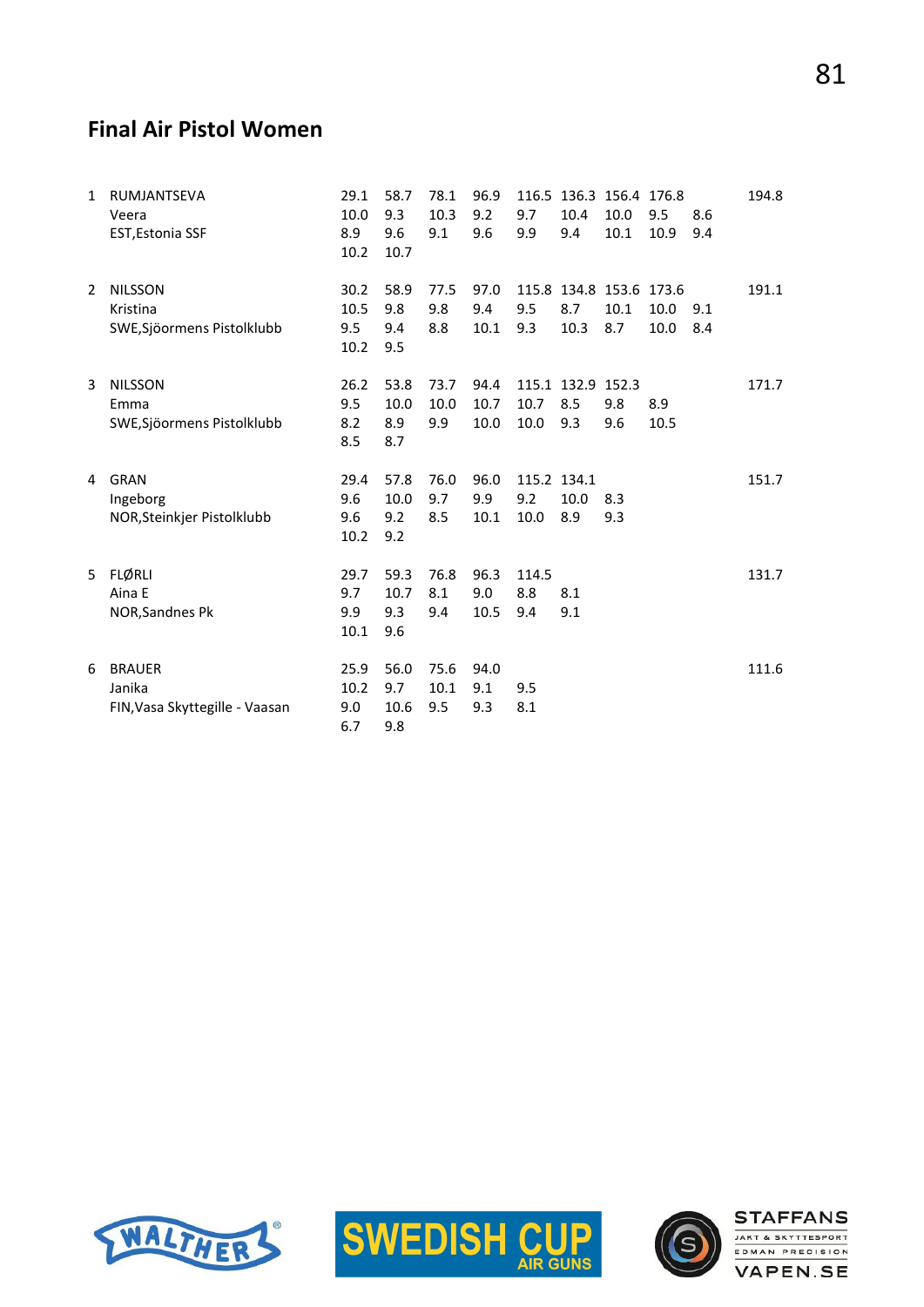## Final Air Pistol Women

| | | | | | | | | | | | |
|---|---|---|---|---|---|---|---|---|---|---|---|
| 1 | RUMJANTSEVA | 29.1 | 58.7 | 78.1 | 96.9 | 116.5 | 136.3 | 156.4 | 176.8 | | 194.8 |
| | Veera | 10.0 | 9.3 | 10.3 | 9.2 | 9.7 | 10.4 | 10.0 | 9.5 | 8.6 | |
| | EST,Estonia SSF | 8.9 | 9.6 | 9.1 | 9.6 | 9.9 | 9.4 | 10.1 | 10.9 | 9.4 | |
| | | 10.2 | 10.7 | | | | | | | | |
| 2 | NILSSON | 30.2 | 58.9 | 77.5 | 97.0 | 115.8 | 134.8 | 153.6 | 173.6 | | 191.1 |
| | Kristina | 10.5 | 9.8 | 9.8 | 9.4 | 9.5 | 8.7 | 10.1 | 10.0 | 9.1 | |
| | SWE,Sjöormens Pistolklubb | 9.5 | 9.4 | 8.8 | 10.1 | 9.3 | 10.3 | 8.7 | 10.0 | 8.4 | |
| | | 10.2 | 9.5 | | | | | | | | |
| 3 | NILSSON | 26.2 | 53.8 | 73.7 | 94.4 | 115.1 | 132.9 | 152.3 | | | 171.7 |
| | Emma | 9.5 | 10.0 | 10.0 | 10.7 | 10.7 | 8.5 | 9.8 | 8.9 | | |
| | SWE,Sjöormens Pistolklubb | 8.2 | 8.9 | 9.9 | 10.0 | 10.0 | 9.3 | 9.6 | 10.5 | | |
| | | 8.5 | 8.7 | | | | | | | | |
| 4 | GRAN | 29.4 | 57.8 | 76.0 | 96.0 | 115.2 | 134.1 | | | | 151.7 |
| | Ingeborg | 9.6 | 10.0 | 9.7 | 9.9 | 9.2 | 10.0 | 8.3 | | | |
| | NOR,Steinkjer Pistolklubb | 9.6 | 9.2 | 8.5 | 10.1 | 10.0 | 8.9 | 9.3 | | | |
| | | 10.2 | 9.2 | | | | | | | | |
| 5 | FLØRLI | 29.7 | 59.3 | 76.8 | 96.3 | 114.5 | | | | | 131.7 |
| | Aina E | 9.7 | 10.7 | 8.1 | 9.0 | 8.8 | 8.1 | | | | |
| | NOR,Sandnes Pk | 9.9 | 9.3 | 9.4 | 10.5 | 9.4 | 9.1 | | | | |
| | | 10.1 | 9.6 | | | | | | | | |
| 6 | BRAUER | 25.9 | 56.0 | 75.6 | 94.0 | | | | | | 111.6 |
| | Janika | 10.2 | 9.7 | 10.1 | 9.1 | 9.5 | | | | | |
| | FIN,Vasa Skyttegille - Vaasan | 9.0 | 10.6 | 9.5 | 9.3 | 8.1 | | | | | |
| | | 6.7 | 9.8 | | | | | | | | |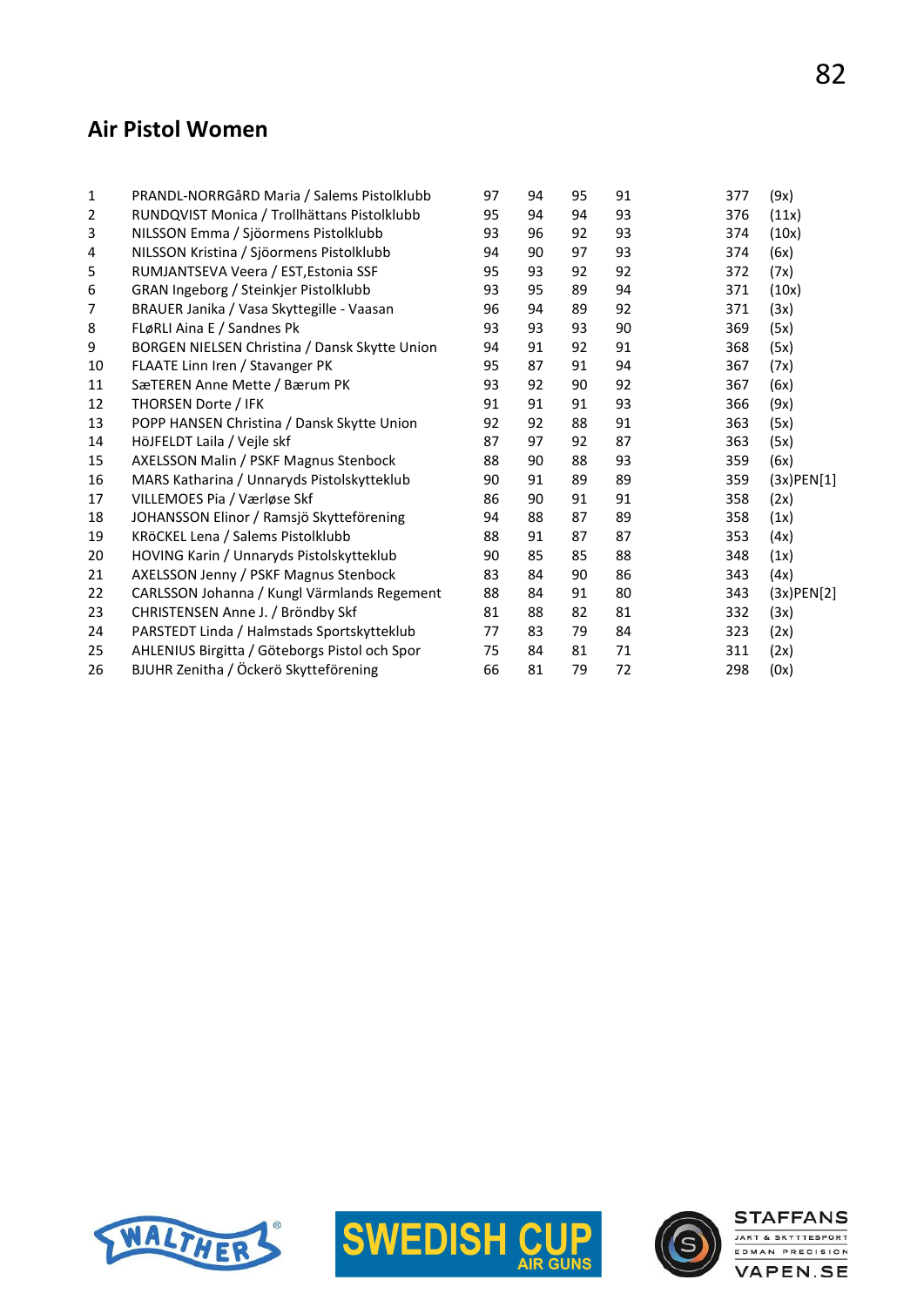## Air Pistol Women

| | | | | | | | |
|---|---|---|---|---|---|---|---|
| 1 | PRANDL-NORRGåRD Maria / Salems Pistolklubb | 97 | 94 | 95 | 91 | 377 | (9x) |
| 2 | RUNDQVIST Monica / Trollhättans Pistolklubb | 95 | 94 | 94 | 93 | 376 | (11x) |
| 3 | NILSSON Emma / Sjöormens Pistolklubb | 93 | 96 | 92 | 93 | 374 | (10x) |
| 4 | NILSSON Kristina / Sjöormens Pistolklubb | 94 | 90 | 97 | 93 | 374 | (6x) |
| 5 | RUMJANTSEVA Veera / EST,Estonia SSF | 95 | 93 | 92 | 92 | 372 | (7x) |
| 6 | GRAN Ingeborg / Steinkjer Pistolklubb | 93 | 95 | 89 | 94 | 371 | (10x) |
| 7 | BRAUER Janika / Vasa Skyttegille - Vaasan | 96 | 94 | 89 | 92 | 371 | (3x) |
| 8 | FLøRLI Aina E / Sandnes Pk | 93 | 93 | 93 | 90 | 369 | (5x) |
| 9 | BORGEN NIELSEN Christina / Dansk Skytte Union | 94 | 91 | 92 | 91 | 368 | (5x) |
| 10 | FLAATE Linn Iren / Stavanger PK | 95 | 87 | 91 | 94 | 367 | (7x) |
| 11 | SæTEREN Anne Mette / Bærum PK | 93 | 92 | 90 | 92 | 367 | (6x) |
| 12 | THORSEN Dorte / IFK | 91 | 91 | 91 | 93 | 366 | (9x) |
| 13 | POPP HANSEN Christina / Dansk Skytte Union | 92 | 92 | 88 | 91 | 363 | (5x) |
| 14 | HÖJFELDT Laila / Vejle skf | 87 | 97 | 92 | 87 | 363 | (5x) |
| 15 | AXELSSON Malin / PSKF Magnus Stenbock | 88 | 90 | 88 | 93 | 359 | (6x) |
| 16 | MARS Katharina / Unnaryds Pistolskytteklub | 90 | 91 | 89 | 89 | 359 | (3x)PEN[1] |
| 17 | VILLEMOES Pia / Værløse Skf | 86 | 90 | 91 | 91 | 358 | (2x) |
| 18 | JOHANSSON Elinor / Ramsjö Skytteförening | 94 | 88 | 87 | 89 | 358 | (1x) |
| 19 | KRÖCKEL Lena / Salems Pistolklubb | 88 | 91 | 87 | 87 | 353 | (4x) |
| 20 | HOVING Karin / Unnaryds Pistolskytteklub | 90 | 85 | 85 | 88 | 348 | (1x) |
| 21 | AXELSSON Jenny / PSKF Magnus Stenbock | 83 | 84 | 90 | 86 | 343 | (4x) |
| 22 | CARLSSON Johanna / Kungl Värmlands Regement | 88 | 84 | 91 | 80 | 343 | (3x)PEN[2] |
| 23 | CHRISTENSEN Anne J. / Bröndby Skf | 81 | 88 | 82 | 81 | 332 | (3x) |
| 24 | PARSTEDT Linda / Halmstads Sportskytteklub | 77 | 83 | 79 | 84 | 323 | (2x) |
| 25 | AHLENIUS Birgitta / Göteborgs Pistol och Spor | 75 | 84 | 81 | 71 | 311 | (2x) |
| 26 | BJUHR Zenitha / Öckerö Skytteförening | 66 | 81 | 79 | 72 | 298 | (0x) |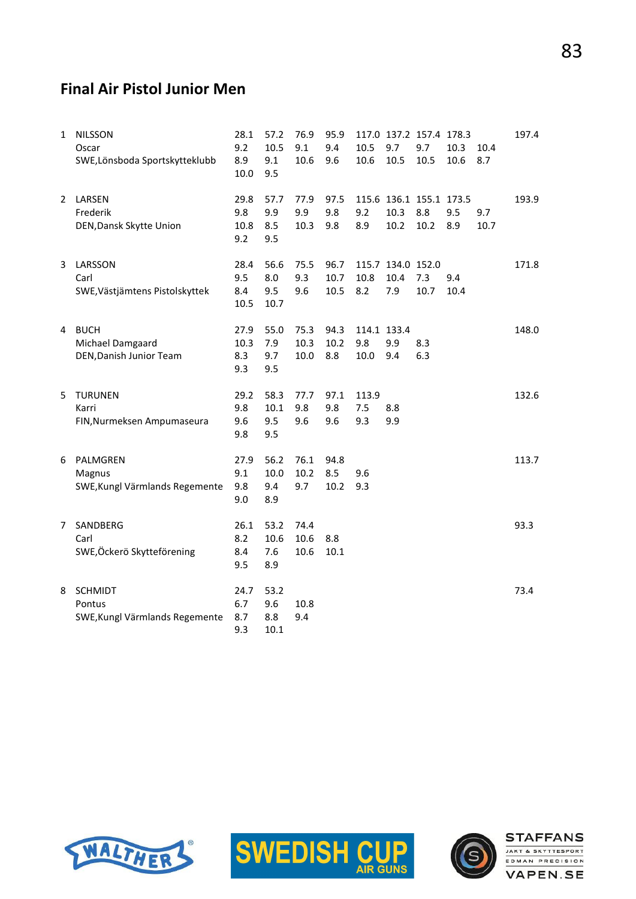## Final Air Pistol Junior Men

| Rank | Name / Club | | | | | | | | | | Total |
|---|---|---|---|---|---|---|---|---|---|---|---|
| 1 | NILSSON | 28.1 | 57.2 | 76.9 | 95.9 | 117.0 | 137.2 | 157.4 | 178.3 | | 197.4 |
| | Oscar | 9.2 | 10.5 | 9.1 | 9.4 | 10.5 | 9.7 | 9.7 | 10.3 | 10.4 | |
| | SWE,Lönsboda Sportskytteklubb | 8.9 | 9.1 | 10.6 | 9.6 | 10.6 | 10.5 | 10.5 | 10.6 | 8.7 | |
| | | 10.0 | 9.5 | | | | | | | | |
| 2 | LARSEN | 29.8 | 57.7 | 77.9 | 97.5 | 115.6 | 136.1 | 155.1 | 173.5 | | 193.9 |
| | Frederik | 9.8 | 9.9 | 9.9 | 9.8 | 9.2 | 10.3 | 8.8 | 9.5 | 9.7 | |
| | DEN,Dansk Skytte Union | 10.8 | 8.5 | 10.3 | 9.8 | 8.9 | 10.2 | 10.2 | 8.9 | 10.7 | |
| | | 9.2 | 9.5 | | | | | | | | |
| 3 | LARSSON | 28.4 | 56.6 | 75.5 | 96.7 | 115.7 | 134.0 | 152.0 | | | 171.8 |
| | Carl | 9.5 | 8.0 | 9.3 | 10.7 | 10.8 | 10.4 | 7.3 | 9.4 | | |
| | SWE,Västjämtens Pistolskyttek | 8.4 | 9.5 | 9.6 | 10.5 | 8.2 | 7.9 | 10.7 | 10.4 | | |
| | | 10.5 | 10.7 | | | | | | | | |
| 4 | BUCH | 27.9 | 55.0 | 75.3 | 94.3 | 114.1 | 133.4 | | | | 148.0 |
| | Michael Damgaard | 10.3 | 7.9 | 10.3 | 10.2 | 9.8 | 9.9 | 8.3 | | | |
| | DEN,Danish Junior Team | 8.3 | 9.7 | 10.0 | 8.8 | 10.0 | 9.4 | 6.3 | | | |
| | | 9.3 | 9.5 | | | | | | | | |
| 5 | TURUNEN | 29.2 | 58.3 | 77.7 | 97.1 | 113.9 | | | | | 132.6 |
| | Karri | 9.8 | 10.1 | 9.8 | 9.8 | 7.5 | 8.8 | | | | |
| | FIN,Nurmeksen Ampumaseura | 9.6 | 9.5 | 9.6 | 9.6 | 9.3 | 9.9 | | | | |
| | | 9.8 | 9.5 | | | | | | | | |
| 6 | PALMGREN | 27.9 | 56.2 | 76.1 | 94.8 | | | | | | 113.7 |
| | Magnus | 9.1 | 10.0 | 10.2 | 8.5 | 9.6 | | | | | |
| | SWE,Kungl Värmlands Regemente | 9.8 | 9.4 | 9.7 | 10.2 | 9.3 | | | | | |
| | | 9.0 | 8.9 | | | | | | | | |
| 7 | SANDBERG | 26.1 | 53.2 | 74.4 | | | | | | | 93.3 |
| | Carl | 8.2 | 10.6 | 10.6 | 8.8 | | | | | | |
| | SWE,Öckerö Skytteförening | 8.4 | 7.6 | 10.6 | 10.1 | | | | | | |
| | | 9.5 | 8.9 | | | | | | | | |
| 8 | SCHMIDT | 24.7 | 53.2 | | | | | | | | 73.4 |
| | Pontus | 6.7 | 9.6 | 10.8 | | | | | | | |
| | SWE,Kungl Värmlands Regemente | 8.7 | 8.8 | 9.4 | | | | | | | |
| | | 9.3 | 10.1 | | | | | | | | |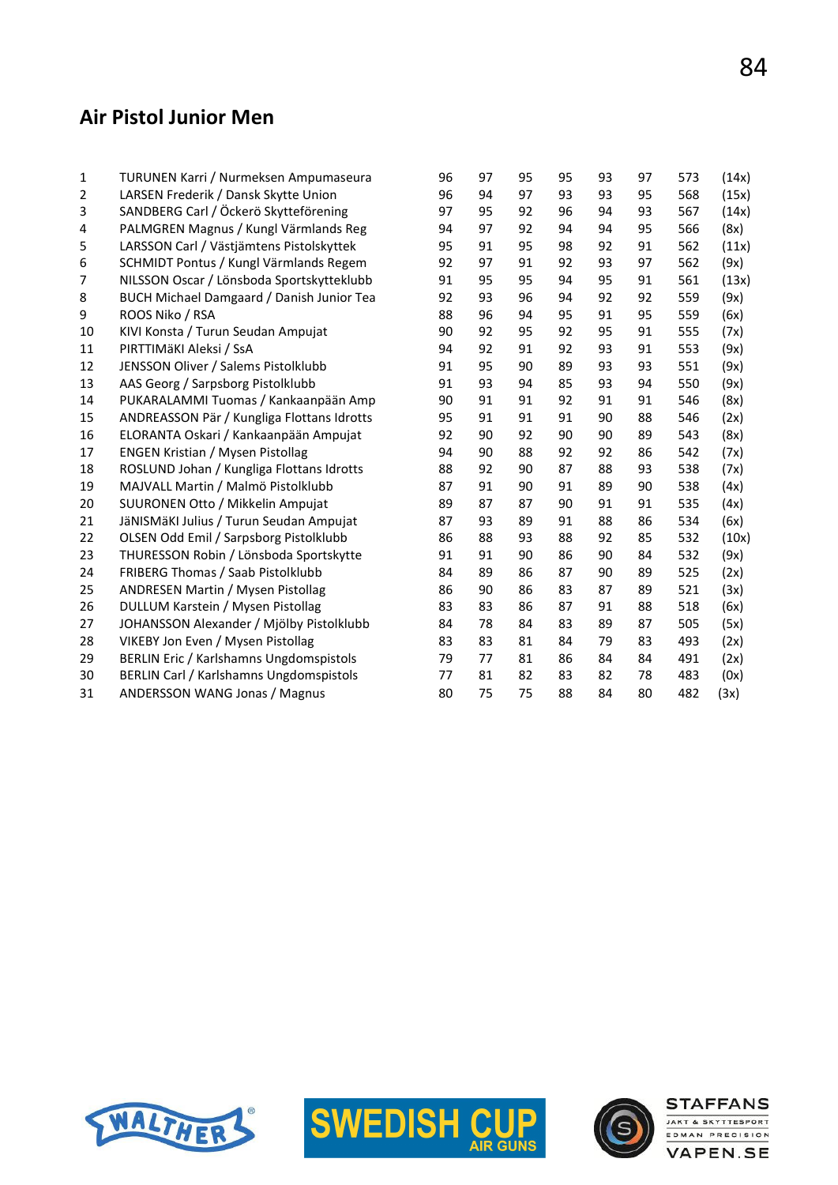## Air Pistol Junior Men

| | | | | | | | | | |
|---|---|---|---|---|---|---|---|---|---|
| 1 | TURUNEN Karri / Nurmeksen Ampumaseura | 96 | 97 | 95 | 95 | 93 | 97 | 573 | (14x) |
| 2 | LARSEN Frederik / Dansk Skytte Union | 96 | 94 | 97 | 93 | 93 | 95 | 568 | (15x) |
| 3 | SANDBERG Carl / Öckerö Skytteförening | 97 | 95 | 92 | 96 | 94 | 93 | 567 | (14x) |
| 4 | PALMGREN Magnus / Kungl Värmlands Reg | 94 | 97 | 92 | 94 | 94 | 95 | 566 | (8x) |
| 5 | LARSSON Carl / Västjämtens Pistolskyttek | 95 | 91 | 95 | 98 | 92 | 91 | 562 | (11x) |
| 6 | SCHMIDT Pontus / Kungl Värmlands Regem | 92 | 97 | 91 | 92 | 93 | 97 | 562 | (9x) |
| 7 | NILSSON Oscar / Lönsboda Sportskytteklubb | 91 | 95 | 95 | 94 | 95 | 91 | 561 | (13x) |
| 8 | BUCH Michael Damgaard / Danish Junior Tea | 92 | 93 | 96 | 94 | 92 | 92 | 559 | (9x) |
| 9 | ROOS Niko / RSA | 88 | 96 | 94 | 95 | 91 | 95 | 559 | (6x) |
| 10 | KIVI Konsta / Turun Seudan Ampujat | 90 | 92 | 95 | 92 | 95 | 91 | 555 | (7x) |
| 11 | PIRTTIMäKI Aleksi / SsA | 94 | 92 | 91 | 92 | 93 | 91 | 553 | (9x) |
| 12 | JENSSON Oliver / Salems Pistolklubb | 91 | 95 | 90 | 89 | 93 | 93 | 551 | (9x) |
| 13 | AAS Georg / Sarpsborg Pistolklubb | 91 | 93 | 94 | 85 | 93 | 94 | 550 | (9x) |
| 14 | PUKARALAMMI Tuomas / Kankaanpään Amp | 90 | 91 | 91 | 92 | 91 | 91 | 546 | (8x) |
| 15 | ANDREASSON Pär / Kungliga Flottans Idrotts | 95 | 91 | 91 | 91 | 90 | 88 | 546 | (2x) |
| 16 | ELORANTA Oskari / Kankaanpään Ampujat | 92 | 90 | 92 | 90 | 90 | 89 | 543 | (8x) |
| 17 | ENGEN Kristian / Mysen Pistollag | 94 | 90 | 88 | 92 | 92 | 86 | 542 | (7x) |
| 18 | ROSLUND Johan / Kungliga Flottans Idrotts | 88 | 92 | 90 | 87 | 88 | 93 | 538 | (7x) |
| 19 | MAJVALL Martin / Malmö Pistolklubb | 87 | 91 | 90 | 91 | 89 | 90 | 538 | (4x) |
| 20 | SUURONEN Otto / Mikkelin Ampujat | 89 | 87 | 87 | 90 | 91 | 91 | 535 | (4x) |
| 21 | JäNISMäKI Julius / Turun Seudan Ampujat | 87 | 93 | 89 | 91 | 88 | 86 | 534 | (6x) |
| 22 | OLSEN Odd Emil / Sarpsborg Pistolklubb | 86 | 88 | 93 | 88 | 92 | 85 | 532 | (10x) |
| 23 | THURESSON Robin / Lönsboda Sportskytte | 91 | 91 | 90 | 86 | 90 | 84 | 532 | (9x) |
| 24 | FRIBERG Thomas / Saab Pistolklubb | 84 | 89 | 86 | 87 | 90 | 89 | 525 | (2x) |
| 25 | ANDRESEN Martin / Mysen Pistollag | 86 | 90 | 86 | 83 | 87 | 89 | 521 | (3x) |
| 26 | DULLUM Karstein / Mysen Pistollag | 83 | 83 | 86 | 87 | 91 | 88 | 518 | (6x) |
| 27 | JOHANSSON Alexander / Mjölby Pistolklubb | 84 | 78 | 84 | 83 | 89 | 87 | 505 | (5x) |
| 28 | VIKEBY Jon Even / Mysen Pistollag | 83 | 83 | 81 | 84 | 79 | 83 | 493 | (2x) |
| 29 | BERLIN Eric / Karlshamns Ungdomspistols | 79 | 77 | 81 | 86 | 84 | 84 | 491 | (2x) |
| 30 | BERLIN Carl / Karlshamns Ungdomspistols | 77 | 81 | 82 | 83 | 82 | 78 | 483 | (0x) |
| 31 | ANDERSSON WANG Jonas / Magnus | 80 | 75 | 75 | 88 | 84 | 80 | 482 | (3x) |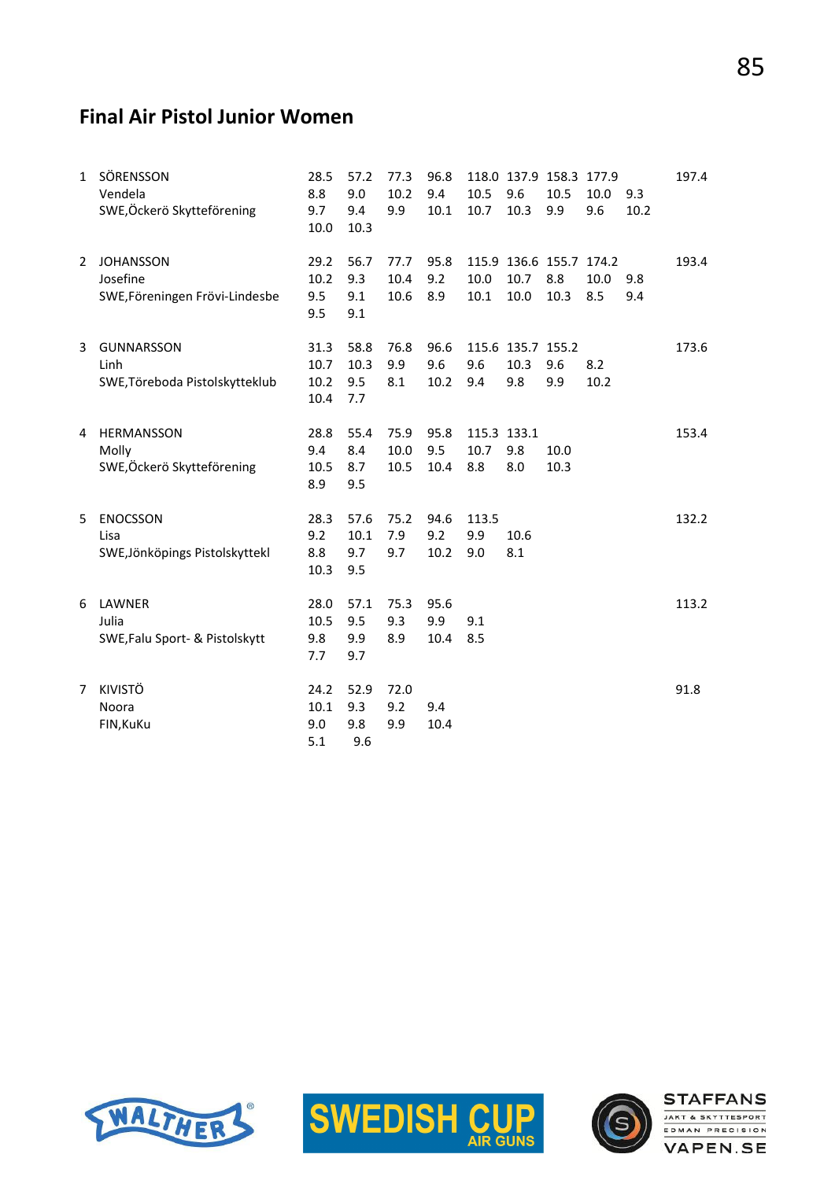## Final Air Pistol Junior Women

| | | | | | | | | | | | |
|---|---|---|---|---|---|---|---|---|---|---|---|
| 1 | SÖRENSSON | 28.5 | 57.2 | 77.3 | 96.8 | 118.0 | 137.9 | 158.3 | 177.9 | | 197.4 |
| | Vendela | 8.8 | 9.0 | 10.2 | 9.4 | 10.5 | 9.6 | 10.5 | 10.0 | 9.3 | |
| | SWE,Öckerö Skytteförening | 9.7 | 9.4 | 9.9 | 10.1 | 10.7 | 10.3 | 9.9 | 9.6 | 10.2 | |
| | | 10.0 | 10.3 | | | | | | | | |
| 2 | JOHANSSON | 29.2 | 56.7 | 77.7 | 95.8 | 115.9 | 136.6 | 155.7 | 174.2 | | 193.4 |
| | Josefine | 10.2 | 9.3 | 10.4 | 9.2 | 10.0 | 10.7 | 8.8 | 10.0 | 9.8 | |
| | SWE,Föreningen Frövi-Lindesbe | 9.5 | 9.1 | 10.6 | 8.9 | 10.1 | 10.0 | 10.3 | 8.5 | 9.4 | |
| | | 9.5 | 9.1 | | | | | | | | |
| 3 | GUNNARSSON | 31.3 | 58.8 | 76.8 | 96.6 | 115.6 | 135.7 | 155.2 | | | 173.6 |
| | Linh | 10.7 | 10.3 | 9.9 | 9.6 | 9.6 | 10.3 | 9.6 | 8.2 | | |
| | SWE,Töreboda Pistolskytteklub | 10.2 | 9.5 | 8.1 | 10.2 | 9.4 | 9.8 | 9.9 | 10.2 | | |
| | | 10.4 | 7.7 | | | | | | | | |
| 4 | HERMANSSON | 28.8 | 55.4 | 75.9 | 95.8 | 115.3 | 133.1 | | | | 153.4 |
| | Molly | 9.4 | 8.4 | 10.0 | 9.5 | 10.7 | 9.8 | 10.0 | | | |
| | SWE,Öckerö Skytteförening | 10.5 | 8.7 | 10.5 | 10.4 | 8.8 | 8.0 | 10.3 | | | |
| | | 8.9 | 9.5 | | | | | | | | |
| 5 | ENOCSSON | 28.3 | 57.6 | 75.2 | 94.6 | 113.5 | | | | | 132.2 |
| | Lisa | 9.2 | 10.1 | 7.9 | 9.2 | 9.9 | 10.6 | | | | |
| | SWE,Jönköpings Pistolskyttekl | 8.8 | 9.7 | 9.7 | 10.2 | 9.0 | 8.1 | | | | |
| | | 10.3 | 9.5 | | | | | | | | |
| 6 | LAWNER | 28.0 | 57.1 | 75.3 | 95.6 | | | | | | 113.2 |
| | Julia | 10.5 | 9.5 | 9.3 | 9.9 | 9.1 | | | | | |
| | SWE,Falu Sport- & Pistolskytt | 9.8 | 9.9 | 8.9 | 10.4 | 8.5 | | | | | |
| | | 7.7 | 9.7 | | | | | | | | |
| 7 | KIVISTÖ | 24.2 | 52.9 | 72.0 | | | | | | | 91.8 |
| | Noora | 10.1 | 9.3 | 9.2 | 9.4 | | | | | | |
| | FIN,KuKu | 9.0 | 9.8 | 9.9 | 10.4 | | | | | | |
| | | 5.1 | 9.6 | | | | | | | | |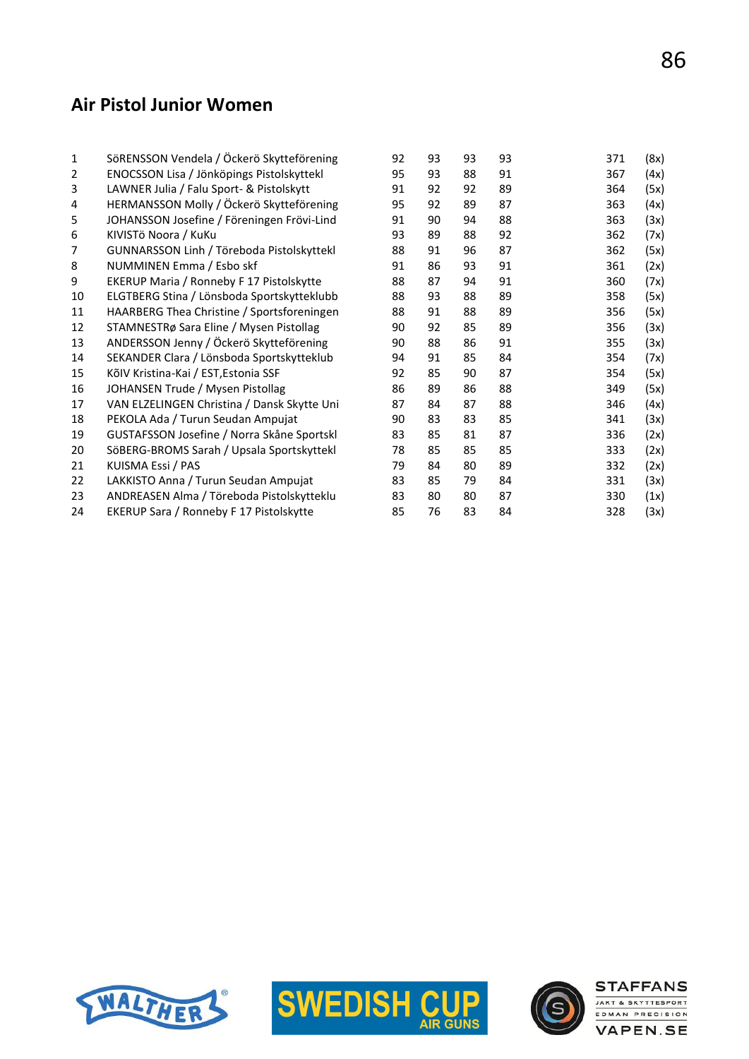## Air Pistol Junior Women

| | | | | | | | |
|---|---|---|---|---|---|---|---|
| 1 | SöRENSSON Vendela / Öckerö Skytteförening | 92 | 93 | 93 | 93 | 371 | (8x) |
| 2 | ENOCSSON Lisa / Jönköpings Pistolskyttekl | 95 | 93 | 88 | 91 | 367 | (4x) |
| 3 | LAWNER Julia / Falu Sport- & Pistolskytt | 91 | 92 | 92 | 89 | 364 | (5x) |
| 4 | HERMANSSON Molly / Öckerö Skytteförening | 95 | 92 | 89 | 87 | 363 | (4x) |
| 5 | JOHANSSON Josefine / Föreningen Frövi-Lind | 91 | 90 | 94 | 88 | 363 | (3x) |
| 6 | KIVISTö Noora / KuKu | 93 | 89 | 88 | 92 | 362 | (7x) |
| 7 | GUNNARSSON Linh / Töreboda Pistolskyttekl | 88 | 91 | 96 | 87 | 362 | (5x) |
| 8 | NUMMINEN Emma / Esbo skf | 91 | 86 | 93 | 91 | 361 | (2x) |
| 9 | EKERUP Maria / Ronneby F 17 Pistolskytte | 88 | 87 | 94 | 91 | 360 | (7x) |
| 10 | ELGTBERG Stina / Lönsboda Sportskytteklubb | 88 | 93 | 88 | 89 | 358 | (5x) |
| 11 | HAARBERG Thea Christine / Sportsforeningen | 88 | 91 | 88 | 89 | 356 | (5x) |
| 12 | STAMNESTRø Sara Eline / Mysen Pistollag | 90 | 92 | 85 | 89 | 356 | (3x) |
| 13 | ANDERSSON Jenny / Öckerö Skytteförening | 90 | 88 | 86 | 91 | 355 | (3x) |
| 14 | SEKANDER Clara / Lönsboda Sportskytteklub | 94 | 91 | 85 | 84 | 354 | (7x) |
| 15 | KõIV Kristina-Kai / EST,Estonia SSF | 92 | 85 | 90 | 87 | 354 | (5x) |
| 16 | JOHANSEN Trude / Mysen Pistollag | 86 | 89 | 86 | 88 | 349 | (5x) |
| 17 | VAN ELZELINGEN Christina / Dansk Skytte Uni | 87 | 84 | 87 | 88 | 346 | (4x) |
| 18 | PEKOLA Ada / Turun Seudan Ampujat | 90 | 83 | 83 | 85 | 341 | (3x) |
| 19 | GUSTAFSSON Josefine / Norra Skåne Sportskl | 83 | 85 | 81 | 87 | 336 | (2x) |
| 20 | SöBERG-BROMS Sarah / Upsala Sportskyttekl | 78 | 85 | 85 | 85 | 333 | (2x) |
| 21 | KUISMA Essi / PAS | 79 | 84 | 80 | 89 | 332 | (2x) |
| 22 | LAKKISTO Anna / Turun Seudan Ampujat | 83 | 85 | 79 | 84 | 331 | (3x) |
| 23 | ANDREASEN Alma / Töreboda Pistolskytteklu | 83 | 80 | 80 | 87 | 330 | (1x) |
| 24 | EKERUP Sara / Ronneby F 17 Pistolskytte | 85 | 76 | 83 | 84 | 328 | (3x) |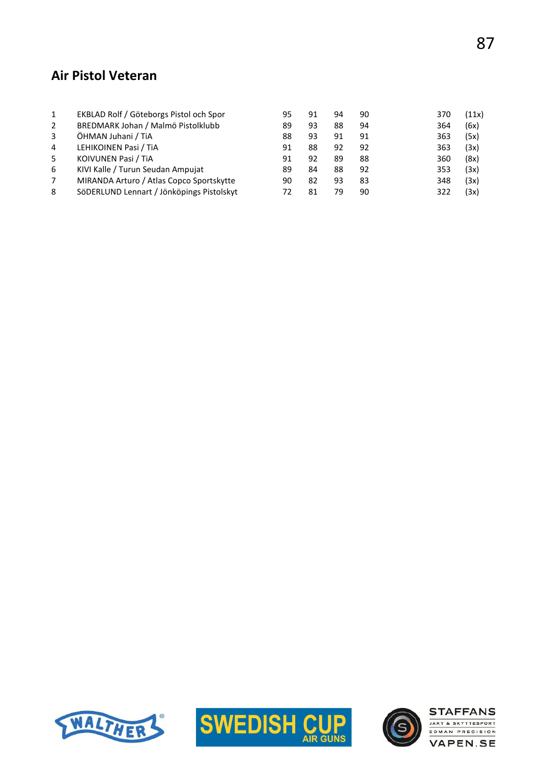## Air Pistol Veteran

| | | | | | | | |
|---|---|---|---|---|---|---|---|
| 1 | EKBLAD Rolf / Göteborgs Pistol och Spor | 95 | 91 | 94 | 90 | 370 | (11x) |
| 2 | BREDMARK Johan / Malmö Pistolklubb | 89 | 93 | 88 | 94 | 364 | (6x) |
| 3 | ÖHMAN Juhani / TiA | 88 | 93 | 91 | 91 | 363 | (5x) |
| 4 | LEHIKOINEN Pasi / TiA | 91 | 88 | 92 | 92 | 363 | (3x) |
| 5 | KOIVUNEN Pasi / TiA | 91 | 92 | 89 | 88 | 360 | (8x) |
| 6 | KIVI Kalle / Turun Seudan Ampujat | 89 | 84 | 88 | 92 | 353 | (3x) |
| 7 | MIRANDA Arturo / Atlas Copco Sportskytte | 90 | 82 | 93 | 83 | 348 | (3x) |
| 8 | SöDERLUND Lennart / Jönköpings Pistolskyt | 72 | 81 | 79 | 90 | 322 | (3x) |